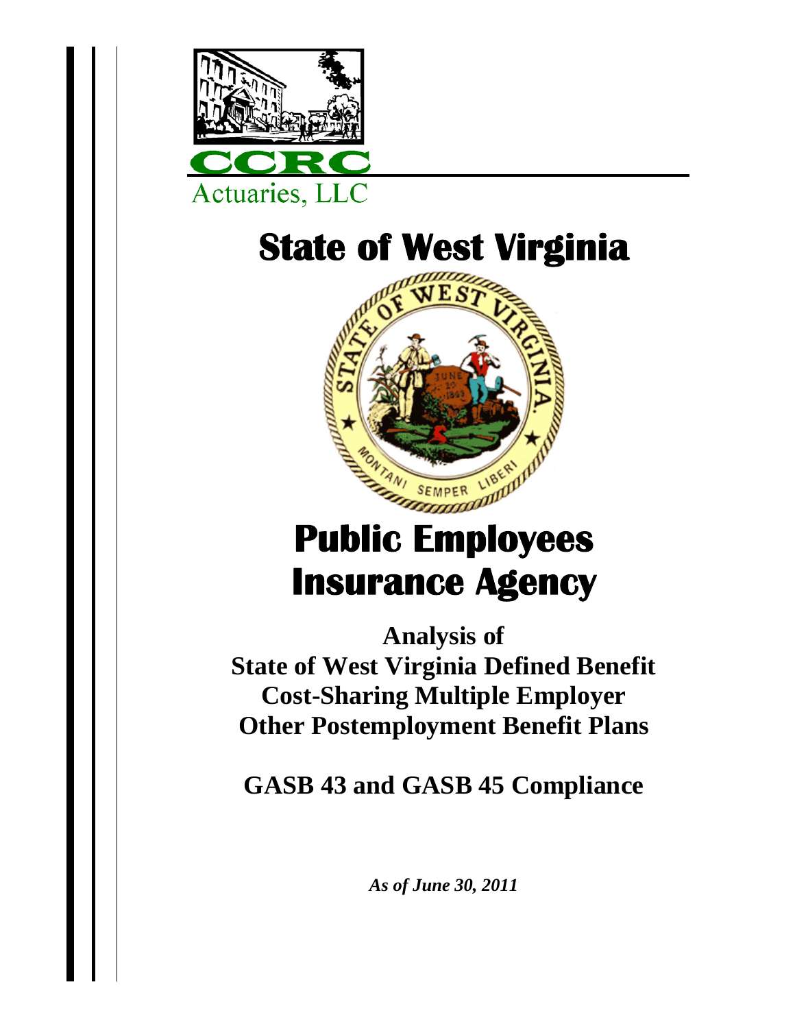CCRC

Actuaries, LLC

# State of West Virginia

# Public Employees Insurance Agency

**Analysis of**
**State of West Virginia Defined Benefit**
**Cost-Sharing Multiple Employer**
**Other Postemployment Benefit Plans**

**GASB 43 and GASB 45 Compliance**

***As of June 30, 2011***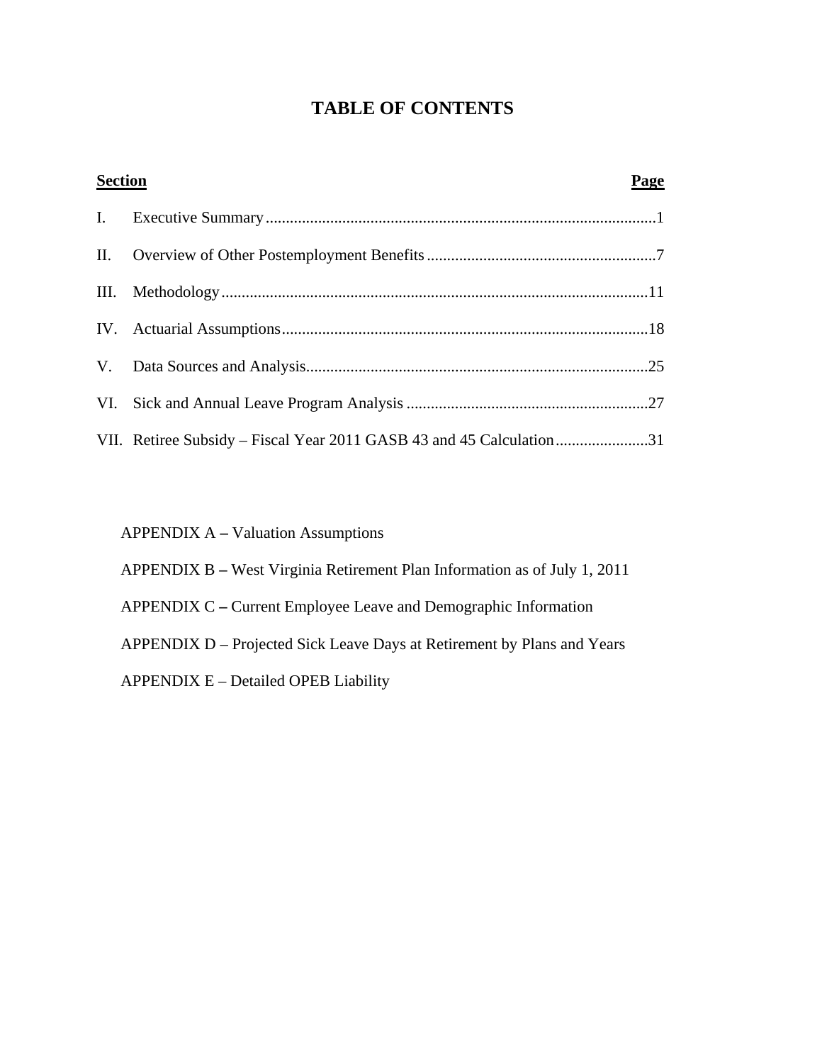# TABLE OF CONTENTS

| Section | | Page |
|---|---|---|
| I. | Executive Summary | 1 |
| II. | Overview of Other Postemployment Benefits | 7 |
| III. | Methodology | 11 |
| IV. | Actuarial Assumptions | 18 |
| V. | Data Sources and Analysis | 25 |
| VI. | Sick and Annual Leave Program Analysis | 27 |
| VII. | Retiree Subsidy – Fiscal Year 2011 GASB 43 and 45 Calculation | 31 |

APPENDIX A – Valuation Assumptions

APPENDIX B – West Virginia Retirement Plan Information as of July 1, 2011

APPENDIX C – Current Employee Leave and Demographic Information

APPENDIX D – Projected Sick Leave Days at Retirement by Plans and Years

APPENDIX E – Detailed OPEB Liability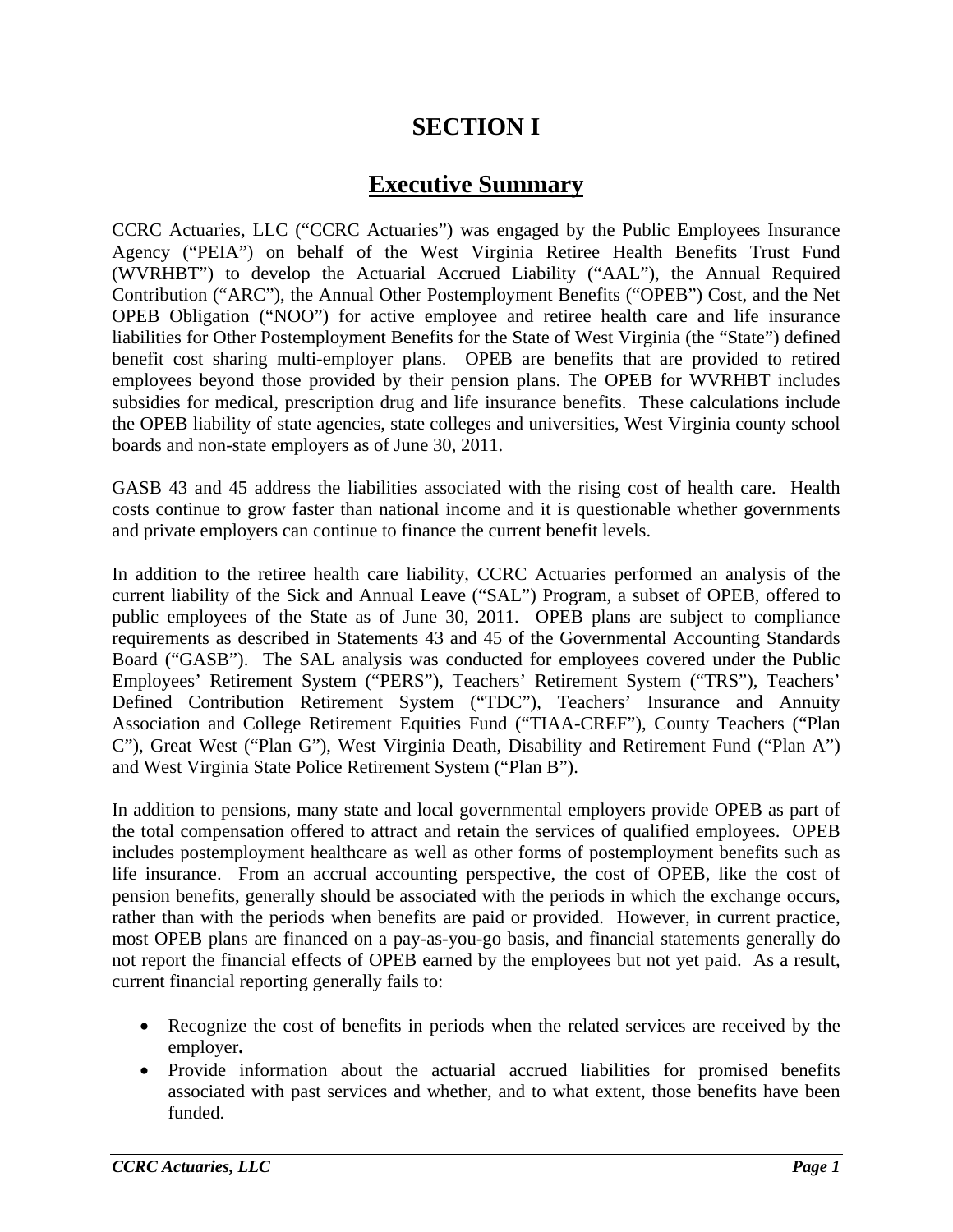# SECTION I

## Executive Summary

CCRC Actuaries, LLC ("CCRC Actuaries") was engaged by the Public Employees Insurance Agency ("PEIA") on behalf of the West Virginia Retiree Health Benefits Trust Fund (WVRHBT") to develop the Actuarial Accrued Liability ("AAL"), the Annual Required Contribution ("ARC"), the Annual Other Postemployment Benefits ("OPEB") Cost, and the Net OPEB Obligation ("NOO") for active employee and retiree health care and life insurance liabilities for Other Postemployment Benefits for the State of West Virginia (the "State") defined benefit cost sharing multi-employer plans. OPEB are benefits that are provided to retired employees beyond those provided by their pension plans. The OPEB for WVRHBT includes subsidies for medical, prescription drug and life insurance benefits. These calculations include the OPEB liability of state agencies, state colleges and universities, West Virginia county school boards and non-state employers as of June 30, 2011.

GASB 43 and 45 address the liabilities associated with the rising cost of health care. Health costs continue to grow faster than national income and it is questionable whether governments and private employers can continue to finance the current benefit levels.

In addition to the retiree health care liability, CCRC Actuaries performed an analysis of the current liability of the Sick and Annual Leave ("SAL") Program, a subset of OPEB, offered to public employees of the State as of June 30, 2011. OPEB plans are subject to compliance requirements as described in Statements 43 and 45 of the Governmental Accounting Standards Board ("GASB"). The SAL analysis was conducted for employees covered under the Public Employees' Retirement System ("PERS"), Teachers' Retirement System ("TRS"), Teachers' Defined Contribution Retirement System ("TDC"), Teachers' Insurance and Annuity Association and College Retirement Equities Fund ("TIAA-CREF"), County Teachers ("Plan C"), Great West ("Plan G"), West Virginia Death, Disability and Retirement Fund ("Plan A") and West Virginia State Police Retirement System ("Plan B").

In addition to pensions, many state and local governmental employers provide OPEB as part of the total compensation offered to attract and retain the services of qualified employees. OPEB includes postemployment healthcare as well as other forms of postemployment benefits such as life insurance. From an accrual accounting perspective, the cost of OPEB, like the cost of pension benefits, generally should be associated with the periods in which the exchange occurs, rather than with the periods when benefits are paid or provided. However, in current practice, most OPEB plans are financed on a pay-as-you-go basis, and financial statements generally do not report the financial effects of OPEB earned by the employees but not yet paid. As a result, current financial reporting generally fails to:

- Recognize the cost of benefits in periods when the related services are received by the employer.
- Provide information about the actuarial accrued liabilities for promised benefits associated with past services and whether, and to what extent, those benefits have been funded.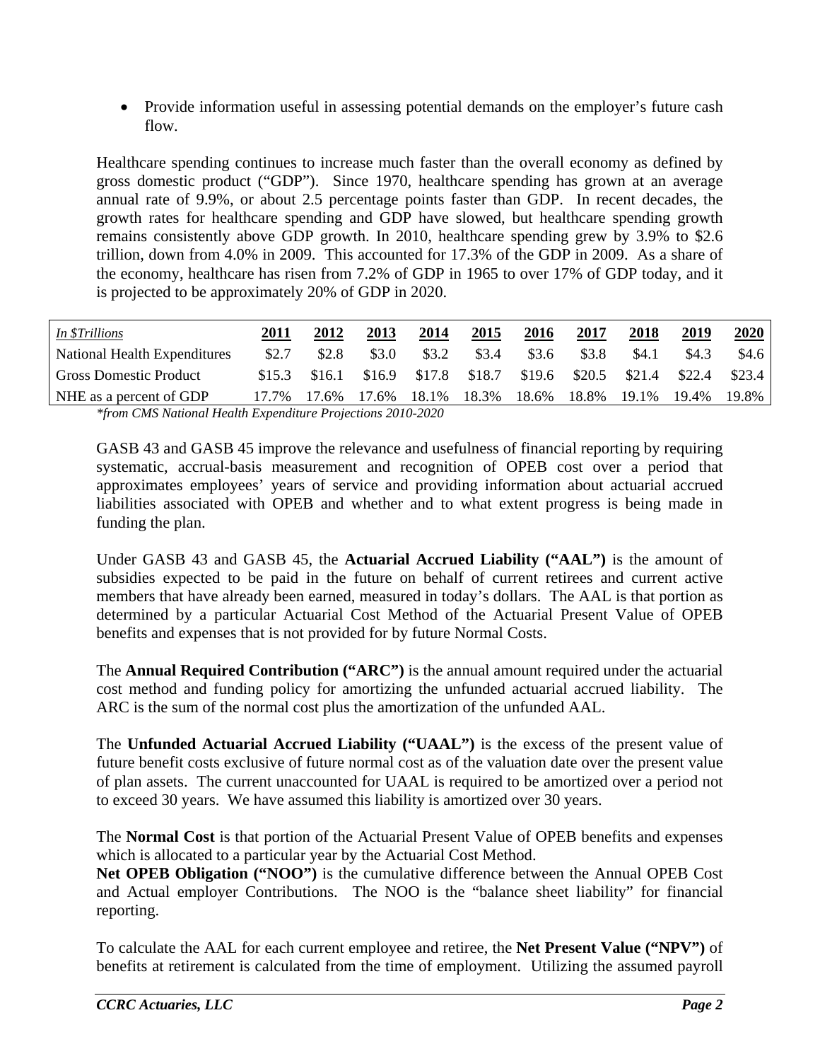- Provide information useful in assessing potential demands on the employer's future cash flow.

Healthcare spending continues to increase much faster than the overall economy as defined by gross domestic product ("GDP"). Since 1970, healthcare spending has grown at an average annual rate of 9.9%, or about 2.5 percentage points faster than GDP. In recent decades, the growth rates for healthcare spending and GDP have slowed, but healthcare spending growth remains consistently above GDP growth. In 2010, healthcare spending grew by 3.9% to $2.6 trillion, down from 4.0% in 2009. This accounted for 17.3% of the GDP in 2009. As a share of the economy, healthcare has risen from 7.2% of GDP in 1965 to over 17% of GDP today, and it is projected to be approximately 20% of GDP in 2020.

| *In $Trillions* | 2011 | 2012 | 2013 | 2014 | 2015 | 2016 | 2017 | 2018 | 2019 | 2020 |
|---|---|---|---|---|---|---|---|---|---|---|
| National Health Expenditures | $2.7 | $2.8 | $3.0 | $3.2 | $3.4 | $3.6 | $3.8 | $4.1 | $4.3 | $4.6 |
| Gross Domestic Product | $15.3 | $16.1 | $16.9 | $17.8 | $18.7 | $19.6 | $20.5 | $21.4 | $22.4 | $23.4 |
| NHE as a percent of GDP | 17.7% | 17.6% | 17.6% | 18.1% | 18.3% | 18.6% | 18.8% | 19.1% | 19.4% | 19.8% |

*\*from CMS National Health Expenditure Projections 2010-2020*

GASB 43 and GASB 45 improve the relevance and usefulness of financial reporting by requiring systematic, accrual-basis measurement and recognition of OPEB cost over a period that approximates employees' years of service and providing information about actuarial accrued liabilities associated with OPEB and whether and to what extent progress is being made in funding the plan.

Under GASB 43 and GASB 45, the **Actuarial Accrued Liability ("AAL")** is the amount of subsidies expected to be paid in the future on behalf of current retirees and current active members that have already been earned, measured in today's dollars. The AAL is that portion as determined by a particular Actuarial Cost Method of the Actuarial Present Value of OPEB benefits and expenses that is not provided for by future Normal Costs.

The **Annual Required Contribution ("ARC")** is the annual amount required under the actuarial cost method and funding policy for amortizing the unfunded actuarial accrued liability. The ARC is the sum of the normal cost plus the amortization of the unfunded AAL.

The **Unfunded Actuarial Accrued Liability ("UAAL")** is the excess of the present value of future benefit costs exclusive of future normal cost as of the valuation date over the present value of plan assets. The current unaccounted for UAAL is required to be amortized over a period not to exceed 30 years. We have assumed this liability is amortized over 30 years.

The **Normal Cost** is that portion of the Actuarial Present Value of OPEB benefits and expenses which is allocated to a particular year by the Actuarial Cost Method.
**Net OPEB Obligation ("NOO")** is the cumulative difference between the Annual OPEB Cost and Actual employer Contributions. The NOO is the "balance sheet liability" for financial reporting.

To calculate the AAL for each current employee and retiree, the **Net Present Value ("NPV")** of benefits at retirement is calculated from the time of employment. Utilizing the assumed payroll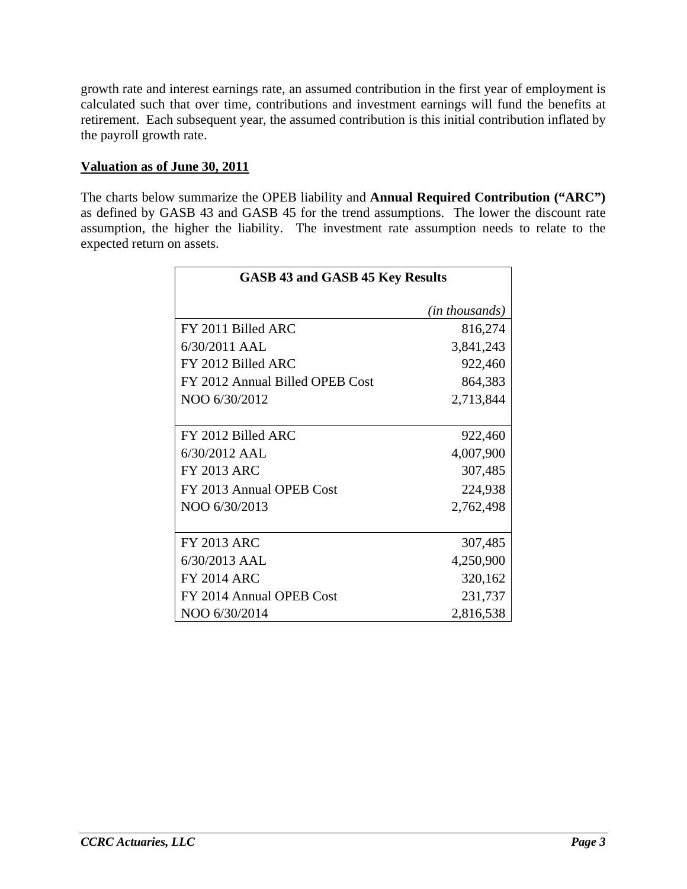growth rate and interest earnings rate, an assumed contribution in the first year of employment is calculated such that over time, contributions and investment earnings will fund the benefits at retirement. Each subsequent year, the assumed contribution is this initial contribution inflated by the payroll growth rate.

**Valuation as of June 30, 2011**

The charts below summarize the OPEB liability and **Annual Required Contribution ("ARC")** as defined by GASB 43 and GASB 45 for the trend assumptions. The lower the discount rate assumption, the higher the liability. The investment rate assumption needs to relate to the expected return on assets.

| **GASB 43 and GASB 45 Key Results** | |
|---|---|
| | *(in thousands)* |
| FY 2011 Billed ARC | 816,274 |
| 6/30/2011 AAL | 3,841,243 |
| FY 2012 Billed ARC | 922,460 |
| FY 2012 Annual Billed OPEB Cost | 864,383 |
| NOO 6/30/2012 | 2,713,844 |
| | |
| FY 2012 Billed ARC | 922,460 |
| 6/30/2012 AAL | 4,007,900 |
| FY 2013 ARC | 307,485 |
| FY 2013 Annual OPEB Cost | 224,938 |
| NOO 6/30/2013 | 2,762,498 |
| | |
| FY 2013 ARC | 307,485 |
| 6/30/2013 AAL | 4,250,900 |
| FY 2014 ARC | 320,162 |
| FY 2014 Annual OPEB Cost | 231,737 |
| NOO 6/30/2014 | 2,816,538 |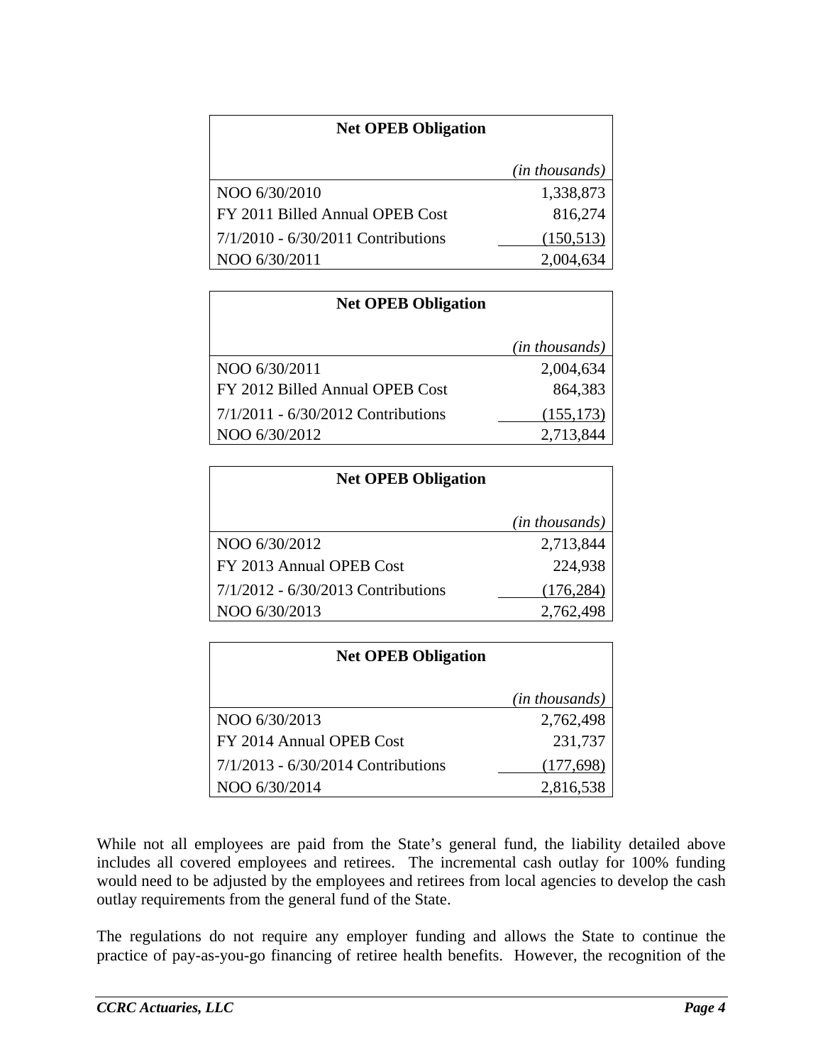| Net OPEB Obligation | |
|---|---|
| | *(in thousands)* |
| NOO 6/30/2010 | 1,338,873 |
| FY 2011 Billed Annual OPEB Cost | 816,274 |
| 7/1/2010 - 6/30/2011 Contributions | (150,513) |
| NOO 6/30/2011 | 2,004,634 |

| Net OPEB Obligation | |
|---|---|
| | *(in thousands)* |
| NOO 6/30/2011 | 2,004,634 |
| FY 2012 Billed Annual OPEB Cost | 864,383 |
| 7/1/2011 - 6/30/2012 Contributions | (155,173) |
| NOO 6/30/2012 | 2,713,844 |

| Net OPEB Obligation | |
|---|---|
| | *(in thousands)* |
| NOO 6/30/2012 | 2,713,844 |
| FY 2013 Annual OPEB Cost | 224,938 |
| 7/1/2012 - 6/30/2013 Contributions | (176,284) |
| NOO 6/30/2013 | 2,762,498 |

| Net OPEB Obligation | |
|---|---|
| | *(in thousands)* |
| NOO 6/30/2013 | 2,762,498 |
| FY 2014 Annual OPEB Cost | 231,737 |
| 7/1/2013 - 6/30/2014 Contributions | (177,698) |
| NOO 6/30/2014 | 2,816,538 |

While not all employees are paid from the State's general fund, the liability detailed above includes all covered employees and retirees. The incremental cash outlay for 100% funding would need to be adjusted by the employees and retirees from local agencies to develop the cash outlay requirements from the general fund of the State.

The regulations do not require any employer funding and allows the State to continue the practice of pay-as-you-go financing of retiree health benefits. However, the recognition of the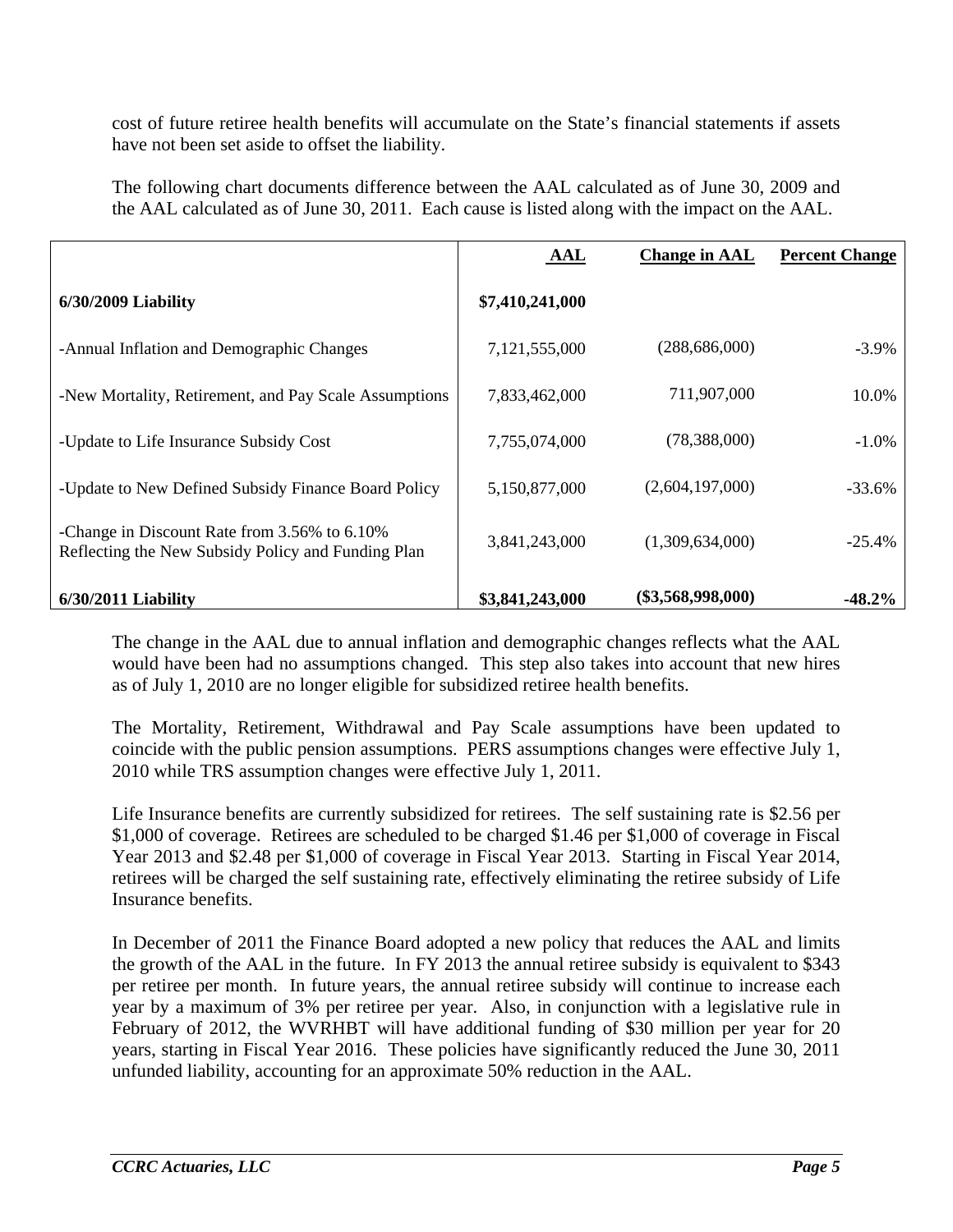cost of future retiree health benefits will accumulate on the State's financial statements if assets have not been set aside to offset the liability.

The following chart documents difference between the AAL calculated as of June 30, 2009 and the AAL calculated as of June 30, 2011. Each cause is listed along with the impact on the AAL.

| | AAL | Change in AAL | Percent Change |
|---|---|---|---|
| **6/30/2009 Liability** | **$7,410,241,000** | | |
| -Annual Inflation and Demographic Changes | 7,121,555,000 | (288,686,000) | -3.9% |
| -New Mortality, Retirement, and Pay Scale Assumptions | 7,833,462,000 | 711,907,000 | 10.0% |
| -Update to Life Insurance Subsidy Cost | 7,755,074,000 | (78,388,000) | -1.0% |
| -Update to New Defined Subsidy Finance Board Policy | 5,150,877,000 | (2,604,197,000) | -33.6% |
| -Change in Discount Rate from 3.56% to 6.10% Reflecting the New Subsidy Policy and Funding Plan | 3,841,243,000 | (1,309,634,000) | -25.4% |
| **6/30/2011 Liability** | **$3,841,243,000** | **($3,568,998,000)** | **-48.2%** |

The change in the AAL due to annual inflation and demographic changes reflects what the AAL would have been had no assumptions changed. This step also takes into account that new hires as of July 1, 2010 are no longer eligible for subsidized retiree health benefits.

The Mortality, Retirement, Withdrawal and Pay Scale assumptions have been updated to coincide with the public pension assumptions. PERS assumptions changes were effective July 1, 2010 while TRS assumption changes were effective July 1, 2011.

Life Insurance benefits are currently subsidized for retirees. The self sustaining rate is $2.56 per $1,000 of coverage. Retirees are scheduled to be charged $1.46 per $1,000 of coverage in Fiscal Year 2013 and $2.48 per $1,000 of coverage in Fiscal Year 2013. Starting in Fiscal Year 2014, retirees will be charged the self sustaining rate, effectively eliminating the retiree subsidy of Life Insurance benefits.

In December of 2011 the Finance Board adopted a new policy that reduces the AAL and limits the growth of the AAL in the future. In FY 2013 the annual retiree subsidy is equivalent to $343 per retiree per month. In future years, the annual retiree subsidy will continue to increase each year by a maximum of 3% per retiree per year. Also, in conjunction with a legislative rule in February of 2012, the WVRHBT will have additional funding of $30 million per year for 20 years, starting in Fiscal Year 2016. These policies have significantly reduced the June 30, 2011 unfunded liability, accounting for an approximate 50% reduction in the AAL.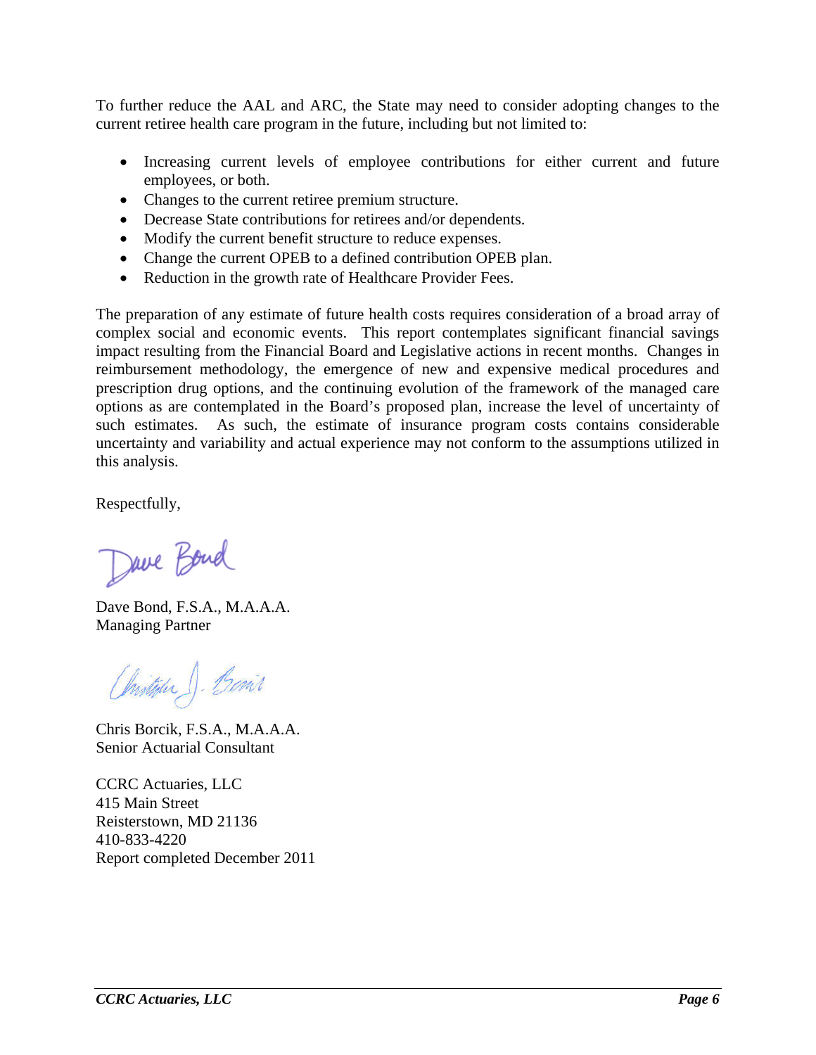To further reduce the AAL and ARC, the State may need to consider adopting changes to the current retiree health care program in the future, including but not limited to:

- Increasing current levels of employee contributions for either current and future employees, or both.
- Changes to the current retiree premium structure.
- Decrease State contributions for retirees and/or dependents.
- Modify the current benefit structure to reduce expenses.
- Change the current OPEB to a defined contribution OPEB plan.
- Reduction in the growth rate of Healthcare Provider Fees.

The preparation of any estimate of future health costs requires consideration of a broad array of complex social and economic events. This report contemplates significant financial savings impact resulting from the Financial Board and Legislative actions in recent months. Changes in reimbursement methodology, the emergence of new and expensive medical procedures and prescription drug options, and the continuing evolution of the framework of the managed care options as are contemplated in the Board's proposed plan, increase the level of uncertainty of such estimates. As such, the estimate of insurance program costs contains considerable uncertainty and variability and actual experience may not conform to the assumptions utilized in this analysis.

Respectfully,

Dave Bond, F.S.A., M.A.A.A.
Managing Partner

Chris Borcik, F.S.A., M.A.A.A.
Senior Actuarial Consultant

CCRC Actuaries, LLC
415 Main Street
Reisterstown, MD 21136
410-833-4220
Report completed December 2011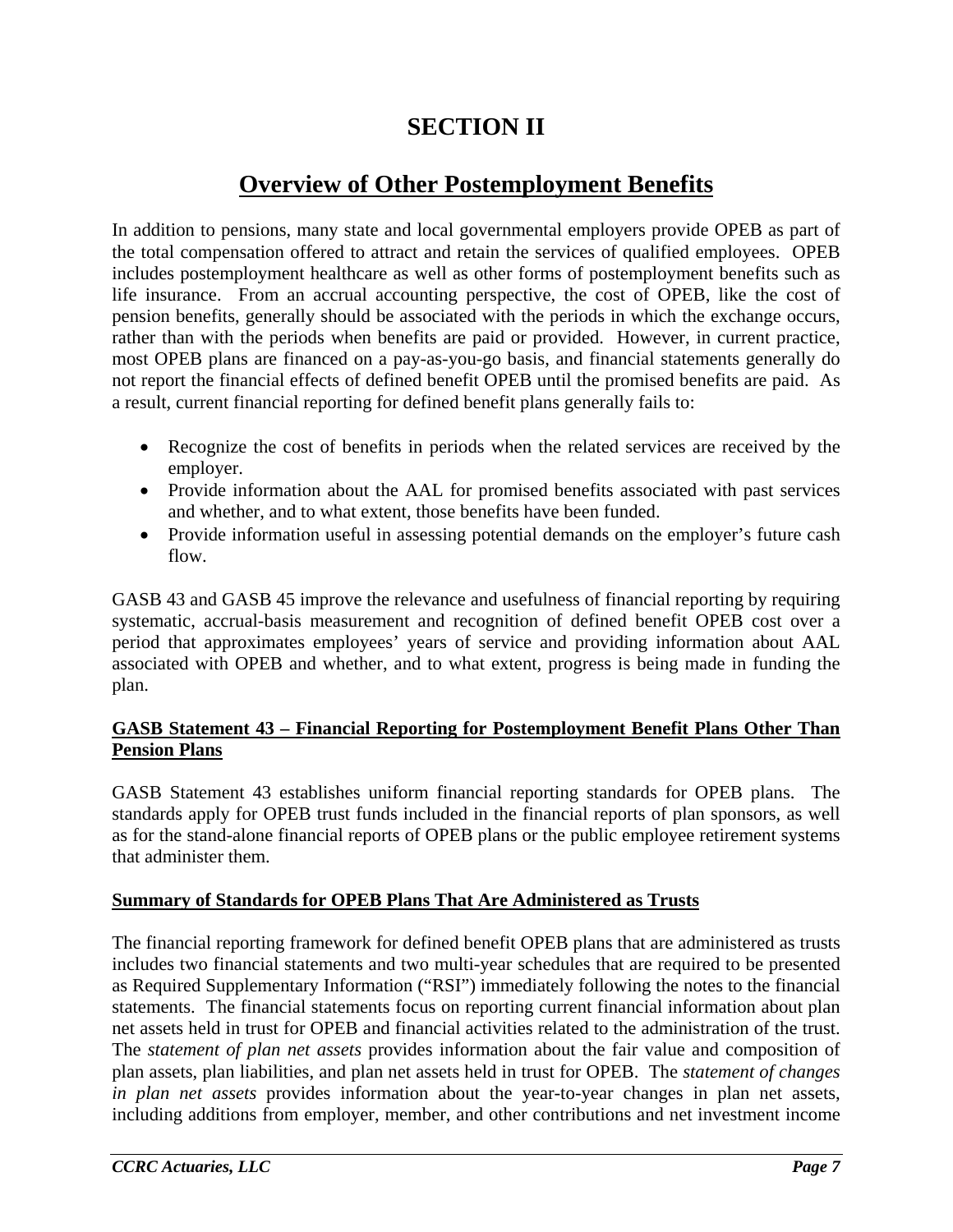# SECTION II

## Overview of Other Postemployment Benefits

In addition to pensions, many state and local governmental employers provide OPEB as part of the total compensation offered to attract and retain the services of qualified employees. OPEB includes postemployment healthcare as well as other forms of postemployment benefits such as life insurance. From an accrual accounting perspective, the cost of OPEB, like the cost of pension benefits, generally should be associated with the periods in which the exchange occurs, rather than with the periods when benefits are paid or provided. However, in current practice, most OPEB plans are financed on a pay-as-you-go basis, and financial statements generally do not report the financial effects of defined benefit OPEB until the promised benefits are paid. As a result, current financial reporting for defined benefit plans generally fails to:

- Recognize the cost of benefits in periods when the related services are received by the employer.
- Provide information about the AAL for promised benefits associated with past services and whether, and to what extent, those benefits have been funded.
- Provide information useful in assessing potential demands on the employer's future cash flow.

GASB 43 and GASB 45 improve the relevance and usefulness of financial reporting by requiring systematic, accrual-basis measurement and recognition of defined benefit OPEB cost over a period that approximates employees' years of service and providing information about AAL associated with OPEB and whether, and to what extent, progress is being made in funding the plan.

### GASB Statement 43 – Financial Reporting for Postemployment Benefit Plans Other Than Pension Plans

GASB Statement 43 establishes uniform financial reporting standards for OPEB plans. The standards apply for OPEB trust funds included in the financial reports of plan sponsors, as well as for the stand-alone financial reports of OPEB plans or the public employee retirement systems that administer them.

### Summary of Standards for OPEB Plans That Are Administered as Trusts

The financial reporting framework for defined benefit OPEB plans that are administered as trusts includes two financial statements and two multi-year schedules that are required to be presented as Required Supplementary Information ("RSI") immediately following the notes to the financial statements. The financial statements focus on reporting current financial information about plan net assets held in trust for OPEB and financial activities related to the administration of the trust. The *statement of plan net assets* provides information about the fair value and composition of plan assets, plan liabilities, and plan net assets held in trust for OPEB. The *statement of changes in plan net assets* provides information about the year-to-year changes in plan net assets, including additions from employer, member, and other contributions and net investment income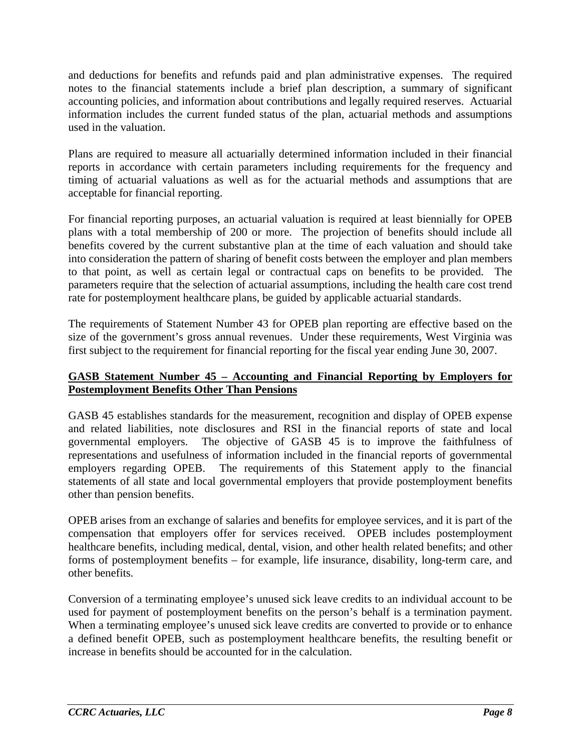and deductions for benefits and refunds paid and plan administrative expenses. The required notes to the financial statements include a brief plan description, a summary of significant accounting policies, and information about contributions and legally required reserves. Actuarial information includes the current funded status of the plan, actuarial methods and assumptions used in the valuation.

Plans are required to measure all actuarially determined information included in their financial reports in accordance with certain parameters including requirements for the frequency and timing of actuarial valuations as well as for the actuarial methods and assumptions that are acceptable for financial reporting.

For financial reporting purposes, an actuarial valuation is required at least biennially for OPEB plans with a total membership of 200 or more. The projection of benefits should include all benefits covered by the current substantive plan at the time of each valuation and should take into consideration the pattern of sharing of benefit costs between the employer and plan members to that point, as well as certain legal or contractual caps on benefits to be provided. The parameters require that the selection of actuarial assumptions, including the health care cost trend rate for postemployment healthcare plans, be guided by applicable actuarial standards.

The requirements of Statement Number 43 for OPEB plan reporting are effective based on the size of the government's gross annual revenues. Under these requirements, West Virginia was first subject to the requirement for financial reporting for the fiscal year ending June 30, 2007.

**GASB Statement Number 45 – Accounting and Financial Reporting by Employers for Postemployment Benefits Other Than Pensions**

GASB 45 establishes standards for the measurement, recognition and display of OPEB expense and related liabilities, note disclosures and RSI in the financial reports of state and local governmental employers. The objective of GASB 45 is to improve the faithfulness of representations and usefulness of information included in the financial reports of governmental employers regarding OPEB. The requirements of this Statement apply to the financial statements of all state and local governmental employers that provide postemployment benefits other than pension benefits.

OPEB arises from an exchange of salaries and benefits for employee services, and it is part of the compensation that employers offer for services received. OPEB includes postemployment healthcare benefits, including medical, dental, vision, and other health related benefits; and other forms of postemployment benefits – for example, life insurance, disability, long-term care, and other benefits.

Conversion of a terminating employee's unused sick leave credits to an individual account to be used for payment of postemployment benefits on the person's behalf is a termination payment. When a terminating employee's unused sick leave credits are converted to provide or to enhance a defined benefit OPEB, such as postemployment healthcare benefits, the resulting benefit or increase in benefits should be accounted for in the calculation.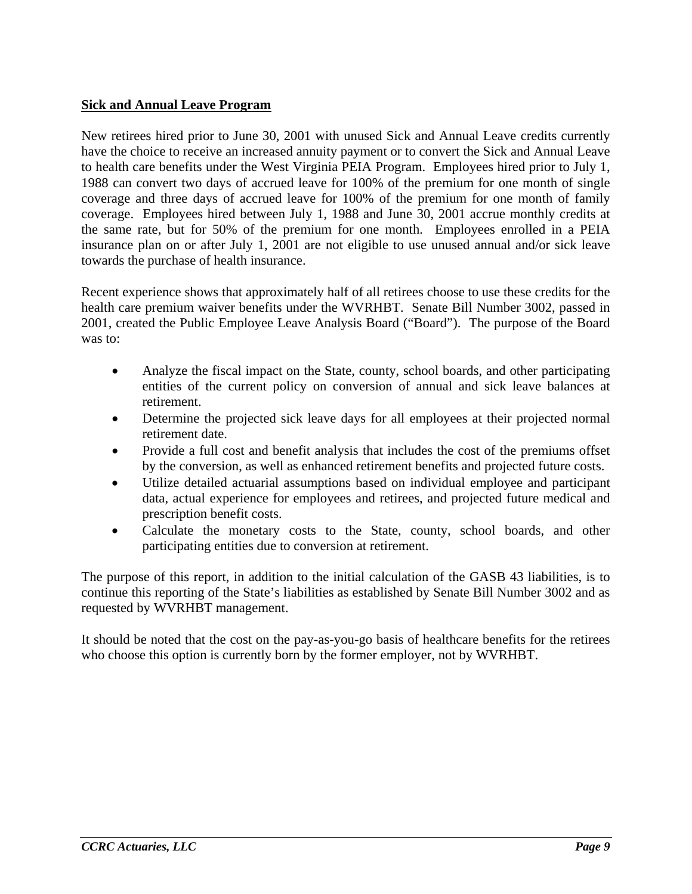## Sick and Annual Leave Program

New retirees hired prior to June 30, 2001 with unused Sick and Annual Leave credits currently have the choice to receive an increased annuity payment or to convert the Sick and Annual Leave to health care benefits under the West Virginia PEIA Program. Employees hired prior to July 1, 1988 can convert two days of accrued leave for 100% of the premium for one month of single coverage and three days of accrued leave for 100% of the premium for one month of family coverage. Employees hired between July 1, 1988 and June 30, 2001 accrue monthly credits at the same rate, but for 50% of the premium for one month. Employees enrolled in a PEIA insurance plan on or after July 1, 2001 are not eligible to use unused annual and/or sick leave towards the purchase of health insurance.

Recent experience shows that approximately half of all retirees choose to use these credits for the health care premium waiver benefits under the WVRHBT. Senate Bill Number 3002, passed in 2001, created the Public Employee Leave Analysis Board ("Board"). The purpose of the Board was to:

- Analyze the fiscal impact on the State, county, school boards, and other participating entities of the current policy on conversion of annual and sick leave balances at retirement.
- Determine the projected sick leave days for all employees at their projected normal retirement date.
- Provide a full cost and benefit analysis that includes the cost of the premiums offset by the conversion, as well as enhanced retirement benefits and projected future costs.
- Utilize detailed actuarial assumptions based on individual employee and participant data, actual experience for employees and retirees, and projected future medical and prescription benefit costs.
- Calculate the monetary costs to the State, county, school boards, and other participating entities due to conversion at retirement.

The purpose of this report, in addition to the initial calculation of the GASB 43 liabilities, is to continue this reporting of the State's liabilities as established by Senate Bill Number 3002 and as requested by WVRHBT management.

It should be noted that the cost on the pay-as-you-go basis of healthcare benefits for the retirees who choose this option is currently born by the former employer, not by WVRHBT.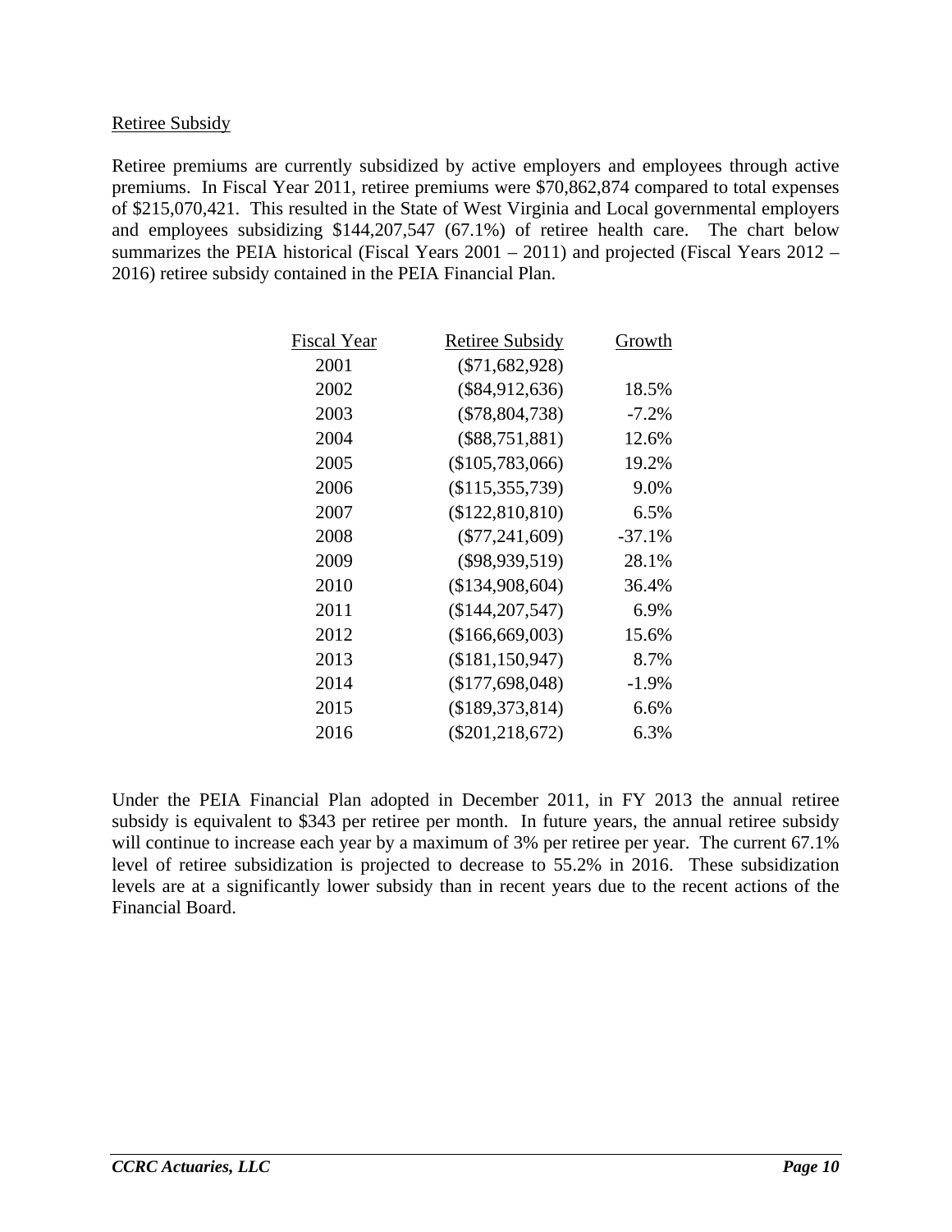## Retiree Subsidy

Retiree premiums are currently subsidized by active employers and employees through active premiums. In Fiscal Year 2011, retiree premiums were $70,862,874 compared to total expenses of $215,070,421. This resulted in the State of West Virginia and Local governmental employers and employees subsidizing $144,207,547 (67.1%) of retiree health care. The chart below summarizes the PEIA historical (Fiscal Years 2001 – 2011) and projected (Fiscal Years 2012 – 2016) retiree subsidy contained in the PEIA Financial Plan.

| Fiscal Year | Retiree Subsidy | Growth |
|---|---|---|
| 2001 | ($71,682,928) | |
| 2002 | ($84,912,636) | 18.5% |
| 2003 | ($78,804,738) | -7.2% |
| 2004 | ($88,751,881) | 12.6% |
| 2005 | ($105,783,066) | 19.2% |
| 2006 | ($115,355,739) | 9.0% |
| 2007 | ($122,810,810) | 6.5% |
| 2008 | ($77,241,609) | -37.1% |
| 2009 | ($98,939,519) | 28.1% |
| 2010 | ($134,908,604) | 36.4% |
| 2011 | ($144,207,547) | 6.9% |
| 2012 | ($166,669,003) | 15.6% |
| 2013 | ($181,150,947) | 8.7% |
| 2014 | ($177,698,048) | -1.9% |
| 2015 | ($189,373,814) | 6.6% |
| 2016 | ($201,218,672) | 6.3% |

Under the PEIA Financial Plan adopted in December 2011, in FY 2013 the annual retiree subsidy is equivalent to $343 per retiree per month. In future years, the annual retiree subsidy will continue to increase each year by a maximum of 3% per retiree per year. The current 67.1% level of retiree subsidization is projected to decrease to 55.2% in 2016. These subsidization levels are at a significantly lower subsidy than in recent years due to the recent actions of the Financial Board.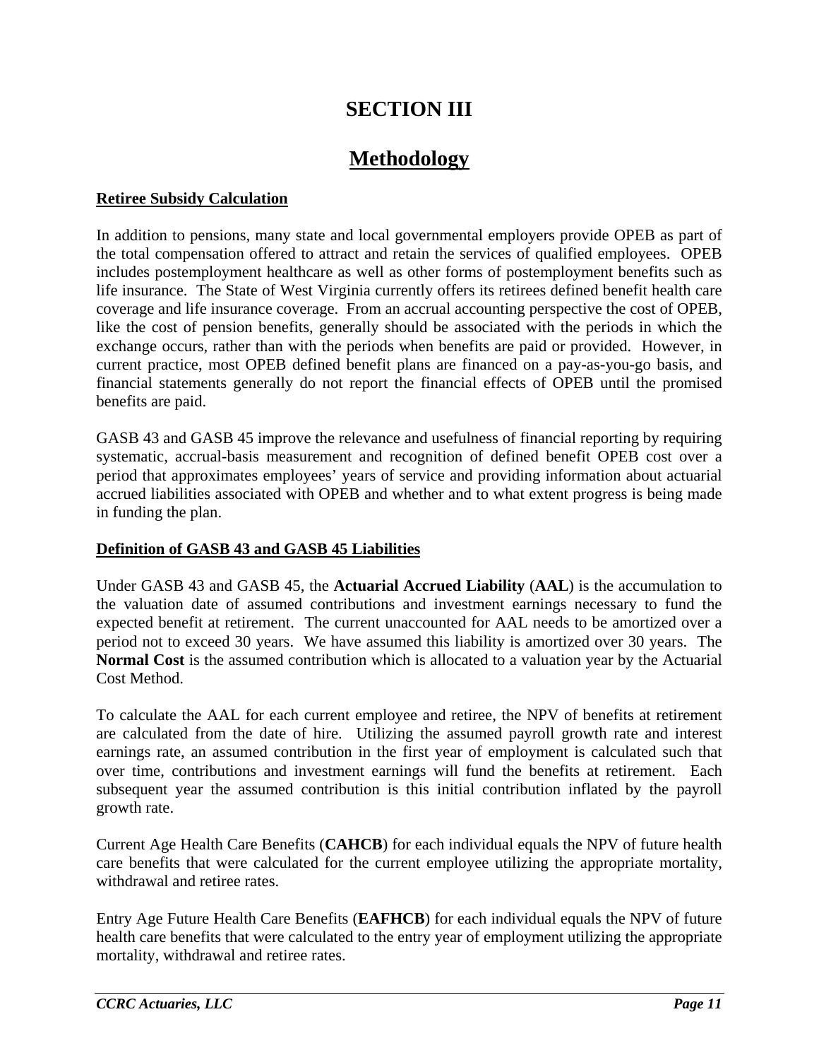# SECTION III

## Methodology

### Retiree Subsidy Calculation

In addition to pensions, many state and local governmental employers provide OPEB as part of the total compensation offered to attract and retain the services of qualified employees. OPEB includes postemployment healthcare as well as other forms of postemployment benefits such as life insurance. The State of West Virginia currently offers its retirees defined benefit health care coverage and life insurance coverage. From an accrual accounting perspective the cost of OPEB, like the cost of pension benefits, generally should be associated with the periods in which the exchange occurs, rather than with the periods when benefits are paid or provided. However, in current practice, most OPEB defined benefit plans are financed on a pay-as-you-go basis, and financial statements generally do not report the financial effects of OPEB until the promised benefits are paid.

GASB 43 and GASB 45 improve the relevance and usefulness of financial reporting by requiring systematic, accrual-basis measurement and recognition of defined benefit OPEB cost over a period that approximates employees' years of service and providing information about actuarial accrued liabilities associated with OPEB and whether and to what extent progress is being made in funding the plan.

### Definition of GASB 43 and GASB 45 Liabilities

Under GASB 43 and GASB 45, the **Actuarial Accrued Liability** (**AAL**) is the accumulation to the valuation date of assumed contributions and investment earnings necessary to fund the expected benefit at retirement. The current unaccounted for AAL needs to be amortized over a period not to exceed 30 years. We have assumed this liability is amortized over 30 years. The **Normal Cost** is the assumed contribution which is allocated to a valuation year by the Actuarial Cost Method.

To calculate the AAL for each current employee and retiree, the NPV of benefits at retirement are calculated from the date of hire. Utilizing the assumed payroll growth rate and interest earnings rate, an assumed contribution in the first year of employment is calculated such that over time, contributions and investment earnings will fund the benefits at retirement. Each subsequent year the assumed contribution is this initial contribution inflated by the payroll growth rate.

Current Age Health Care Benefits (**CAHCB**) for each individual equals the NPV of future health care benefits that were calculated for the current employee utilizing the appropriate mortality, withdrawal and retiree rates.

Entry Age Future Health Care Benefits (**EAFHCB**) for each individual equals the NPV of future health care benefits that were calculated to the entry year of employment utilizing the appropriate mortality, withdrawal and retiree rates.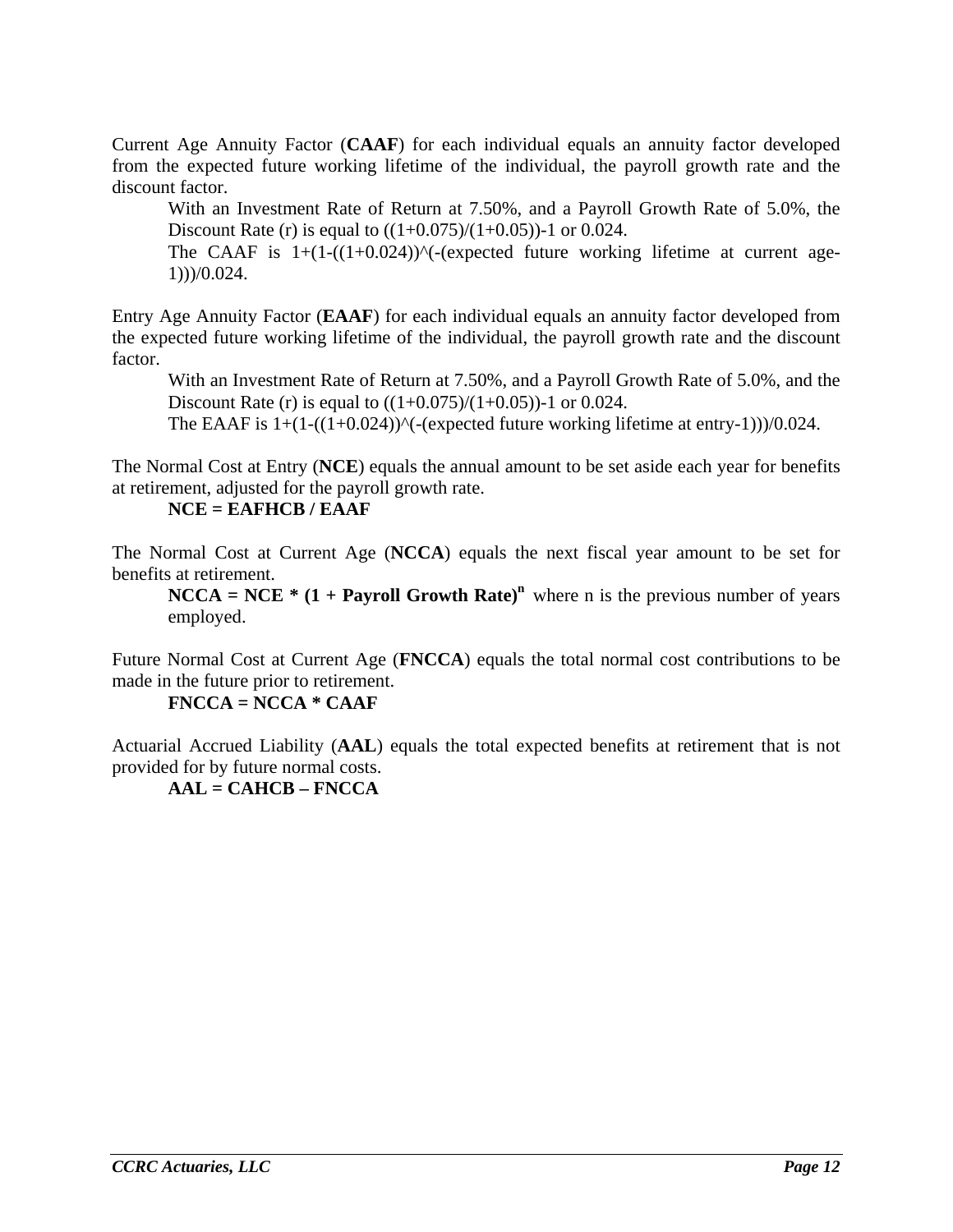Current Age Annuity Factor (**CAAF**) for each individual equals an annuity factor developed from the expected future working lifetime of the individual, the payroll growth rate and the discount factor.

> With an Investment Rate of Return at 7.50%, and a Payroll Growth Rate of 5.0%, the Discount Rate (r) is equal to ((1+0.075)/(1+0.05))-1 or 0.024.
>
> The CAAF is 1+(1-((1+0.024))^(-(expected future working lifetime at current age-1)))/0.024.

Entry Age Annuity Factor (**EAAF**) for each individual equals an annuity factor developed from the expected future working lifetime of the individual, the payroll growth rate and the discount factor.

> With an Investment Rate of Return at 7.50%, and a Payroll Growth Rate of 5.0%, and the Discount Rate (r) is equal to ((1+0.075)/(1+0.05))-1 or 0.024.
>
> The EAAF is 1+(1-((1+0.024))^(-(expected future working lifetime at entry-1)))/0.024.

The Normal Cost at Entry (**NCE**) equals the annual amount to be set aside each year for benefits at retirement, adjusted for the payroll growth rate.

> **NCE = EAFHCB / EAAF**

The Normal Cost at Current Age (**NCCA**) equals the next fiscal year amount to be set for benefits at retirement.

> **NCCA = NCE * (1 + Payroll Growth Rate)$^{n}$** where n is the previous number of years employed.

Future Normal Cost at Current Age (**FNCCA**) equals the total normal cost contributions to be made in the future prior to retirement.

> **FNCCA = NCCA * CAAF**

Actuarial Accrued Liability (**AAL**) equals the total expected benefits at retirement that is not provided for by future normal costs.

> **AAL = CAHCB – FNCCA**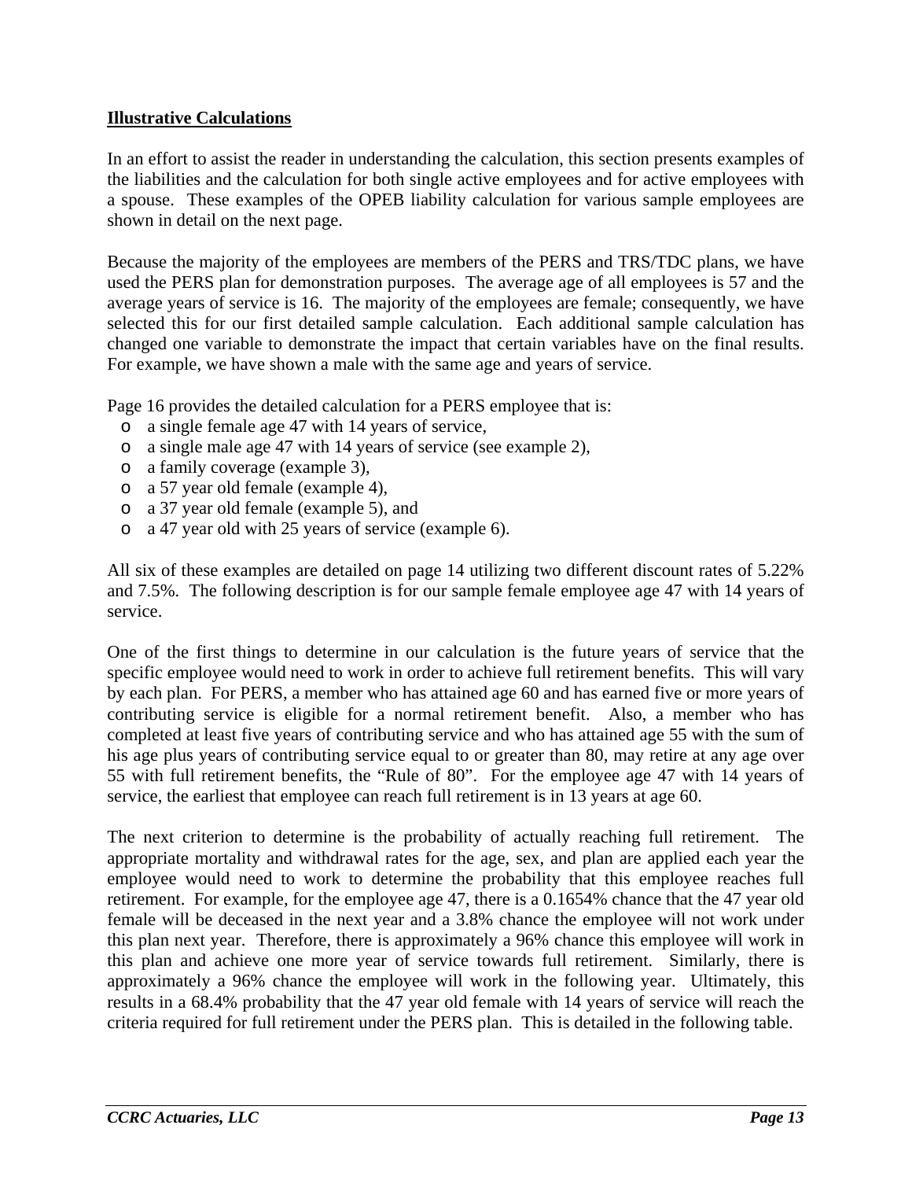## Illustrative Calculations

In an effort to assist the reader in understanding the calculation, this section presents examples of the liabilities and the calculation for both single active employees and for active employees with a spouse. These examples of the OPEB liability calculation for various sample employees are shown in detail on the next page.

Because the majority of the employees are members of the PERS and TRS/TDC plans, we have used the PERS plan for demonstration purposes. The average age of all employees is 57 and the average years of service is 16. The majority of the employees are female; consequently, we have selected this for our first detailed sample calculation. Each additional sample calculation has changed one variable to demonstrate the impact that certain variables have on the final results. For example, we have shown a male with the same age and years of service.

Page 16 provides the detailed calculation for a PERS employee that is:

- a single female age 47 with 14 years of service,
- a single male age 47 with 14 years of service (see example 2),
- a family coverage (example 3),
- a 57 year old female (example 4),
- a 37 year old female (example 5), and
- a 47 year old with 25 years of service (example 6).

All six of these examples are detailed on page 14 utilizing two different discount rates of 5.22% and 7.5%. The following description is for our sample female employee age 47 with 14 years of service.

One of the first things to determine in our calculation is the future years of service that the specific employee would need to work in order to achieve full retirement benefits. This will vary by each plan. For PERS, a member who has attained age 60 and has earned five or more years of contributing service is eligible for a normal retirement benefit. Also, a member who has completed at least five years of contributing service and who has attained age 55 with the sum of his age plus years of contributing service equal to or greater than 80, may retire at any age over 55 with full retirement benefits, the "Rule of 80". For the employee age 47 with 14 years of service, the earliest that employee can reach full retirement is in 13 years at age 60.

The next criterion to determine is the probability of actually reaching full retirement. The appropriate mortality and withdrawal rates for the age, sex, and plan are applied each year the employee would need to work to determine the probability that this employee reaches full retirement. For example, for the employee age 47, there is a 0.1654% chance that the 47 year old female will be deceased in the next year and a 3.8% chance the employee will not work under this plan next year. Therefore, there is approximately a 96% chance this employee will work in this plan and achieve one more year of service towards full retirement. Similarly, there is approximately a 96% chance the employee will work in the following year. Ultimately, this results in a 68.4% probability that the 47 year old female with 14 years of service will reach the criteria required for full retirement under the PERS plan. This is detailed in the following table.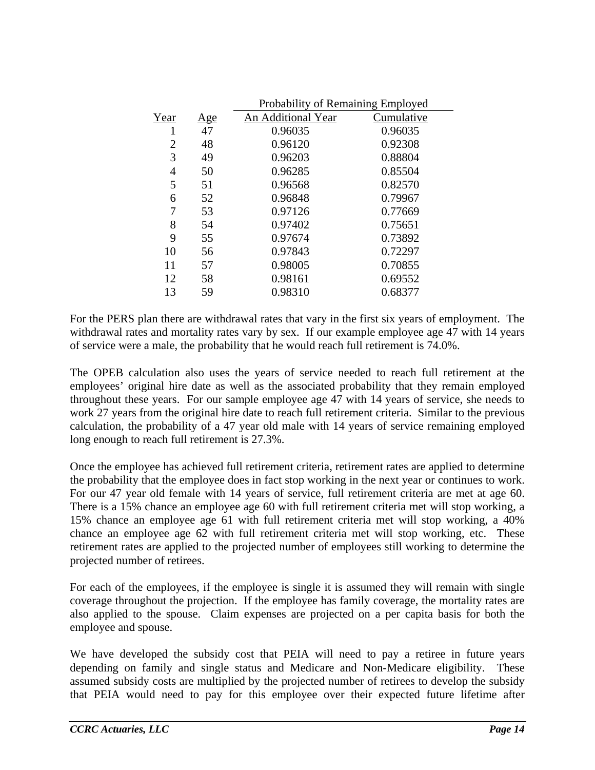| Year | Age | Probability of Remaining Employed | |
|---|---|---|---|
| | | An Additional Year | Cumulative |
| 1 | 47 | 0.96035 | 0.96035 |
| 2 | 48 | 0.96120 | 0.92308 |
| 3 | 49 | 0.96203 | 0.88804 |
| 4 | 50 | 0.96285 | 0.85504 |
| 5 | 51 | 0.96568 | 0.82570 |
| 6 | 52 | 0.96848 | 0.79967 |
| 7 | 53 | 0.97126 | 0.77669 |
| 8 | 54 | 0.97402 | 0.75651 |
| 9 | 55 | 0.97674 | 0.73892 |
| 10 | 56 | 0.97843 | 0.72297 |
| 11 | 57 | 0.98005 | 0.70855 |
| 12 | 58 | 0.98161 | 0.69552 |
| 13 | 59 | 0.98310 | 0.68377 |

For the PERS plan there are withdrawal rates that vary in the first six years of employment. The withdrawal rates and mortality rates vary by sex. If our example employee age 47 with 14 years of service were a male, the probability that he would reach full retirement is 74.0%.

The OPEB calculation also uses the years of service needed to reach full retirement at the employees' original hire date as well as the associated probability that they remain employed throughout these years. For our sample employee age 47 with 14 years of service, she needs to work 27 years from the original hire date to reach full retirement criteria. Similar to the previous calculation, the probability of a 47 year old male with 14 years of service remaining employed long enough to reach full retirement is 27.3%.

Once the employee has achieved full retirement criteria, retirement rates are applied to determine the probability that the employee does in fact stop working in the next year or continues to work. For our 47 year old female with 14 years of service, full retirement criteria are met at age 60. There is a 15% chance an employee age 60 with full retirement criteria met will stop working, a 15% chance an employee age 61 with full retirement criteria met will stop working, a 40% chance an employee age 62 with full retirement criteria met will stop working, etc. These retirement rates are applied to the projected number of employees still working to determine the projected number of retirees.

For each of the employees, if the employee is single it is assumed they will remain with single coverage throughout the projection. If the employee has family coverage, the mortality rates are also applied to the spouse. Claim expenses are projected on a per capita basis for both the employee and spouse.

We have developed the subsidy cost that PEIA will need to pay a retiree in future years depending on family and single status and Medicare and Non-Medicare eligibility. These assumed subsidy costs are multiplied by the projected number of retirees to develop the subsidy that PEIA would need to pay for this employee over their expected future lifetime after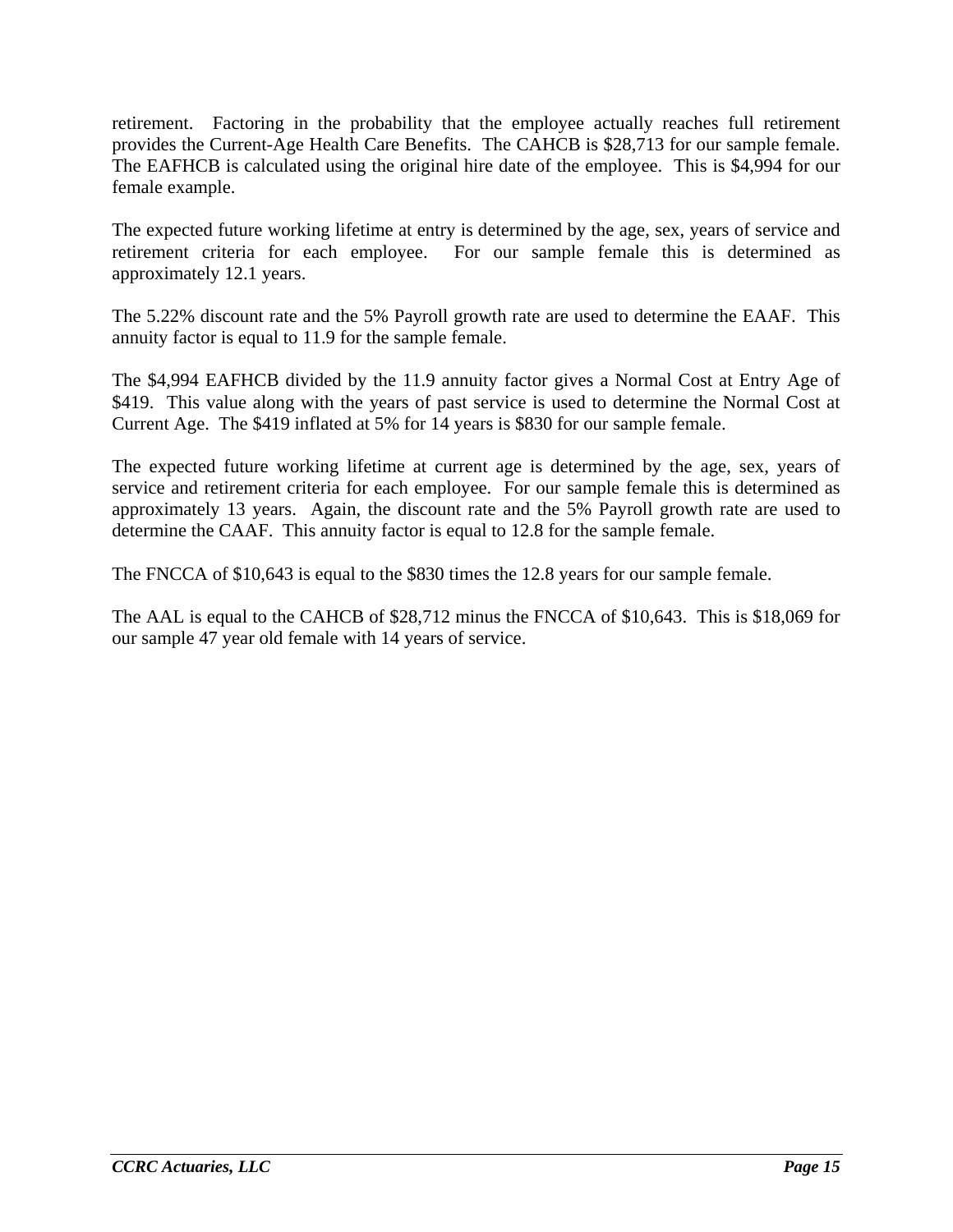retirement. Factoring in the probability that the employee actually reaches full retirement provides the Current-Age Health Care Benefits. The CAHCB is $28,713 for our sample female. The EAFHCB is calculated using the original hire date of the employee. This is $4,994 for our female example.

The expected future working lifetime at entry is determined by the age, sex, years of service and retirement criteria for each employee. For our sample female this is determined as approximately 12.1 years.

The 5.22% discount rate and the 5% Payroll growth rate are used to determine the EAAF. This annuity factor is equal to 11.9 for the sample female.

The $4,994 EAFHCB divided by the 11.9 annuity factor gives a Normal Cost at Entry Age of $419. This value along with the years of past service is used to determine the Normal Cost at Current Age. The $419 inflated at 5% for 14 years is $830 for our sample female.

The expected future working lifetime at current age is determined by the age, sex, years of service and retirement criteria for each employee. For our sample female this is determined as approximately 13 years. Again, the discount rate and the 5% Payroll growth rate are used to determine the CAAF. This annuity factor is equal to 12.8 for the sample female.

The FNCCA of $10,643 is equal to the $830 times the 12.8 years for our sample female.

The AAL is equal to the CAHCB of $28,712 minus the FNCCA of $10,643. This is $18,069 for our sample 47 year old female with 14 years of service.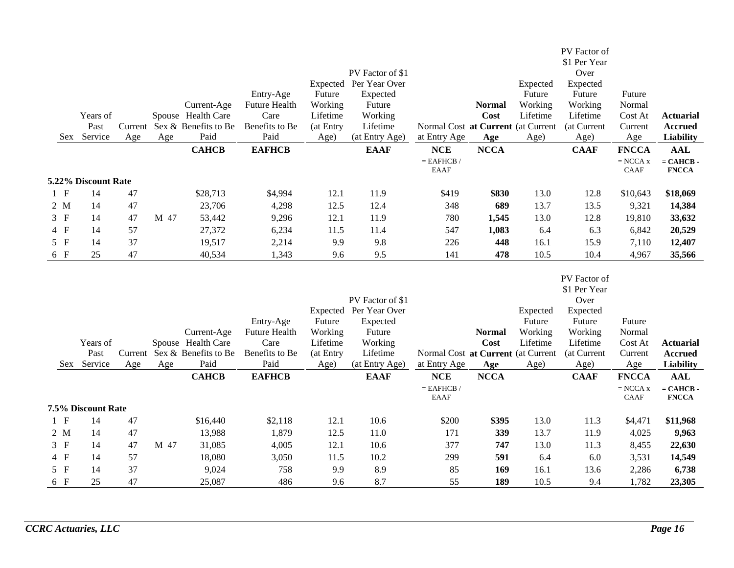| | Sex | Years of Past Service | Current Age | Spouse Sex & Age | Current-Age Health Care Benefits to Be Paid | Entry-Age Future Health Care Benefits to Be Paid | Expected Future Working Lifetime (at Entry Age) | PV Factor of $1 Per Year Over Expected Future Working Lifetime (at Entry Age) | Normal Cost at Entry Age | **Normal Cost at Current Age** | Expected Future Working Lifetime (at Current Age) | PV Factor of $1 Per Year Over Expected Future Working Lifetime (at Current Age) | Future Normal Cost At Current Age | **Actuarial Accrued Liability** |
|---|---|---|---|---|---|---|---|---|---|---|---|---|---|---|
| | | | | | **CAHCB** | **EAFHCB** | | **EAAF** | **NCE** | **NCCA** | | **CAAF** | **FNCCA** | **AAL** |
| | | | | | | | | | = EAFHCB / EAAF | | | | = NCCA x CAAF | **= CAHCB - FNCCA** |
| **5.22% Discount Rate** | | | | | | | | | | | | | | |
| 1 | F | 14 | 47 | | $28,713 | $4,994 | 12.1 | 11.9 | $419 | **$830** | 13.0 | 12.8 | $10,643 | **$18,069** |
| 2 | M | 14 | 47 | | 23,706 | 4,298 | 12.5 | 12.4 | 348 | **689** | 13.7 | 13.5 | 9,321 | **14,384** |
| 3 | F | 14 | 47 | M 47 | 53,442 | 9,296 | 12.1 | 11.9 | 780 | **1,545** | 13.0 | 12.8 | 19,810 | **33,632** |
| 4 | F | 14 | 57 | | 27,372 | 6,234 | 11.5 | 11.4 | 547 | **1,083** | 6.4 | 6.3 | 6,842 | **20,529** |
| 5 | F | 14 | 37 | | 19,517 | 2,214 | 9.9 | 9.8 | 226 | **448** | 16.1 | 15.9 | 7,110 | **12,407** |
| 6 | F | 25 | 47 | | 40,534 | 1,343 | 9.6 | 9.5 | 141 | **478** | 10.5 | 10.4 | 4,967 | **35,566** |

| | Sex | Years of Past Service | Current Age | Spouse Sex & Age | Current-Age Health Care Benefits to Be Paid | Entry-Age Future Health Care Benefits to Be Paid | Expected Future Working Lifetime (at Entry Age) | PV Factor of $1 Per Year Over Expected Future Working Lifetime (at Entry Age) | Normal Cost at Entry Age | **Normal Cost at Current Age** | Expected Future Working Lifetime (at Current Age) | PV Factor of $1 Per Year Over Expected Future Working Lifetime (at Current Age) | Future Normal Cost At Current Age | **Actuarial Accrued Liability** |
|---|---|---|---|---|---|---|---|---|---|---|---|---|---|---|
| | | | | | **CAHCB** | **EAFHCB** | | **EAAF** | **NCE** | **NCCA** | | **CAAF** | **FNCCA** | **AAL** |
| | | | | | | | | | = EAFHCB / EAAF | | | | = NCCA x CAAF | **= CAHCB - FNCCA** |
| **7.5% Discount Rate** | | | | | | | | | | | | | | |
| 1 | F | 14 | 47 | | $16,440 | $2,118 | 12.1 | 10.6 | $200 | **$395** | 13.0 | 11.3 | $4,471 | **$11,968** |
| 2 | M | 14 | 47 | | 13,988 | 1,879 | 12.5 | 11.0 | 171 | **339** | 13.7 | 11.9 | 4,025 | **9,963** |
| 3 | F | 14 | 47 | M 47 | 31,085 | 4,005 | 12.1 | 10.6 | 377 | **747** | 13.0 | 11.3 | 8,455 | **22,630** |
| 4 | F | 14 | 57 | | 18,080 | 3,050 | 11.5 | 10.2 | 299 | **591** | 6.4 | 6.0 | 3,531 | **14,549** |
| 5 | F | 14 | 37 | | 9,024 | 758 | 9.9 | 8.9 | 85 | **169** | 16.1 | 13.6 | 2,286 | **6,738** |
| 6 | F | 25 | 47 | | 25,087 | 486 | 9.6 | 8.7 | 55 | **189** | 10.5 | 9.4 | 1,782 | **23,305** |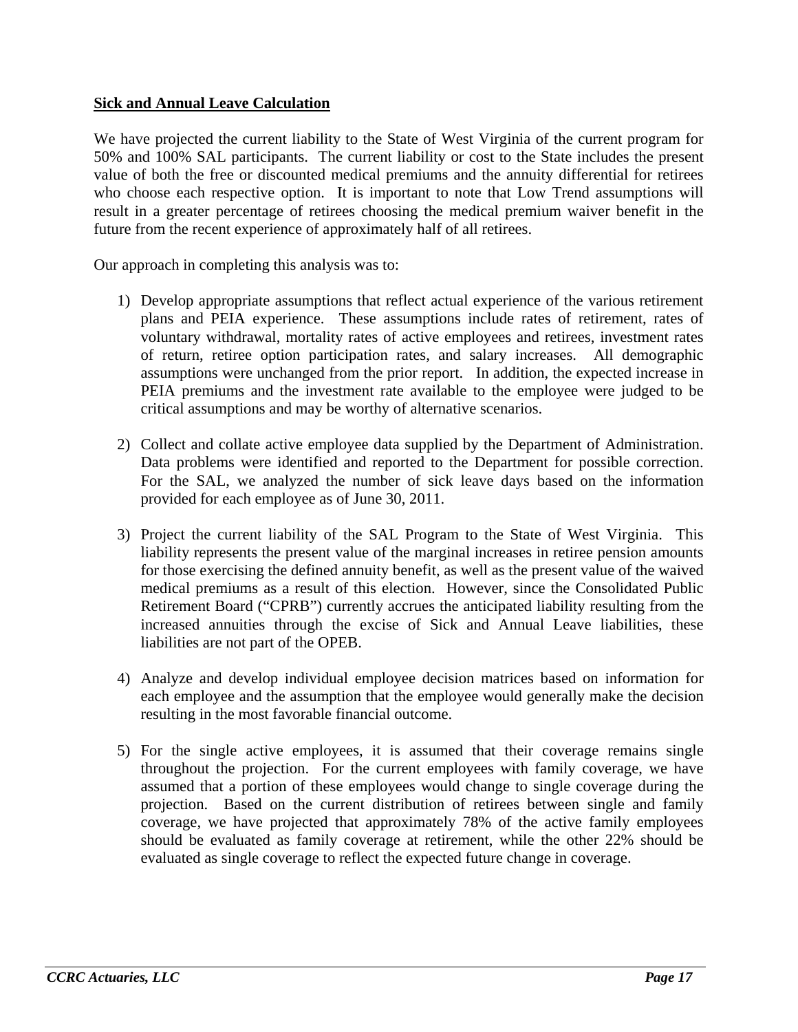**Sick and Annual Leave Calculation**

We have projected the current liability to the State of West Virginia of the current program for 50% and 100% SAL participants. The current liability or cost to the State includes the present value of both the free or discounted medical premiums and the annuity differential for retirees who choose each respective option. It is important to note that Low Trend assumptions will result in a greater percentage of retirees choosing the medical premium waiver benefit in the future from the recent experience of approximately half of all retirees.

Our approach in completing this analysis was to:

1) Develop appropriate assumptions that reflect actual experience of the various retirement plans and PEIA experience. These assumptions include rates of retirement, rates of voluntary withdrawal, mortality rates of active employees and retirees, investment rates of return, retiree option participation rates, and salary increases. All demographic assumptions were unchanged from the prior report. In addition, the expected increase in PEIA premiums and the investment rate available to the employee were judged to be critical assumptions and may be worthy of alternative scenarios.

2) Collect and collate active employee data supplied by the Department of Administration. Data problems were identified and reported to the Department for possible correction. For the SAL, we analyzed the number of sick leave days based on the information provided for each employee as of June 30, 2011.

3) Project the current liability of the SAL Program to the State of West Virginia. This liability represents the present value of the marginal increases in retiree pension amounts for those exercising the defined annuity benefit, as well as the present value of the waived medical premiums as a result of this election. However, since the Consolidated Public Retirement Board ("CPRB") currently accrues the anticipated liability resulting from the increased annuities through the excise of Sick and Annual Leave liabilities, these liabilities are not part of the OPEB.

4) Analyze and develop individual employee decision matrices based on information for each employee and the assumption that the employee would generally make the decision resulting in the most favorable financial outcome.

5) For the single active employees, it is assumed that their coverage remains single throughout the projection. For the current employees with family coverage, we have assumed that a portion of these employees would change to single coverage during the projection. Based on the current distribution of retirees between single and family coverage, we have projected that approximately 78% of the active family employees should be evaluated as family coverage at retirement, while the other 22% should be evaluated as single coverage to reflect the expected future change in coverage.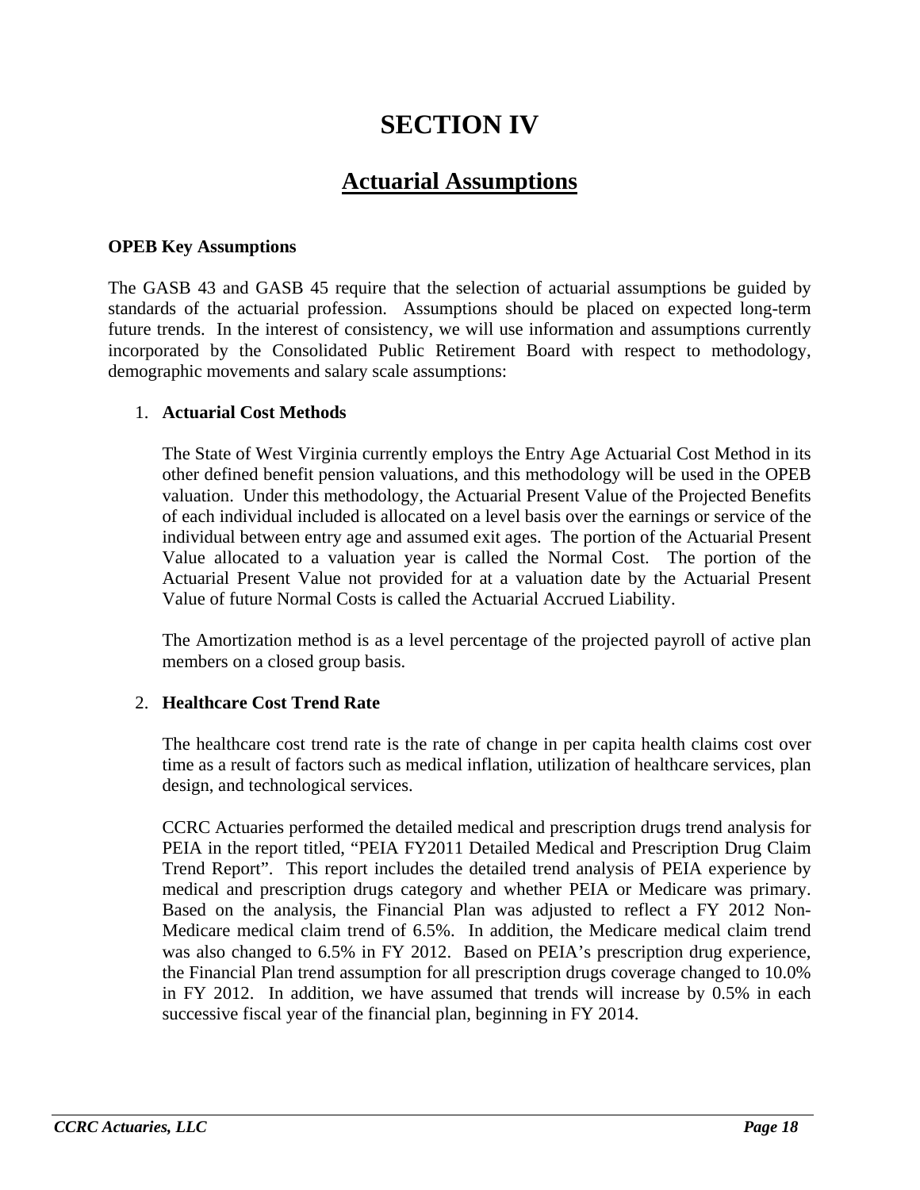# SECTION IV

## Actuarial Assumptions

**OPEB Key Assumptions**

The GASB 43 and GASB 45 require that the selection of actuarial assumptions be guided by standards of the actuarial profession. Assumptions should be placed on expected long-term future trends. In the interest of consistency, we will use information and assumptions currently incorporated by the Consolidated Public Retirement Board with respect to methodology, demographic movements and salary scale assumptions:

1. **Actuarial Cost Methods**

   The State of West Virginia currently employs the Entry Age Actuarial Cost Method in its other defined benefit pension valuations, and this methodology will be used in the OPEB valuation. Under this methodology, the Actuarial Present Value of the Projected Benefits of each individual included is allocated on a level basis over the earnings or service of the individual between entry age and assumed exit ages. The portion of the Actuarial Present Value allocated to a valuation year is called the Normal Cost. The portion of the Actuarial Present Value not provided for at a valuation date by the Actuarial Present Value of future Normal Costs is called the Actuarial Accrued Liability.

   The Amortization method is as a level percentage of the projected payroll of active plan members on a closed group basis.

2. **Healthcare Cost Trend Rate**

   The healthcare cost trend rate is the rate of change in per capita health claims cost over time as a result of factors such as medical inflation, utilization of healthcare services, plan design, and technological services.

   CCRC Actuaries performed the detailed medical and prescription drugs trend analysis for PEIA in the report titled, "PEIA FY2011 Detailed Medical and Prescription Drug Claim Trend Report". This report includes the detailed trend analysis of PEIA experience by medical and prescription drugs category and whether PEIA or Medicare was primary. Based on the analysis, the Financial Plan was adjusted to reflect a FY 2012 Non-Medicare medical claim trend of 6.5%. In addition, the Medicare medical claim trend was also changed to 6.5% in FY 2012. Based on PEIA's prescription drug experience, the Financial Plan trend assumption for all prescription drugs coverage changed to 10.0% in FY 2012. In addition, we have assumed that trends will increase by 0.5% in each successive fiscal year of the financial plan, beginning in FY 2014.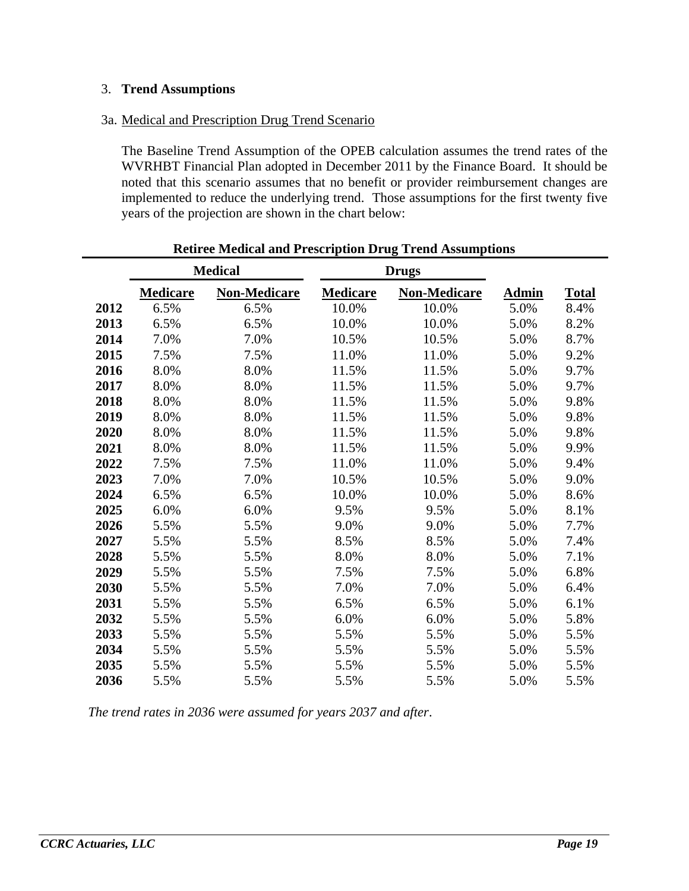3. **Trend Assumptions**

3a. Medical and Prescription Drug Trend Scenario

The Baseline Trend Assumption of the OPEB calculation assumes the trend rates of the WVRHBT Financial Plan adopted in December 2011 by the Finance Board. It should be noted that this scenario assumes that no benefit or provider reimbursement changes are implemented to reduce the underlying trend. Those assumptions for the first twenty five years of the projection are shown in the chart below:

**Retiree Medical and Prescription Drug Trend Assumptions**

| | **Medical** | | **Drugs** | | | |
|---|---|---|---|---|---|---|
| | **Medicare** | **Non-Medicare** | **Medicare** | **Non-Medicare** | **Admin** | **Total** |
| **2012** | 6.5% | 6.5% | 10.0% | 10.0% | 5.0% | 8.4% |
| **2013** | 6.5% | 6.5% | 10.0% | 10.0% | 5.0% | 8.2% |
| **2014** | 7.0% | 7.0% | 10.5% | 10.5% | 5.0% | 8.7% |
| **2015** | 7.5% | 7.5% | 11.0% | 11.0% | 5.0% | 9.2% |
| **2016** | 8.0% | 8.0% | 11.5% | 11.5% | 5.0% | 9.7% |
| **2017** | 8.0% | 8.0% | 11.5% | 11.5% | 5.0% | 9.7% |
| **2018** | 8.0% | 8.0% | 11.5% | 11.5% | 5.0% | 9.8% |
| **2019** | 8.0% | 8.0% | 11.5% | 11.5% | 5.0% | 9.8% |
| **2020** | 8.0% | 8.0% | 11.5% | 11.5% | 5.0% | 9.8% |
| **2021** | 8.0% | 8.0% | 11.5% | 11.5% | 5.0% | 9.9% |
| **2022** | 7.5% | 7.5% | 11.0% | 11.0% | 5.0% | 9.4% |
| **2023** | 7.0% | 7.0% | 10.5% | 10.5% | 5.0% | 9.0% |
| **2024** | 6.5% | 6.5% | 10.0% | 10.0% | 5.0% | 8.6% |
| **2025** | 6.0% | 6.0% | 9.5% | 9.5% | 5.0% | 8.1% |
| **2026** | 5.5% | 5.5% | 9.0% | 9.0% | 5.0% | 7.7% |
| **2027** | 5.5% | 5.5% | 8.5% | 8.5% | 5.0% | 7.4% |
| **2028** | 5.5% | 5.5% | 8.0% | 8.0% | 5.0% | 7.1% |
| **2029** | 5.5% | 5.5% | 7.5% | 7.5% | 5.0% | 6.8% |
| **2030** | 5.5% | 5.5% | 7.0% | 7.0% | 5.0% | 6.4% |
| **2031** | 5.5% | 5.5% | 6.5% | 6.5% | 5.0% | 6.1% |
| **2032** | 5.5% | 5.5% | 6.0% | 6.0% | 5.0% | 5.8% |
| **2033** | 5.5% | 5.5% | 5.5% | 5.5% | 5.0% | 5.5% |
| **2034** | 5.5% | 5.5% | 5.5% | 5.5% | 5.0% | 5.5% |
| **2035** | 5.5% | 5.5% | 5.5% | 5.5% | 5.0% | 5.5% |
| **2036** | 5.5% | 5.5% | 5.5% | 5.5% | 5.0% | 5.5% |

*The trend rates in 2036 were assumed for years 2037 and after.*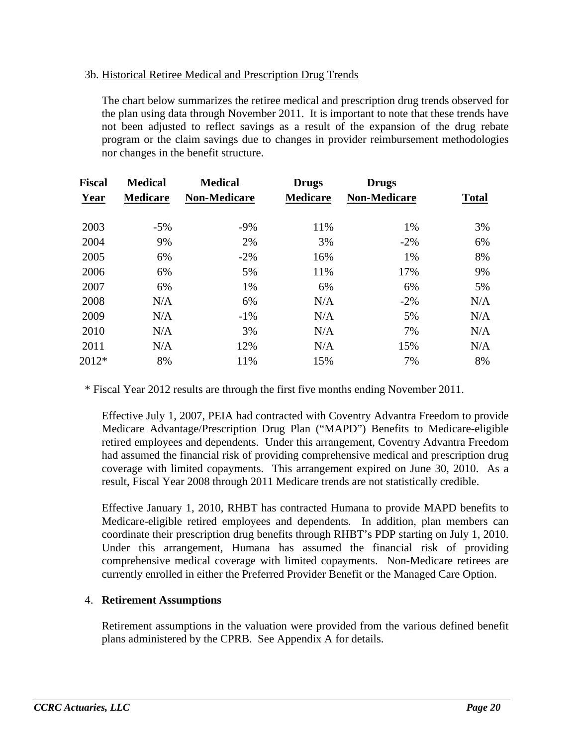3b. Historical Retiree Medical and Prescription Drug Trends

The chart below summarizes the retiree medical and prescription drug trends observed for the plan using data through November 2011. It is important to note that these trends have not been adjusted to reflect savings as a result of the expansion of the drug rebate program or the claim savings due to changes in provider reimbursement methodologies nor changes in the benefit structure.

| Fiscal Year | Medical Medicare | Medical Non-Medicare | Drugs Medicare | Drugs Non-Medicare | Total |
|---|---|---|---|---|---|
| 2003 | -5% | -9% | 11% | 1% | 3% |
| 2004 | 9% | 2% | 3% | -2% | 6% |
| 2005 | 6% | -2% | 16% | 1% | 8% |
| 2006 | 6% | 5% | 11% | 17% | 9% |
| 2007 | 6% | 1% | 6% | 6% | 5% |
| 2008 | N/A | 6% | N/A | -2% | N/A |
| 2009 | N/A | -1% | N/A | 5% | N/A |
| 2010 | N/A | 3% | N/A | 7% | N/A |
| 2011 | N/A | 12% | N/A | 15% | N/A |
| 2012* | 8% | 11% | 15% | 7% | 8% |

* Fiscal Year 2012 results are through the first five months ending November 2011.

Effective July 1, 2007, PEIA had contracted with Coventry Advantra Freedom to provide Medicare Advantage/Prescription Drug Plan ("MAPD") Benefits to Medicare-eligible retired employees and dependents. Under this arrangement, Coventry Advantra Freedom had assumed the financial risk of providing comprehensive medical and prescription drug coverage with limited copayments. This arrangement expired on June 30, 2010. As a result, Fiscal Year 2008 through 2011 Medicare trends are not statistically credible.

Effective January 1, 2010, RHBT has contracted Humana to provide MAPD benefits to Medicare-eligible retired employees and dependents. In addition, plan members can coordinate their prescription drug benefits through RHBT's PDP starting on July 1, 2010. Under this arrangement, Humana has assumed the financial risk of providing comprehensive medical coverage with limited copayments. Non-Medicare retirees are currently enrolled in either the Preferred Provider Benefit or the Managed Care Option.

4. **Retirement Assumptions**

Retirement assumptions in the valuation were provided from the various defined benefit plans administered by the CPRB. See Appendix A for details.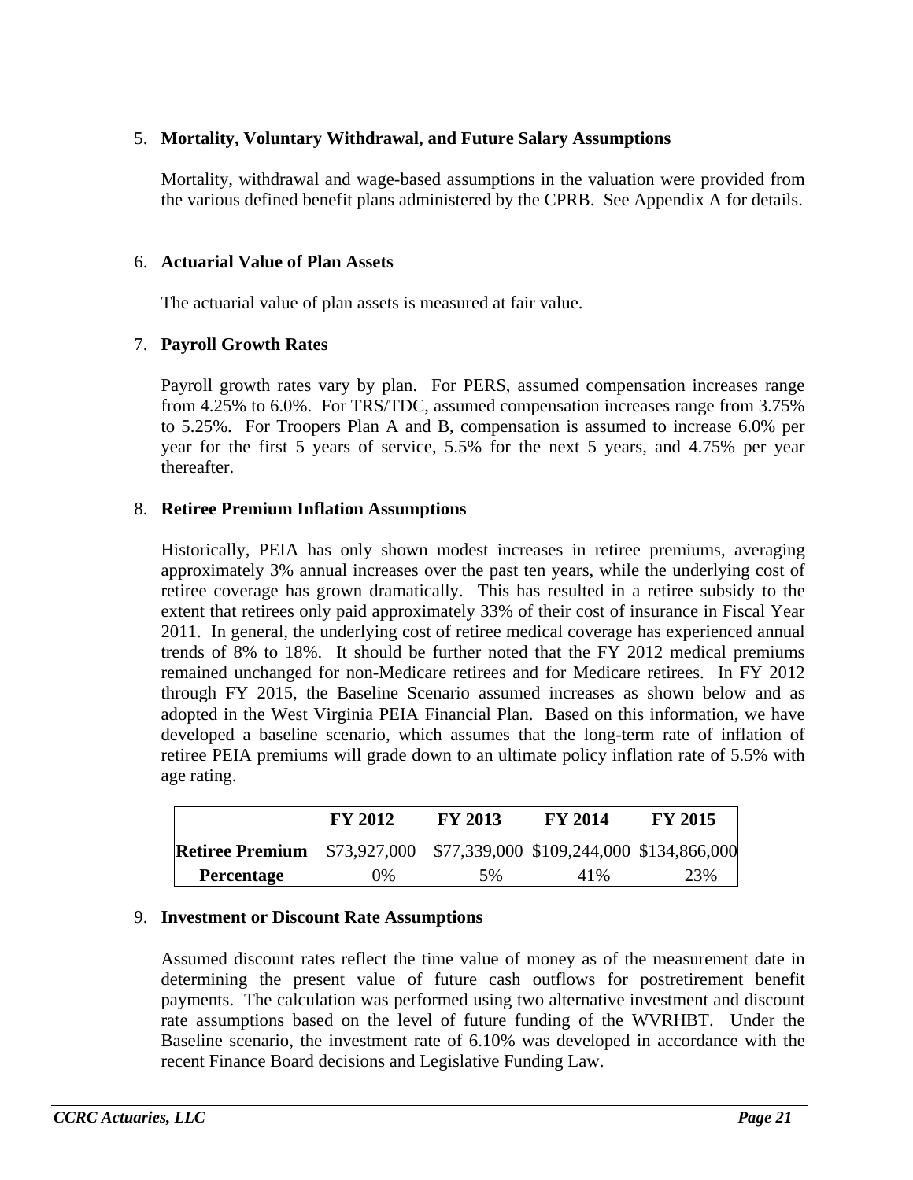5. **Mortality, Voluntary Withdrawal, and Future Salary Assumptions**

   Mortality, withdrawal and wage-based assumptions in the valuation were provided from the various defined benefit plans administered by the CPRB. See Appendix A for details.

6. **Actuarial Value of Plan Assets**

   The actuarial value of plan assets is measured at fair value.

7. **Payroll Growth Rates**

   Payroll growth rates vary by plan. For PERS, assumed compensation increases range from 4.25% to 6.0%. For TRS/TDC, assumed compensation increases range from 3.75% to 5.25%. For Troopers Plan A and B, compensation is assumed to increase 6.0% per year for the first 5 years of service, 5.5% for the next 5 years, and 4.75% per year thereafter.

8. **Retiree Premium Inflation Assumptions**

   Historically, PEIA has only shown modest increases in retiree premiums, averaging approximately 3% annual increases over the past ten years, while the underlying cost of retiree coverage has grown dramatically. This has resulted in a retiree subsidy to the extent that retirees only paid approximately 33% of their cost of insurance in Fiscal Year 2011. In general, the underlying cost of retiree medical coverage has experienced annual trends of 8% to 18%. It should be further noted that the FY 2012 medical premiums remained unchanged for non-Medicare retirees and for Medicare retirees. In FY 2012 through FY 2015, the Baseline Scenario assumed increases as shown below and as adopted in the West Virginia PEIA Financial Plan. Based on this information, we have developed a baseline scenario, which assumes that the long-term rate of inflation of retiree PEIA premiums will grade down to an ultimate policy inflation rate of 5.5% with age rating.

| | FY 2012 | FY 2013 | FY 2014 | FY 2015 |
|---|---|---|---|---|
| **Retiree Premium** | $73,927,000 | $77,339,000 | $109,244,000 | $134,866,000 |
| **Percentage** | 0% | 5% | 41% | 23% |

9. **Investment or Discount Rate Assumptions**

   Assumed discount rates reflect the time value of money as of the measurement date in determining the present value of future cash outflows for postretirement benefit payments. The calculation was performed using two alternative investment and discount rate assumptions based on the level of future funding of the WVRHBT. Under the Baseline scenario, the investment rate of 6.10% was developed in accordance with the recent Finance Board decisions and Legislative Funding Law.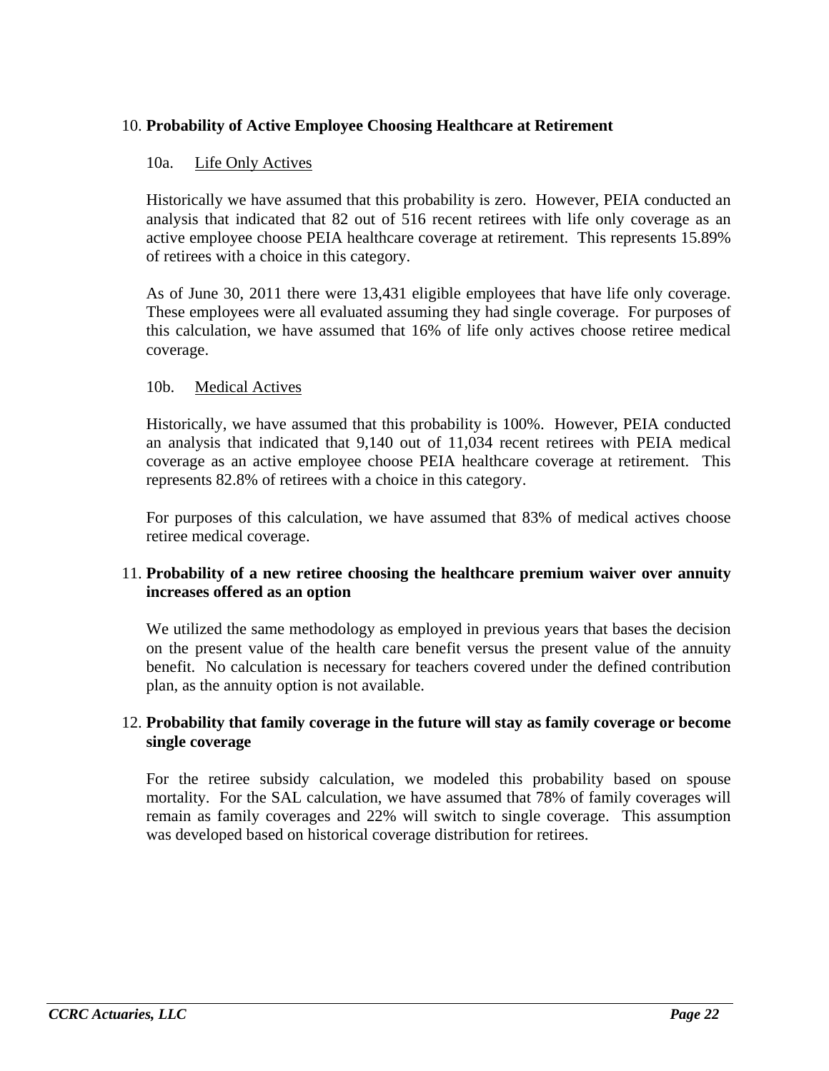10. **Probability of Active Employee Choosing Healthcare at Retirement**

    10a. Life Only Actives

    Historically we have assumed that this probability is zero. However, PEIA conducted an analysis that indicated that 82 out of 516 recent retirees with life only coverage as an active employee choose PEIA healthcare coverage at retirement. This represents 15.89% of retirees with a choice in this category.

    As of June 30, 2011 there were 13,431 eligible employees that have life only coverage. These employees were all evaluated assuming they had single coverage. For purposes of this calculation, we have assumed that 16% of life only actives choose retiree medical coverage.

    10b. Medical Actives

    Historically, we have assumed that this probability is 100%. However, PEIA conducted an analysis that indicated that 9,140 out of 11,034 recent retirees with PEIA medical coverage as an active employee choose PEIA healthcare coverage at retirement. This represents 82.8% of retirees with a choice in this category.

    For purposes of this calculation, we have assumed that 83% of medical actives choose retiree medical coverage.

11. **Probability of a new retiree choosing the healthcare premium waiver over annuity increases offered as an option**

    We utilized the same methodology as employed in previous years that bases the decision on the present value of the health care benefit versus the present value of the annuity benefit. No calculation is necessary for teachers covered under the defined contribution plan, as the annuity option is not available.

12. **Probability that family coverage in the future will stay as family coverage or become single coverage**

    For the retiree subsidy calculation, we modeled this probability based on spouse mortality. For the SAL calculation, we have assumed that 78% of family coverages will remain as family coverages and 22% will switch to single coverage. This assumption was developed based on historical coverage distribution for retirees.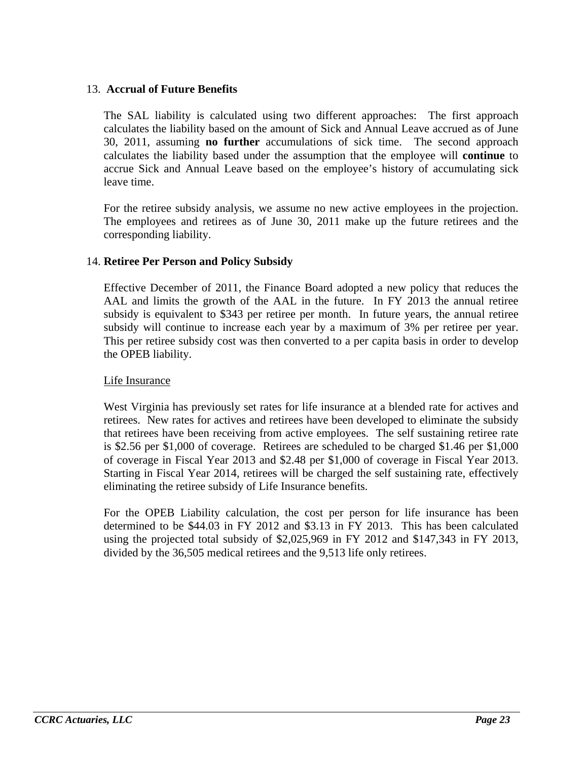13. **Accrual of Future Benefits**

The SAL liability is calculated using two different approaches: The first approach calculates the liability based on the amount of Sick and Annual Leave accrued as of June 30, 2011, assuming **no further** accumulations of sick time. The second approach calculates the liability based under the assumption that the employee will **continue** to accrue Sick and Annual Leave based on the employee's history of accumulating sick leave time.

For the retiree subsidy analysis, we assume no new active employees in the projection. The employees and retirees as of June 30, 2011 make up the future retirees and the corresponding liability.

14. **Retiree Per Person and Policy Subsidy**

Effective December of 2011, the Finance Board adopted a new policy that reduces the AAL and limits the growth of the AAL in the future. In FY 2013 the annual retiree subsidy is equivalent to $343 per retiree per month. In future years, the annual retiree subsidy will continue to increase each year by a maximum of 3% per retiree per year. This per retiree subsidy cost was then converted to a per capita basis in order to develop the OPEB liability.

<u>Life Insurance</u>

West Virginia has previously set rates for life insurance at a blended rate for actives and retirees. New rates for actives and retirees have been developed to eliminate the subsidy that retirees have been receiving from active employees. The self sustaining retiree rate is $2.56 per $1,000 of coverage. Retirees are scheduled to be charged $1.46 per $1,000 of coverage in Fiscal Year 2013 and $2.48 per $1,000 of coverage in Fiscal Year 2013. Starting in Fiscal Year 2014, retirees will be charged the self sustaining rate, effectively eliminating the retiree subsidy of Life Insurance benefits.

For the OPEB Liability calculation, the cost per person for life insurance has been determined to be $44.03 in FY 2012 and $3.13 in FY 2013. This has been calculated using the projected total subsidy of $2,025,969 in FY 2012 and $147,343 in FY 2013, divided by the 36,505 medical retirees and the 9,513 life only retirees.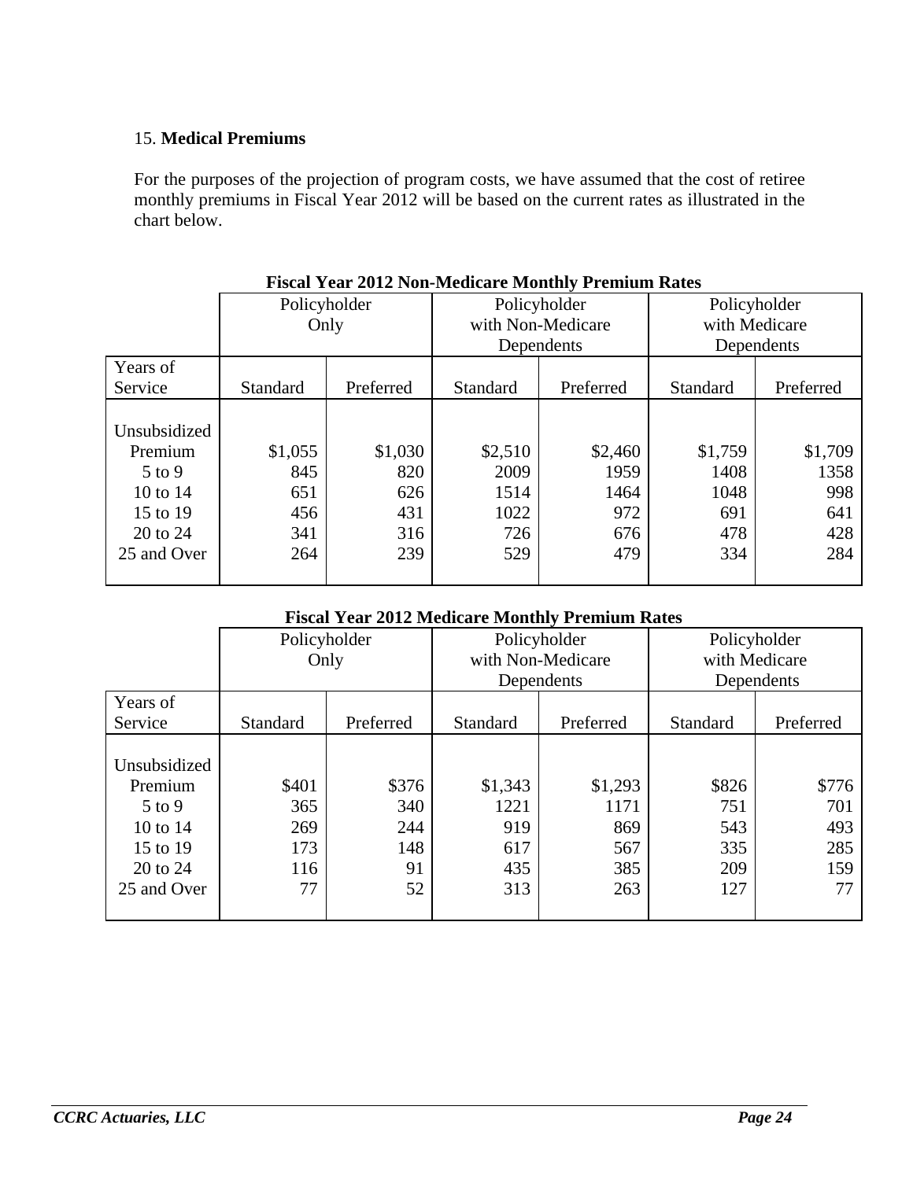15. **Medical Premiums**

For the purposes of the projection of program costs, we have assumed that the cost of retiree monthly premiums in Fiscal Year 2012 will be based on the current rates as illustrated in the chart below.

**Fiscal Year 2012 Non-Medicare Monthly Premium Rates**

| | Policyholder Only | | Policyholder with Non-Medicare Dependents | | Policyholder with Medicare Dependents | |
|---|---|---|---|---|---|---|
| Years of Service | Standard | Preferred | Standard | Preferred | Standard | Preferred |
| Unsubsidized Premium | $1,055 | $1,030 | $2,510 | $2,460 | $1,759 | $1,709 |
| 5 to 9 | 845 | 820 | 2009 | 1959 | 1408 | 1358 |
| 10 to 14 | 651 | 626 | 1514 | 1464 | 1048 | 998 |
| 15 to 19 | 456 | 431 | 1022 | 972 | 691 | 641 |
| 20 to 24 | 341 | 316 | 726 | 676 | 478 | 428 |
| 25 and Over | 264 | 239 | 529 | 479 | 334 | 284 |

**Fiscal Year 2012 Medicare Monthly Premium Rates**

| | Policyholder Only | | Policyholder with Non-Medicare Dependents | | Policyholder with Medicare Dependents | |
|---|---|---|---|---|---|---|
| Years of Service | Standard | Preferred | Standard | Preferred | Standard | Preferred |
| Unsubsidized Premium | $401 | $376 | $1,343 | $1,293 | $826 | $776 |
| 5 to 9 | 365 | 340 | 1221 | 1171 | 751 | 701 |
| 10 to 14 | 269 | 244 | 919 | 869 | 543 | 493 |
| 15 to 19 | 173 | 148 | 617 | 567 | 335 | 285 |
| 20 to 24 | 116 | 91 | 435 | 385 | 209 | 159 |
| 25 and Over | 77 | 52 | 313 | 263 | 127 | 77 |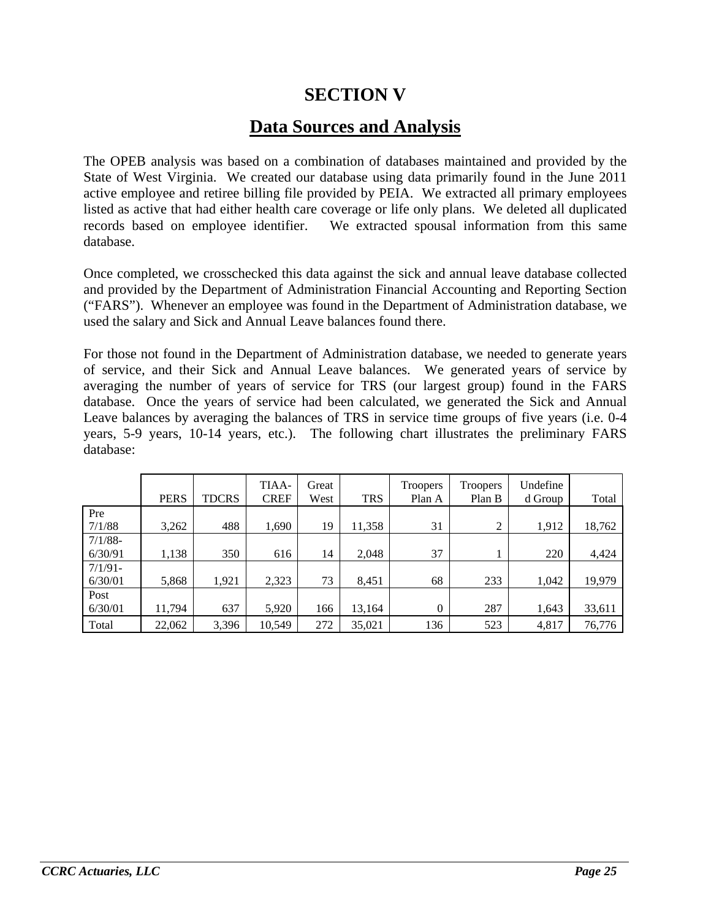# SECTION V

## Data Sources and Analysis

The OPEB analysis was based on a combination of databases maintained and provided by the State of West Virginia. We created our database using data primarily found in the June 2011 active employee and retiree billing file provided by PEIA. We extracted all primary employees listed as active that had either health care coverage or life only plans. We deleted all duplicated records based on employee identifier. We extracted spousal information from this same database.

Once completed, we crosschecked this data against the sick and annual leave database collected and provided by the Department of Administration Financial Accounting and Reporting Section ("FARS"). Whenever an employee was found in the Department of Administration database, we used the salary and Sick and Annual Leave balances found there.

For those not found in the Department of Administration database, we needed to generate years of service, and their Sick and Annual Leave balances. We generated years of service by averaging the number of years of service for TRS (our largest group) found in the FARS database. Once the years of service had been calculated, we generated the Sick and Annual Leave balances by averaging the balances of TRS in service time groups of five years (i.e. 0-4 years, 5-9 years, 10-14 years, etc.). The following chart illustrates the preliminary FARS database:

| | PERS | TDCRS | TIAA-CREF | Great West | TRS | Troopers Plan A | Troopers Plan B | Undefined Group | Total |
|---|---|---|---|---|---|---|---|---|---|
| Pre 7/1/88 | 3,262 | 488 | 1,690 | 19 | 11,358 | 31 | 2 | 1,912 | 18,762 |
| 7/1/88-6/30/91 | 1,138 | 350 | 616 | 14 | 2,048 | 37 | 1 | 220 | 4,424 |
| 7/1/91-6/30/01 | 5,868 | 1,921 | 2,323 | 73 | 8,451 | 68 | 233 | 1,042 | 19,979 |
| Post 6/30/01 | 11,794 | 637 | 5,920 | 166 | 13,164 | 0 | 287 | 1,643 | 33,611 |
| Total | 22,062 | 3,396 | 10,549 | 272 | 35,021 | 136 | 523 | 4,817 | 76,776 |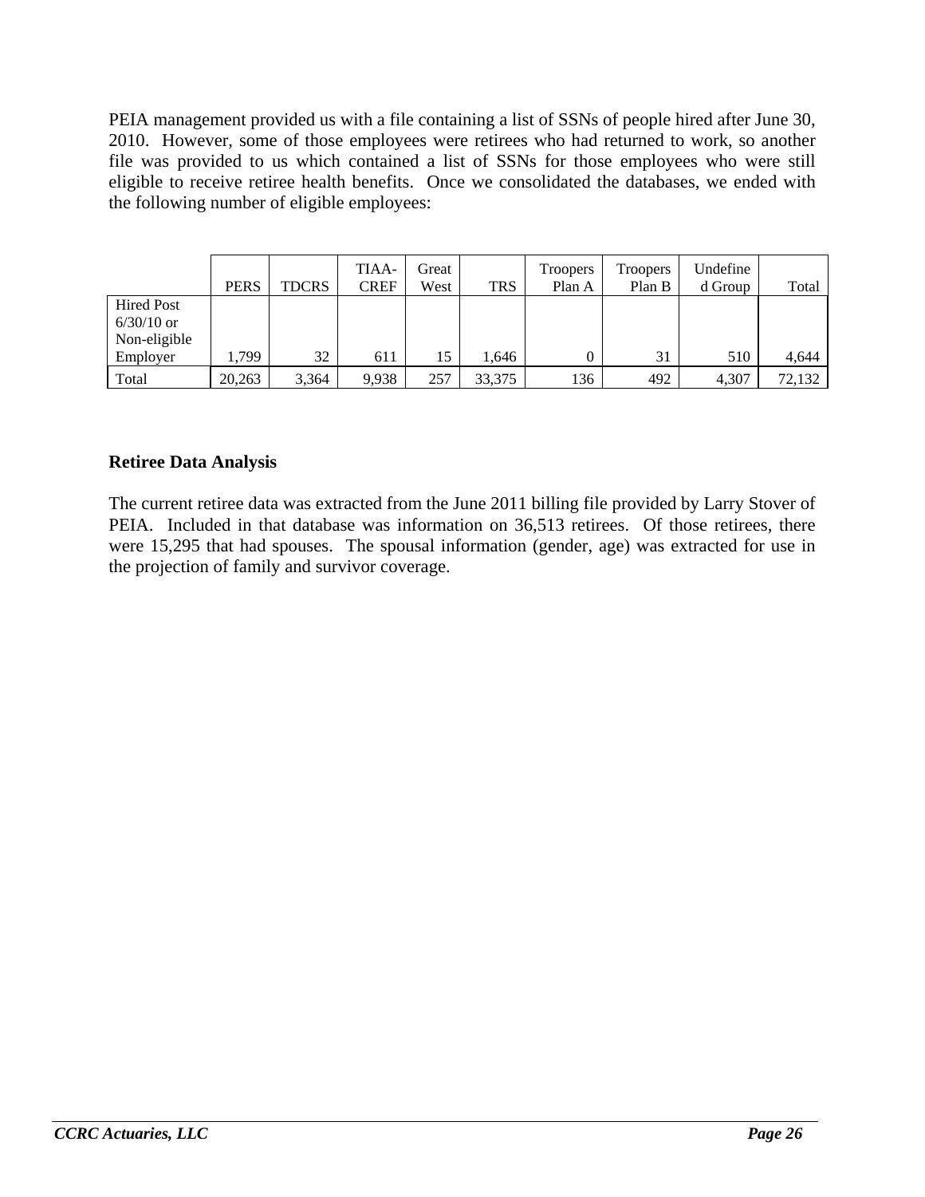PEIA management provided us with a file containing a list of SSNs of people hired after June 30, 2010. However, some of those employees were retirees who had returned to work, so another file was provided to us which contained a list of SSNs for those employees who were still eligible to receive retiree health benefits. Once we consolidated the databases, we ended with the following number of eligible employees:

| | PERS | TDCRS | TIAA-CREF | Great West | TRS | Troopers Plan A | Troopers Plan B | Undefined Group | Total |
|---|---|---|---|---|---|---|---|---|---|
| Hired Post 6/30/10 or Non-eligible Employer | 1,799 | 32 | 611 | 15 | 1,646 | 0 | 31 | 510 | 4,644 |
| Total | 20,263 | 3,364 | 9,938 | 257 | 33,375 | 136 | 492 | 4,307 | 72,132 |

**Retiree Data Analysis**

The current retiree data was extracted from the June 2011 billing file provided by Larry Stover of PEIA. Included in that database was information on 36,513 retirees. Of those retirees, there were 15,295 that had spouses. The spousal information (gender, age) was extracted for use in the projection of family and survivor coverage.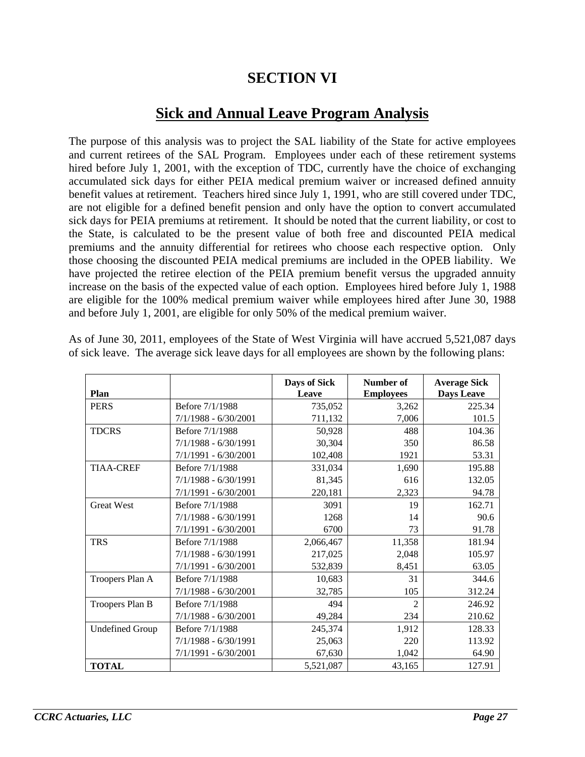# SECTION VI

## Sick and Annual Leave Program Analysis

The purpose of this analysis was to project the SAL liability of the State for active employees and current retirees of the SAL Program. Employees under each of these retirement systems hired before July 1, 2001, with the exception of TDC, currently have the choice of exchanging accumulated sick days for either PEIA medical premium waiver or increased defined annuity benefit values at retirement. Teachers hired since July 1, 1991, who are still covered under TDC, are not eligible for a defined benefit pension and only have the option to convert accumulated sick days for PEIA premiums at retirement. It should be noted that the current liability, or cost to the State, is calculated to be the present value of both free and discounted PEIA medical premiums and the annuity differential for retirees who choose each respective option. Only those choosing the discounted PEIA medical premiums are included in the OPEB liability. We have projected the retiree election of the PEIA premium benefit versus the upgraded annuity increase on the basis of the expected value of each option. Employees hired before July 1, 1988 are eligible for the 100% medical premium waiver while employees hired after June 30, 1988 and before July 1, 2001, are eligible for only 50% of the medical premium waiver.

As of June 30, 2011, employees of the State of West Virginia will have accrued 5,521,087 days of sick leave. The average sick leave days for all employees are shown by the following plans:

| Plan | | Days of Sick Leave | Number of Employees | Average Sick Days Leave |
|---|---|---|---|---|
| PERS | Before 7/1/1988 | 735,052 | 3,262 | 225.34 |
| | 7/1/1988 - 6/30/2001 | 711,132 | 7,006 | 101.5 |
| TDCRS | Before 7/1/1988 | 50,928 | 488 | 104.36 |
| | 7/1/1988 - 6/30/1991 | 30,304 | 350 | 86.58 |
| | 7/1/1991 - 6/30/2001 | 102,408 | 1921 | 53.31 |
| TIAA-CREF | Before 7/1/1988 | 331,034 | 1,690 | 195.88 |
| | 7/1/1988 - 6/30/1991 | 81,345 | 616 | 132.05 |
| | 7/1/1991 - 6/30/2001 | 220,181 | 2,323 | 94.78 |
| Great West | Before 7/1/1988 | 3091 | 19 | 162.71 |
| | 7/1/1988 - 6/30/1991 | 1268 | 14 | 90.6 |
| | 7/1/1991 - 6/30/2001 | 6700 | 73 | 91.78 |
| TRS | Before 7/1/1988 | 2,066,467 | 11,358 | 181.94 |
| | 7/1/1988 - 6/30/1991 | 217,025 | 2,048 | 105.97 |
| | 7/1/1991 - 6/30/2001 | 532,839 | 8,451 | 63.05 |
| Troopers Plan A | Before 7/1/1988 | 10,683 | 31 | 344.6 |
| | 7/1/1988 - 6/30/2001 | 32,785 | 105 | 312.24 |
| Troopers Plan B | Before 7/1/1988 | 494 | 2 | 246.92 |
| | 7/1/1988 - 6/30/2001 | 49,284 | 234 | 210.62 |
| Undefined Group | Before 7/1/1988 | 245,374 | 1,912 | 128.33 |
| | 7/1/1988 - 6/30/1991 | 25,063 | 220 | 113.92 |
| | 7/1/1991 - 6/30/2001 | 67,630 | 1,042 | 64.90 |
| **TOTAL** | | 5,521,087 | 43,165 | 127.91 |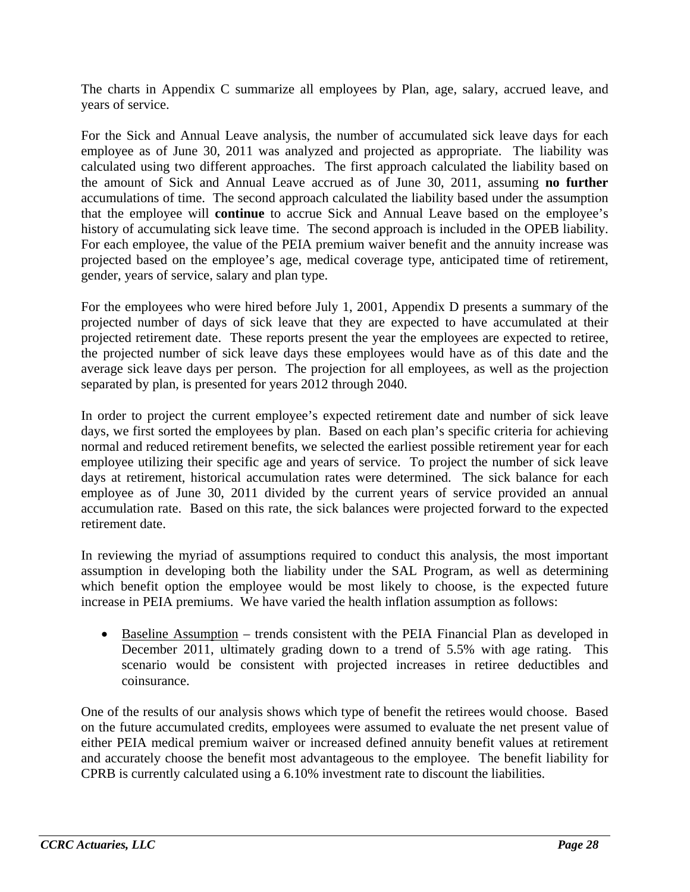The charts in Appendix C summarize all employees by Plan, age, salary, accrued leave, and years of service.

For the Sick and Annual Leave analysis, the number of accumulated sick leave days for each employee as of June 30, 2011 was analyzed and projected as appropriate. The liability was calculated using two different approaches. The first approach calculated the liability based on the amount of Sick and Annual Leave accrued as of June 30, 2011, assuming **no further** accumulations of time. The second approach calculated the liability based under the assumption that the employee will **continue** to accrue Sick and Annual Leave based on the employee's history of accumulating sick leave time. The second approach is included in the OPEB liability. For each employee, the value of the PEIA premium waiver benefit and the annuity increase was projected based on the employee's age, medical coverage type, anticipated time of retirement, gender, years of service, salary and plan type.

For the employees who were hired before July 1, 2001, Appendix D presents a summary of the projected number of days of sick leave that they are expected to have accumulated at their projected retirement date. These reports present the year the employees are expected to retiree, the projected number of sick leave days these employees would have as of this date and the average sick leave days per person. The projection for all employees, as well as the projection separated by plan, is presented for years 2012 through 2040.

In order to project the current employee's expected retirement date and number of sick leave days, we first sorted the employees by plan. Based on each plan's specific criteria for achieving normal and reduced retirement benefits, we selected the earliest possible retirement year for each employee utilizing their specific age and years of service. To project the number of sick leave days at retirement, historical accumulation rates were determined. The sick balance for each employee as of June 30, 2011 divided by the current years of service provided an annual accumulation rate. Based on this rate, the sick balances were projected forward to the expected retirement date.

In reviewing the myriad of assumptions required to conduct this analysis, the most important assumption in developing both the liability under the SAL Program, as well as determining which benefit option the employee would be most likely to choose, is the expected future increase in PEIA premiums. We have varied the health inflation assumption as follows:

- Baseline Assumption – trends consistent with the PEIA Financial Plan as developed in December 2011, ultimately grading down to a trend of 5.5% with age rating. This scenario would be consistent with projected increases in retiree deductibles and coinsurance.

One of the results of our analysis shows which type of benefit the retirees would choose. Based on the future accumulated credits, employees were assumed to evaluate the net present value of either PEIA medical premium waiver or increased defined annuity benefit values at retirement and accurately choose the benefit most advantageous to the employee. The benefit liability for CPRB is currently calculated using a 6.10% investment rate to discount the liabilities.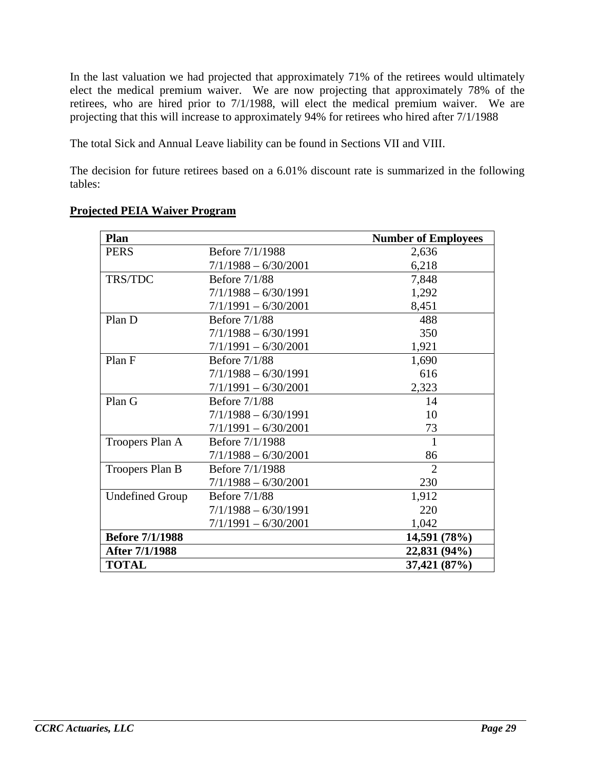In the last valuation we had projected that approximately 71% of the retirees would ultimately elect the medical premium waiver. We are now projecting that approximately 78% of the retirees, who are hired prior to 7/1/1988, will elect the medical premium waiver. We are projecting that this will increase to approximately 94% for retirees who hired after 7/1/1988

The total Sick and Annual Leave liability can be found in Sections VII and VIII.

The decision for future retirees based on a 6.01% discount rate is summarized in the following tables:

**Projected PEIA Waiver Program**

| Plan | | Number of Employees |
|---|---|---|
| PERS | Before 7/1/1988 | 2,636 |
| | 7/1/1988 – 6/30/2001 | 6,218 |
| TRS/TDC | Before 7/1/88 | 7,848 |
| | 7/1/1988 – 6/30/1991 | 1,292 |
| | 7/1/1991 – 6/30/2001 | 8,451 |
| Plan D | Before 7/1/88 | 488 |
| | 7/1/1988 – 6/30/1991 | 350 |
| | 7/1/1991 – 6/30/2001 | 1,921 |
| Plan F | Before 7/1/88 | 1,690 |
| | 7/1/1988 – 6/30/1991 | 616 |
| | 7/1/1991 – 6/30/2001 | 2,323 |
| Plan G | Before 7/1/88 | 14 |
| | 7/1/1988 – 6/30/1991 | 10 |
| | 7/1/1991 – 6/30/2001 | 73 |
| Troopers Plan A | Before 7/1/1988 | 1 |
| | 7/1/1988 – 6/30/2001 | 86 |
| Troopers Plan B | Before 7/1/1988 | 2 |
| | 7/1/1988 – 6/30/2001 | 230 |
| Undefined Group | Before 7/1/88 | 1,912 |
| | 7/1/1988 – 6/30/1991 | 220 |
| | 7/1/1991 – 6/30/2001 | 1,042 |
| **Before 7/1/1988** | | **14,591 (78%)** |
| **After 7/1/1988** | | **22,831 (94%)** |
| **TOTAL** | | **37,421 (87%)** |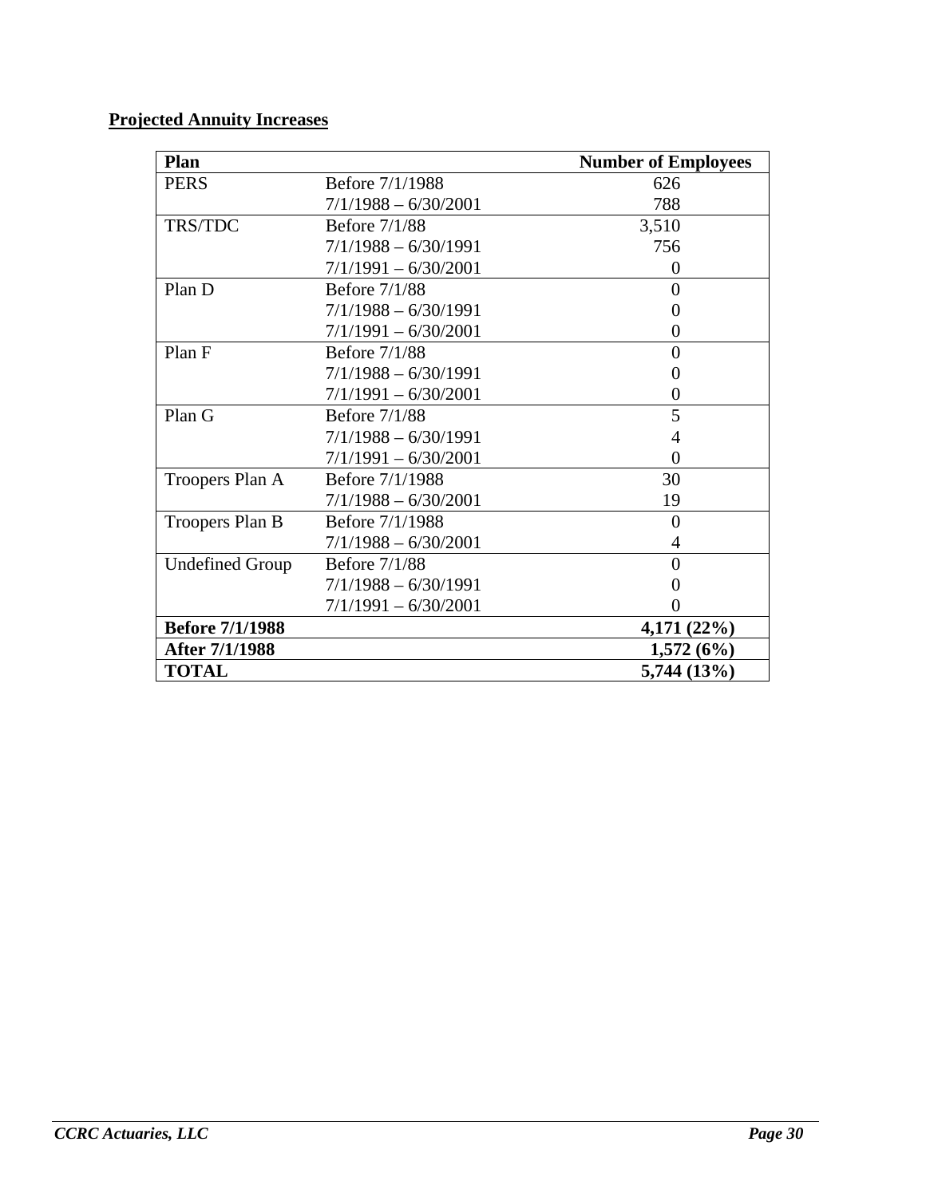**Projected Annuity Increases**

| Plan | | Number of Employees |
|---|---|---|
| PERS | Before 7/1/1988 | 626 |
| | 7/1/1988 – 6/30/2001 | 788 |
| TRS/TDC | Before 7/1/88 | 3,510 |
| | 7/1/1988 – 6/30/1991 | 756 |
| | 7/1/1991 – 6/30/2001 | 0 |
| Plan D | Before 7/1/88 | 0 |
| | 7/1/1988 – 6/30/1991 | 0 |
| | 7/1/1991 – 6/30/2001 | 0 |
| Plan F | Before 7/1/88 | 0 |
| | 7/1/1988 – 6/30/1991 | 0 |
| | 7/1/1991 – 6/30/2001 | 0 |
| Plan G | Before 7/1/88 | 5 |
| | 7/1/1988 – 6/30/1991 | 4 |
| | 7/1/1991 – 6/30/2001 | 0 |
| Troopers Plan A | Before 7/1/1988 | 30 |
| | 7/1/1988 – 6/30/2001 | 19 |
| Troopers Plan B | Before 7/1/1988 | 0 |
| | 7/1/1988 – 6/30/2001 | 4 |
| Undefined Group | Before 7/1/88 | 0 |
| | 7/1/1988 – 6/30/1991 | 0 |
| | 7/1/1991 – 6/30/2001 | 0 |
| **Before 7/1/1988** | | **4,171 (22%)** |
| **After 7/1/1988** | | **1,572 (6%)** |
| **TOTAL** | | **5,744 (13%)** |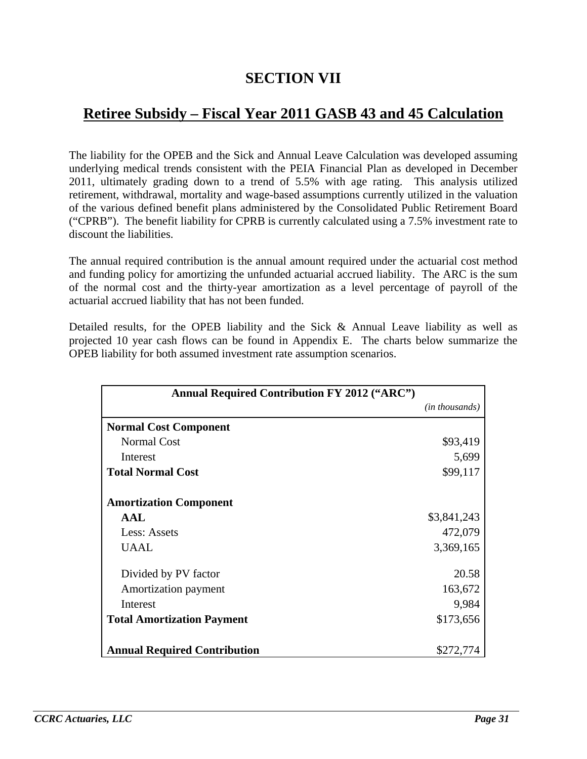# SECTION VII

## Retiree Subsidy – Fiscal Year 2011 GASB 43 and 45 Calculation

The liability for the OPEB and the Sick and Annual Leave Calculation was developed assuming underlying medical trends consistent with the PEIA Financial Plan as developed in December 2011, ultimately grading down to a trend of 5.5% with age rating. This analysis utilized retirement, withdrawal, mortality and wage-based assumptions currently utilized in the valuation of the various defined benefit plans administered by the Consolidated Public Retirement Board ("CPRB"). The benefit liability for CPRB is currently calculated using a 7.5% investment rate to discount the liabilities.

The annual required contribution is the annual amount required under the actuarial cost method and funding policy for amortizing the unfunded actuarial accrued liability. The ARC is the sum of the normal cost and the thirty-year amortization as a level percentage of payroll of the actuarial accrued liability that has not been funded.

Detailed results, for the OPEB liability and the Sick & Annual Leave liability as well as projected 10 year cash flows can be found in Appendix E. The charts below summarize the OPEB liability for both assumed investment rate assumption scenarios.

| Annual Required Contribution FY 2012 ("ARC") | *(in thousands)* |
|---|---|
| **Normal Cost Component** | |
| Normal Cost | $93,419 |
| Interest | 5,699 |
| **Total Normal Cost** | $99,117 |
| | |
| **Amortization Component** | |
| **AAL** | $3,841,243 |
| Less: Assets | 472,079 |
| UAAL | 3,369,165 |
| | |
| Divided by PV factor | 20.58 |
| Amortization payment | 163,672 |
| Interest | 9,984 |
| **Total Amortization Payment** | $173,656 |
| | |
| **Annual Required Contribution** | $272,774 |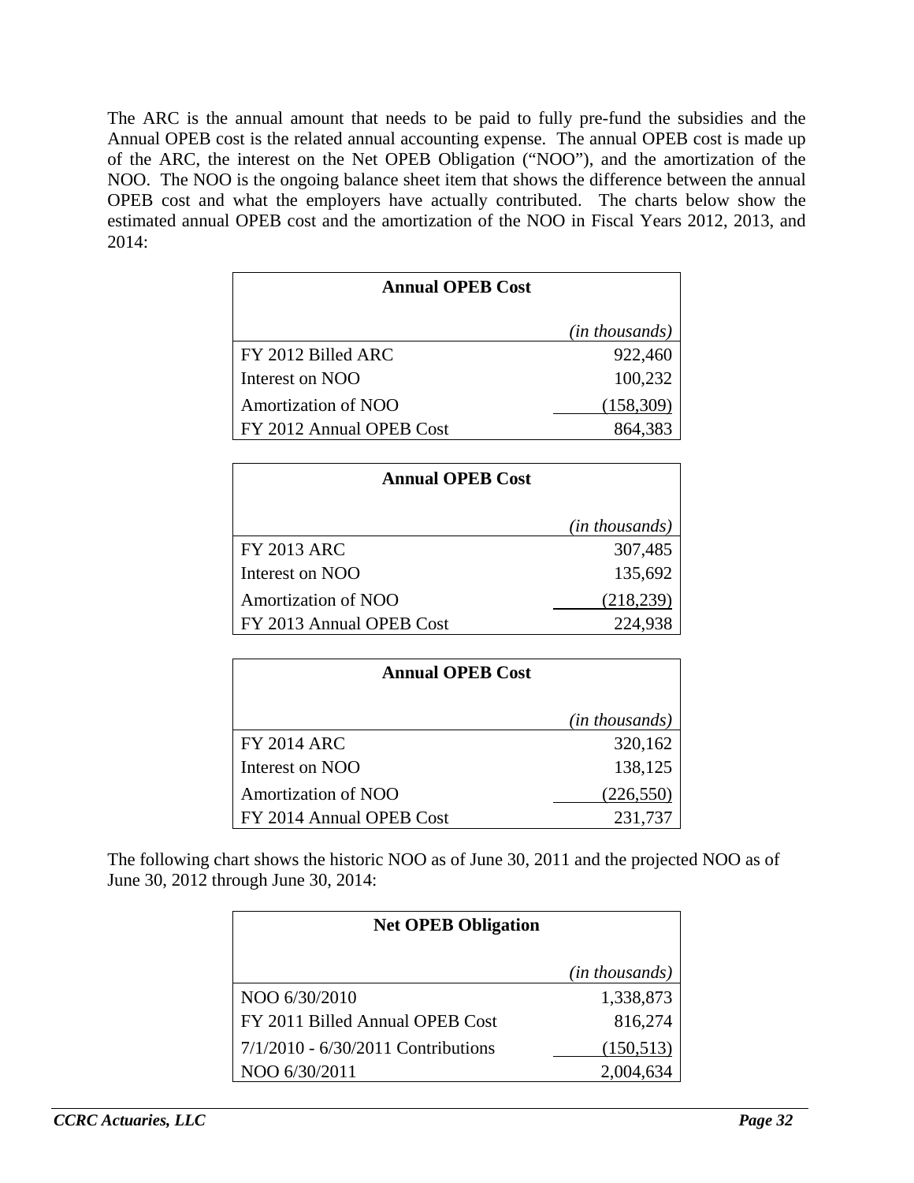The ARC is the annual amount that needs to be paid to fully pre-fund the subsidies and the Annual OPEB cost is the related annual accounting expense. The annual OPEB cost is made up of the ARC, the interest on the Net OPEB Obligation ("NOO"), and the amortization of the NOO. The NOO is the ongoing balance sheet item that shows the difference between the annual OPEB cost and what the employers have actually contributed. The charts below show the estimated annual OPEB cost and the amortization of the NOO in Fiscal Years 2012, 2013, and 2014:

| **Annual OPEB Cost** | |
|---|---|
| | *(in thousands)* |
| FY 2012 Billed ARC | 922,460 |
| Interest on NOO | 100,232 |
| Amortization of NOO | (158,309) |
| FY 2012 Annual OPEB Cost | 864,383 |

| **Annual OPEB Cost** | |
|---|---|
| | *(in thousands)* |
| FY 2013 ARC | 307,485 |
| Interest on NOO | 135,692 |
| Amortization of NOO | (218,239) |
| FY 2013 Annual OPEB Cost | 224,938 |

| **Annual OPEB Cost** | |
|---|---|
| | *(in thousands)* |
| FY 2014 ARC | 320,162 |
| Interest on NOO | 138,125 |
| Amortization of NOO | (226,550) |
| FY 2014 Annual OPEB Cost | 231,737 |

The following chart shows the historic NOO as of June 30, 2011 and the projected NOO as of June 30, 2012 through June 30, 2014:

| **Net OPEB Obligation** | |
|---|---|
| | *(in thousands)* |
| NOO 6/30/2010 | 1,338,873 |
| FY 2011 Billed Annual OPEB Cost | 816,274 |
| 7/1/2010 - 6/30/2011 Contributions | (150,513) |
| NOO 6/30/2011 | 2,004,634 |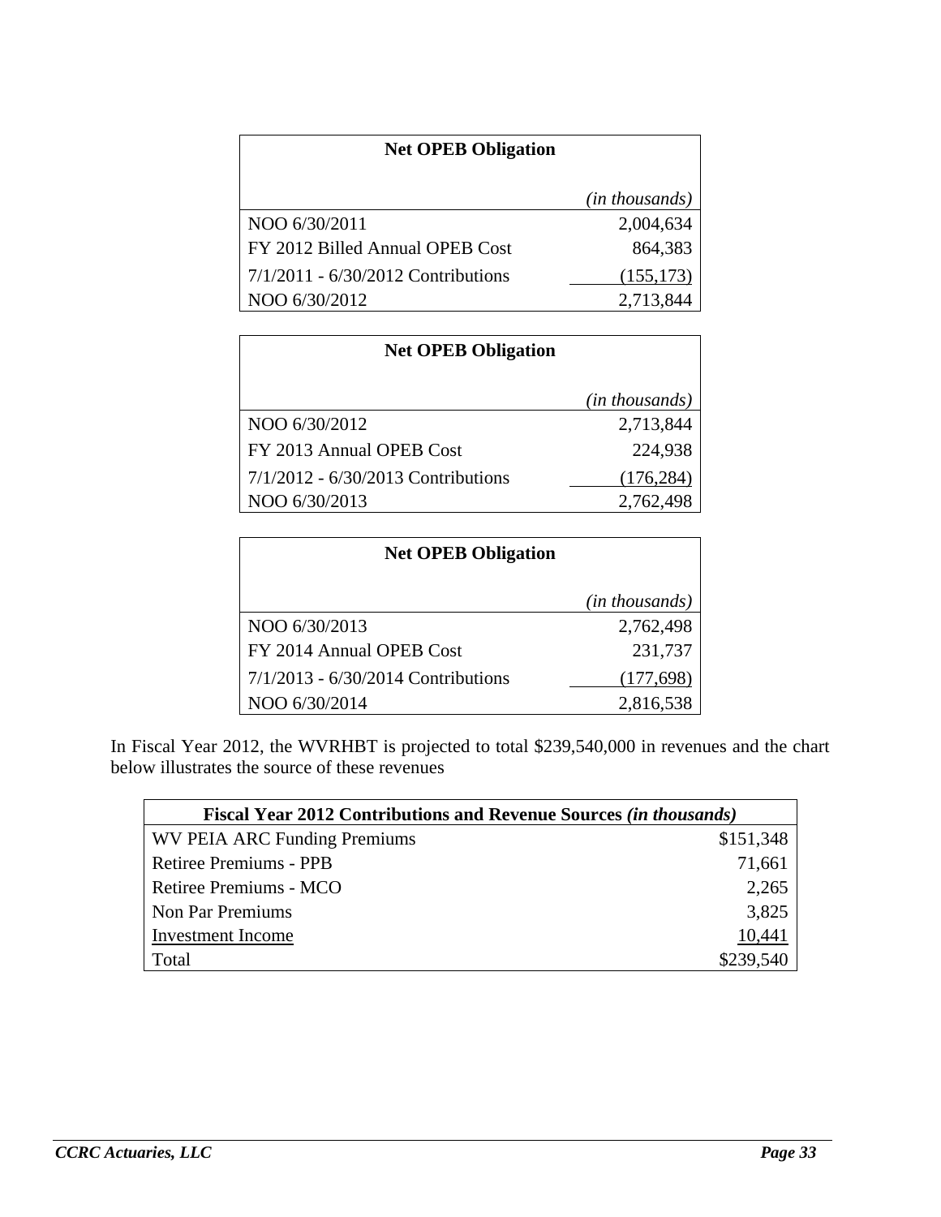| Net OPEB Obligation | |
|---|---|
| | *(in thousands)* |
| NOO 6/30/2011 | 2,004,634 |
| FY 2012 Billed Annual OPEB Cost | 864,383 |
| 7/1/2011 - 6/30/2012 Contributions | (155,173) |
| NOO 6/30/2012 | 2,713,844 |

| Net OPEB Obligation | |
|---|---|
| | *(in thousands)* |
| NOO 6/30/2012 | 2,713,844 |
| FY 2013 Annual OPEB Cost | 224,938 |
| 7/1/2012 - 6/30/2013 Contributions | (176,284) |
| NOO 6/30/2013 | 2,762,498 |

| Net OPEB Obligation | |
|---|---|
| | *(in thousands)* |
| NOO 6/30/2013 | 2,762,498 |
| FY 2014 Annual OPEB Cost | 231,737 |
| 7/1/2013 - 6/30/2014 Contributions | (177,698) |
| NOO 6/30/2014 | 2,816,538 |

In Fiscal Year 2012, the WVRHBT is projected to total $239,540,000 in revenues and the chart below illustrates the source of these revenues

| Fiscal Year 2012 Contributions and Revenue Sources *(in thousands)* | |
|---|---|
| WV PEIA ARC Funding Premiums | $151,348 |
| Retiree Premiums - PPB | 71,661 |
| Retiree Premiums - MCO | 2,265 |
| Non Par Premiums | 3,825 |
| Investment Income | 10,441 |
| Total | $239,540 |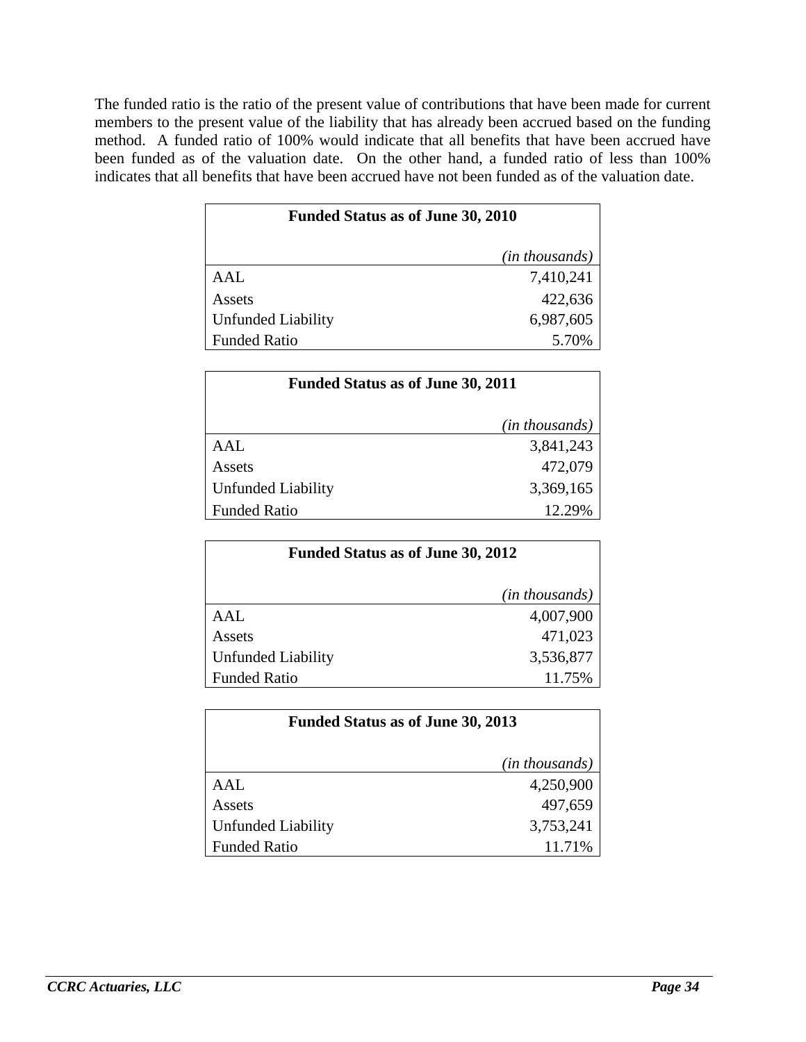The funded ratio is the ratio of the present value of contributions that have been made for current members to the present value of the liability that has already been accrued based on the funding method. A funded ratio of 100% would indicate that all benefits that have been accrued have been funded as of the valuation date. On the other hand, a funded ratio of less than 100% indicates that all benefits that have been accrued have not been funded as of the valuation date.

| Funded Status as of June 30, 2010 | *(in thousands)* |
|---|---|
| AAL | 7,410,241 |
| Assets | 422,636 |
| Unfunded Liability | 6,987,605 |
| Funded Ratio | 5.70% |

| Funded Status as of June 30, 2011 | *(in thousands)* |
|---|---|
| AAL | 3,841,243 |
| Assets | 472,079 |
| Unfunded Liability | 3,369,165 |
| Funded Ratio | 12.29% |

| Funded Status as of June 30, 2012 | *(in thousands)* |
|---|---|
| AAL | 4,007,900 |
| Assets | 471,023 |
| Unfunded Liability | 3,536,877 |
| Funded Ratio | 11.75% |

| Funded Status as of June 30, 2013 | *(in thousands)* |
|---|---|
| AAL | 4,250,900 |
| Assets | 497,659 |
| Unfunded Liability | 3,753,241 |
| Funded Ratio | 11.71% |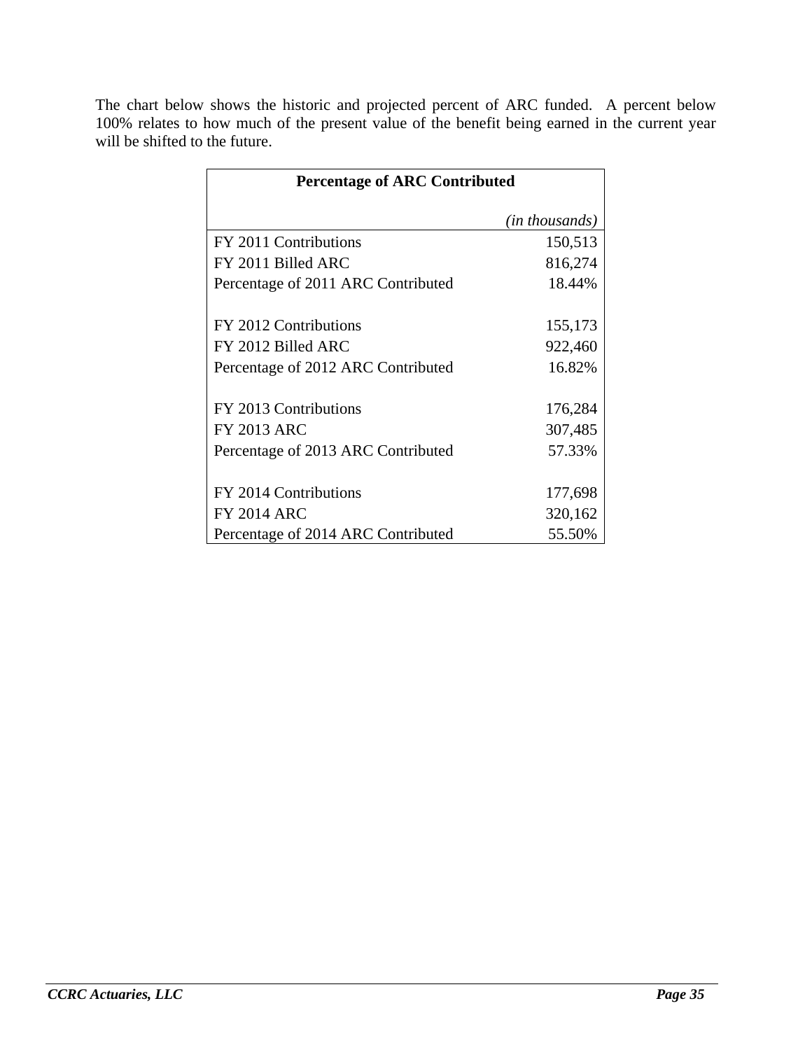The chart below shows the historic and projected percent of ARC funded. A percent below 100% relates to how much of the present value of the benefit being earned in the current year will be shifted to the future.

| **Percentage of ARC Contributed** | |
|---|---|
| | *(in thousands)* |
| FY 2011 Contributions | 150,513 |
| FY 2011 Billed ARC | 816,274 |
| Percentage of 2011 ARC Contributed | 18.44% |
| | |
| FY 2012 Contributions | 155,173 |
| FY 2012 Billed ARC | 922,460 |
| Percentage of 2012 ARC Contributed | 16.82% |
| | |
| FY 2013 Contributions | 176,284 |
| FY 2013 ARC | 307,485 |
| Percentage of 2013 ARC Contributed | 57.33% |
| | |
| FY 2014 Contributions | 177,698 |
| FY 2014 ARC | 320,162 |
| Percentage of 2014 ARC Contributed | 55.50% |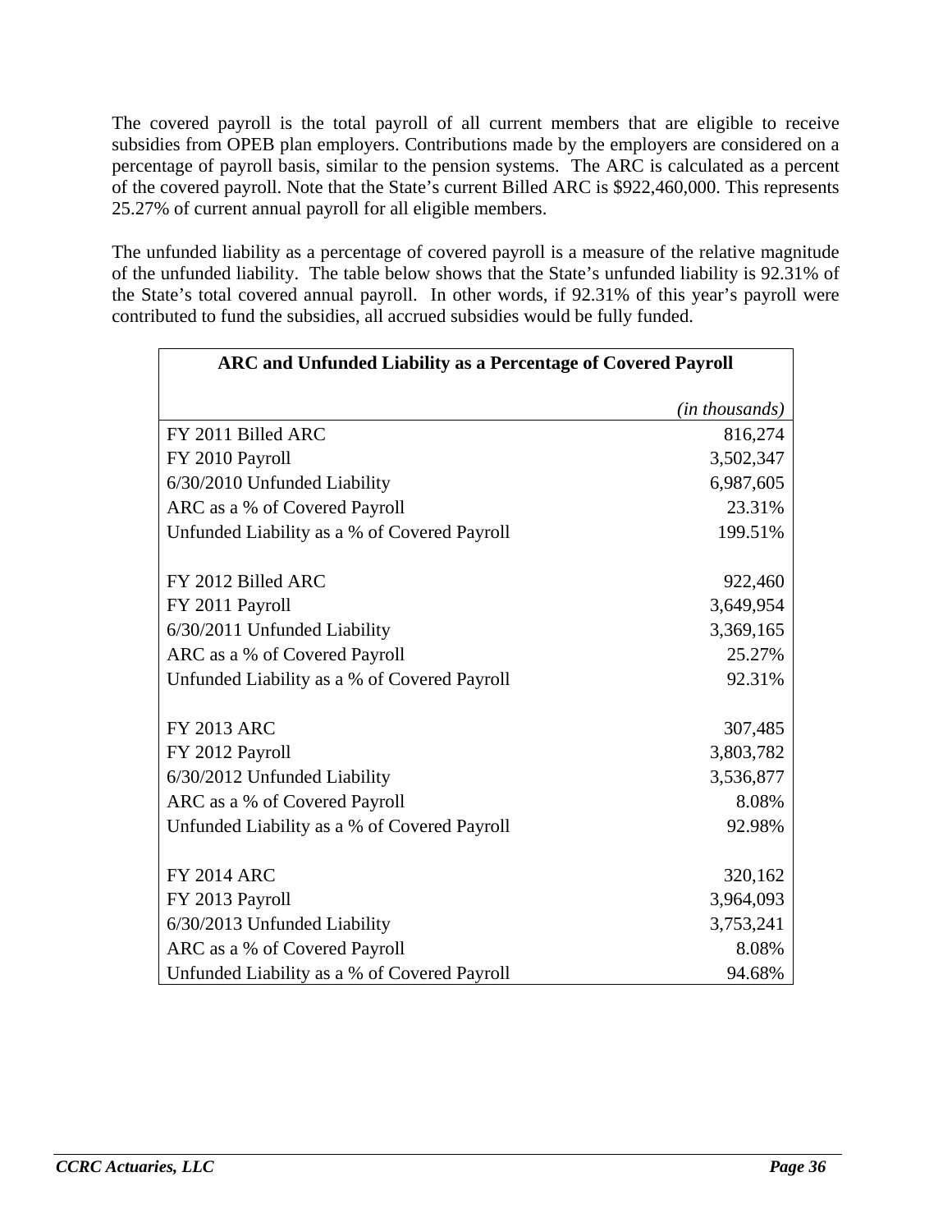The covered payroll is the total payroll of all current members that are eligible to receive subsidies from OPEB plan employers. Contributions made by the employers are considered on a percentage of payroll basis, similar to the pension systems. The ARC is calculated as a percent of the covered payroll. Note that the State's current Billed ARC is $922,460,000. This represents 25.27% of current annual payroll for all eligible members.

The unfunded liability as a percentage of covered payroll is a measure of the relative magnitude of the unfunded liability. The table below shows that the State's unfunded liability is 92.31% of the State's total covered annual payroll. In other words, if 92.31% of this year's payroll were contributed to fund the subsidies, all accrued subsidies would be fully funded.

| **ARC and Unfunded Liability as a Percentage of Covered Payroll** | |
|---|---|
| | *(in thousands)* |
| FY 2011 Billed ARC | 816,274 |
| FY 2010 Payroll | 3,502,347 |
| 6/30/2010 Unfunded Liability | 6,987,605 |
| ARC as a % of Covered Payroll | 23.31% |
| Unfunded Liability as a % of Covered Payroll | 199.51% |
| | |
| FY 2012 Billed ARC | 922,460 |
| FY 2011 Payroll | 3,649,954 |
| 6/30/2011 Unfunded Liability | 3,369,165 |
| ARC as a % of Covered Payroll | 25.27% |
| Unfunded Liability as a % of Covered Payroll | 92.31% |
| | |
| FY 2013 ARC | 307,485 |
| FY 2012 Payroll | 3,803,782 |
| 6/30/2012 Unfunded Liability | 3,536,877 |
| ARC as a % of Covered Payroll | 8.08% |
| Unfunded Liability as a % of Covered Payroll | 92.98% |
| | |
| FY 2014 ARC | 320,162 |
| FY 2013 Payroll | 3,964,093 |
| 6/30/2013 Unfunded Liability | 3,753,241 |
| ARC as a % of Covered Payroll | 8.08% |
| Unfunded Liability as a % of Covered Payroll | 94.68% |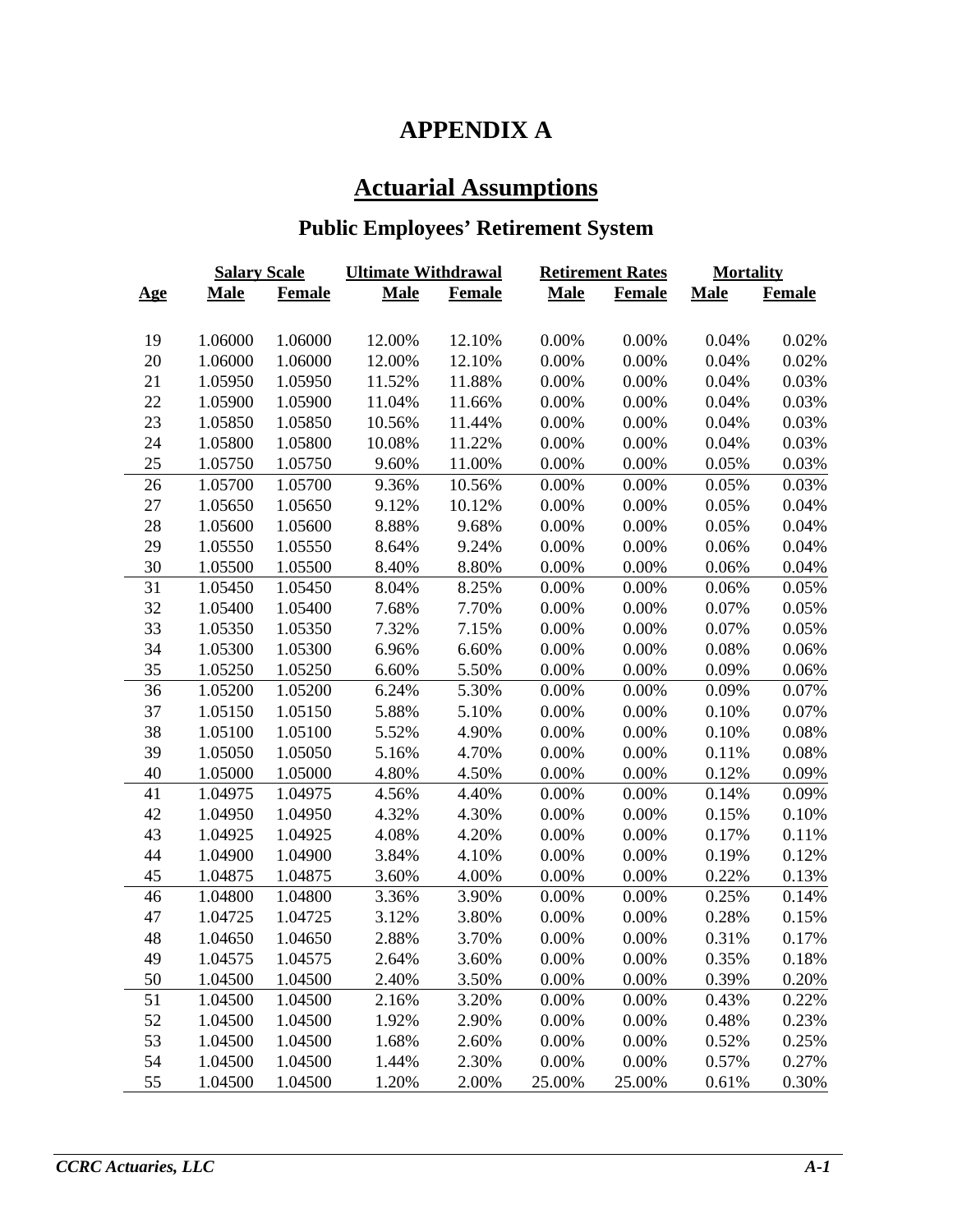# APPENDIX A

## Actuarial Assumptions

### Public Employees' Retirement System

| | Salary Scale | | Ultimate Withdrawal | | Retirement Rates | | Mortality | |
|---|---|---|---|---|---|---|---|---|
| **Age** | **Male** | **Female** | **Male** | **Female** | **Male** | **Female** | **Male** | **Female** |
| 19 | 1.06000 | 1.06000 | 12.00% | 12.10% | 0.00% | 0.00% | 0.04% | 0.02% |
| 20 | 1.06000 | 1.06000 | 12.00% | 12.10% | 0.00% | 0.00% | 0.04% | 0.02% |
| 21 | 1.05950 | 1.05950 | 11.52% | 11.88% | 0.00% | 0.00% | 0.04% | 0.03% |
| 22 | 1.05900 | 1.05900 | 11.04% | 11.66% | 0.00% | 0.00% | 0.04% | 0.03% |
| 23 | 1.05850 | 1.05850 | 10.56% | 11.44% | 0.00% | 0.00% | 0.04% | 0.03% |
| 24 | 1.05800 | 1.05800 | 10.08% | 11.22% | 0.00% | 0.00% | 0.04% | 0.03% |
| 25 | 1.05750 | 1.05750 | 9.60% | 11.00% | 0.00% | 0.00% | 0.05% | 0.03% |
| 26 | 1.05700 | 1.05700 | 9.36% | 10.56% | 0.00% | 0.00% | 0.05% | 0.03% |
| 27 | 1.05650 | 1.05650 | 9.12% | 10.12% | 0.00% | 0.00% | 0.05% | 0.04% |
| 28 | 1.05600 | 1.05600 | 8.88% | 9.68% | 0.00% | 0.00% | 0.05% | 0.04% |
| 29 | 1.05550 | 1.05550 | 8.64% | 9.24% | 0.00% | 0.00% | 0.06% | 0.04% |
| 30 | 1.05500 | 1.05500 | 8.40% | 8.80% | 0.00% | 0.00% | 0.06% | 0.04% |
| 31 | 1.05450 | 1.05450 | 8.04% | 8.25% | 0.00% | 0.00% | 0.06% | 0.05% |
| 32 | 1.05400 | 1.05400 | 7.68% | 7.70% | 0.00% | 0.00% | 0.07% | 0.05% |
| 33 | 1.05350 | 1.05350 | 7.32% | 7.15% | 0.00% | 0.00% | 0.07% | 0.05% |
| 34 | 1.05300 | 1.05300 | 6.96% | 6.60% | 0.00% | 0.00% | 0.08% | 0.06% |
| 35 | 1.05250 | 1.05250 | 6.60% | 5.50% | 0.00% | 0.00% | 0.09% | 0.06% |
| 36 | 1.05200 | 1.05200 | 6.24% | 5.30% | 0.00% | 0.00% | 0.09% | 0.07% |
| 37 | 1.05150 | 1.05150 | 5.88% | 5.10% | 0.00% | 0.00% | 0.10% | 0.07% |
| 38 | 1.05100 | 1.05100 | 5.52% | 4.90% | 0.00% | 0.00% | 0.10% | 0.08% |
| 39 | 1.05050 | 1.05050 | 5.16% | 4.70% | 0.00% | 0.00% | 0.11% | 0.08% |
| 40 | 1.05000 | 1.05000 | 4.80% | 4.50% | 0.00% | 0.00% | 0.12% | 0.09% |
| 41 | 1.04975 | 1.04975 | 4.56% | 4.40% | 0.00% | 0.00% | 0.14% | 0.09% |
| 42 | 1.04950 | 1.04950 | 4.32% | 4.30% | 0.00% | 0.00% | 0.15% | 0.10% |
| 43 | 1.04925 | 1.04925 | 4.08% | 4.20% | 0.00% | 0.00% | 0.17% | 0.11% |
| 44 | 1.04900 | 1.04900 | 3.84% | 4.10% | 0.00% | 0.00% | 0.19% | 0.12% |
| 45 | 1.04875 | 1.04875 | 3.60% | 4.00% | 0.00% | 0.00% | 0.22% | 0.13% |
| 46 | 1.04800 | 1.04800 | 3.36% | 3.90% | 0.00% | 0.00% | 0.25% | 0.14% |
| 47 | 1.04725 | 1.04725 | 3.12% | 3.80% | 0.00% | 0.00% | 0.28% | 0.15% |
| 48 | 1.04650 | 1.04650 | 2.88% | 3.70% | 0.00% | 0.00% | 0.31% | 0.17% |
| 49 | 1.04575 | 1.04575 | 2.64% | 3.60% | 0.00% | 0.00% | 0.35% | 0.18% |
| 50 | 1.04500 | 1.04500 | 2.40% | 3.50% | 0.00% | 0.00% | 0.39% | 0.20% |
| 51 | 1.04500 | 1.04500 | 2.16% | 3.20% | 0.00% | 0.00% | 0.43% | 0.22% |
| 52 | 1.04500 | 1.04500 | 1.92% | 2.90% | 0.00% | 0.00% | 0.48% | 0.23% |
| 53 | 1.04500 | 1.04500 | 1.68% | 2.60% | 0.00% | 0.00% | 0.52% | 0.25% |
| 54 | 1.04500 | 1.04500 | 1.44% | 2.30% | 0.00% | 0.00% | 0.57% | 0.27% |
| 55 | 1.04500 | 1.04500 | 1.20% | 2.00% | 25.00% | 25.00% | 0.61% | 0.30% |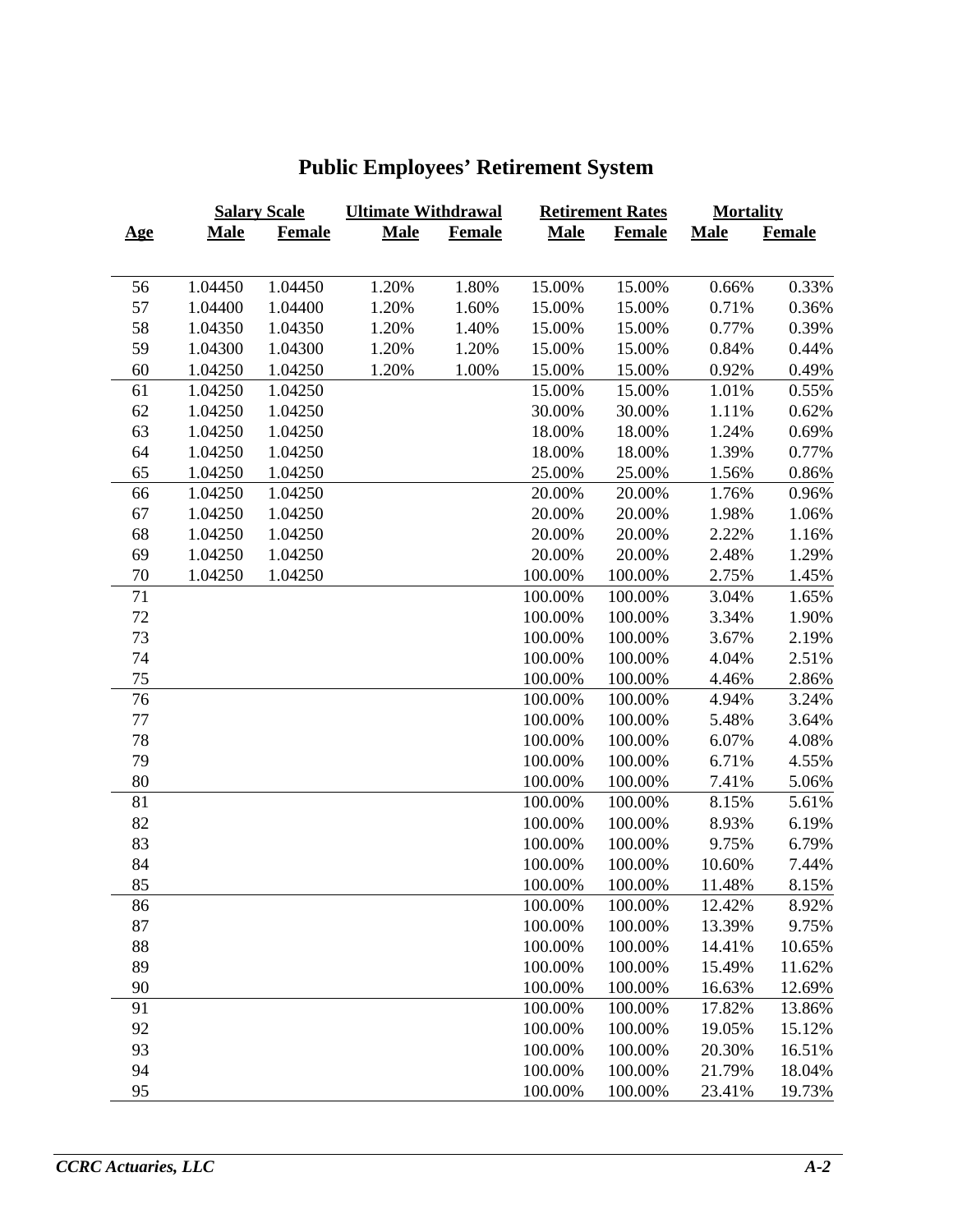# Public Employees' Retirement System

| Age | Salary Scale | | Ultimate Withdrawal | | Retirement Rates | | Mortality | |
|---|---|---|---|---|---|---|---|---|
| | Male | Female | Male | Female | Male | Female | Male | Female |
| 56 | 1.04450 | 1.04450 | 1.20% | 1.80% | 15.00% | 15.00% | 0.66% | 0.33% |
| 57 | 1.04400 | 1.04400 | 1.20% | 1.60% | 15.00% | 15.00% | 0.71% | 0.36% |
| 58 | 1.04350 | 1.04350 | 1.20% | 1.40% | 15.00% | 15.00% | 0.77% | 0.39% |
| 59 | 1.04300 | 1.04300 | 1.20% | 1.20% | 15.00% | 15.00% | 0.84% | 0.44% |
| 60 | 1.04250 | 1.04250 | 1.20% | 1.00% | 15.00% | 15.00% | 0.92% | 0.49% |
| 61 | 1.04250 | 1.04250 | | | 15.00% | 15.00% | 1.01% | 0.55% |
| 62 | 1.04250 | 1.04250 | | | 30.00% | 30.00% | 1.11% | 0.62% |
| 63 | 1.04250 | 1.04250 | | | 18.00% | 18.00% | 1.24% | 0.69% |
| 64 | 1.04250 | 1.04250 | | | 18.00% | 18.00% | 1.39% | 0.77% |
| 65 | 1.04250 | 1.04250 | | | 25.00% | 25.00% | 1.56% | 0.86% |
| 66 | 1.04250 | 1.04250 | | | 20.00% | 20.00% | 1.76% | 0.96% |
| 67 | 1.04250 | 1.04250 | | | 20.00% | 20.00% | 1.98% | 1.06% |
| 68 | 1.04250 | 1.04250 | | | 20.00% | 20.00% | 2.22% | 1.16% |
| 69 | 1.04250 | 1.04250 | | | 20.00% | 20.00% | 2.48% | 1.29% |
| 70 | 1.04250 | 1.04250 | | | 100.00% | 100.00% | 2.75% | 1.45% |
| 71 | | | | | 100.00% | 100.00% | 3.04% | 1.65% |
| 72 | | | | | 100.00% | 100.00% | 3.34% | 1.90% |
| 73 | | | | | 100.00% | 100.00% | 3.67% | 2.19% |
| 74 | | | | | 100.00% | 100.00% | 4.04% | 2.51% |
| 75 | | | | | 100.00% | 100.00% | 4.46% | 2.86% |
| 76 | | | | | 100.00% | 100.00% | 4.94% | 3.24% |
| 77 | | | | | 100.00% | 100.00% | 5.48% | 3.64% |
| 78 | | | | | 100.00% | 100.00% | 6.07% | 4.08% |
| 79 | | | | | 100.00% | 100.00% | 6.71% | 4.55% |
| 80 | | | | | 100.00% | 100.00% | 7.41% | 5.06% |
| 81 | | | | | 100.00% | 100.00% | 8.15% | 5.61% |
| 82 | | | | | 100.00% | 100.00% | 8.93% | 6.19% |
| 83 | | | | | 100.00% | 100.00% | 9.75% | 6.79% |
| 84 | | | | | 100.00% | 100.00% | 10.60% | 7.44% |
| 85 | | | | | 100.00% | 100.00% | 11.48% | 8.15% |
| 86 | | | | | 100.00% | 100.00% | 12.42% | 8.92% |
| 87 | | | | | 100.00% | 100.00% | 13.39% | 9.75% |
| 88 | | | | | 100.00% | 100.00% | 14.41% | 10.65% |
| 89 | | | | | 100.00% | 100.00% | 15.49% | 11.62% |
| 90 | | | | | 100.00% | 100.00% | 16.63% | 12.69% |
| 91 | | | | | 100.00% | 100.00% | 17.82% | 13.86% |
| 92 | | | | | 100.00% | 100.00% | 19.05% | 15.12% |
| 93 | | | | | 100.00% | 100.00% | 20.30% | 16.51% |
| 94 | | | | | 100.00% | 100.00% | 21.79% | 18.04% |
| 95 | | | | | 100.00% | 100.00% | 23.41% | 19.73% |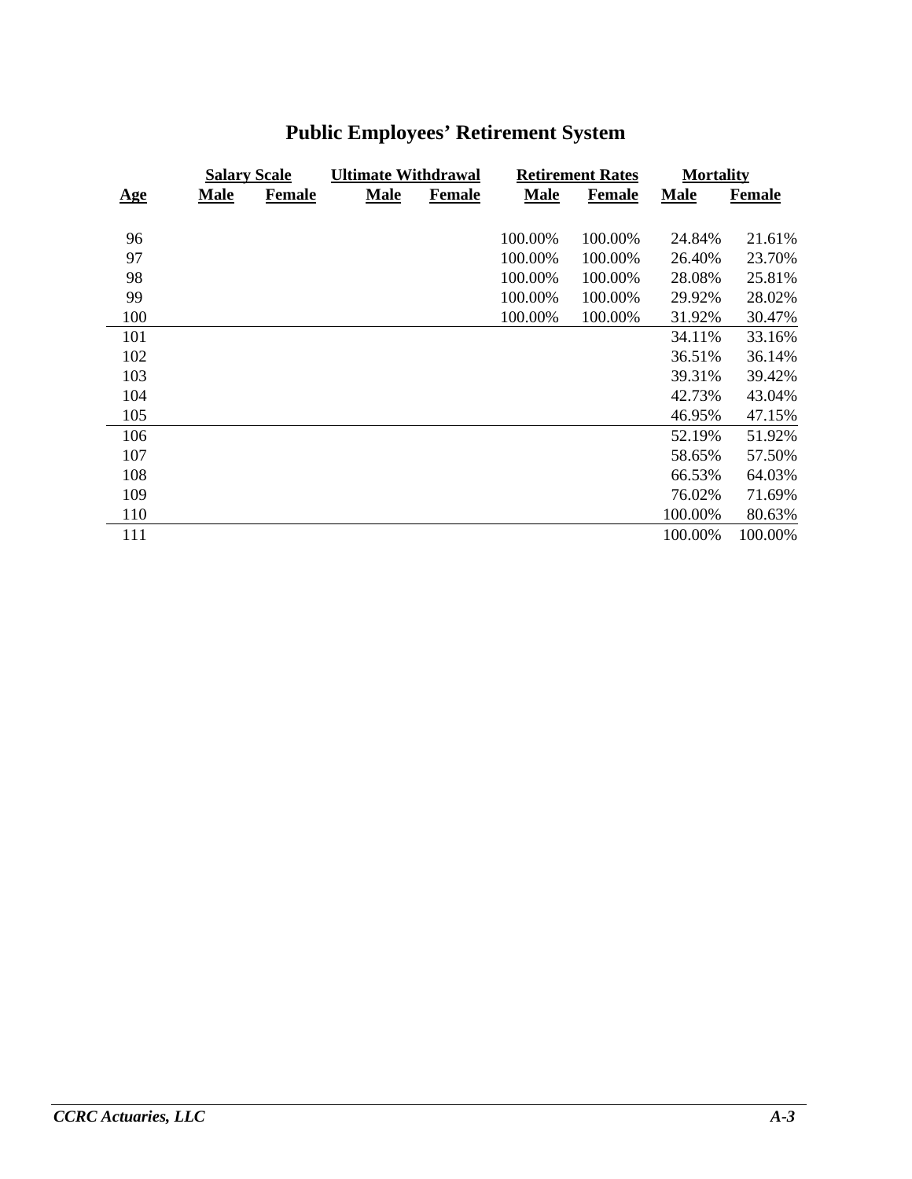## Public Employees' Retirement System

| | Salary Scale | | Ultimate Withdrawal | | Retirement Rates | | Mortality | |
|---|---|---|---|---|---|---|---|---|
| **Age** | **Male** | **Female** | **Male** | **Female** | **Male** | **Female** | **Male** | **Female** |
| 96 | | | | | 100.00% | 100.00% | 24.84% | 21.61% |
| 97 | | | | | 100.00% | 100.00% | 26.40% | 23.70% |
| 98 | | | | | 100.00% | 100.00% | 28.08% | 25.81% |
| 99 | | | | | 100.00% | 100.00% | 29.92% | 28.02% |
| 100 | | | | | 100.00% | 100.00% | 31.92% | 30.47% |
| 101 | | | | | | | 34.11% | 33.16% |
| 102 | | | | | | | 36.51% | 36.14% |
| 103 | | | | | | | 39.31% | 39.42% |
| 104 | | | | | | | 42.73% | 43.04% |
| 105 | | | | | | | 46.95% | 47.15% |
| 106 | | | | | | | 52.19% | 51.92% |
| 107 | | | | | | | 58.65% | 57.50% |
| 108 | | | | | | | 66.53% | 64.03% |
| 109 | | | | | | | 76.02% | 71.69% |
| 110 | | | | | | | 100.00% | 80.63% |
| 111 | | | | | | | 100.00% | 100.00% |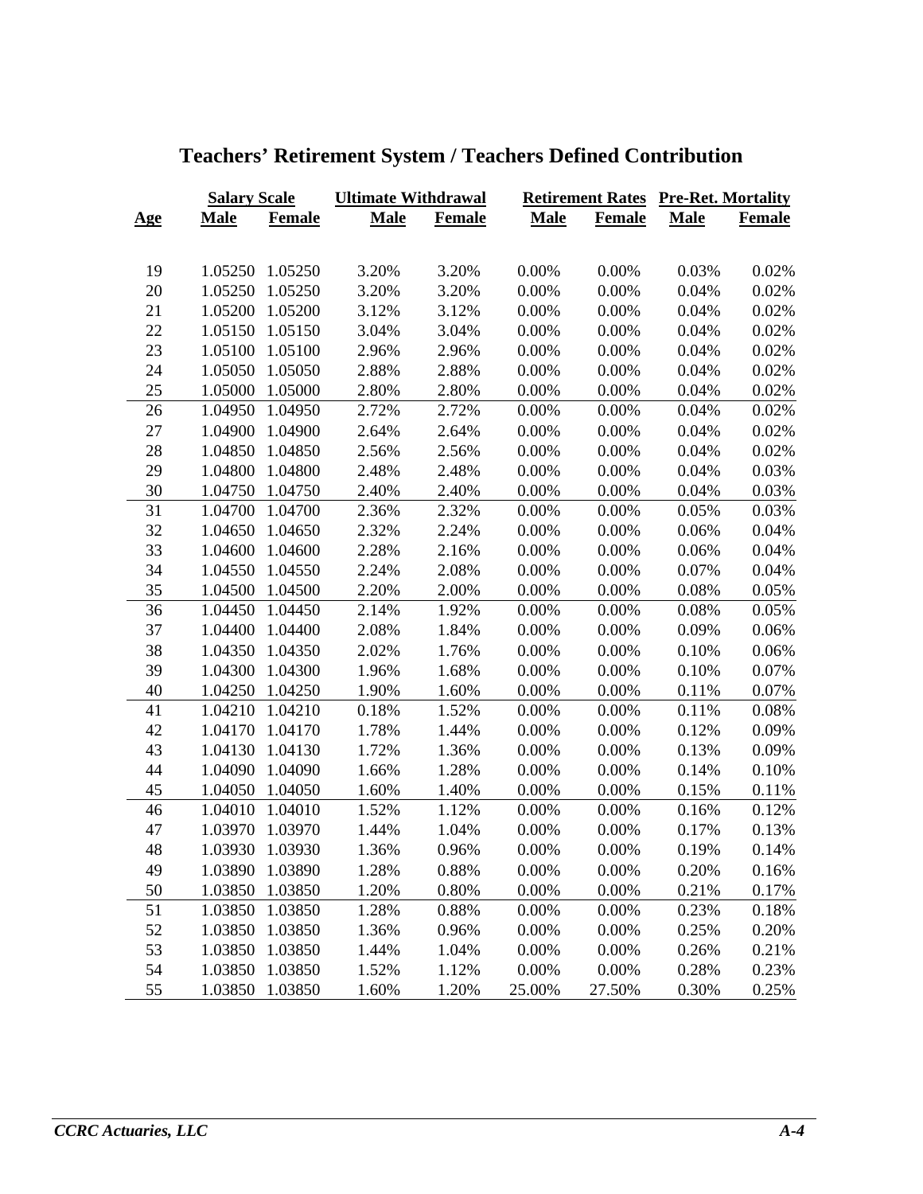# Teachers' Retirement System / Teachers Defined Contribution

| Age | Salary Scale | | Ultimate Withdrawal | | Retirement Rates | | Pre-Ret. Mortality | |
|---|---|---|---|---|---|---|---|---|
| | Male | Female | Male | Female | Male | Female | Male | Female |
| 19 | 1.05250 | 1.05250 | 3.20% | 3.20% | 0.00% | 0.00% | 0.03% | 0.02% |
| 20 | 1.05250 | 1.05250 | 3.20% | 3.20% | 0.00% | 0.00% | 0.04% | 0.02% |
| 21 | 1.05200 | 1.05200 | 3.12% | 3.12% | 0.00% | 0.00% | 0.04% | 0.02% |
| 22 | 1.05150 | 1.05150 | 3.04% | 3.04% | 0.00% | 0.00% | 0.04% | 0.02% |
| 23 | 1.05100 | 1.05100 | 2.96% | 2.96% | 0.00% | 0.00% | 0.04% | 0.02% |
| 24 | 1.05050 | 1.05050 | 2.88% | 2.88% | 0.00% | 0.00% | 0.04% | 0.02% |
| 25 | 1.05000 | 1.05000 | 2.80% | 2.80% | 0.00% | 0.00% | 0.04% | 0.02% |
| 26 | 1.04950 | 1.04950 | 2.72% | 2.72% | 0.00% | 0.00% | 0.04% | 0.02% |
| 27 | 1.04900 | 1.04900 | 2.64% | 2.64% | 0.00% | 0.00% | 0.04% | 0.02% |
| 28 | 1.04850 | 1.04850 | 2.56% | 2.56% | 0.00% | 0.00% | 0.04% | 0.02% |
| 29 | 1.04800 | 1.04800 | 2.48% | 2.48% | 0.00% | 0.00% | 0.04% | 0.03% |
| 30 | 1.04750 | 1.04750 | 2.40% | 2.40% | 0.00% | 0.00% | 0.04% | 0.03% |
| 31 | 1.04700 | 1.04700 | 2.36% | 2.32% | 0.00% | 0.00% | 0.05% | 0.03% |
| 32 | 1.04650 | 1.04650 | 2.32% | 2.24% | 0.00% | 0.00% | 0.06% | 0.04% |
| 33 | 1.04600 | 1.04600 | 2.28% | 2.16% | 0.00% | 0.00% | 0.06% | 0.04% |
| 34 | 1.04550 | 1.04550 | 2.24% | 2.08% | 0.00% | 0.00% | 0.07% | 0.04% |
| 35 | 1.04500 | 1.04500 | 2.20% | 2.00% | 0.00% | 0.00% | 0.08% | 0.05% |
| 36 | 1.04450 | 1.04450 | 2.14% | 1.92% | 0.00% | 0.00% | 0.08% | 0.05% |
| 37 | 1.04400 | 1.04400 | 2.08% | 1.84% | 0.00% | 0.00% | 0.09% | 0.06% |
| 38 | 1.04350 | 1.04350 | 2.02% | 1.76% | 0.00% | 0.00% | 0.10% | 0.06% |
| 39 | 1.04300 | 1.04300 | 1.96% | 1.68% | 0.00% | 0.00% | 0.10% | 0.07% |
| 40 | 1.04250 | 1.04250 | 1.90% | 1.60% | 0.00% | 0.00% | 0.11% | 0.07% |
| 41 | 1.04210 | 1.04210 | 0.18% | 1.52% | 0.00% | 0.00% | 0.11% | 0.08% |
| 42 | 1.04170 | 1.04170 | 1.78% | 1.44% | 0.00% | 0.00% | 0.12% | 0.09% |
| 43 | 1.04130 | 1.04130 | 1.72% | 1.36% | 0.00% | 0.00% | 0.13% | 0.09% |
| 44 | 1.04090 | 1.04090 | 1.66% | 1.28% | 0.00% | 0.00% | 0.14% | 0.10% |
| 45 | 1.04050 | 1.04050 | 1.60% | 1.40% | 0.00% | 0.00% | 0.15% | 0.11% |
| 46 | 1.04010 | 1.04010 | 1.52% | 1.12% | 0.00% | 0.00% | 0.16% | 0.12% |
| 47 | 1.03970 | 1.03970 | 1.44% | 1.04% | 0.00% | 0.00% | 0.17% | 0.13% |
| 48 | 1.03930 | 1.03930 | 1.36% | 0.96% | 0.00% | 0.00% | 0.19% | 0.14% |
| 49 | 1.03890 | 1.03890 | 1.28% | 0.88% | 0.00% | 0.00% | 0.20% | 0.16% |
| 50 | 1.03850 | 1.03850 | 1.20% | 0.80% | 0.00% | 0.00% | 0.21% | 0.17% |
| 51 | 1.03850 | 1.03850 | 1.28% | 0.88% | 0.00% | 0.00% | 0.23% | 0.18% |
| 52 | 1.03850 | 1.03850 | 1.36% | 0.96% | 0.00% | 0.00% | 0.25% | 0.20% |
| 53 | 1.03850 | 1.03850 | 1.44% | 1.04% | 0.00% | 0.00% | 0.26% | 0.21% |
| 54 | 1.03850 | 1.03850 | 1.52% | 1.12% | 0.00% | 0.00% | 0.28% | 0.23% |
| 55 | 1.03850 | 1.03850 | 1.60% | 1.20% | 25.00% | 27.50% | 0.30% | 0.25% |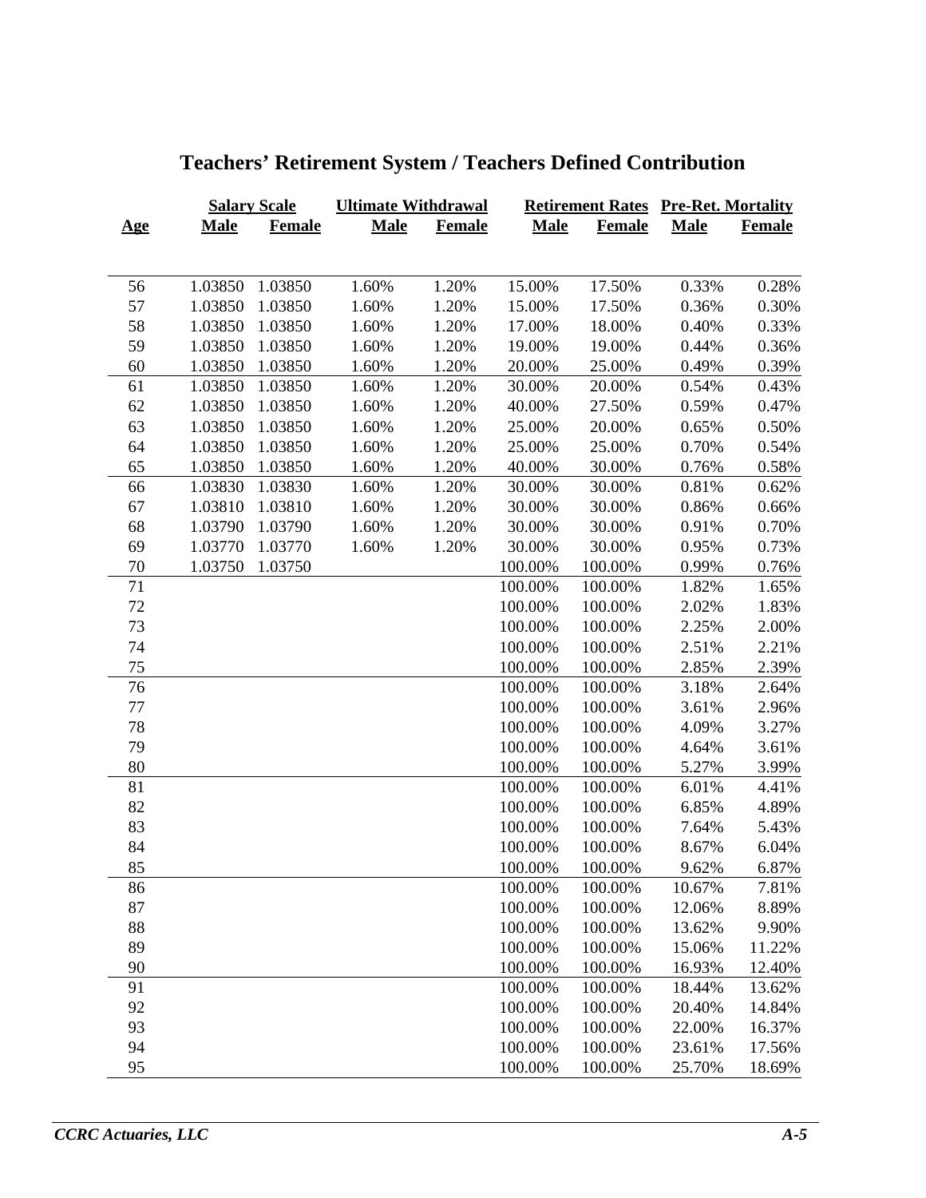# Teachers' Retirement System / Teachers Defined Contribution

| Age | Salary Scale | | Ultimate Withdrawal | | Retirement Rates | | Pre-Ret. Mortality | |
|---|---|---|---|---|---|---|---|---|
| | Male | Female | Male | Female | Male | Female | Male | Female |
| 56 | 1.03850 | 1.03850 | 1.60% | 1.20% | 15.00% | 17.50% | 0.33% | 0.28% |
| 57 | 1.03850 | 1.03850 | 1.60% | 1.20% | 15.00% | 17.50% | 0.36% | 0.30% |
| 58 | 1.03850 | 1.03850 | 1.60% | 1.20% | 17.00% | 18.00% | 0.40% | 0.33% |
| 59 | 1.03850 | 1.03850 | 1.60% | 1.20% | 19.00% | 19.00% | 0.44% | 0.36% |
| 60 | 1.03850 | 1.03850 | 1.60% | 1.20% | 20.00% | 25.00% | 0.49% | 0.39% |
| 61 | 1.03850 | 1.03850 | 1.60% | 1.20% | 30.00% | 20.00% | 0.54% | 0.43% |
| 62 | 1.03850 | 1.03850 | 1.60% | 1.20% | 40.00% | 27.50% | 0.59% | 0.47% |
| 63 | 1.03850 | 1.03850 | 1.60% | 1.20% | 25.00% | 20.00% | 0.65% | 0.50% |
| 64 | 1.03850 | 1.03850 | 1.60% | 1.20% | 25.00% | 25.00% | 0.70% | 0.54% |
| 65 | 1.03850 | 1.03850 | 1.60% | 1.20% | 40.00% | 30.00% | 0.76% | 0.58% |
| 66 | 1.03830 | 1.03830 | 1.60% | 1.20% | 30.00% | 30.00% | 0.81% | 0.62% |
| 67 | 1.03810 | 1.03810 | 1.60% | 1.20% | 30.00% | 30.00% | 0.86% | 0.66% |
| 68 | 1.03790 | 1.03790 | 1.60% | 1.20% | 30.00% | 30.00% | 0.91% | 0.70% |
| 69 | 1.03770 | 1.03770 | 1.60% | 1.20% | 30.00% | 30.00% | 0.95% | 0.73% |
| 70 | 1.03750 | 1.03750 | | | 100.00% | 100.00% | 0.99% | 0.76% |
| 71 | | | | | 100.00% | 100.00% | 1.82% | 1.65% |
| 72 | | | | | 100.00% | 100.00% | 2.02% | 1.83% |
| 73 | | | | | 100.00% | 100.00% | 2.25% | 2.00% |
| 74 | | | | | 100.00% | 100.00% | 2.51% | 2.21% |
| 75 | | | | | 100.00% | 100.00% | 2.85% | 2.39% |
| 76 | | | | | 100.00% | 100.00% | 3.18% | 2.64% |
| 77 | | | | | 100.00% | 100.00% | 3.61% | 2.96% |
| 78 | | | | | 100.00% | 100.00% | 4.09% | 3.27% |
| 79 | | | | | 100.00% | 100.00% | 4.64% | 3.61% |
| 80 | | | | | 100.00% | 100.00% | 5.27% | 3.99% |
| 81 | | | | | 100.00% | 100.00% | 6.01% | 4.41% |
| 82 | | | | | 100.00% | 100.00% | 6.85% | 4.89% |
| 83 | | | | | 100.00% | 100.00% | 7.64% | 5.43% |
| 84 | | | | | 100.00% | 100.00% | 8.67% | 6.04% |
| 85 | | | | | 100.00% | 100.00% | 9.62% | 6.87% |
| 86 | | | | | 100.00% | 100.00% | 10.67% | 7.81% |
| 87 | | | | | 100.00% | 100.00% | 12.06% | 8.89% |
| 88 | | | | | 100.00% | 100.00% | 13.62% | 9.90% |
| 89 | | | | | 100.00% | 100.00% | 15.06% | 11.22% |
| 90 | | | | | 100.00% | 100.00% | 16.93% | 12.40% |
| 91 | | | | | 100.00% | 100.00% | 18.44% | 13.62% |
| 92 | | | | | 100.00% | 100.00% | 20.40% | 14.84% |
| 93 | | | | | 100.00% | 100.00% | 22.00% | 16.37% |
| 94 | | | | | 100.00% | 100.00% | 23.61% | 17.56% |
| 95 | | | | | 100.00% | 100.00% | 25.70% | 18.69% |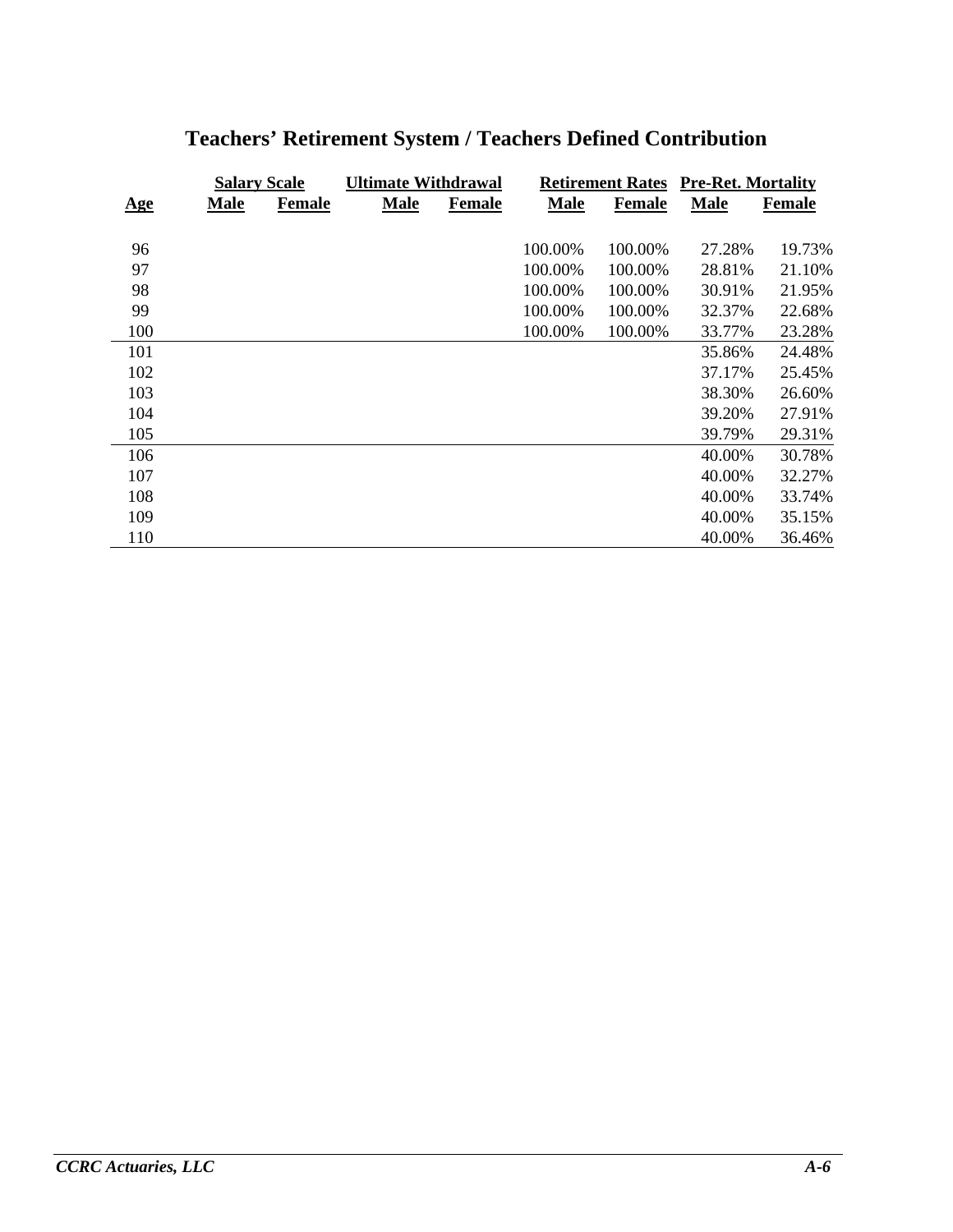## Teachers' Retirement System / Teachers Defined Contribution

| | Salary Scale | | Ultimate Withdrawal | | Retirement Rates | | Pre-Ret. Mortality | |
|---|---|---|---|---|---|---|---|---|
| **Age** | **Male** | **Female** | **Male** | **Female** | **Male** | **Female** | **Male** | **Female** |
| 96 | | | | | 100.00% | 100.00% | 27.28% | 19.73% |
| 97 | | | | | 100.00% | 100.00% | 28.81% | 21.10% |
| 98 | | | | | 100.00% | 100.00% | 30.91% | 21.95% |
| 99 | | | | | 100.00% | 100.00% | 32.37% | 22.68% |
| 100 | | | | | 100.00% | 100.00% | 33.77% | 23.28% |
| 101 | | | | | | | 35.86% | 24.48% |
| 102 | | | | | | | 37.17% | 25.45% |
| 103 | | | | | | | 38.30% | 26.60% |
| 104 | | | | | | | 39.20% | 27.91% |
| 105 | | | | | | | 39.79% | 29.31% |
| 106 | | | | | | | 40.00% | 30.78% |
| 107 | | | | | | | 40.00% | 32.27% |
| 108 | | | | | | | 40.00% | 33.74% |
| 109 | | | | | | | 40.00% | 35.15% |
| 110 | | | | | | | 40.00% | 36.46% |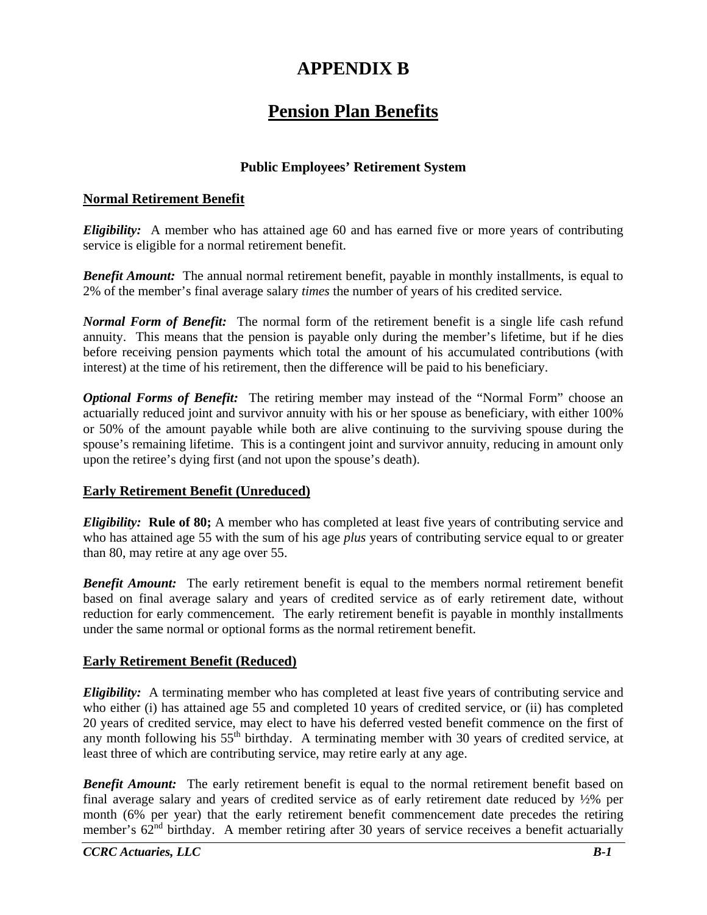# APPENDIX B

## Pension Plan Benefits

### Public Employees' Retirement System

**Normal Retirement Benefit**

***Eligibility:*** A member who has attained age 60 and has earned five or more years of contributing service is eligible for a normal retirement benefit.

***Benefit Amount:*** The annual normal retirement benefit, payable in monthly installments, is equal to 2% of the member's final average salary *times* the number of years of his credited service.

***Normal Form of Benefit:*** The normal form of the retirement benefit is a single life cash refund annuity. This means that the pension is payable only during the member's lifetime, but if he dies before receiving pension payments which total the amount of his accumulated contributions (with interest) at the time of his retirement, then the difference will be paid to his beneficiary.

***Optional Forms of Benefit:*** The retiring member may instead of the "Normal Form" choose an actuarially reduced joint and survivor annuity with his or her spouse as beneficiary, with either 100% or 50% of the amount payable while both are alive continuing to the surviving spouse during the spouse's remaining lifetime. This is a contingent joint and survivor annuity, reducing in amount only upon the retiree's dying first (and not upon the spouse's death).

**Early Retirement Benefit (Unreduced)**

***Eligibility:*** **Rule of 80;** A member who has completed at least five years of contributing service and who has attained age 55 with the sum of his age *plus* years of contributing service equal to or greater than 80, may retire at any age over 55.

***Benefit Amount:*** The early retirement benefit is equal to the members normal retirement benefit based on final average salary and years of credited service as of early retirement date, without reduction for early commencement. The early retirement benefit is payable in monthly installments under the same normal or optional forms as the normal retirement benefit.

**Early Retirement Benefit (Reduced)**

***Eligibility:*** A terminating member who has completed at least five years of contributing service and who either (i) has attained age 55 and completed 10 years of credited service, or (ii) has completed 20 years of credited service, may elect to have his deferred vested benefit commence on the first of any month following his 55th birthday. A terminating member with 30 years of credited service, at least three of which are contributing service, may retire early at any age.

***Benefit Amount:*** The early retirement benefit is equal to the normal retirement benefit based on final average salary and years of credited service as of early retirement date reduced by ½% per month (6% per year) that the early retirement benefit commencement date precedes the retiring member's 62nd birthday. A member retiring after 30 years of service receives a benefit actuarially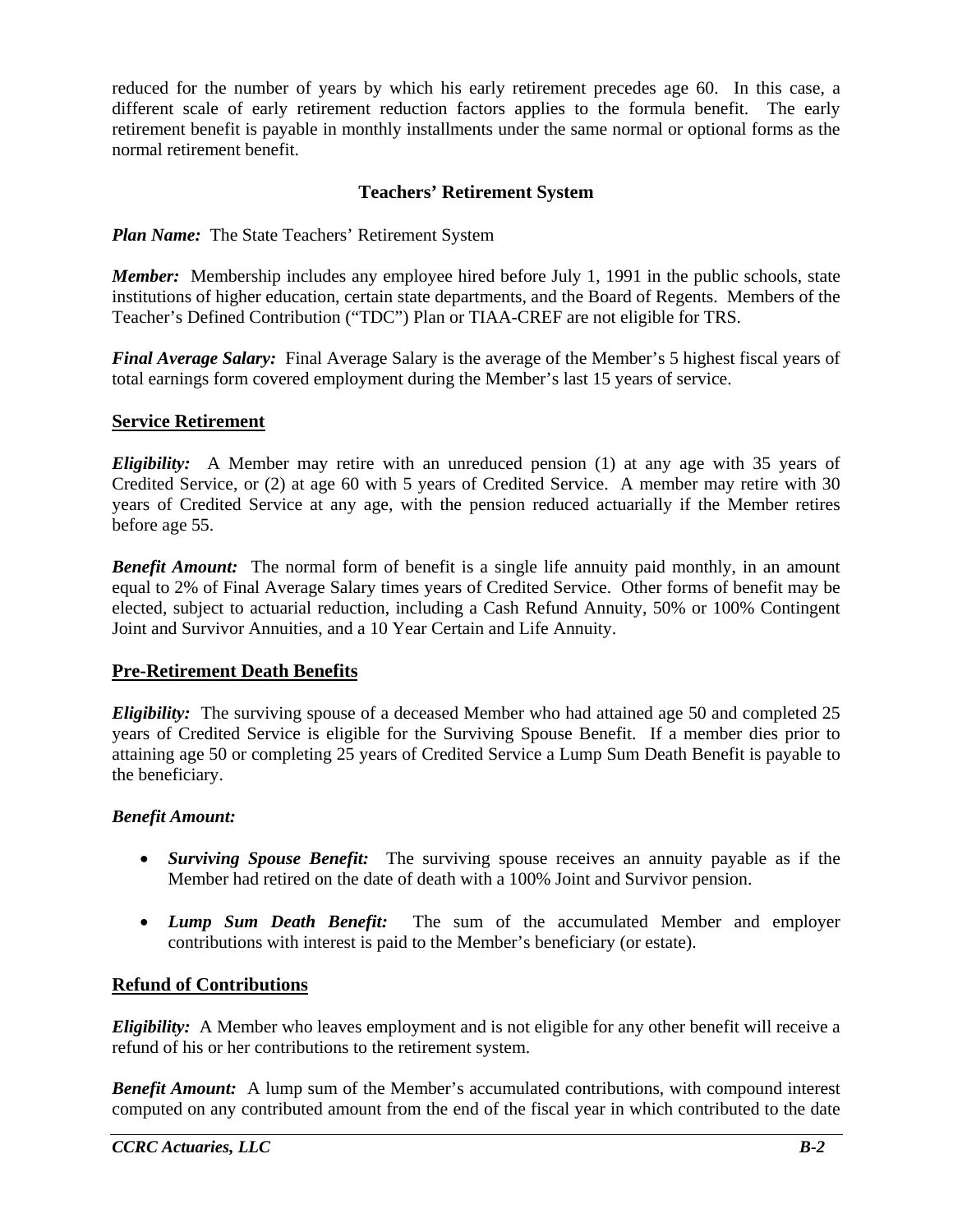reduced for the number of years by which his early retirement precedes age 60. In this case, a different scale of early retirement reduction factors applies to the formula benefit. The early retirement benefit is payable in monthly installments under the same normal or optional forms as the normal retirement benefit.

## Teachers' Retirement System

***Plan Name:*** The State Teachers' Retirement System

***Member:*** Membership includes any employee hired before July 1, 1991 in the public schools, state institutions of higher education, certain state departments, and the Board of Regents. Members of the Teacher's Defined Contribution ("TDC") Plan or TIAA-CREF are not eligible for TRS.

***Final Average Salary:*** Final Average Salary is the average of the Member's 5 highest fiscal years of total earnings form covered employment during the Member's last 15 years of service.

### Service Retirement

***Eligibility:*** A Member may retire with an unreduced pension (1) at any age with 35 years of Credited Service, or (2) at age 60 with 5 years of Credited Service. A member may retire with 30 years of Credited Service at any age, with the pension reduced actuarially if the Member retires before age 55.

***Benefit Amount:*** The normal form of benefit is a single life annuity paid monthly, in an amount equal to 2% of Final Average Salary times years of Credited Service. Other forms of benefit may be elected, subject to actuarial reduction, including a Cash Refund Annuity, 50% or 100% Contingent Joint and Survivor Annuities, and a 10 Year Certain and Life Annuity.

### Pre-Retirement Death Benefits

***Eligibility:*** The surviving spouse of a deceased Member who had attained age 50 and completed 25 years of Credited Service is eligible for the Surviving Spouse Benefit. If a member dies prior to attaining age 50 or completing 25 years of Credited Service a Lump Sum Death Benefit is payable to the beneficiary.

***Benefit Amount:***

- ***Surviving Spouse Benefit:*** The surviving spouse receives an annuity payable as if the Member had retired on the date of death with a 100% Joint and Survivor pension.
- ***Lump Sum Death Benefit:*** The sum of the accumulated Member and employer contributions with interest is paid to the Member's beneficiary (or estate).

### Refund of Contributions

***Eligibility:*** A Member who leaves employment and is not eligible for any other benefit will receive a refund of his or her contributions to the retirement system.

***Benefit Amount:*** A lump sum of the Member's accumulated contributions, with compound interest computed on any contributed amount from the end of the fiscal year in which contributed to the date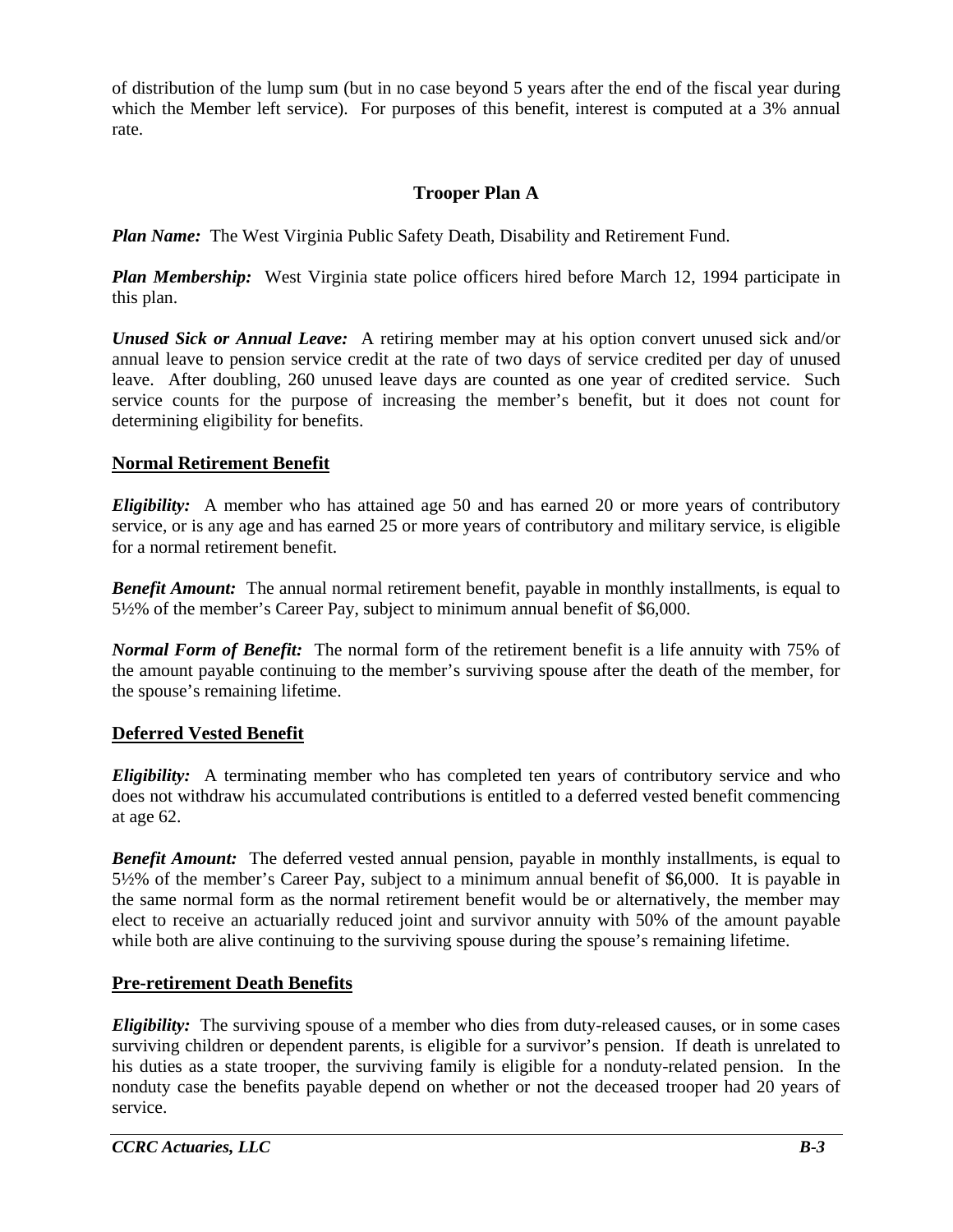of distribution of the lump sum (but in no case beyond 5 years after the end of the fiscal year during which the Member left service). For purposes of this benefit, interest is computed at a 3% annual rate.

## Trooper Plan A

***Plan Name:*** The West Virginia Public Safety Death, Disability and Retirement Fund.

***Plan Membership:*** West Virginia state police officers hired before March 12, 1994 participate in this plan.

***Unused Sick or Annual Leave:*** A retiring member may at his option convert unused sick and/or annual leave to pension service credit at the rate of two days of service credited per day of unused leave. After doubling, 260 unused leave days are counted as one year of credited service. Such service counts for the purpose of increasing the member's benefit, but it does not count for determining eligibility for benefits.

### Normal Retirement Benefit

***Eligibility:*** A member who has attained age 50 and has earned 20 or more years of contributory service, or is any age and has earned 25 or more years of contributory and military service, is eligible for a normal retirement benefit.

***Benefit Amount:*** The annual normal retirement benefit, payable in monthly installments, is equal to 5½% of the member's Career Pay, subject to minimum annual benefit of $6,000.

***Normal Form of Benefit:*** The normal form of the retirement benefit is a life annuity with 75% of the amount payable continuing to the member's surviving spouse after the death of the member, for the spouse's remaining lifetime.

### Deferred Vested Benefit

***Eligibility:*** A terminating member who has completed ten years of contributory service and who does not withdraw his accumulated contributions is entitled to a deferred vested benefit commencing at age 62.

***Benefit Amount:*** The deferred vested annual pension, payable in monthly installments, is equal to 5½% of the member's Career Pay, subject to a minimum annual benefit of $6,000. It is payable in the same normal form as the normal retirement benefit would be or alternatively, the member may elect to receive an actuarially reduced joint and survivor annuity with 50% of the amount payable while both are alive continuing to the surviving spouse during the spouse's remaining lifetime.

### Pre-retirement Death Benefits

***Eligibility:*** The surviving spouse of a member who dies from duty-released causes, or in some cases surviving children or dependent parents, is eligible for a survivor's pension. If death is unrelated to his duties as a state trooper, the surviving family is eligible for a nonduty-related pension. In the nonduty case the benefits payable depend on whether or not the deceased trooper had 20 years of service.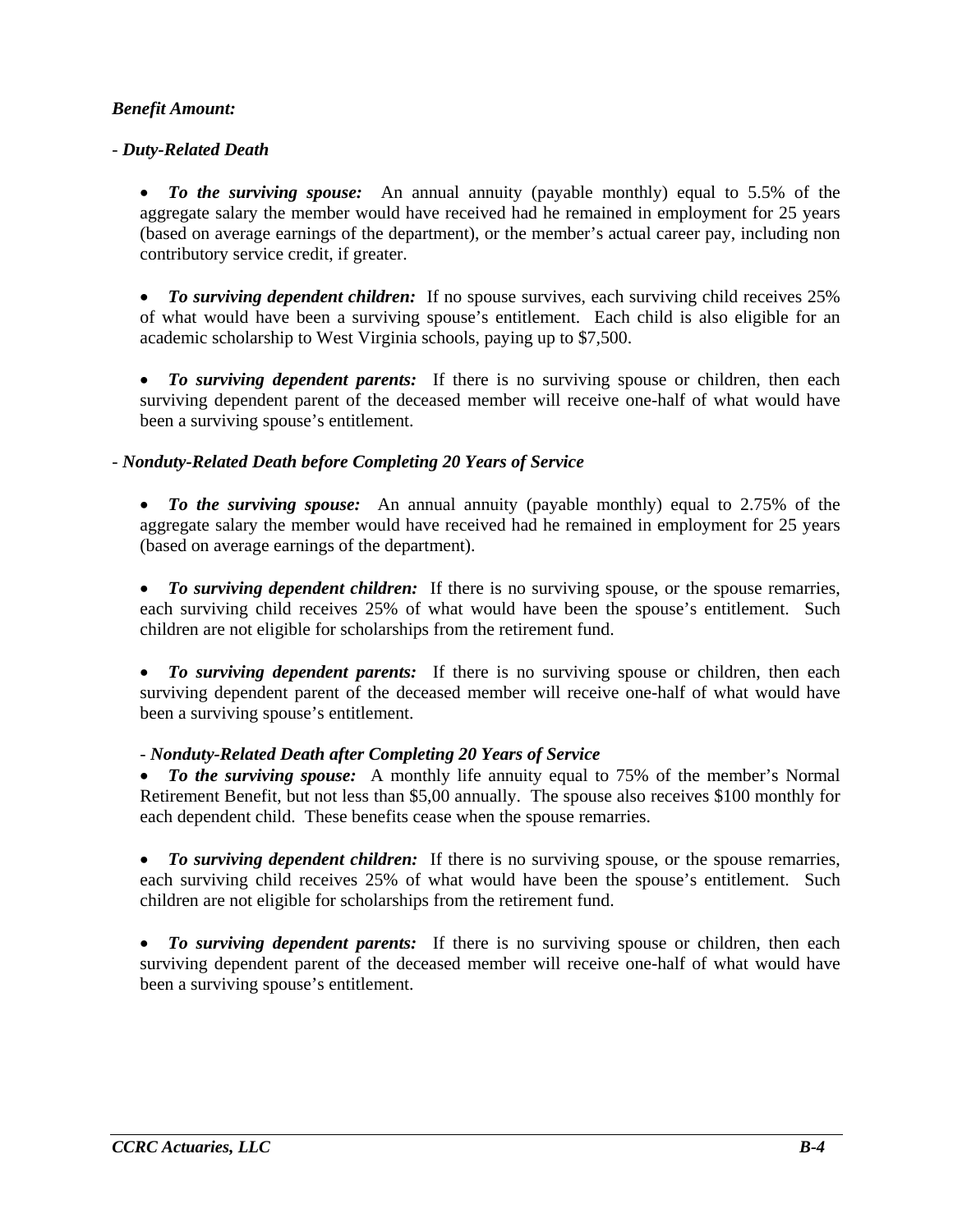***Benefit Amount:***

- ***Duty-Related Death***

- ***To the surviving spouse:*** An annual annuity (payable monthly) equal to 5.5% of the aggregate salary the member would have received had he remained in employment for 25 years (based on average earnings of the department), or the member's actual career pay, including non contributory service credit, if greater.

- ***To surviving dependent children:*** If no spouse survives, each surviving child receives 25% of what would have been a surviving spouse's entitlement. Each child is also eligible for an academic scholarship to West Virginia schools, paying up to $7,500.

- ***To surviving dependent parents:*** If there is no surviving spouse or children, then each surviving dependent parent of the deceased member will receive one-half of what would have been a surviving spouse's entitlement.

- ***Nonduty-Related Death before Completing 20 Years of Service***

- ***To the surviving spouse:*** An annual annuity (payable monthly) equal to 2.75% of the aggregate salary the member would have received had he remained in employment for 25 years (based on average earnings of the department).

- ***To surviving dependent children:*** If there is no surviving spouse, or the spouse remarries, each surviving child receives 25% of what would have been the spouse's entitlement. Such children are not eligible for scholarships from the retirement fund.

- ***To surviving dependent parents:*** If there is no surviving spouse or children, then each surviving dependent parent of the deceased member will receive one-half of what would have been a surviving spouse's entitlement.

- ***Nonduty-Related Death after Completing 20 Years of Service***

- ***To the surviving spouse:*** A monthly life annuity equal to 75% of the member's Normal Retirement Benefit, but not less than $5,00 annually. The spouse also receives $100 monthly for each dependent child. These benefits cease when the spouse remarries.

- ***To surviving dependent children:*** If there is no surviving spouse, or the spouse remarries, each surviving child receives 25% of what would have been the spouse's entitlement. Such children are not eligible for scholarships from the retirement fund.

- ***To surviving dependent parents:*** If there is no surviving spouse or children, then each surviving dependent parent of the deceased member will receive one-half of what would have been a surviving spouse's entitlement.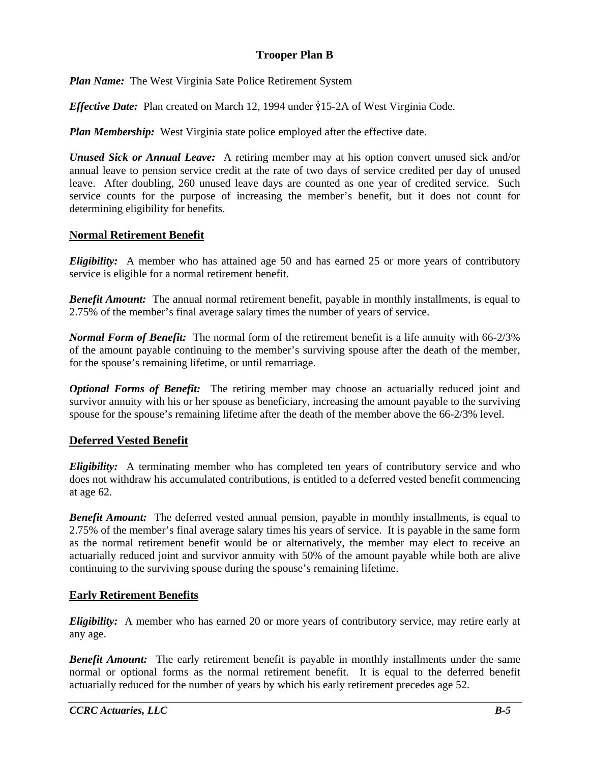# Trooper Plan B

***Plan Name:*** The West Virginia Sate Police Retirement System

***Effective Date:*** Plan created on March 12, 1994 under §15-2A of West Virginia Code.

***Plan Membership:*** West Virginia state police employed after the effective date.

***Unused Sick or Annual Leave:*** A retiring member may at his option convert unused sick and/or annual leave to pension service credit at the rate of two days of service credited per day of unused leave. After doubling, 260 unused leave days are counted as one year of credited service. Such service counts for the purpose of increasing the member's benefit, but it does not count for determining eligibility for benefits.

## Normal Retirement Benefit

***Eligibility:*** A member who has attained age 50 and has earned 25 or more years of contributory service is eligible for a normal retirement benefit.

***Benefit Amount:*** The annual normal retirement benefit, payable in monthly installments, is equal to 2.75% of the member's final average salary times the number of years of service.

***Normal Form of Benefit:*** The normal form of the retirement benefit is a life annuity with 66-2/3% of the amount payable continuing to the member's surviving spouse after the death of the member, for the spouse's remaining lifetime, or until remarriage.

***Optional Forms of Benefit:*** The retiring member may choose an actuarially reduced joint and survivor annuity with his or her spouse as beneficiary, increasing the amount payable to the surviving spouse for the spouse's remaining lifetime after the death of the member above the 66-2/3% level.

## Deferred Vested Benefit

***Eligibility:*** A terminating member who has completed ten years of contributory service and who does not withdraw his accumulated contributions, is entitled to a deferred vested benefit commencing at age 62.

***Benefit Amount:*** The deferred vested annual pension, payable in monthly installments, is equal to 2.75% of the member's final average salary times his years of service. It is payable in the same form as the normal retirement benefit would be or alternatively, the member may elect to receive an actuarially reduced joint and survivor annuity with 50% of the amount payable while both are alive continuing to the surviving spouse during the spouse's remaining lifetime.

## Early Retirement Benefits

***Eligibility:*** A member who has earned 20 or more years of contributory service, may retire early at any age.

***Benefit Amount:*** The early retirement benefit is payable in monthly installments under the same normal or optional forms as the normal retirement benefit. It is equal to the deferred benefit actuarially reduced for the number of years by which his early retirement precedes age 52.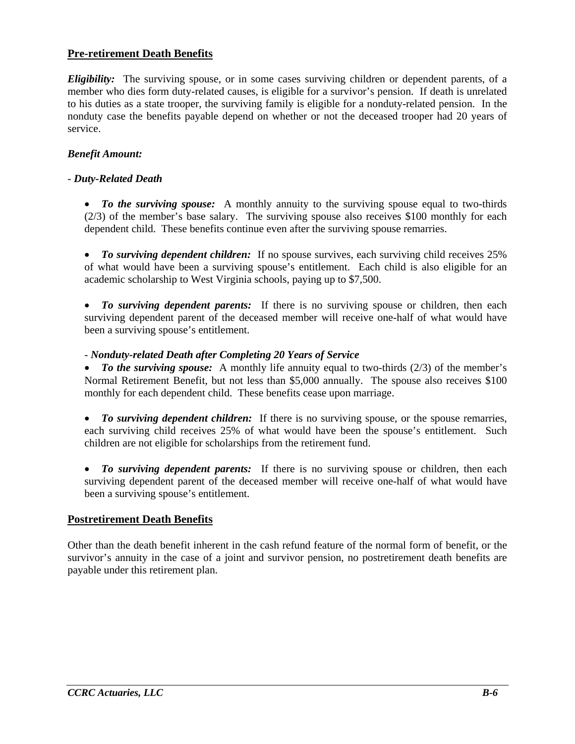## Pre-retirement Death Benefits

***Eligibility:*** The surviving spouse, or in some cases surviving children or dependent parents, of a member who dies form duty-related causes, is eligible for a survivor's pension. If death is unrelated to his duties as a state trooper, the surviving family is eligible for a nonduty-related pension. In the nonduty case the benefits payable depend on whether or not the deceased trooper had 20 years of service.

***Benefit Amount:***

- ***Duty-Related Death***

- ***To the surviving spouse:*** A monthly annuity to the surviving spouse equal to two-thirds (2/3) of the member's base salary. The surviving spouse also receives $100 monthly for each dependent child. These benefits continue even after the surviving spouse remarries.

- ***To surviving dependent children:*** If no spouse survives, each surviving child receives 25% of what would have been a surviving spouse's entitlement. Each child is also eligible for an academic scholarship to West Virginia schools, paying up to $7,500.

- ***To surviving dependent parents:*** If there is no surviving spouse or children, then each surviving dependent parent of the deceased member will receive one-half of what would have been a surviving spouse's entitlement.

- ***Nonduty-related Death after Completing 20 Years of Service***

- ***To the surviving spouse:*** A monthly life annuity equal to two-thirds (2/3) of the member's Normal Retirement Benefit, but not less than $5,000 annually. The spouse also receives $100 monthly for each dependent child. These benefits cease upon marriage.

- ***To surviving dependent children:*** If there is no surviving spouse, or the spouse remarries, each surviving child receives 25% of what would have been the spouse's entitlement. Such children are not eligible for scholarships from the retirement fund.

- ***To surviving dependent parents:*** If there is no surviving spouse or children, then each surviving dependent parent of the deceased member will receive one-half of what would have been a surviving spouse's entitlement.

## Postretirement Death Benefits

Other than the death benefit inherent in the cash refund feature of the normal form of benefit, or the survivor's annuity in the case of a joint and survivor pension, no postretirement death benefits are payable under this retirement plan.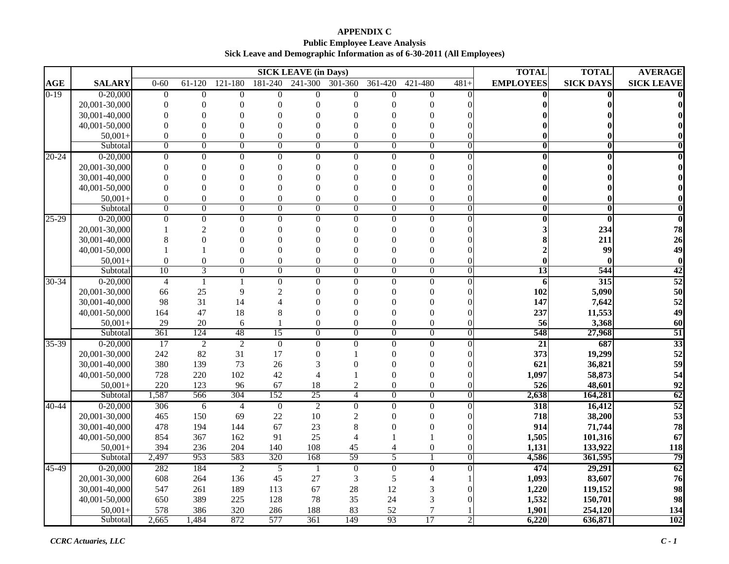**APPENDIX C**
**Public Employee Leave Analysis**
**Sick Leave and Demographic Information as of 6-30-2011 (All Employees)**

| | | SICK LEAVE (in Days) | | | | | | | | | TOTAL | TOTAL | AVERAGE |
|---|---|---|---|---|---|---|---|---|---|---|---|---|---|
| AGE | SALARY | 0-60 | 61-120 | 121-180 | 181-240 | 241-300 | 301-360 | 361-420 | 421-480 | 481+ | EMPLOYEES | SICK DAYS | SICK LEAVE |
| 0-19 | 0-20,000 | 0 | 0 | 0 | 0 | 0 | 0 | 0 | 0 | 0 | **0** | **0** | **0** |
| | 20,001-30,000 | 0 | 0 | 0 | 0 | 0 | 0 | 0 | 0 | 0 | **0** | **0** | **0** |
| | 30,001-40,000 | 0 | 0 | 0 | 0 | 0 | 0 | 0 | 0 | 0 | **0** | **0** | **0** |
| | 40,001-50,000 | 0 | 0 | 0 | 0 | 0 | 0 | 0 | 0 | 0 | **0** | **0** | **0** |
| | 50,001+ | 0 | 0 | 0 | 0 | 0 | 0 | 0 | 0 | 0 | **0** | **0** | **0** |
| | Subtotal | 0 | 0 | 0 | 0 | 0 | 0 | 0 | 0 | 0 | **0** | **0** | **0** |
| 20-24 | 0-20,000 | 0 | 0 | 0 | 0 | 0 | 0 | 0 | 0 | 0 | **0** | **0** | **0** |
| | 20,001-30,000 | 0 | 0 | 0 | 0 | 0 | 0 | 0 | 0 | 0 | **0** | **0** | **0** |
| | 30,001-40,000 | 0 | 0 | 0 | 0 | 0 | 0 | 0 | 0 | 0 | **0** | **0** | **0** |
| | 40,001-50,000 | 0 | 0 | 0 | 0 | 0 | 0 | 0 | 0 | 0 | **0** | **0** | **0** |
| | 50,001+ | 0 | 0 | 0 | 0 | 0 | 0 | 0 | 0 | 0 | **0** | **0** | **0** |
| | Subtotal | 0 | 0 | 0 | 0 | 0 | 0 | 0 | 0 | 0 | **0** | **0** | **0** |
| 25-29 | 0-20,000 | 0 | 0 | 0 | 0 | 0 | 0 | 0 | 0 | 0 | **0** | **0** | **0** |
| | 20,001-30,000 | 1 | 2 | 0 | 0 | 0 | 0 | 0 | 0 | 0 | **3** | **234** | **78** |
| | 30,001-40,000 | 8 | 0 | 0 | 0 | 0 | 0 | 0 | 0 | 0 | **8** | **211** | **26** |
| | 40,001-50,000 | 1 | 1 | 0 | 0 | 0 | 0 | 0 | 0 | 0 | **2** | **99** | **49** |
| | 50,001+ | 0 | 0 | 0 | 0 | 0 | 0 | 0 | 0 | 0 | **0** | **0** | **0** |
| | Subtotal | 10 | 3 | 0 | 0 | 0 | 0 | 0 | 0 | 0 | **13** | **544** | **42** |
| 30-34 | 0-20,000 | 4 | 1 | 1 | 0 | 0 | 0 | 0 | 0 | 0 | **6** | **315** | **52** |
| | 20,001-30,000 | 66 | 25 | 9 | 2 | 0 | 0 | 0 | 0 | 0 | **102** | **5,090** | **50** |
| | 30,001-40,000 | 98 | 31 | 14 | 4 | 0 | 0 | 0 | 0 | 0 | **147** | **7,642** | **52** |
| | 40,001-50,000 | 164 | 47 | 18 | 8 | 0 | 0 | 0 | 0 | 0 | **237** | **11,553** | **49** |
| | 50,001+ | 29 | 20 | 6 | 1 | 0 | 0 | 0 | 0 | 0 | **56** | **3,368** | **60** |
| | Subtotal | 361 | 124 | 48 | 15 | 0 | 0 | 0 | 0 | 0 | **548** | **27,968** | **51** |
| 35-39 | 0-20,000 | 17 | 2 | 2 | 0 | 0 | 0 | 0 | 0 | 0 | **21** | **687** | **33** |
| | 20,001-30,000 | 242 | 82 | 31 | 17 | 0 | 1 | 0 | 0 | 0 | **373** | **19,299** | **52** |
| | 30,001-40,000 | 380 | 139 | 73 | 26 | 3 | 0 | 0 | 0 | 0 | **621** | **36,821** | **59** |
| | 40,001-50,000 | 728 | 220 | 102 | 42 | 4 | 1 | 0 | 0 | 0 | **1,097** | **58,873** | **54** |
| | 50,001+ | 220 | 123 | 96 | 67 | 18 | 2 | 0 | 0 | 0 | **526** | **48,601** | **92** |
| | Subtotal | 1,587 | 566 | 304 | 152 | 25 | 4 | 0 | 0 | 0 | **2,638** | **164,281** | **62** |
| 40-44 | 0-20,000 | 306 | 6 | 4 | 0 | 2 | 0 | 0 | 0 | 0 | **318** | **16,412** | **52** |
| | 20,001-30,000 | 465 | 150 | 69 | 22 | 10 | 2 | 0 | 0 | 0 | **718** | **38,200** | **53** |
| | 30,001-40,000 | 478 | 194 | 144 | 67 | 23 | 8 | 0 | 0 | 0 | **914** | **71,744** | **78** |
| | 40,001-50,000 | 854 | 367 | 162 | 91 | 25 | 4 | 1 | 1 | 0 | **1,505** | **101,316** | **67** |
| | 50,001+ | 394 | 236 | 204 | 140 | 108 | 45 | 4 | 0 | 0 | **1,131** | **133,922** | **118** |
| | Subtotal | 2,497 | 953 | 583 | 320 | 168 | 59 | 5 | 1 | 0 | **4,586** | **361,595** | **79** |
| 45-49 | 0-20,000 | 282 | 184 | 2 | 5 | 1 | 0 | 0 | 0 | 0 | **474** | **29,291** | **62** |
| | 20,001-30,000 | 608 | 264 | 136 | 45 | 27 | 3 | 5 | 4 | 1 | **1,093** | **83,607** | **76** |
| | 30,001-40,000 | 547 | 261 | 189 | 113 | 67 | 28 | 12 | 3 | 0 | **1,220** | **119,152** | **98** |
| | 40,001-50,000 | 650 | 389 | 225 | 128 | 78 | 35 | 24 | 3 | 0 | **1,532** | **150,701** | **98** |
| | 50,001+ | 578 | 386 | 320 | 286 | 188 | 83 | 52 | 7 | 1 | **1,901** | **254,120** | **134** |
| | Subtotal | 2,665 | 1,484 | 872 | 577 | 361 | 149 | 93 | 17 | 2 | **6,220** | **636,871** | **102** |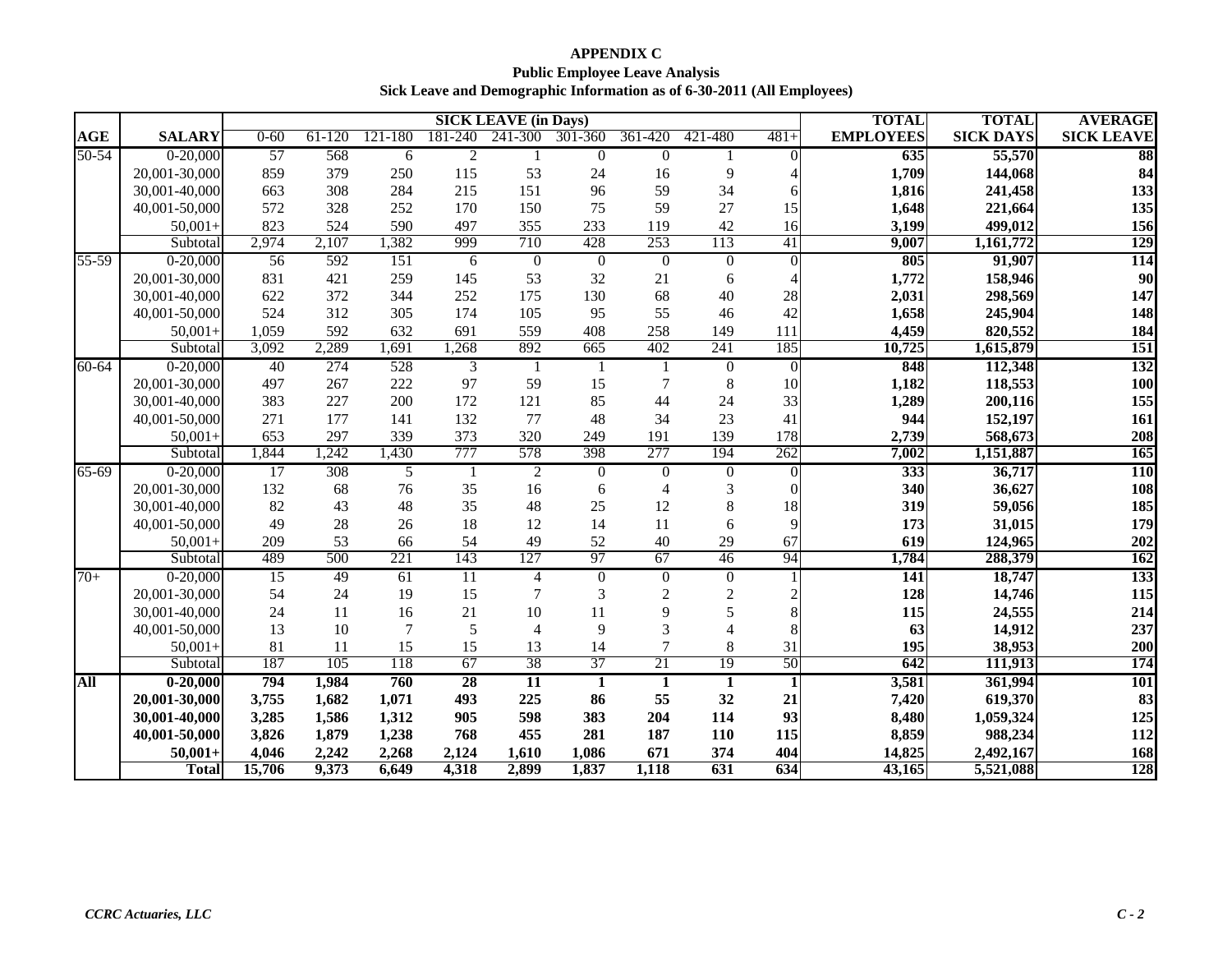**APPENDIX C**

**Public Employee Leave Analysis**

**Sick Leave and Demographic Information as of 6-30-2011 (All Employees)**

| AGE | SALARY | SICK LEAVE (in Days) | | | | | | | | | TOTAL EMPLOYEES | TOTAL SICK DAYS | AVERAGE SICK LEAVE |
|---|---|---|---|---|---|---|---|---|---|---|---|---|---|
| | | 0-60 | 61-120 | 121-180 | 181-240 | 241-300 | 301-360 | 361-420 | 421-480 | 481+ | | | |
| 50-54 | 0-20,000 | 57 | 568 | 6 | 2 | 1 | 0 | 0 | 1 | 0 | **635** | **55,570** | **88** |
| | 20,001-30,000 | 859 | 379 | 250 | 115 | 53 | 24 | 16 | 9 | 4 | **1,709** | **144,068** | **84** |
| | 30,001-40,000 | 663 | 308 | 284 | 215 | 151 | 96 | 59 | 34 | 6 | **1,816** | **241,458** | **133** |
| | 40,001-50,000 | 572 | 328 | 252 | 170 | 150 | 75 | 59 | 27 | 15 | **1,648** | **221,664** | **135** |
| | 50,001+ | 823 | 524 | 590 | 497 | 355 | 233 | 119 | 42 | 16 | **3,199** | **499,012** | **156** |
| | Subtotal | 2,974 | 2,107 | 1,382 | 999 | 710 | 428 | 253 | 113 | 41 | **9,007** | **1,161,772** | **129** |
| 55-59 | 0-20,000 | 56 | 592 | 151 | 6 | 0 | 0 | 0 | 0 | 0 | **805** | **91,907** | **114** |
| | 20,001-30,000 | 831 | 421 | 259 | 145 | 53 | 32 | 21 | 6 | 4 | **1,772** | **158,946** | **90** |
| | 30,001-40,000 | 622 | 372 | 344 | 252 | 175 | 130 | 68 | 40 | 28 | **2,031** | **298,569** | **147** |
| | 40,001-50,000 | 524 | 312 | 305 | 174 | 105 | 95 | 55 | 46 | 42 | **1,658** | **245,904** | **148** |
| | 50,001+ | 1,059 | 592 | 632 | 691 | 559 | 408 | 258 | 149 | 111 | **4,459** | **820,552** | **184** |
| | Subtotal | 3,092 | 2,289 | 1,691 | 1,268 | 892 | 665 | 402 | 241 | 185 | **10,725** | **1,615,879** | **151** |
| 60-64 | 0-20,000 | 40 | 274 | 528 | 3 | 1 | 1 | 1 | 0 | 0 | **848** | **112,348** | **132** |
| | 20,001-30,000 | 497 | 267 | 222 | 97 | 59 | 15 | 7 | 8 | 10 | **1,182** | **118,553** | **100** |
| | 30,001-40,000 | 383 | 227 | 200 | 172 | 121 | 85 | 44 | 24 | 33 | **1,289** | **200,116** | **155** |
| | 40,001-50,000 | 271 | 177 | 141 | 132 | 77 | 48 | 34 | 23 | 41 | **944** | **152,197** | **161** |
| | 50,001+ | 653 | 297 | 339 | 373 | 320 | 249 | 191 | 139 | 178 | **2,739** | **568,673** | **208** |
| | Subtotal | 1,844 | 1,242 | 1,430 | 777 | 578 | 398 | 277 | 194 | 262 | **7,002** | **1,151,887** | **165** |
| 65-69 | 0-20,000 | 17 | 308 | 5 | 1 | 2 | 0 | 0 | 0 | 0 | **333** | **36,717** | **110** |
| | 20,001-30,000 | 132 | 68 | 76 | 35 | 16 | 6 | 4 | 3 | 0 | **340** | **36,627** | **108** |
| | 30,001-40,000 | 82 | 43 | 48 | 35 | 48 | 25 | 12 | 8 | 18 | **319** | **59,056** | **185** |
| | 40,001-50,000 | 49 | 28 | 26 | 18 | 12 | 14 | 11 | 6 | 9 | **173** | **31,015** | **179** |
| | 50,001+ | 209 | 53 | 66 | 54 | 49 | 52 | 40 | 29 | 67 | **619** | **124,965** | **202** |
| | Subtotal | 489 | 500 | 221 | 143 | 127 | 97 | 67 | 46 | 94 | **1,784** | **288,379** | **162** |
| 70+ | 0-20,000 | 15 | 49 | 61 | 11 | 4 | 0 | 0 | 0 | 1 | **141** | **18,747** | **133** |
| | 20,001-30,000 | 54 | 24 | 19 | 15 | 7 | 3 | 2 | 2 | 2 | **128** | **14,746** | **115** |
| | 30,001-40,000 | 24 | 11 | 16 | 21 | 10 | 11 | 9 | 5 | 8 | **115** | **24,555** | **214** |
| | 40,001-50,000 | 13 | 10 | 7 | 5 | 4 | 9 | 3 | 4 | 8 | **63** | **14,912** | **237** |
| | 50,001+ | 81 | 11 | 15 | 15 | 13 | 14 | 7 | 8 | 31 | **195** | **38,953** | **200** |
| | Subtotal | 187 | 105 | 118 | 67 | 38 | 37 | 21 | 19 | 50 | **642** | **111,913** | **174** |
| **All** | **0-20,000** | **794** | **1,984** | **760** | **28** | **11** | **1** | **1** | **1** | **1** | **3,581** | **361,994** | **101** |
| | **20,001-30,000** | **3,755** | **1,682** | **1,071** | **493** | **225** | **86** | **55** | **32** | **21** | **7,420** | **619,370** | **83** |
| | **30,001-40,000** | **3,285** | **1,586** | **1,312** | **905** | **598** | **383** | **204** | **114** | **93** | **8,480** | **1,059,324** | **125** |
| | **40,001-50,000** | **3,826** | **1,879** | **1,238** | **768** | **455** | **281** | **187** | **110** | **115** | **8,859** | **988,234** | **112** |
| | **50,001+** | **4,046** | **2,242** | **2,268** | **2,124** | **1,610** | **1,086** | **671** | **374** | **404** | **14,825** | **2,492,167** | **168** |
| | **Total** | **15,706** | **9,373** | **6,649** | **4,318** | **2,899** | **1,837** | **1,118** | **631** | **634** | **43,165** | **5,521,088** | **128** |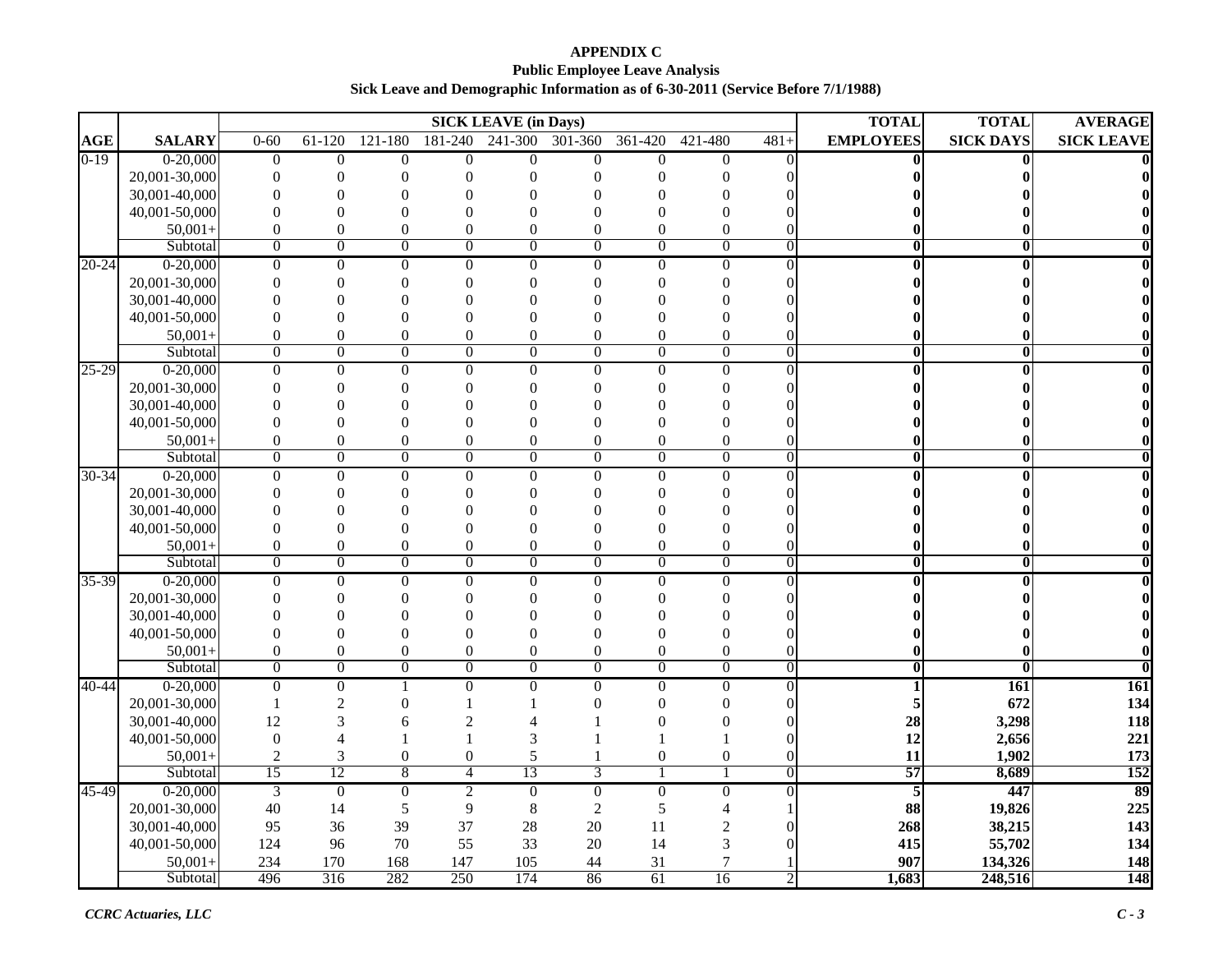# APPENDIX C

## Public Employee Leave Analysis

### Sick Leave and Demographic Information as of 6-30-2011 (Service Before 7/1/1988)

| | | SICK LEAVE (in Days) | | | | | | | | | TOTAL | TOTAL | AVERAGE |
|---|---|---|---|---|---|---|---|---|---|---|---|---|---|
| AGE | SALARY | 0-60 | 61-120 | 121-180 | 181-240 | 241-300 | 301-360 | 361-420 | 421-480 | 481+ | EMPLOYEES | SICK DAYS | SICK LEAVE |
| 0-19 | 0-20,000 | 0 | 0 | 0 | 0 | 0 | 0 | 0 | 0 | 0 | **0** | **0** | **0** |
| | 20,001-30,000 | 0 | 0 | 0 | 0 | 0 | 0 | 0 | 0 | 0 | **0** | **0** | **0** |
| | 30,001-40,000 | 0 | 0 | 0 | 0 | 0 | 0 | 0 | 0 | 0 | **0** | **0** | **0** |
| | 40,001-50,000 | 0 | 0 | 0 | 0 | 0 | 0 | 0 | 0 | 0 | **0** | **0** | **0** |
| | 50,001+ | 0 | 0 | 0 | 0 | 0 | 0 | 0 | 0 | 0 | **0** | **0** | **0** |
| | Subtotal | 0 | 0 | 0 | 0 | 0 | 0 | 0 | 0 | 0 | **0** | **0** | **0** |
| 20-24 | 0-20,000 | 0 | 0 | 0 | 0 | 0 | 0 | 0 | 0 | 0 | **0** | **0** | **0** |
| | 20,001-30,000 | 0 | 0 | 0 | 0 | 0 | 0 | 0 | 0 | 0 | **0** | **0** | **0** |
| | 30,001-40,000 | 0 | 0 | 0 | 0 | 0 | 0 | 0 | 0 | 0 | **0** | **0** | **0** |
| | 40,001-50,000 | 0 | 0 | 0 | 0 | 0 | 0 | 0 | 0 | 0 | **0** | **0** | **0** |
| | 50,001+ | 0 | 0 | 0 | 0 | 0 | 0 | 0 | 0 | 0 | **0** | **0** | **0** |
| | Subtotal | 0 | 0 | 0 | 0 | 0 | 0 | 0 | 0 | 0 | **0** | **0** | **0** |
| 25-29 | 0-20,000 | 0 | 0 | 0 | 0 | 0 | 0 | 0 | 0 | 0 | **0** | **0** | **0** |
| | 20,001-30,000 | 0 | 0 | 0 | 0 | 0 | 0 | 0 | 0 | 0 | **0** | **0** | **0** |
| | 30,001-40,000 | 0 | 0 | 0 | 0 | 0 | 0 | 0 | 0 | 0 | **0** | **0** | **0** |
| | 40,001-50,000 | 0 | 0 | 0 | 0 | 0 | 0 | 0 | 0 | 0 | **0** | **0** | **0** |
| | 50,001+ | 0 | 0 | 0 | 0 | 0 | 0 | 0 | 0 | 0 | **0** | **0** | **0** |
| | Subtotal | 0 | 0 | 0 | 0 | 0 | 0 | 0 | 0 | 0 | **0** | **0** | **0** |
| 30-34 | 0-20,000 | 0 | 0 | 0 | 0 | 0 | 0 | 0 | 0 | 0 | **0** | **0** | **0** |
| | 20,001-30,000 | 0 | 0 | 0 | 0 | 0 | 0 | 0 | 0 | 0 | **0** | **0** | **0** |
| | 30,001-40,000 | 0 | 0 | 0 | 0 | 0 | 0 | 0 | 0 | 0 | **0** | **0** | **0** |
| | 40,001-50,000 | 0 | 0 | 0 | 0 | 0 | 0 | 0 | 0 | 0 | **0** | **0** | **0** |
| | 50,001+ | 0 | 0 | 0 | 0 | 0 | 0 | 0 | 0 | 0 | **0** | **0** | **0** |
| | Subtotal | 0 | 0 | 0 | 0 | 0 | 0 | 0 | 0 | 0 | **0** | **0** | **0** |
| 35-39 | 0-20,000 | 0 | 0 | 0 | 0 | 0 | 0 | 0 | 0 | 0 | **0** | **0** | **0** |
| | 20,001-30,000 | 0 | 0 | 0 | 0 | 0 | 0 | 0 | 0 | 0 | **0** | **0** | **0** |
| | 30,001-40,000 | 0 | 0 | 0 | 0 | 0 | 0 | 0 | 0 | 0 | **0** | **0** | **0** |
| | 40,001-50,000 | 0 | 0 | 0 | 0 | 0 | 0 | 0 | 0 | 0 | **0** | **0** | **0** |
| | 50,001+ | 0 | 0 | 0 | 0 | 0 | 0 | 0 | 0 | 0 | **0** | **0** | **0** |
| | Subtotal | 0 | 0 | 0 | 0 | 0 | 0 | 0 | 0 | 0 | **0** | **0** | **0** |
| 40-44 | 0-20,000 | 0 | 0 | 1 | 0 | 0 | 0 | 0 | 0 | 0 | **1** | **161** | **161** |
| | 20,001-30,000 | 1 | 2 | 0 | 1 | 1 | 0 | 0 | 0 | 0 | **5** | **672** | **134** |
| | 30,001-40,000 | 12 | 3 | 6 | 2 | 4 | 1 | 0 | 0 | 0 | **28** | **3,298** | **118** |
| | 40,001-50,000 | 0 | 4 | 1 | 1 | 3 | 1 | 1 | 1 | 0 | **12** | **2,656** | **221** |
| | 50,001+ | 2 | 3 | 0 | 0 | 5 | 1 | 0 | 0 | 0 | **11** | **1,902** | **173** |
| | Subtotal | 15 | 12 | 8 | 4 | 13 | 3 | 1 | 1 | 0 | **57** | **8,689** | **152** |
| 45-49 | 0-20,000 | 3 | 0 | 0 | 2 | 0 | 0 | 0 | 0 | 0 | **5** | **447** | **89** |
| | 20,001-30,000 | 40 | 14 | 5 | 9 | 8 | 2 | 5 | 4 | 1 | **88** | **19,826** | **225** |
| | 30,001-40,000 | 95 | 36 | 39 | 37 | 28 | 20 | 11 | 2 | 0 | **268** | **38,215** | **143** |
| | 40,001-50,000 | 124 | 96 | 70 | 55 | 33 | 20 | 14 | 3 | 0 | **415** | **55,702** | **134** |
| | 50,001+ | 234 | 170 | 168 | 147 | 105 | 44 | 31 | 7 | 1 | **907** | **134,326** | **148** |
| | Subtotal | 496 | 316 | 282 | 250 | 174 | 86 | 61 | 16 | 2 | **1,683** | **248,516** | **148** |

*CCRC Actuaries, LLC*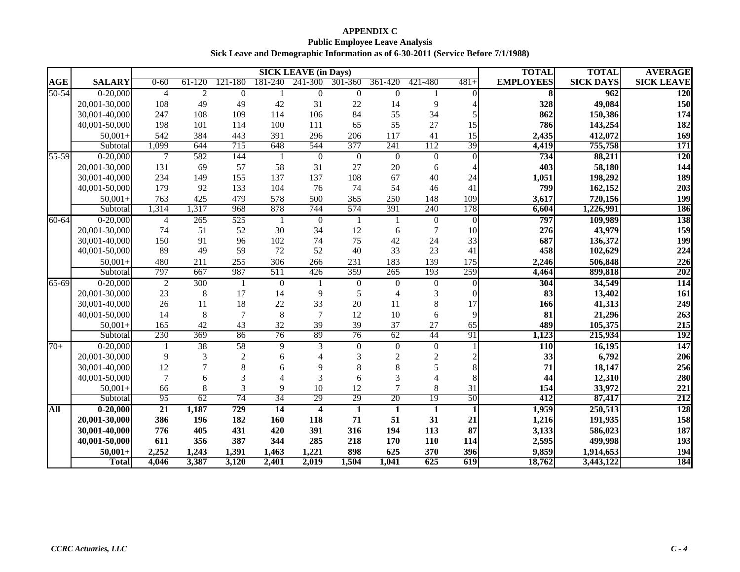**APPENDIX C**

**Public Employee Leave Analysis**

**Sick Leave and Demographic Information as of 6-30-2011 (Service Before 7/1/1988)**

| | | SICK LEAVE (in Days) | | | | | | | | | TOTAL | TOTAL | AVERAGE |
|---|---|---|---|---|---|---|---|---|---|---|---|---|---|
| AGE | SALARY | 0-60 | 61-120 | 121-180 | 181-240 | 241-300 | 301-360 | 361-420 | 421-480 | 481+ | EMPLOYEES | SICK DAYS | SICK LEAVE |
| 50-54 | 0-20,000 | 4 | 2 | 0 | 1 | 0 | 0 | 0 | 1 | 0 | **8** | **962** | **120** |
| | 20,001-30,000 | 108 | 49 | 49 | 42 | 31 | 22 | 14 | 9 | 4 | **328** | **49,084** | **150** |
| | 30,001-40,000 | 247 | 108 | 109 | 114 | 106 | 84 | 55 | 34 | 5 | **862** | **150,386** | **174** |
| | 40,001-50,000 | 198 | 101 | 114 | 100 | 111 | 65 | 55 | 27 | 15 | **786** | **143,254** | **182** |
| | 50,001+ | 542 | 384 | 443 | 391 | 296 | 206 | 117 | 41 | 15 | **2,435** | **412,072** | **169** |
| | Subtotal | 1,099 | 644 | 715 | 648 | 544 | 377 | 241 | 112 | 39 | **4,419** | **755,758** | **171** |
| 55-59 | 0-20,000 | 7 | 582 | 144 | 1 | 0 | 0 | 0 | 0 | 0 | **734** | **88,211** | **120** |
| | 20,001-30,000 | 131 | 69 | 57 | 58 | 31 | 27 | 20 | 6 | 4 | **403** | **58,180** | **144** |
| | 30,001-40,000 | 234 | 149 | 155 | 137 | 137 | 108 | 67 | 40 | 24 | **1,051** | **198,292** | **189** |
| | 40,001-50,000 | 179 | 92 | 133 | 104 | 76 | 74 | 54 | 46 | 41 | **799** | **162,152** | **203** |
| | 50,001+ | 763 | 425 | 479 | 578 | 500 | 365 | 250 | 148 | 109 | **3,617** | **720,156** | **199** |
| | Subtotal | 1,314 | 1,317 | 968 | 878 | 744 | 574 | 391 | 240 | 178 | **6,604** | **1,226,991** | **186** |
| 60-64 | 0-20,000 | 4 | 265 | 525 | 1 | 0 | 1 | 1 | 0 | 0 | **797** | **109,989** | **138** |
| | 20,001-30,000 | 74 | 51 | 52 | 30 | 34 | 12 | 6 | 7 | 10 | **276** | **43,979** | **159** |
| | 30,001-40,000 | 150 | 91 | 96 | 102 | 74 | 75 | 42 | 24 | 33 | **687** | **136,372** | **199** |
| | 40,001-50,000 | 89 | 49 | 59 | 72 | 52 | 40 | 33 | 23 | 41 | **458** | **102,629** | **224** |
| | 50,001+ | 480 | 211 | 255 | 306 | 266 | 231 | 183 | 139 | 175 | **2,246** | **506,848** | **226** |
| | Subtotal | 797 | 667 | 987 | 511 | 426 | 359 | 265 | 193 | 259 | **4,464** | **899,818** | **202** |
| 65-69 | 0-20,000 | 2 | 300 | 1 | 0 | 1 | 0 | 0 | 0 | 0 | **304** | **34,549** | **114** |
| | 20,001-30,000 | 23 | 8 | 17 | 14 | 9 | 5 | 4 | 3 | 0 | **83** | **13,402** | **161** |
| | 30,001-40,000 | 26 | 11 | 18 | 22 | 33 | 20 | 11 | 8 | 17 | **166** | **41,313** | **249** |
| | 40,001-50,000 | 14 | 8 | 7 | 8 | 7 | 12 | 10 | 6 | 9 | **81** | **21,296** | **263** |
| | 50,001+ | 165 | 42 | 43 | 32 | 39 | 39 | 37 | 27 | 65 | **489** | **105,375** | **215** |
| | Subtotal | 230 | 369 | 86 | 76 | 89 | 76 | 62 | 44 | 91 | **1,123** | **215,934** | **192** |
| 70+ | 0-20,000 | 1 | 38 | 58 | 9 | 3 | 0 | 0 | 0 | 1 | **110** | **16,195** | **147** |
| | 20,001-30,000 | 9 | 3 | 2 | 6 | 4 | 3 | 2 | 2 | 2 | **33** | **6,792** | **206** |
| | 30,001-40,000 | 12 | 7 | 8 | 6 | 9 | 8 | 8 | 5 | 8 | **71** | **18,147** | **256** |
| | 40,001-50,000 | 7 | 6 | 3 | 4 | 3 | 6 | 3 | 4 | 8 | **44** | **12,310** | **280** |
| | 50,001+ | 66 | 8 | 3 | 9 | 10 | 12 | 7 | 8 | 31 | **154** | **33,972** | **221** |
| | Subtotal | 95 | 62 | 74 | 34 | 29 | 29 | 20 | 19 | 50 | **412** | **87,417** | **212** |
| **All** | **0-20,000** | **21** | **1,187** | **729** | **14** | **4** | **1** | **1** | **1** | **1** | **1,959** | **250,513** | **128** |
| | **20,001-30,000** | **386** | **196** | **182** | **160** | **118** | **71** | **51** | **31** | **21** | **1,216** | **191,935** | **158** |
| | **30,001-40,000** | **776** | **405** | **431** | **420** | **391** | **316** | **194** | **113** | **87** | **3,133** | **586,023** | **187** |
| | **40,001-50,000** | **611** | **356** | **387** | **344** | **285** | **218** | **170** | **110** | **114** | **2,595** | **499,998** | **193** |
| | **50,001+** | **2,252** | **1,243** | **1,391** | **1,463** | **1,221** | **898** | **625** | **370** | **396** | **9,859** | **1,914,653** | **194** |
| | **Total** | **4,046** | **3,387** | **3,120** | **2,401** | **2,019** | **1,504** | **1,041** | **625** | **619** | **18,762** | **3,443,122** | **184** |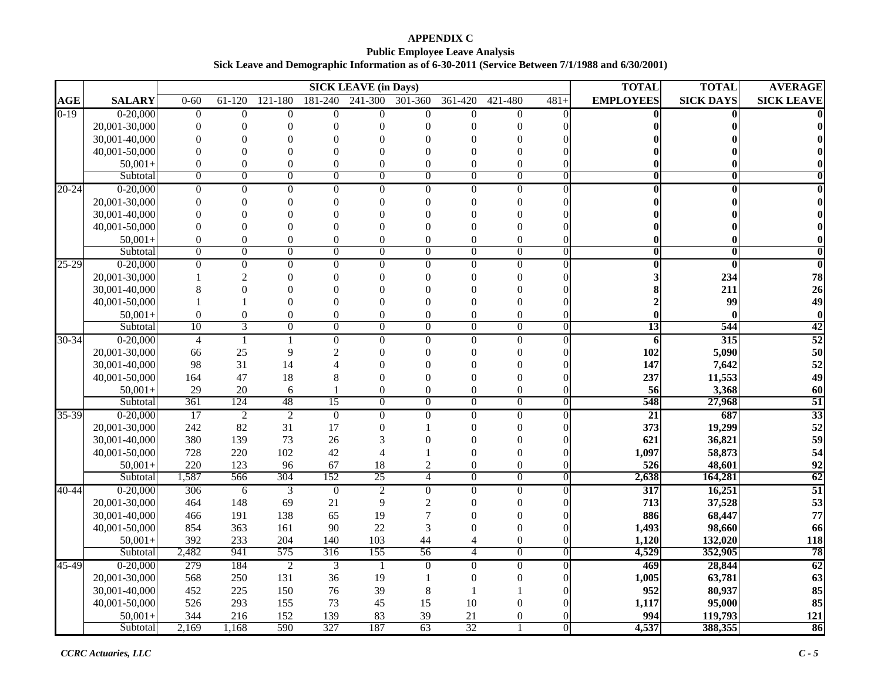**APPENDIX C**

**Public Employee Leave Analysis**

**Sick Leave and Demographic Information as of 6-30-2011 (Service Between 7/1/1988 and 6/30/2001)**

| | | SICK LEAVE (in Days) | | | | | | | | | TOTAL | TOTAL | AVERAGE |
|---|---|---|---|---|---|---|---|---|---|---|---|---|---|
| AGE | SALARY | 0-60 | 61-120 | 121-180 | 181-240 | 241-300 | 301-360 | 361-420 | 421-480 | 481+ | EMPLOYEES | SICK DAYS | SICK LEAVE |
| 0-19 | 0-20,000 | 0 | 0 | 0 | 0 | 0 | 0 | 0 | 0 | 0 | **0** | **0** | **0** |
| | 20,001-30,000 | 0 | 0 | 0 | 0 | 0 | 0 | 0 | 0 | 0 | **0** | **0** | **0** |
| | 30,001-40,000 | 0 | 0 | 0 | 0 | 0 | 0 | 0 | 0 | 0 | **0** | **0** | **0** |
| | 40,001-50,000 | 0 | 0 | 0 | 0 | 0 | 0 | 0 | 0 | 0 | **0** | **0** | **0** |
| | 50,001+ | 0 | 0 | 0 | 0 | 0 | 0 | 0 | 0 | 0 | **0** | **0** | **0** |
| | Subtotal | 0 | 0 | 0 | 0 | 0 | 0 | 0 | 0 | 0 | **0** | **0** | **0** |
| 20-24 | 0-20,000 | 0 | 0 | 0 | 0 | 0 | 0 | 0 | 0 | 0 | **0** | **0** | **0** |
| | 20,001-30,000 | 0 | 0 | 0 | 0 | 0 | 0 | 0 | 0 | 0 | **0** | **0** | **0** |
| | 30,001-40,000 | 0 | 0 | 0 | 0 | 0 | 0 | 0 | 0 | 0 | **0** | **0** | **0** |
| | 40,001-50,000 | 0 | 0 | 0 | 0 | 0 | 0 | 0 | 0 | 0 | **0** | **0** | **0** |
| | 50,001+ | 0 | 0 | 0 | 0 | 0 | 0 | 0 | 0 | 0 | **0** | **0** | **0** |
| | Subtotal | 0 | 0 | 0 | 0 | 0 | 0 | 0 | 0 | 0 | **0** | **0** | **0** |
| 25-29 | 0-20,000 | 0 | 0 | 0 | 0 | 0 | 0 | 0 | 0 | 0 | **0** | **0** | **0** |
| | 20,001-30,000 | 1 | 2 | 0 | 0 | 0 | 0 | 0 | 0 | 0 | **3** | **234** | **78** |
| | 30,001-40,000 | 8 | 0 | 0 | 0 | 0 | 0 | 0 | 0 | 0 | **8** | **211** | **26** |
| | 40,001-50,000 | 1 | 1 | 0 | 0 | 0 | 0 | 0 | 0 | 0 | **2** | **99** | **49** |
| | 50,001+ | 0 | 0 | 0 | 0 | 0 | 0 | 0 | 0 | 0 | **0** | **0** | **0** |
| | Subtotal | 10 | 3 | 0 | 0 | 0 | 0 | 0 | 0 | 0 | **13** | **544** | **42** |
| 30-34 | 0-20,000 | 4 | 1 | 1 | 0 | 0 | 0 | 0 | 0 | 0 | **6** | **315** | **52** |
| | 20,001-30,000 | 66 | 25 | 9 | 2 | 0 | 0 | 0 | 0 | 0 | **102** | **5,090** | **50** |
| | 30,001-40,000 | 98 | 31 | 14 | 4 | 0 | 0 | 0 | 0 | 0 | **147** | **7,642** | **52** |
| | 40,001-50,000 | 164 | 47 | 18 | 8 | 0 | 0 | 0 | 0 | 0 | **237** | **11,553** | **49** |
| | 50,001+ | 29 | 20 | 6 | 1 | 0 | 0 | 0 | 0 | 0 | **56** | **3,368** | **60** |
| | Subtotal | 361 | 124 | 48 | 15 | 0 | 0 | 0 | 0 | 0 | **548** | **27,968** | **51** |
| 35-39 | 0-20,000 | 17 | 2 | 2 | 0 | 0 | 0 | 0 | 0 | 0 | **21** | **687** | **33** |
| | 20,001-30,000 | 242 | 82 | 31 | 17 | 0 | 1 | 0 | 0 | 0 | **373** | **19,299** | **52** |
| | 30,001-40,000 | 380 | 139 | 73 | 26 | 3 | 0 | 0 | 0 | 0 | **621** | **36,821** | **59** |
| | 40,001-50,000 | 728 | 220 | 102 | 42 | 4 | 1 | 0 | 0 | 0 | **1,097** | **58,873** | **54** |
| | 50,001+ | 220 | 123 | 96 | 67 | 18 | 2 | 0 | 0 | 0 | **526** | **48,601** | **92** |
| | Subtotal | 1,587 | 566 | 304 | 152 | 25 | 4 | 0 | 0 | 0 | **2,638** | **164,281** | **62** |
| 40-44 | 0-20,000 | 306 | 6 | 3 | 0 | 2 | 0 | 0 | 0 | 0 | **317** | **16,251** | **51** |
| | 20,001-30,000 | 464 | 148 | 69 | 21 | 9 | 2 | 0 | 0 | 0 | **713** | **37,528** | **53** |
| | 30,001-40,000 | 466 | 191 | 138 | 65 | 19 | 7 | 0 | 0 | 0 | **886** | **68,447** | **77** |
| | 40,001-50,000 | 854 | 363 | 161 | 90 | 22 | 3 | 0 | 0 | 0 | **1,493** | **98,660** | **66** |
| | 50,001+ | 392 | 233 | 204 | 140 | 103 | 44 | 4 | 0 | 0 | **1,120** | **132,020** | **118** |
| | Subtotal | 2,482 | 941 | 575 | 316 | 155 | 56 | 4 | 0 | 0 | **4,529** | **352,905** | **78** |
| 45-49 | 0-20,000 | 279 | 184 | 2 | 3 | 1 | 0 | 0 | 0 | 0 | **469** | **28,844** | **62** |
| | 20,001-30,000 | 568 | 250 | 131 | 36 | 19 | 1 | 0 | 0 | 0 | **1,005** | **63,781** | **63** |
| | 30,001-40,000 | 452 | 225 | 150 | 76 | 39 | 8 | 1 | 1 | 0 | **952** | **80,937** | **85** |
| | 40,001-50,000 | 526 | 293 | 155 | 73 | 45 | 15 | 10 | 0 | 0 | **1,117** | **95,000** | **85** |
| | 50,001+ | 344 | 216 | 152 | 139 | 83 | 39 | 21 | 0 | 0 | **994** | **119,793** | **121** |
| | Subtotal | 2,169 | 1,168 | 590 | 327 | 187 | 63 | 32 | 1 | 0 | **4,537** | **388,355** | **86** |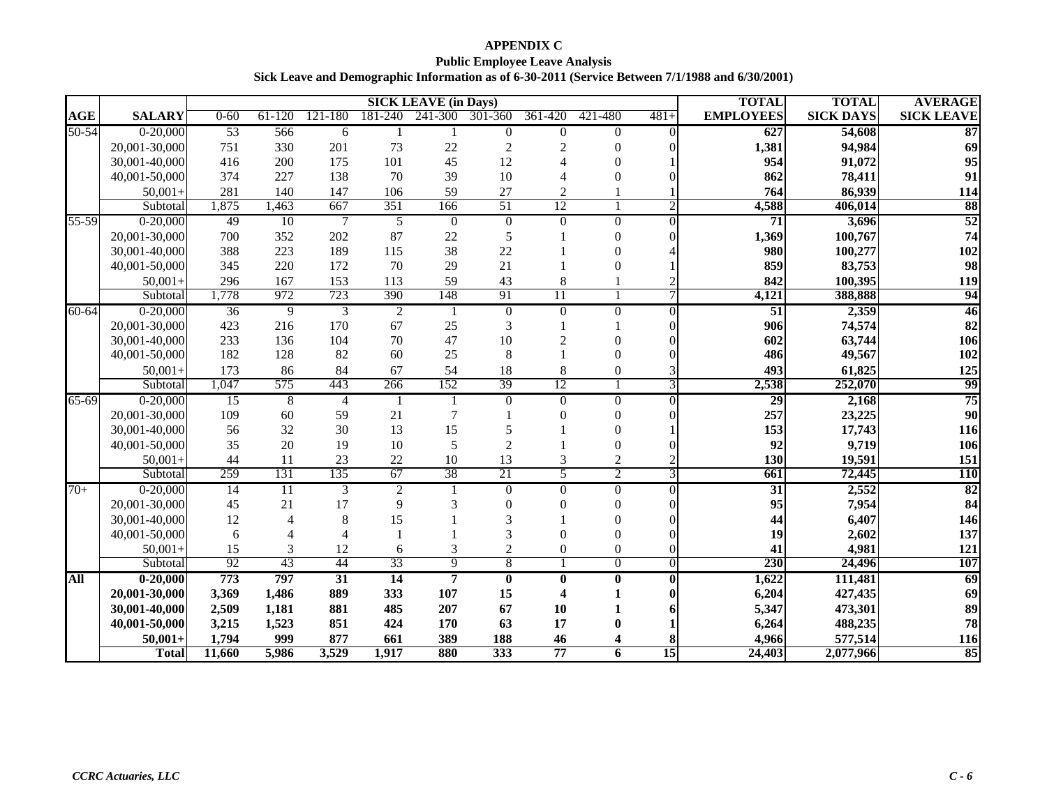**APPENDIX C**

**Public Employee Leave Analysis**

**Sick Leave and Demographic Information as of 6-30-2011 (Service Between 7/1/1988 and 6/30/2001)**

| AGE | SALARY | SICK LEAVE (in Days) 0-60 | 61-120 | 121-180 | 181-240 | 241-300 | 301-360 | 361-420 | 421-480 | 481+ | TOTAL EMPLOYEES | TOTAL SICK DAYS | AVERAGE SICK LEAVE |
|---|---|---|---|---|---|---|---|---|---|---|---|---|---|
| 50-54 | 0-20,000 | 53 | 566 | 6 | 1 | 1 | 0 | 0 | 0 | 0 | **627** | **54,608** | **87** |
| | 20,001-30,000 | 751 | 330 | 201 | 73 | 22 | 2 | 2 | 0 | 0 | **1,381** | **94,984** | **69** |
| | 30,001-40,000 | 416 | 200 | 175 | 101 | 45 | 12 | 4 | 0 | 1 | **954** | **91,072** | **95** |
| | 40,001-50,000 | 374 | 227 | 138 | 70 | 39 | 10 | 4 | 0 | 0 | **862** | **78,411** | **91** |
| | 50,001+ | 281 | 140 | 147 | 106 | 59 | 27 | 2 | 1 | 1 | **764** | **86,939** | **114** |
| | Subtotal | 1,875 | 1,463 | 667 | 351 | 166 | 51 | 12 | 1 | 2 | **4,588** | **406,014** | **88** |
| 55-59 | 0-20,000 | 49 | 10 | 7 | 5 | 0 | 0 | 0 | 0 | 0 | **71** | **3,696** | **52** |
| | 20,001-30,000 | 700 | 352 | 202 | 87 | 22 | 5 | 1 | 0 | 0 | **1,369** | **100,767** | **74** |
| | 30,001-40,000 | 388 | 223 | 189 | 115 | 38 | 22 | 1 | 0 | 4 | **980** | **100,277** | **102** |
| | 40,001-50,000 | 345 | 220 | 172 | 70 | 29 | 21 | 1 | 0 | 1 | **859** | **83,753** | **98** |
| | 50,001+ | 296 | 167 | 153 | 113 | 59 | 43 | 8 | 1 | 2 | **842** | **100,395** | **119** |
| | Subtotal | 1,778 | 972 | 723 | 390 | 148 | 91 | 11 | 1 | 7 | **4,121** | **388,888** | **94** |
| 60-64 | 0-20,000 | 36 | 9 | 3 | 2 | 1 | 0 | 0 | 0 | 0 | **51** | **2,359** | **46** |
| | 20,001-30,000 | 423 | 216 | 170 | 67 | 25 | 3 | 1 | 1 | 0 | **906** | **74,574** | **82** |
| | 30,001-40,000 | 233 | 136 | 104 | 70 | 47 | 10 | 2 | 0 | 0 | **602** | **63,744** | **106** |
| | 40,001-50,000 | 182 | 128 | 82 | 60 | 25 | 8 | 1 | 0 | 0 | **486** | **49,567** | **102** |
| | 50,001+ | 173 | 86 | 84 | 67 | 54 | 18 | 8 | 0 | 3 | **493** | **61,825** | **125** |
| | Subtotal | 1,047 | 575 | 443 | 266 | 152 | 39 | 12 | 1 | 3 | **2,538** | **252,070** | **99** |
| 65-69 | 0-20,000 | 15 | 8 | 4 | 1 | 1 | 0 | 0 | 0 | 0 | **29** | **2,168** | **75** |
| | 20,001-30,000 | 109 | 60 | 59 | 21 | 7 | 1 | 0 | 0 | 0 | **257** | **23,225** | **90** |
| | 30,001-40,000 | 56 | 32 | 30 | 13 | 15 | 5 | 1 | 0 | 1 | **153** | **17,743** | **116** |
| | 40,001-50,000 | 35 | 20 | 19 | 10 | 5 | 2 | 1 | 0 | 0 | **92** | **9,719** | **106** |
| | 50,001+ | 44 | 11 | 23 | 22 | 10 | 13 | 3 | 2 | 2 | **130** | **19,591** | **151** |
| | Subtotal | 259 | 131 | 135 | 67 | 38 | 21 | 5 | 2 | 3 | **661** | **72,445** | **110** |
| 70+ | 0-20,000 | 14 | 11 | 3 | 2 | 1 | 0 | 0 | 0 | 0 | **31** | **2,552** | **82** |
| | 20,001-30,000 | 45 | 21 | 17 | 9 | 3 | 0 | 0 | 0 | 0 | **95** | **7,954** | **84** |
| | 30,001-40,000 | 12 | 4 | 8 | 15 | 1 | 3 | 1 | 0 | 0 | **44** | **6,407** | **146** |
| | 40,001-50,000 | 6 | 4 | 4 | 1 | 1 | 3 | 0 | 0 | 0 | **19** | **2,602** | **137** |
| | 50,001+ | 15 | 3 | 12 | 6 | 3 | 2 | 0 | 0 | 0 | **41** | **4,981** | **121** |
| | Subtotal | 92 | 43 | 44 | 33 | 9 | 8 | 1 | 0 | 0 | **230** | **24,496** | **107** |
| **All** | **0-20,000** | **773** | **797** | **31** | **14** | **7** | **0** | **0** | **0** | **0** | **1,622** | **111,481** | **69** |
| | **20,001-30,000** | **3,369** | **1,486** | **889** | **333** | **107** | **15** | **4** | **1** | **0** | **6,204** | **427,435** | **69** |
| | **30,001-40,000** | **2,509** | **1,181** | **881** | **485** | **207** | **67** | **10** | **1** | **6** | **5,347** | **473,301** | **89** |
| | **40,001-50,000** | **3,215** | **1,523** | **851** | **424** | **170** | **63** | **17** | **0** | **1** | **6,264** | **488,235** | **78** |
| | **50,001+** | **1,794** | **999** | **877** | **661** | **389** | **188** | **46** | **4** | **8** | **4,966** | **577,514** | **116** |
| | **Total** | **11,660** | **5,986** | **3,529** | **1,917** | **880** | **333** | **77** | **6** | **15** | **24,403** | **2,077,966** | **85** |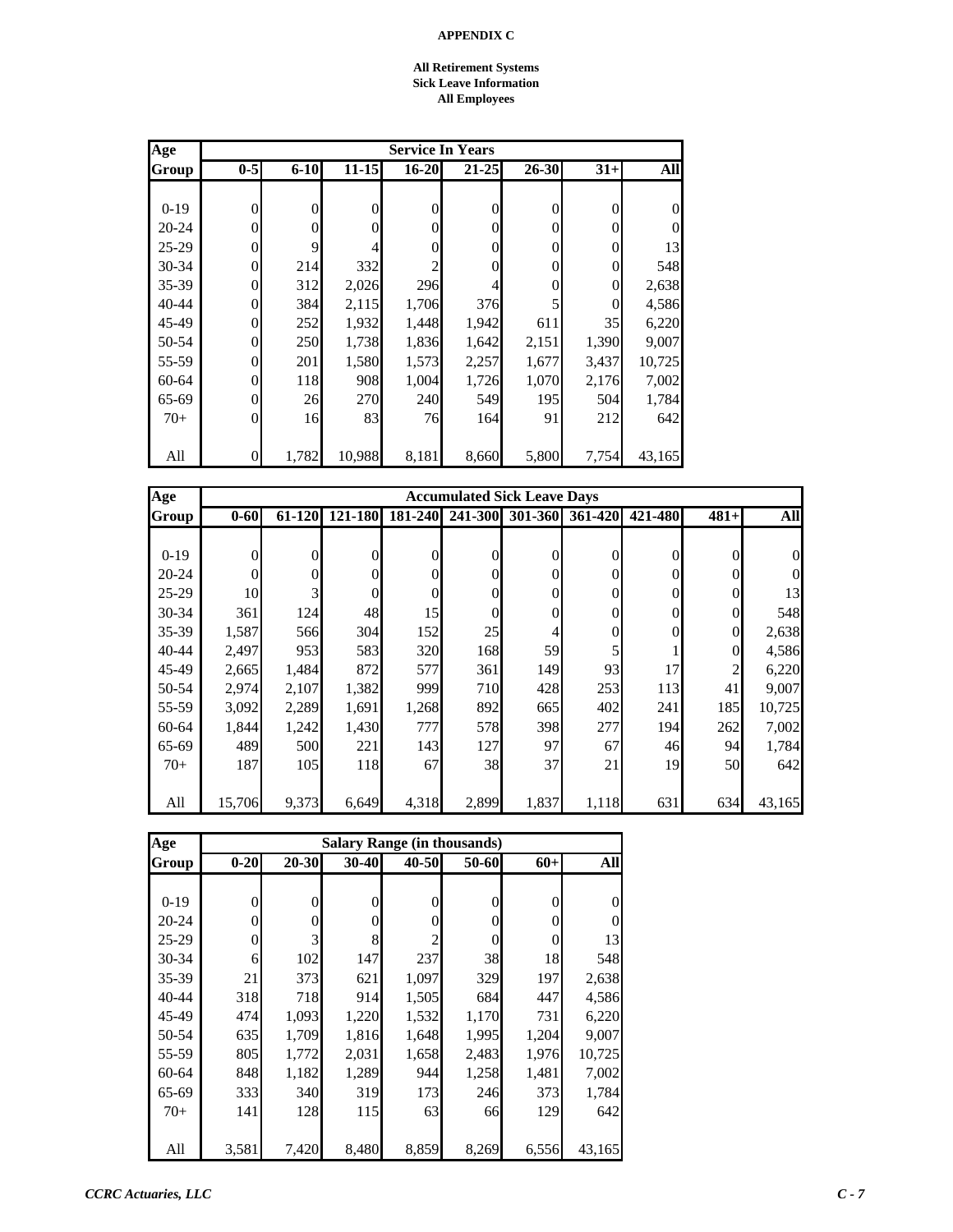**APPENDIX C**

**All Retirement Systems**
**Sick Leave Information**
**All Employees**

| Age Group | Service In Years | | | | | | | |
|---|---|---|---|---|---|---|---|---|
| | 0-5 | 6-10 | 11-15 | 16-20 | 21-25 | 26-30 | 31+ | All |
| 0-19 | 0 | 0 | 0 | 0 | 0 | 0 | 0 | 0 |
| 20-24 | 0 | 0 | 0 | 0 | 0 | 0 | 0 | 0 |
| 25-29 | 0 | 9 | 4 | 0 | 0 | 0 | 0 | 13 |
| 30-34 | 0 | 214 | 332 | 2 | 0 | 0 | 0 | 548 |
| 35-39 | 0 | 312 | 2,026 | 296 | 4 | 0 | 0 | 2,638 |
| 40-44 | 0 | 384 | 2,115 | 1,706 | 376 | 5 | 0 | 4,586 |
| 45-49 | 0 | 252 | 1,932 | 1,448 | 1,942 | 611 | 35 | 6,220 |
| 50-54 | 0 | 250 | 1,738 | 1,836 | 1,642 | 2,151 | 1,390 | 9,007 |
| 55-59 | 0 | 201 | 1,580 | 1,573 | 2,257 | 1,677 | 3,437 | 10,725 |
| 60-64 | 0 | 118 | 908 | 1,004 | 1,726 | 1,070 | 2,176 | 7,002 |
| 65-69 | 0 | 26 | 270 | 240 | 549 | 195 | 504 | 1,784 |
| 70+ | 0 | 16 | 83 | 76 | 164 | 91 | 212 | 642 |
| All | 0 | 1,782 | 10,988 | 8,181 | 8,660 | 5,800 | 7,754 | 43,165 |

| Age Group | Accumulated Sick Leave Days | | | | | | | | | |
|---|---|---|---|---|---|---|---|---|---|---|
| | 0-60 | 61-120 | 121-180 | 181-240 | 241-300 | 301-360 | 361-420 | 421-480 | 481+ | All |
| 0-19 | 0 | 0 | 0 | 0 | 0 | 0 | 0 | 0 | 0 | 0 |
| 20-24 | 0 | 0 | 0 | 0 | 0 | 0 | 0 | 0 | 0 | 0 |
| 25-29 | 10 | 3 | 0 | 0 | 0 | 0 | 0 | 0 | 0 | 13 |
| 30-34 | 361 | 124 | 48 | 15 | 0 | 0 | 0 | 0 | 0 | 548 |
| 35-39 | 1,587 | 566 | 304 | 152 | 25 | 4 | 0 | 0 | 0 | 2,638 |
| 40-44 | 2,497 | 953 | 583 | 320 | 168 | 59 | 5 | 1 | 0 | 4,586 |
| 45-49 | 2,665 | 1,484 | 872 | 577 | 361 | 149 | 93 | 17 | 2 | 6,220 |
| 50-54 | 2,974 | 2,107 | 1,382 | 999 | 710 | 428 | 253 | 113 | 41 | 9,007 |
| 55-59 | 3,092 | 2,289 | 1,691 | 1,268 | 892 | 665 | 402 | 241 | 185 | 10,725 |
| 60-64 | 1,844 | 1,242 | 1,430 | 777 | 578 | 398 | 277 | 194 | 262 | 7,002 |
| 65-69 | 489 | 500 | 221 | 143 | 127 | 97 | 67 | 46 | 94 | 1,784 |
| 70+ | 187 | 105 | 118 | 67 | 38 | 37 | 21 | 19 | 50 | 642 |
| All | 15,706 | 9,373 | 6,649 | 4,318 | 2,899 | 1,837 | 1,118 | 631 | 634 | 43,165 |

| Age Group | Salary Range (in thousands) | | | | | | |
|---|---|---|---|---|---|---|---|
| | 0-20 | 20-30 | 30-40 | 40-50 | 50-60 | 60+ | All |
| 0-19 | 0 | 0 | 0 | 0 | 0 | 0 | 0 |
| 20-24 | 0 | 0 | 0 | 0 | 0 | 0 | 0 |
| 25-29 | 0 | 3 | 8 | 2 | 0 | 0 | 13 |
| 30-34 | 6 | 102 | 147 | 237 | 38 | 18 | 548 |
| 35-39 | 21 | 373 | 621 | 1,097 | 329 | 197 | 2,638 |
| 40-44 | 318 | 718 | 914 | 1,505 | 684 | 447 | 4,586 |
| 45-49 | 474 | 1,093 | 1,220 | 1,532 | 1,170 | 731 | 6,220 |
| 50-54 | 635 | 1,709 | 1,816 | 1,648 | 1,995 | 1,204 | 9,007 |
| 55-59 | 805 | 1,772 | 2,031 | 1,658 | 2,483 | 1,976 | 10,725 |
| 60-64 | 848 | 1,182 | 1,289 | 944 | 1,258 | 1,481 | 7,002 |
| 65-69 | 333 | 340 | 319 | 173 | 246 | 373 | 1,784 |
| 70+ | 141 | 128 | 115 | 63 | 66 | 129 | 642 |
| All | 3,581 | 7,420 | 8,480 | 8,859 | 8,269 | 6,556 | 43,165 |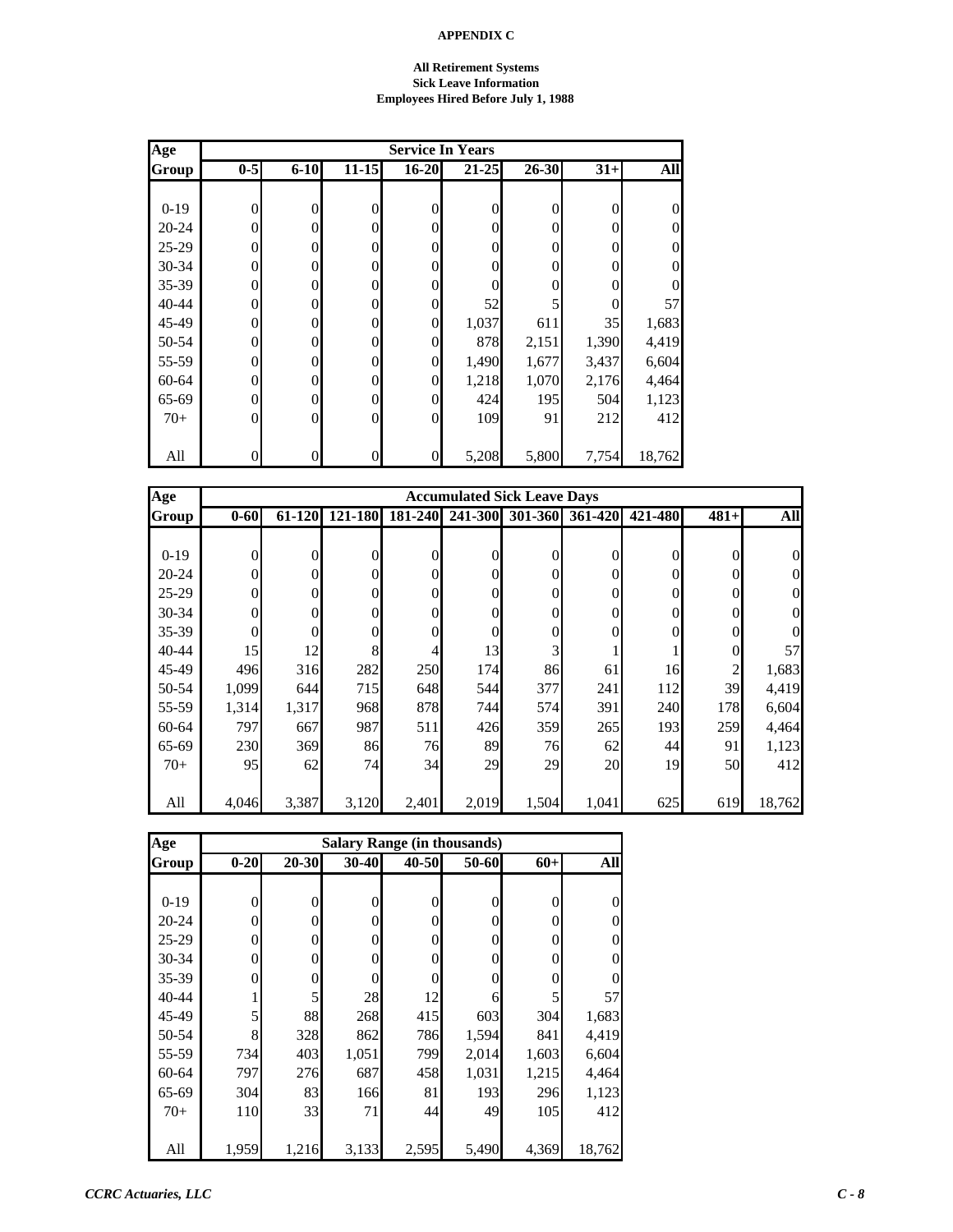**APPENDIX C**

**All Retirement Systems**
**Sick Leave Information**
**Employees Hired Before July 1, 1988**

| Age Group | Service In Years | | | | | | | |
|---|---|---|---|---|---|---|---|---|
| | 0-5 | 6-10 | 11-15 | 16-20 | 21-25 | 26-30 | 31+ | All |
| 0-19 | 0 | 0 | 0 | 0 | 0 | 0 | 0 | 0 |
| 20-24 | 0 | 0 | 0 | 0 | 0 | 0 | 0 | 0 |
| 25-29 | 0 | 0 | 0 | 0 | 0 | 0 | 0 | 0 |
| 30-34 | 0 | 0 | 0 | 0 | 0 | 0 | 0 | 0 |
| 35-39 | 0 | 0 | 0 | 0 | 0 | 0 | 0 | 0 |
| 40-44 | 0 | 0 | 0 | 0 | 52 | 5 | 0 | 57 |
| 45-49 | 0 | 0 | 0 | 0 | 1,037 | 611 | 35 | 1,683 |
| 50-54 | 0 | 0 | 0 | 0 | 878 | 2,151 | 1,390 | 4,419 |
| 55-59 | 0 | 0 | 0 | 0 | 1,490 | 1,677 | 3,437 | 6,604 |
| 60-64 | 0 | 0 | 0 | 0 | 1,218 | 1,070 | 2,176 | 4,464 |
| 65-69 | 0 | 0 | 0 | 0 | 424 | 195 | 504 | 1,123 |
| 70+ | 0 | 0 | 0 | 0 | 109 | 91 | 212 | 412 |
| All | 0 | 0 | 0 | 0 | 5,208 | 5,800 | 7,754 | 18,762 |

| Age Group | Accumulated Sick Leave Days | | | | | | | | | |
|---|---|---|---|---|---|---|---|---|---|---|
| | 0-60 | 61-120 | 121-180 | 181-240 | 241-300 | 301-360 | 361-420 | 421-480 | 481+ | All |
| 0-19 | 0 | 0 | 0 | 0 | 0 | 0 | 0 | 0 | 0 | 0 |
| 20-24 | 0 | 0 | 0 | 0 | 0 | 0 | 0 | 0 | 0 | 0 |
| 25-29 | 0 | 0 | 0 | 0 | 0 | 0 | 0 | 0 | 0 | 0 |
| 30-34 | 0 | 0 | 0 | 0 | 0 | 0 | 0 | 0 | 0 | 0 |
| 35-39 | 0 | 0 | 0 | 0 | 0 | 0 | 0 | 0 | 0 | 0 |
| 40-44 | 15 | 12 | 8 | 4 | 13 | 3 | 1 | 1 | 0 | 57 |
| 45-49 | 496 | 316 | 282 | 250 | 174 | 86 | 61 | 16 | 2 | 1,683 |
| 50-54 | 1,099 | 644 | 715 | 648 | 544 | 377 | 241 | 112 | 39 | 4,419 |
| 55-59 | 1,314 | 1,317 | 968 | 878 | 744 | 574 | 391 | 240 | 178 | 6,604 |
| 60-64 | 797 | 667 | 987 | 511 | 426 | 359 | 265 | 193 | 259 | 4,464 |
| 65-69 | 230 | 369 | 86 | 76 | 89 | 76 | 62 | 44 | 91 | 1,123 |
| 70+ | 95 | 62 | 74 | 34 | 29 | 29 | 20 | 19 | 50 | 412 |
| All | 4,046 | 3,387 | 3,120 | 2,401 | 2,019 | 1,504 | 1,041 | 625 | 619 | 18,762 |

| Age Group | Salary Range (in thousands) | | | | | | |
|---|---|---|---|---|---|---|---|
| | 0-20 | 20-30 | 30-40 | 40-50 | 50-60 | 60+ | All |
| 0-19 | 0 | 0 | 0 | 0 | 0 | 0 | 0 |
| 20-24 | 0 | 0 | 0 | 0 | 0 | 0 | 0 |
| 25-29 | 0 | 0 | 0 | 0 | 0 | 0 | 0 |
| 30-34 | 0 | 0 | 0 | 0 | 0 | 0 | 0 |
| 35-39 | 0 | 0 | 0 | 0 | 0 | 0 | 0 |
| 40-44 | 1 | 5 | 28 | 12 | 6 | 5 | 57 |
| 45-49 | 5 | 88 | 268 | 415 | 603 | 304 | 1,683 |
| 50-54 | 8 | 328 | 862 | 786 | 1,594 | 841 | 4,419 |
| 55-59 | 734 | 403 | 1,051 | 799 | 2,014 | 1,603 | 6,604 |
| 60-64 | 797 | 276 | 687 | 458 | 1,031 | 1,215 | 4,464 |
| 65-69 | 304 | 83 | 166 | 81 | 193 | 296 | 1,123 |
| 70+ | 110 | 33 | 71 | 44 | 49 | 105 | 412 |
| All | 1,959 | 1,216 | 3,133 | 2,595 | 5,490 | 4,369 | 18,762 |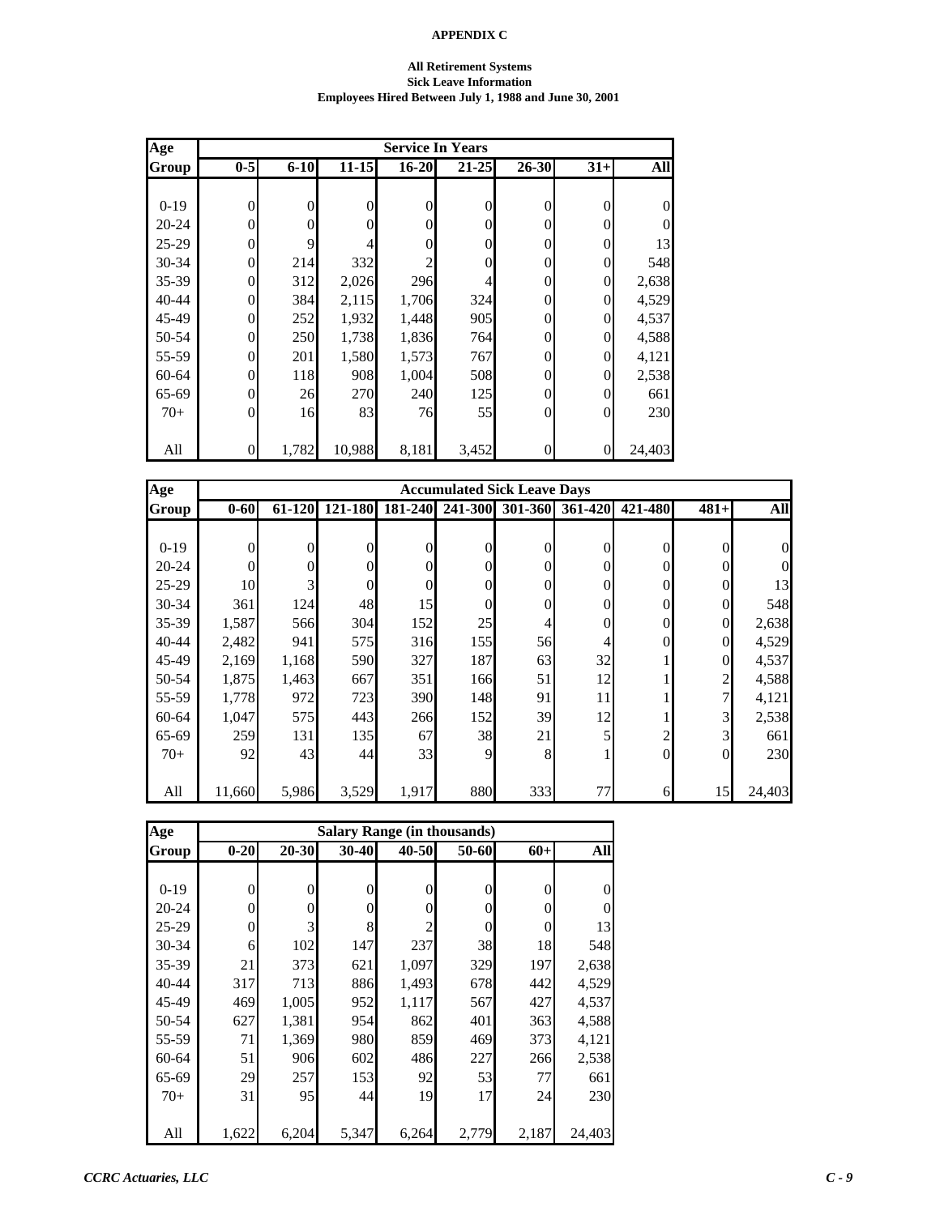**APPENDIX C**

**All Retirement Systems**
**Sick Leave Information**
**Employees Hired Between July 1, 1988 and June 30, 2001**

| Age | Service In Years | | | | | | | |
|---|---|---|---|---|---|---|---|---|
| Group | 0-5 | 6-10 | 11-15 | 16-20 | 21-25 | 26-30 | 31+ | All |
| 0-19 | 0 | 0 | 0 | 0 | 0 | 0 | 0 | 0 |
| 20-24 | 0 | 0 | 0 | 0 | 0 | 0 | 0 | 0 |
| 25-29 | 0 | 9 | 4 | 0 | 0 | 0 | 0 | 13 |
| 30-34 | 0 | 214 | 332 | 2 | 0 | 0 | 0 | 548 |
| 35-39 | 0 | 312 | 2,026 | 296 | 4 | 0 | 0 | 2,638 |
| 40-44 | 0 | 384 | 2,115 | 1,706 | 324 | 0 | 0 | 4,529 |
| 45-49 | 0 | 252 | 1,932 | 1,448 | 905 | 0 | 0 | 4,537 |
| 50-54 | 0 | 250 | 1,738 | 1,836 | 764 | 0 | 0 | 4,588 |
| 55-59 | 0 | 201 | 1,580 | 1,573 | 767 | 0 | 0 | 4,121 |
| 60-64 | 0 | 118 | 908 | 1,004 | 508 | 0 | 0 | 2,538 |
| 65-69 | 0 | 26 | 270 | 240 | 125 | 0 | 0 | 661 |
| 70+ | 0 | 16 | 83 | 76 | 55 | 0 | 0 | 230 |
| All | 0 | 1,782 | 10,988 | 8,181 | 3,452 | 0 | 0 | 24,403 |

| Age | Accumulated Sick Leave Days | | | | | | | | | |
|---|---|---|---|---|---|---|---|---|---|---|
| Group | 0-60 | 61-120 | 121-180 | 181-240 | 241-300 | 301-360 | 361-420 | 421-480 | 481+ | All |
| 0-19 | 0 | 0 | 0 | 0 | 0 | 0 | 0 | 0 | 0 | 0 |
| 20-24 | 0 | 0 | 0 | 0 | 0 | 0 | 0 | 0 | 0 | 0 |
| 25-29 | 10 | 3 | 0 | 0 | 0 | 0 | 0 | 0 | 0 | 13 |
| 30-34 | 361 | 124 | 48 | 15 | 0 | 0 | 0 | 0 | 0 | 548 |
| 35-39 | 1,587 | 566 | 304 | 152 | 25 | 4 | 0 | 0 | 0 | 2,638 |
| 40-44 | 2,482 | 941 | 575 | 316 | 155 | 56 | 4 | 0 | 0 | 4,529 |
| 45-49 | 2,169 | 1,168 | 590 | 327 | 187 | 63 | 32 | 1 | 0 | 4,537 |
| 50-54 | 1,875 | 1,463 | 667 | 351 | 166 | 51 | 12 | 1 | 2 | 4,588 |
| 55-59 | 1,778 | 972 | 723 | 390 | 148 | 91 | 11 | 1 | 7 | 4,121 |
| 60-64 | 1,047 | 575 | 443 | 266 | 152 | 39 | 12 | 1 | 3 | 2,538 |
| 65-69 | 259 | 131 | 135 | 67 | 38 | 21 | 5 | 2 | 3 | 661 |
| 70+ | 92 | 43 | 44 | 33 | 9 | 8 | 1 | 0 | 0 | 230 |
| All | 11,660 | 5,986 | 3,529 | 1,917 | 880 | 333 | 77 | 6 | 15 | 24,403 |

| Age | Salary Range (in thousands) | | | | | | |
|---|---|---|---|---|---|---|---|
| Group | 0-20 | 20-30 | 30-40 | 40-50 | 50-60 | 60+ | All |
| 0-19 | 0 | 0 | 0 | 0 | 0 | 0 | 0 |
| 20-24 | 0 | 0 | 0 | 0 | 0 | 0 | 0 |
| 25-29 | 0 | 3 | 8 | 2 | 0 | 0 | 13 |
| 30-34 | 6 | 102 | 147 | 237 | 38 | 18 | 548 |
| 35-39 | 21 | 373 | 621 | 1,097 | 329 | 197 | 2,638 |
| 40-44 | 317 | 713 | 886 | 1,493 | 678 | 442 | 4,529 |
| 45-49 | 469 | 1,005 | 952 | 1,117 | 567 | 427 | 4,537 |
| 50-54 | 627 | 1,381 | 954 | 862 | 401 | 363 | 4,588 |
| 55-59 | 71 | 1,369 | 980 | 859 | 469 | 373 | 4,121 |
| 60-64 | 51 | 906 | 602 | 486 | 227 | 266 | 2,538 |
| 65-69 | 29 | 257 | 153 | 92 | 53 | 77 | 661 |
| 70+ | 31 | 95 | 44 | 19 | 17 | 24 | 230 |
| All | 1,622 | 6,204 | 5,347 | 6,264 | 2,779 | 2,187 | 24,403 |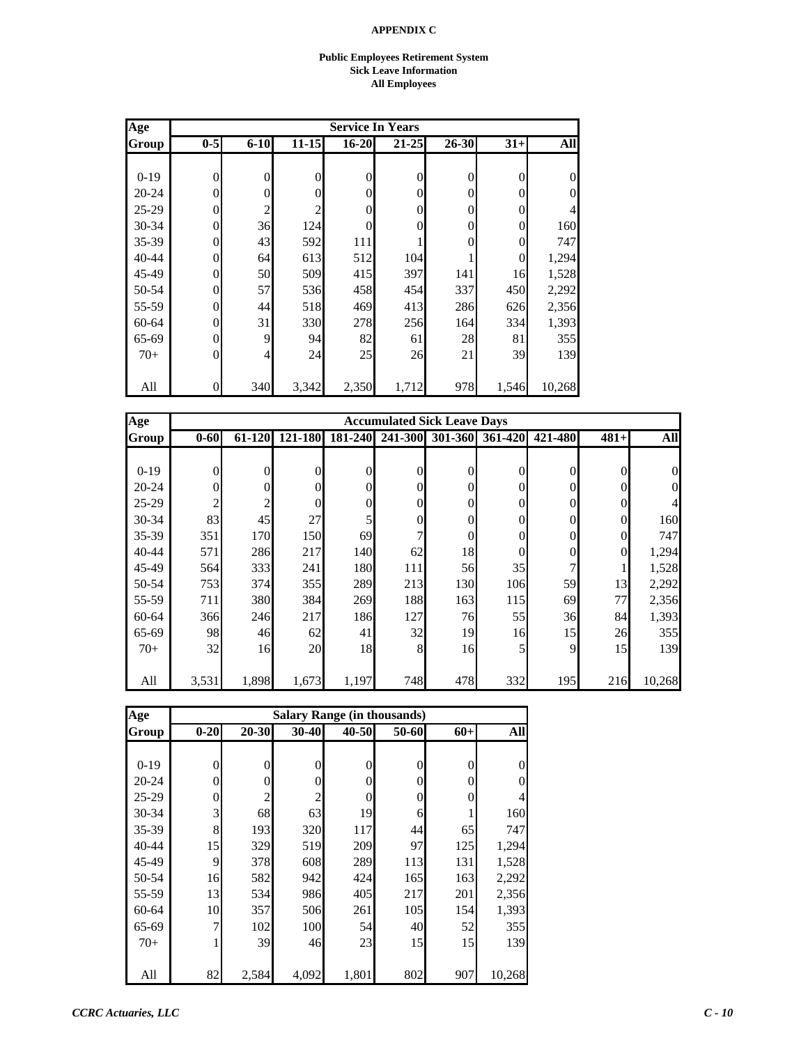**APPENDIX C**

**Public Employees Retirement System**
**Sick Leave Information**
**All Employees**

| Age Group | Service In Years | | | | | | | |
|---|---|---|---|---|---|---|---|---|
| | 0-5 | 6-10 | 11-15 | 16-20 | 21-25 | 26-30 | 31+ | All |
| 0-19 | 0 | 0 | 0 | 0 | 0 | 0 | 0 | 0 |
| 20-24 | 0 | 0 | 0 | 0 | 0 | 0 | 0 | 0 |
| 25-29 | 0 | 2 | 2 | 0 | 0 | 0 | 0 | 4 |
| 30-34 | 0 | 36 | 124 | 0 | 0 | 0 | 0 | 160 |
| 35-39 | 0 | 43 | 592 | 111 | 1 | 0 | 0 | 747 |
| 40-44 | 0 | 64 | 613 | 512 | 104 | 1 | 0 | 1,294 |
| 45-49 | 0 | 50 | 509 | 415 | 397 | 141 | 16 | 1,528 |
| 50-54 | 0 | 57 | 536 | 458 | 454 | 337 | 450 | 2,292 |
| 55-59 | 0 | 44 | 518 | 469 | 413 | 286 | 626 | 2,356 |
| 60-64 | 0 | 31 | 330 | 278 | 256 | 164 | 334 | 1,393 |
| 65-69 | 0 | 9 | 94 | 82 | 61 | 28 | 81 | 355 |
| 70+ | 0 | 4 | 24 | 25 | 26 | 21 | 39 | 139 |
| All | 0 | 340 | 3,342 | 2,350 | 1,712 | 978 | 1,546 | 10,268 |

| Age Group | Accumulated Sick Leave Days | | | | | | | | | |
|---|---|---|---|---|---|---|---|---|---|---|
| | 0-60 | 61-120 | 121-180 | 181-240 | 241-300 | 301-360 | 361-420 | 421-480 | 481+ | All |
| 0-19 | 0 | 0 | 0 | 0 | 0 | 0 | 0 | 0 | 0 | 0 |
| 20-24 | 0 | 0 | 0 | 0 | 0 | 0 | 0 | 0 | 0 | 0 |
| 25-29 | 2 | 2 | 0 | 0 | 0 | 0 | 0 | 0 | 0 | 4 |
| 30-34 | 83 | 45 | 27 | 5 | 0 | 0 | 0 | 0 | 0 | 160 |
| 35-39 | 351 | 170 | 150 | 69 | 7 | 0 | 0 | 0 | 0 | 747 |
| 40-44 | 571 | 286 | 217 | 140 | 62 | 18 | 0 | 0 | 0 | 1,294 |
| 45-49 | 564 | 333 | 241 | 180 | 111 | 56 | 35 | 7 | 1 | 1,528 |
| 50-54 | 753 | 374 | 355 | 289 | 213 | 130 | 106 | 59 | 13 | 2,292 |
| 55-59 | 711 | 380 | 384 | 269 | 188 | 163 | 115 | 69 | 77 | 2,356 |
| 60-64 | 366 | 246 | 217 | 186 | 127 | 76 | 55 | 36 | 84 | 1,393 |
| 65-69 | 98 | 46 | 62 | 41 | 32 | 19 | 16 | 15 | 26 | 355 |
| 70+ | 32 | 16 | 20 | 18 | 8 | 16 | 5 | 9 | 15 | 139 |
| All | 3,531 | 1,898 | 1,673 | 1,197 | 748 | 478 | 332 | 195 | 216 | 10,268 |

| Age Group | Salary Range (in thousands) | | | | | | |
|---|---|---|---|---|---|---|---|
| | 0-20 | 20-30 | 30-40 | 40-50 | 50-60 | 60+ | All |
| 0-19 | 0 | 0 | 0 | 0 | 0 | 0 | 0 |
| 20-24 | 0 | 0 | 0 | 0 | 0 | 0 | 0 |
| 25-29 | 0 | 2 | 2 | 0 | 0 | 0 | 4 |
| 30-34 | 3 | 68 | 63 | 19 | 6 | 1 | 160 |
| 35-39 | 8 | 193 | 320 | 117 | 44 | 65 | 747 |
| 40-44 | 15 | 329 | 519 | 209 | 97 | 125 | 1,294 |
| 45-49 | 9 | 378 | 608 | 289 | 113 | 131 | 1,528 |
| 50-54 | 16 | 582 | 942 | 424 | 165 | 163 | 2,292 |
| 55-59 | 13 | 534 | 986 | 405 | 217 | 201 | 2,356 |
| 60-64 | 10 | 357 | 506 | 261 | 105 | 154 | 1,393 |
| 65-69 | 7 | 102 | 100 | 54 | 40 | 52 | 355 |
| 70+ | 1 | 39 | 46 | 23 | 15 | 15 | 139 |
| All | 82 | 2,584 | 4,092 | 1,801 | 802 | 907 | 10,268 |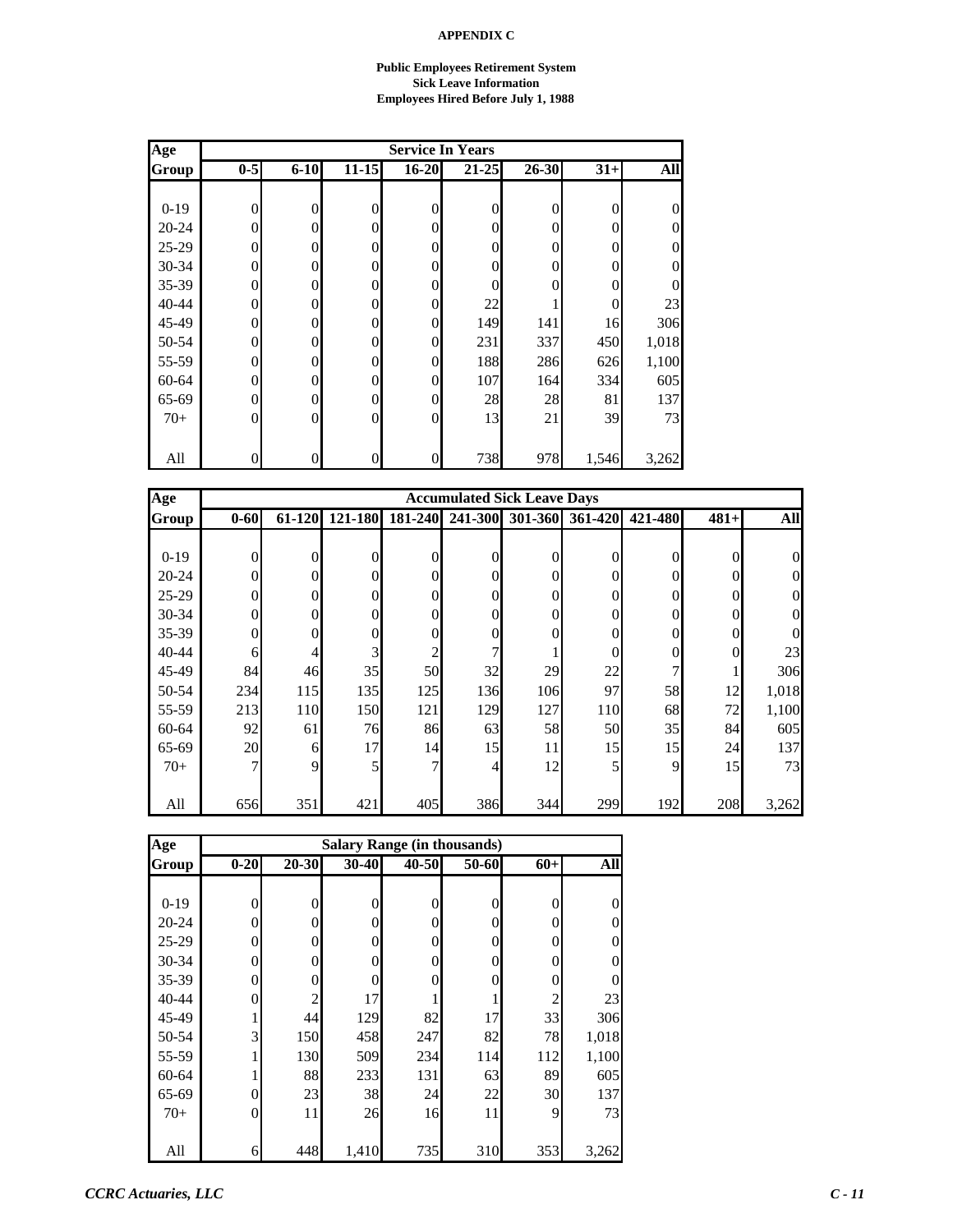# APPENDIX C

### Public Employees Retirement System
### Sick Leave Information
### Employees Hired Before July 1, 1988

| Age | Service In Years | | | | | | | |
|---|---|---|---|---|---|---|---|---|
| Group | 0-5 | 6-10 | 11-15 | 16-20 | 21-25 | 26-30 | 31+ | All |
| 0-19 | 0 | 0 | 0 | 0 | 0 | 0 | 0 | 0 |
| 20-24 | 0 | 0 | 0 | 0 | 0 | 0 | 0 | 0 |
| 25-29 | 0 | 0 | 0 | 0 | 0 | 0 | 0 | 0 |
| 30-34 | 0 | 0 | 0 | 0 | 0 | 0 | 0 | 0 |
| 35-39 | 0 | 0 | 0 | 0 | 0 | 0 | 0 | 0 |
| 40-44 | 0 | 0 | 0 | 0 | 22 | 1 | 0 | 23 |
| 45-49 | 0 | 0 | 0 | 0 | 149 | 141 | 16 | 306 |
| 50-54 | 0 | 0 | 0 | 0 | 231 | 337 | 450 | 1,018 |
| 55-59 | 0 | 0 | 0 | 0 | 188 | 286 | 626 | 1,100 |
| 60-64 | 0 | 0 | 0 | 0 | 107 | 164 | 334 | 605 |
| 65-69 | 0 | 0 | 0 | 0 | 28 | 28 | 81 | 137 |
| 70+ | 0 | 0 | 0 | 0 | 13 | 21 | 39 | 73 |
| All | 0 | 0 | 0 | 0 | 738 | 978 | 1,546 | 3,262 |

| Age | Accumulated Sick Leave Days | | | | | | | | | |
|---|---|---|---|---|---|---|---|---|---|---|
| Group | 0-60 | 61-120 | 121-180 | 181-240 | 241-300 | 301-360 | 361-420 | 421-480 | 481+ | All |
| 0-19 | 0 | 0 | 0 | 0 | 0 | 0 | 0 | 0 | 0 | 0 |
| 20-24 | 0 | 0 | 0 | 0 | 0 | 0 | 0 | 0 | 0 | 0 |
| 25-29 | 0 | 0 | 0 | 0 | 0 | 0 | 0 | 0 | 0 | 0 |
| 30-34 | 0 | 0 | 0 | 0 | 0 | 0 | 0 | 0 | 0 | 0 |
| 35-39 | 0 | 0 | 0 | 0 | 0 | 0 | 0 | 0 | 0 | 0 |
| 40-44 | 6 | 4 | 3 | 2 | 7 | 1 | 0 | 0 | 0 | 23 |
| 45-49 | 84 | 46 | 35 | 50 | 32 | 29 | 22 | 7 | 1 | 306 |
| 50-54 | 234 | 115 | 135 | 125 | 136 | 106 | 97 | 58 | 12 | 1,018 |
| 55-59 | 213 | 110 | 150 | 121 | 129 | 127 | 110 | 68 | 72 | 1,100 |
| 60-64 | 92 | 61 | 76 | 86 | 63 | 58 | 50 | 35 | 84 | 605 |
| 65-69 | 20 | 6 | 17 | 14 | 15 | 11 | 15 | 15 | 24 | 137 |
| 70+ | 7 | 9 | 5 | 7 | 4 | 12 | 5 | 9 | 15 | 73 |
| All | 656 | 351 | 421 | 405 | 386 | 344 | 299 | 192 | 208 | 3,262 |

| Age | Salary Range (in thousands) | | | | | | |
|---|---|---|---|---|---|---|---|
| Group | 0-20 | 20-30 | 30-40 | 40-50 | 50-60 | 60+ | All |
| 0-19 | 0 | 0 | 0 | 0 | 0 | 0 | 0 |
| 20-24 | 0 | 0 | 0 | 0 | 0 | 0 | 0 |
| 25-29 | 0 | 0 | 0 | 0 | 0 | 0 | 0 |
| 30-34 | 0 | 0 | 0 | 0 | 0 | 0 | 0 |
| 35-39 | 0 | 0 | 0 | 0 | 0 | 0 | 0 |
| 40-44 | 0 | 2 | 17 | 1 | 1 | 2 | 23 |
| 45-49 | 1 | 44 | 129 | 82 | 17 | 33 | 306 |
| 50-54 | 3 | 150 | 458 | 247 | 82 | 78 | 1,018 |
| 55-59 | 1 | 130 | 509 | 234 | 114 | 112 | 1,100 |
| 60-64 | 1 | 88 | 233 | 131 | 63 | 89 | 605 |
| 65-69 | 0 | 23 | 38 | 24 | 22 | 30 | 137 |
| 70+ | 0 | 11 | 26 | 16 | 11 | 9 | 73 |
| All | 6 | 448 | 1,410 | 735 | 310 | 353 | 3,262 |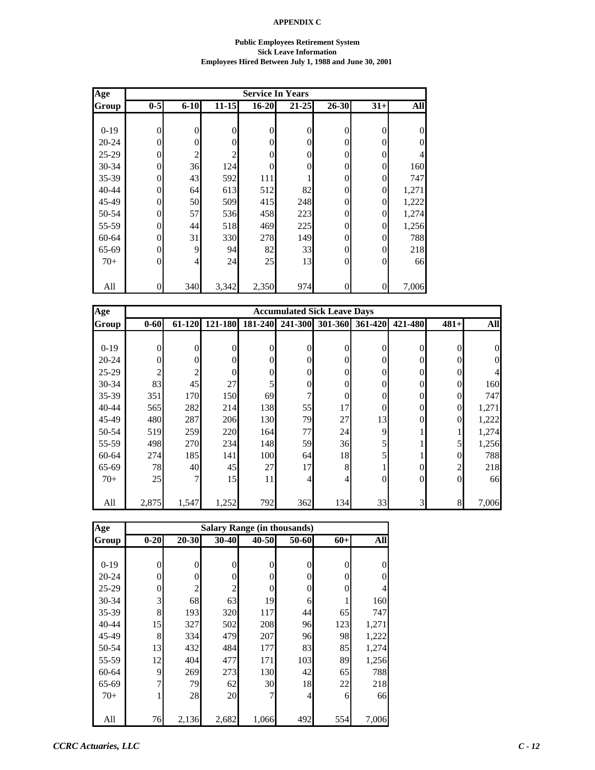**APPENDIX C**

**Public Employees Retirement System**
**Sick Leave Information**
**Employees Hired Between July 1, 1988 and June 30, 2001**

| Age Group | Service In Years | | | | | | | |
|---|---|---|---|---|---|---|---|---|
| | 0-5 | 6-10 | 11-15 | 16-20 | 21-25 | 26-30 | 31+ | All |
| 0-19 | 0 | 0 | 0 | 0 | 0 | 0 | 0 | 0 |
| 20-24 | 0 | 0 | 0 | 0 | 0 | 0 | 0 | 0 |
| 25-29 | 0 | 2 | 2 | 0 | 0 | 0 | 0 | 4 |
| 30-34 | 0 | 36 | 124 | 0 | 0 | 0 | 0 | 160 |
| 35-39 | 0 | 43 | 592 | 111 | 1 | 0 | 0 | 747 |
| 40-44 | 0 | 64 | 613 | 512 | 82 | 0 | 0 | 1,271 |
| 45-49 | 0 | 50 | 509 | 415 | 248 | 0 | 0 | 1,222 |
| 50-54 | 0 | 57 | 536 | 458 | 223 | 0 | 0 | 1,274 |
| 55-59 | 0 | 44 | 518 | 469 | 225 | 0 | 0 | 1,256 |
| 60-64 | 0 | 31 | 330 | 278 | 149 | 0 | 0 | 788 |
| 65-69 | 0 | 9 | 94 | 82 | 33 | 0 | 0 | 218 |
| 70+ | 0 | 4 | 24 | 25 | 13 | 0 | 0 | 66 |
| All | 0 | 340 | 3,342 | 2,350 | 974 | 0 | 0 | 7,006 |

| Age Group | Accumulated Sick Leave Days | | | | | | | | | |
|---|---|---|---|---|---|---|---|---|---|---|
| | 0-60 | 61-120 | 121-180 | 181-240 | 241-300 | 301-360 | 361-420 | 421-480 | 481+ | All |
| 0-19 | 0 | 0 | 0 | 0 | 0 | 0 | 0 | 0 | 0 | 0 |
| 20-24 | 0 | 0 | 0 | 0 | 0 | 0 | 0 | 0 | 0 | 0 |
| 25-29 | 2 | 2 | 0 | 0 | 0 | 0 | 0 | 0 | 0 | 4 |
| 30-34 | 83 | 45 | 27 | 5 | 0 | 0 | 0 | 0 | 0 | 160 |
| 35-39 | 351 | 170 | 150 | 69 | 7 | 0 | 0 | 0 | 0 | 747 |
| 40-44 | 565 | 282 | 214 | 138 | 55 | 17 | 0 | 0 | 0 | 1,271 |
| 45-49 | 480 | 287 | 206 | 130 | 79 | 27 | 13 | 0 | 0 | 1,222 |
| 50-54 | 519 | 259 | 220 | 164 | 77 | 24 | 9 | 1 | 1 | 1,274 |
| 55-59 | 498 | 270 | 234 | 148 | 59 | 36 | 5 | 1 | 5 | 1,256 |
| 60-64 | 274 | 185 | 141 | 100 | 64 | 18 | 5 | 1 | 0 | 788 |
| 65-69 | 78 | 40 | 45 | 27 | 17 | 8 | 1 | 0 | 2 | 218 |
| 70+ | 25 | 7 | 15 | 11 | 4 | 4 | 0 | 0 | 0 | 66 |
| All | 2,875 | 1,547 | 1,252 | 792 | 362 | 134 | 33 | 3 | 8 | 7,006 |

| Age Group | Salary Range (in thousands) | | | | | | |
|---|---|---|---|---|---|---|---|
| | 0-20 | 20-30 | 30-40 | 40-50 | 50-60 | 60+ | All |
| 0-19 | 0 | 0 | 0 | 0 | 0 | 0 | 0 |
| 20-24 | 0 | 0 | 0 | 0 | 0 | 0 | 0 |
| 25-29 | 0 | 2 | 2 | 0 | 0 | 0 | 4 |
| 30-34 | 3 | 68 | 63 | 19 | 6 | 1 | 160 |
| 35-39 | 8 | 193 | 320 | 117 | 44 | 65 | 747 |
| 40-44 | 15 | 327 | 502 | 208 | 96 | 123 | 1,271 |
| 45-49 | 8 | 334 | 479 | 207 | 96 | 98 | 1,222 |
| 50-54 | 13 | 432 | 484 | 177 | 83 | 85 | 1,274 |
| 55-59 | 12 | 404 | 477 | 171 | 103 | 89 | 1,256 |
| 60-64 | 9 | 269 | 273 | 130 | 42 | 65 | 788 |
| 65-69 | 7 | 79 | 62 | 30 | 18 | 22 | 218 |
| 70+ | 1 | 28 | 20 | 7 | 4 | 6 | 66 |
| All | 76 | 2,136 | 2,682 | 1,066 | 492 | 554 | 7,006 |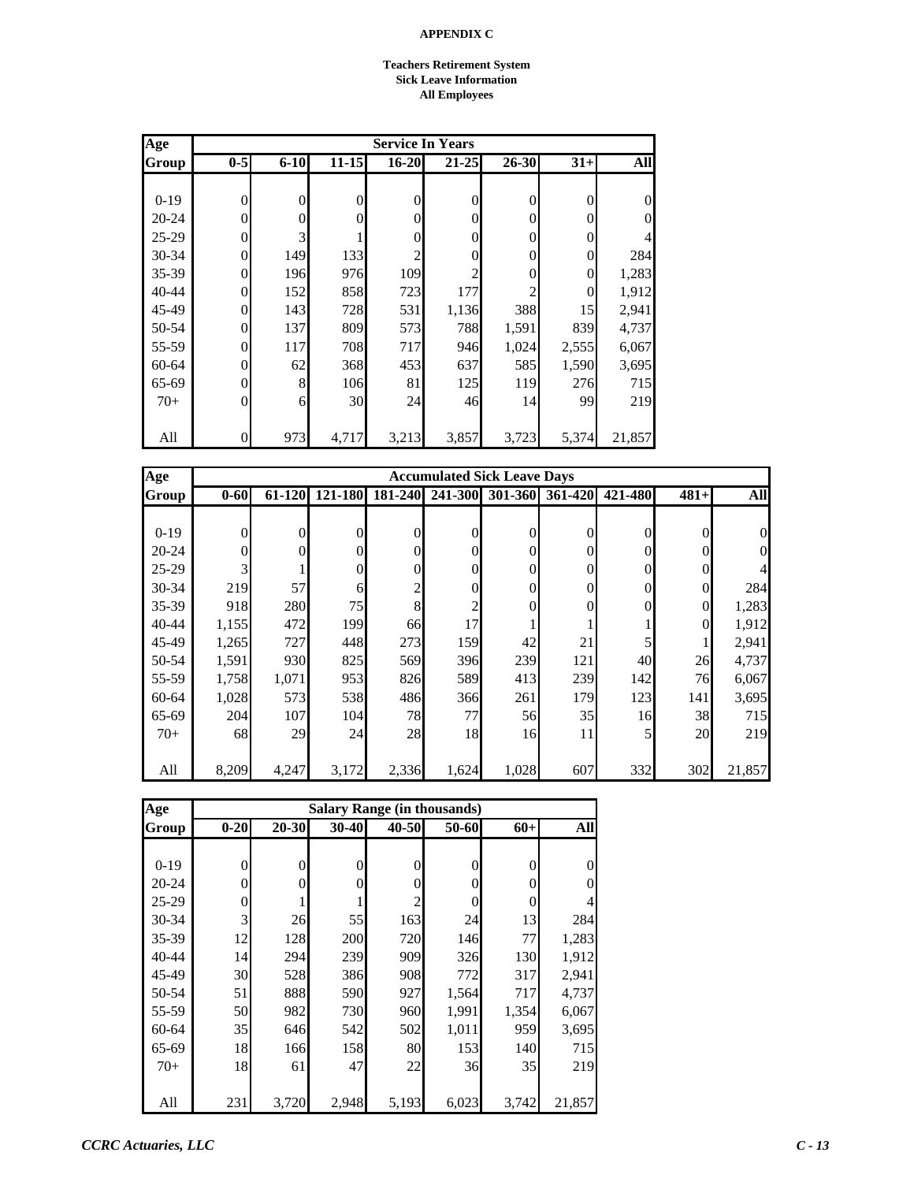# APPENDIX C

**Teachers Retirement System**
**Sick Leave Information**
**All Employees**

| Age Group | Service In Years | | | | | | | |
|---|---|---|---|---|---|---|---|---|
| | 0-5 | 6-10 | 11-15 | 16-20 | 21-25 | 26-30 | 31+ | All |
| 0-19 | 0 | 0 | 0 | 0 | 0 | 0 | 0 | 0 |
| 20-24 | 0 | 0 | 0 | 0 | 0 | 0 | 0 | 0 |
| 25-29 | 0 | 3 | 1 | 0 | 0 | 0 | 0 | 4 |
| 30-34 | 0 | 149 | 133 | 2 | 0 | 0 | 0 | 284 |
| 35-39 | 0 | 196 | 976 | 109 | 2 | 0 | 0 | 1,283 |
| 40-44 | 0 | 152 | 858 | 723 | 177 | 2 | 0 | 1,912 |
| 45-49 | 0 | 143 | 728 | 531 | 1,136 | 388 | 15 | 2,941 |
| 50-54 | 0 | 137 | 809 | 573 | 788 | 1,591 | 839 | 4,737 |
| 55-59 | 0 | 117 | 708 | 717 | 946 | 1,024 | 2,555 | 6,067 |
| 60-64 | 0 | 62 | 368 | 453 | 637 | 585 | 1,590 | 3,695 |
| 65-69 | 0 | 8 | 106 | 81 | 125 | 119 | 276 | 715 |
| 70+ | 0 | 6 | 30 | 24 | 46 | 14 | 99 | 219 |
| All | 0 | 973 | 4,717 | 3,213 | 3,857 | 3,723 | 5,374 | 21,857 |

| Age Group | Accumulated Sick Leave Days | | | | | | | | | |
|---|---|---|---|---|---|---|---|---|---|---|
| | 0-60 | 61-120 | 121-180 | 181-240 | 241-300 | 301-360 | 361-420 | 421-480 | 481+ | All |
| 0-19 | 0 | 0 | 0 | 0 | 0 | 0 | 0 | 0 | 0 | 0 |
| 20-24 | 0 | 0 | 0 | 0 | 0 | 0 | 0 | 0 | 0 | 0 |
| 25-29 | 3 | 1 | 0 | 0 | 0 | 0 | 0 | 0 | 0 | 4 |
| 30-34 | 219 | 57 | 6 | 2 | 0 | 0 | 0 | 0 | 0 | 284 |
| 35-39 | 918 | 280 | 75 | 8 | 2 | 0 | 0 | 0 | 0 | 1,283 |
| 40-44 | 1,155 | 472 | 199 | 66 | 17 | 1 | 1 | 1 | 0 | 1,912 |
| 45-49 | 1,265 | 727 | 448 | 273 | 159 | 42 | 21 | 5 | 1 | 2,941 |
| 50-54 | 1,591 | 930 | 825 | 569 | 396 | 239 | 121 | 40 | 26 | 4,737 |
| 55-59 | 1,758 | 1,071 | 953 | 826 | 589 | 413 | 239 | 142 | 76 | 6,067 |
| 60-64 | 1,028 | 573 | 538 | 486 | 366 | 261 | 179 | 123 | 141 | 3,695 |
| 65-69 | 204 | 107 | 104 | 78 | 77 | 56 | 35 | 16 | 38 | 715 |
| 70+ | 68 | 29 | 24 | 28 | 18 | 16 | 11 | 5 | 20 | 219 |
| All | 8,209 | 4,247 | 3,172 | 2,336 | 1,624 | 1,028 | 607 | 332 | 302 | 21,857 |

| Age Group | Salary Range (in thousands) | | | | | | |
|---|---|---|---|---|---|---|---|
| | 0-20 | 20-30 | 30-40 | 40-50 | 50-60 | 60+ | All |
| 0-19 | 0 | 0 | 0 | 0 | 0 | 0 | 0 |
| 20-24 | 0 | 0 | 0 | 0 | 0 | 0 | 0 |
| 25-29 | 0 | 1 | 1 | 2 | 0 | 0 | 4 |
| 30-34 | 3 | 26 | 55 | 163 | 24 | 13 | 284 |
| 35-39 | 12 | 128 | 200 | 720 | 146 | 77 | 1,283 |
| 40-44 | 14 | 294 | 239 | 909 | 326 | 130 | 1,912 |
| 45-49 | 30 | 528 | 386 | 908 | 772 | 317 | 2,941 |
| 50-54 | 51 | 888 | 590 | 927 | 1,564 | 717 | 4,737 |
| 55-59 | 50 | 982 | 730 | 960 | 1,991 | 1,354 | 6,067 |
| 60-64 | 35 | 646 | 542 | 502 | 1,011 | 959 | 3,695 |
| 65-69 | 18 | 166 | 158 | 80 | 153 | 140 | 715 |
| 70+ | 18 | 61 | 47 | 22 | 36 | 35 | 219 |
| All | 231 | 3,720 | 2,948 | 5,193 | 6,023 | 3,742 | 21,857 |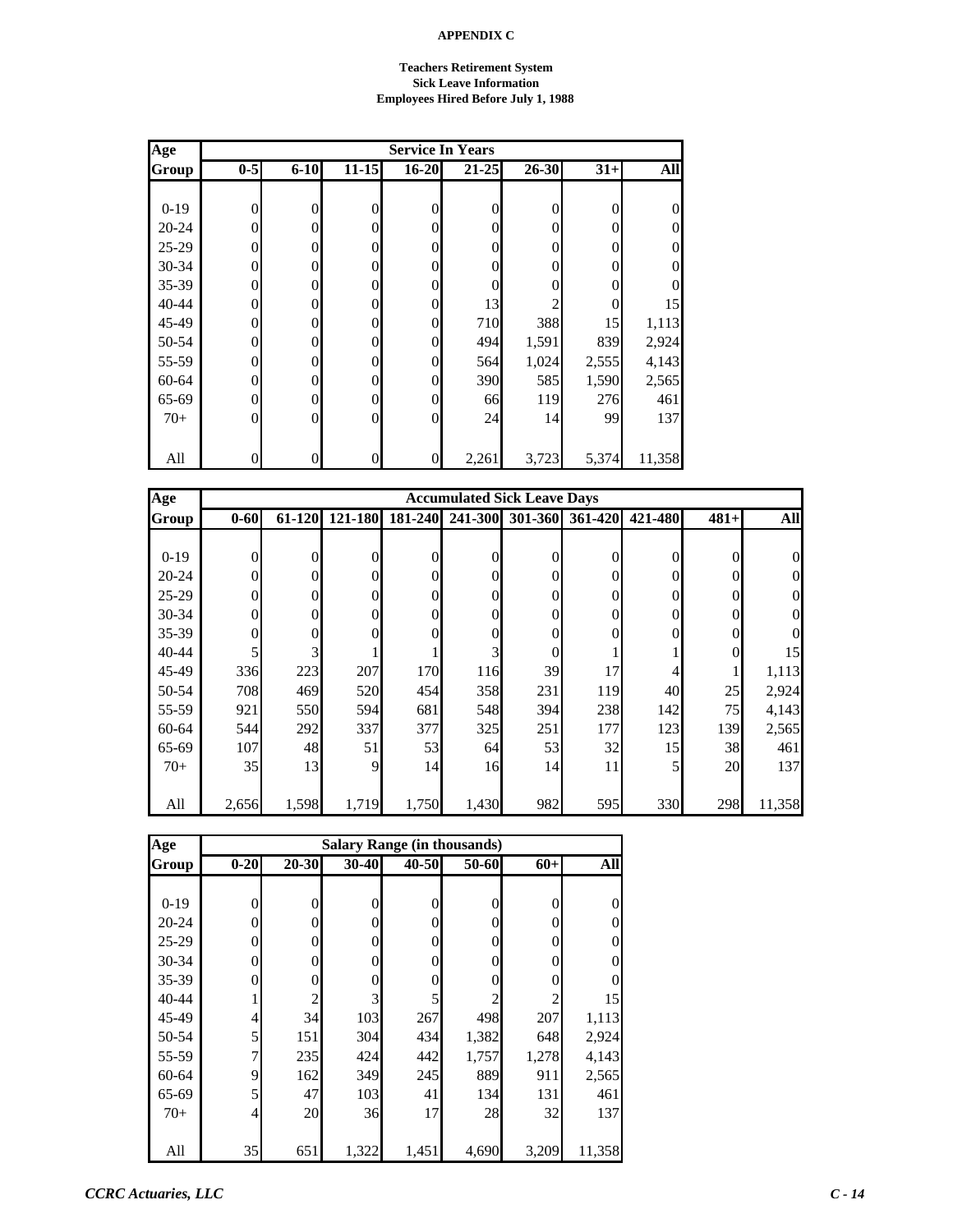**APPENDIX C**

**Teachers Retirement System**
**Sick Leave Information**
**Employees Hired Before July 1, 1988**

| Age Group | Service In Years | | | | | | | |
|---|---|---|---|---|---|---|---|---|
| | 0-5 | 6-10 | 11-15 | 16-20 | 21-25 | 26-30 | 31+ | All |
| 0-19 | 0 | 0 | 0 | 0 | 0 | 0 | 0 | 0 |
| 20-24 | 0 | 0 | 0 | 0 | 0 | 0 | 0 | 0 |
| 25-29 | 0 | 0 | 0 | 0 | 0 | 0 | 0 | 0 |
| 30-34 | 0 | 0 | 0 | 0 | 0 | 0 | 0 | 0 |
| 35-39 | 0 | 0 | 0 | 0 | 0 | 0 | 0 | 0 |
| 40-44 | 0 | 0 | 0 | 0 | 13 | 2 | 0 | 15 |
| 45-49 | 0 | 0 | 0 | 0 | 710 | 388 | 15 | 1,113 |
| 50-54 | 0 | 0 | 0 | 0 | 494 | 1,591 | 839 | 2,924 |
| 55-59 | 0 | 0 | 0 | 0 | 564 | 1,024 | 2,555 | 4,143 |
| 60-64 | 0 | 0 | 0 | 0 | 390 | 585 | 1,590 | 2,565 |
| 65-69 | 0 | 0 | 0 | 0 | 66 | 119 | 276 | 461 |
| 70+ | 0 | 0 | 0 | 0 | 24 | 14 | 99 | 137 |
| All | 0 | 0 | 0 | 0 | 2,261 | 3,723 | 5,374 | 11,358 |

| Age Group | Accumulated Sick Leave Days | | | | | | | | | |
|---|---|---|---|---|---|---|---|---|---|---|
| | 0-60 | 61-120 | 121-180 | 181-240 | 241-300 | 301-360 | 361-420 | 421-480 | 481+ | All |
| 0-19 | 0 | 0 | 0 | 0 | 0 | 0 | 0 | 0 | 0 | 0 |
| 20-24 | 0 | 0 | 0 | 0 | 0 | 0 | 0 | 0 | 0 | 0 |
| 25-29 | 0 | 0 | 0 | 0 | 0 | 0 | 0 | 0 | 0 | 0 |
| 30-34 | 0 | 0 | 0 | 0 | 0 | 0 | 0 | 0 | 0 | 0 |
| 35-39 | 0 | 0 | 0 | 0 | 0 | 0 | 0 | 0 | 0 | 0 |
| 40-44 | 5 | 3 | 1 | 1 | 3 | 0 | 1 | 1 | 0 | 15 |
| 45-49 | 336 | 223 | 207 | 170 | 116 | 39 | 17 | 4 | 1 | 1,113 |
| 50-54 | 708 | 469 | 520 | 454 | 358 | 231 | 119 | 40 | 25 | 2,924 |
| 55-59 | 921 | 550 | 594 | 681 | 548 | 394 | 238 | 142 | 75 | 4,143 |
| 60-64 | 544 | 292 | 337 | 377 | 325 | 251 | 177 | 123 | 139 | 2,565 |
| 65-69 | 107 | 48 | 51 | 53 | 64 | 53 | 32 | 15 | 38 | 461 |
| 70+ | 35 | 13 | 9 | 14 | 16 | 14 | 11 | 5 | 20 | 137 |
| All | 2,656 | 1,598 | 1,719 | 1,750 | 1,430 | 982 | 595 | 330 | 298 | 11,358 |

| Age Group | Salary Range (in thousands) | | | | | | |
|---|---|---|---|---|---|---|---|
| | 0-20 | 20-30 | 30-40 | 40-50 | 50-60 | 60+ | All |
| 0-19 | 0 | 0 | 0 | 0 | 0 | 0 | 0 |
| 20-24 | 0 | 0 | 0 | 0 | 0 | 0 | 0 |
| 25-29 | 0 | 0 | 0 | 0 | 0 | 0 | 0 |
| 30-34 | 0 | 0 | 0 | 0 | 0 | 0 | 0 |
| 35-39 | 0 | 0 | 0 | 0 | 0 | 0 | 0 |
| 40-44 | 1 | 2 | 3 | 5 | 2 | 2 | 15 |
| 45-49 | 4 | 34 | 103 | 267 | 498 | 207 | 1,113 |
| 50-54 | 5 | 151 | 304 | 434 | 1,382 | 648 | 2,924 |
| 55-59 | 7 | 235 | 424 | 442 | 1,757 | 1,278 | 4,143 |
| 60-64 | 9 | 162 | 349 | 245 | 889 | 911 | 2,565 |
| 65-69 | 5 | 47 | 103 | 41 | 134 | 131 | 461 |
| 70+ | 4 | 20 | 36 | 17 | 28 | 32 | 137 |
| All | 35 | 651 | 1,322 | 1,451 | 4,690 | 3,209 | 11,358 |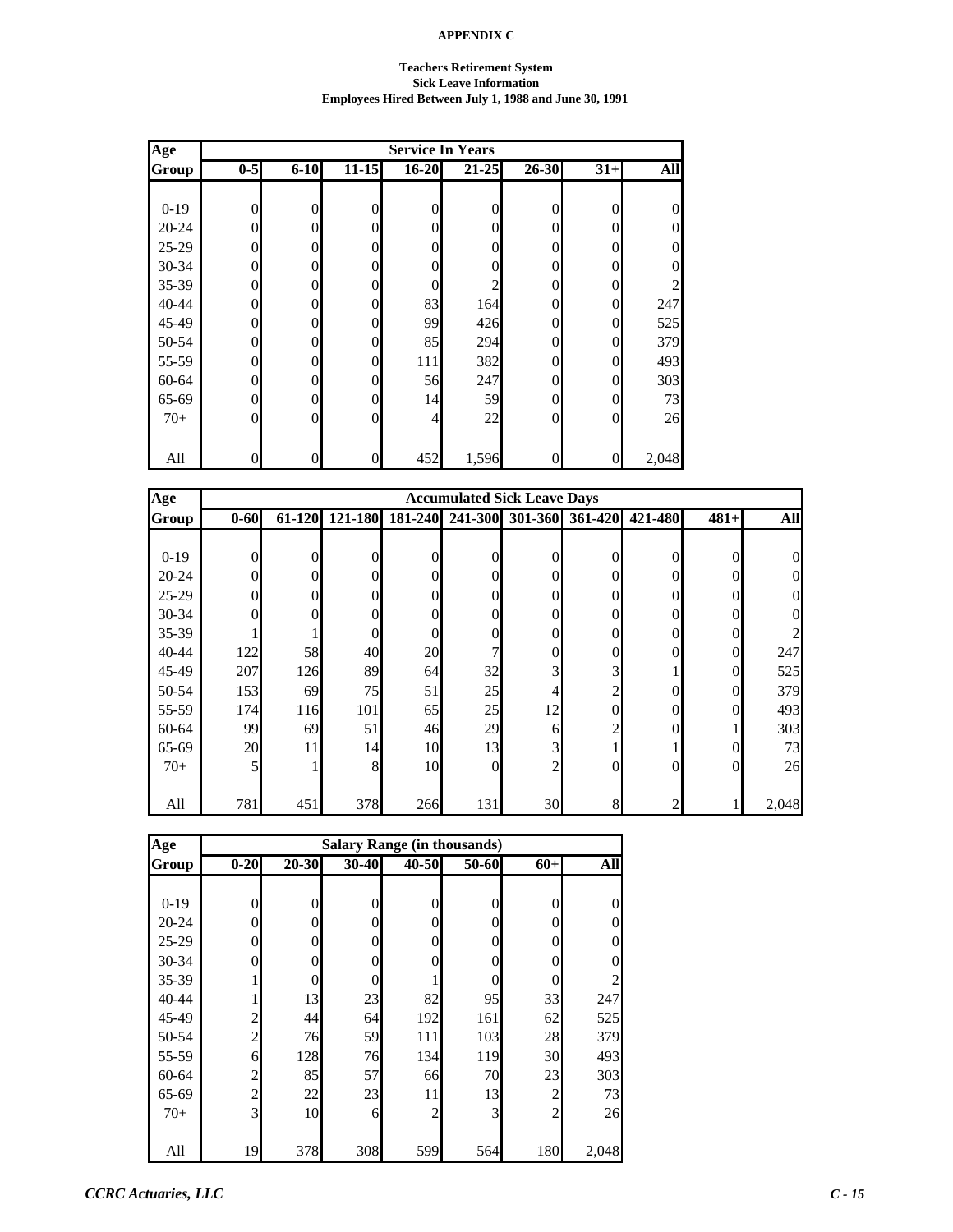**APPENDIX C**

**Teachers Retirement System**
**Sick Leave Information**
**Employees Hired Between July 1, 1988 and June 30, 1991**

| Age Group | Service In Years | | | | | | | |
|---|---|---|---|---|---|---|---|---|
| | 0-5 | 6-10 | 11-15 | 16-20 | 21-25 | 26-30 | 31+ | All |
| 0-19 | 0 | 0 | 0 | 0 | 0 | 0 | 0 | 0 |
| 20-24 | 0 | 0 | 0 | 0 | 0 | 0 | 0 | 0 |
| 25-29 | 0 | 0 | 0 | 0 | 0 | 0 | 0 | 0 |
| 30-34 | 0 | 0 | 0 | 0 | 0 | 0 | 0 | 0 |
| 35-39 | 0 | 0 | 0 | 0 | 2 | 0 | 0 | 2 |
| 40-44 | 0 | 0 | 0 | 83 | 164 | 0 | 0 | 247 |
| 45-49 | 0 | 0 | 0 | 99 | 426 | 0 | 0 | 525 |
| 50-54 | 0 | 0 | 0 | 85 | 294 | 0 | 0 | 379 |
| 55-59 | 0 | 0 | 0 | 111 | 382 | 0 | 0 | 493 |
| 60-64 | 0 | 0 | 0 | 56 | 247 | 0 | 0 | 303 |
| 65-69 | 0 | 0 | 0 | 14 | 59 | 0 | 0 | 73 |
| 70+ | 0 | 0 | 0 | 4 | 22 | 0 | 0 | 26 |
| All | 0 | 0 | 0 | 452 | 1,596 | 0 | 0 | 2,048 |

| Age Group | Accumulated Sick Leave Days | | | | | | | | | |
|---|---|---|---|---|---|---|---|---|---|---|
| | 0-60 | 61-120 | 121-180 | 181-240 | 241-300 | 301-360 | 361-420 | 421-480 | 481+ | All |
| 0-19 | 0 | 0 | 0 | 0 | 0 | 0 | 0 | 0 | 0 | 0 |
| 20-24 | 0 | 0 | 0 | 0 | 0 | 0 | 0 | 0 | 0 | 0 |
| 25-29 | 0 | 0 | 0 | 0 | 0 | 0 | 0 | 0 | 0 | 0 |
| 30-34 | 0 | 0 | 0 | 0 | 0 | 0 | 0 | 0 | 0 | 0 |
| 35-39 | 1 | 1 | 0 | 0 | 0 | 0 | 0 | 0 | 0 | 2 |
| 40-44 | 122 | 58 | 40 | 20 | 7 | 0 | 0 | 0 | 0 | 247 |
| 45-49 | 207 | 126 | 89 | 64 | 32 | 3 | 3 | 1 | 0 | 525 |
| 50-54 | 153 | 69 | 75 | 51 | 25 | 4 | 2 | 0 | 0 | 379 |
| 55-59 | 174 | 116 | 101 | 65 | 25 | 12 | 0 | 0 | 0 | 493 |
| 60-64 | 99 | 69 | 51 | 46 | 29 | 6 | 2 | 0 | 1 | 303 |
| 65-69 | 20 | 11 | 14 | 10 | 13 | 3 | 1 | 1 | 0 | 73 |
| 70+ | 5 | 1 | 8 | 10 | 0 | 2 | 0 | 0 | 0 | 26 |
| All | 781 | 451 | 378 | 266 | 131 | 30 | 8 | 2 | 1 | 2,048 |

| Age Group | Salary Range (in thousands) | | | | | | |
|---|---|---|---|---|---|---|---|
| | 0-20 | 20-30 | 30-40 | 40-50 | 50-60 | 60+ | All |
| 0-19 | 0 | 0 | 0 | 0 | 0 | 0 | 0 |
| 20-24 | 0 | 0 | 0 | 0 | 0 | 0 | 0 |
| 25-29 | 0 | 0 | 0 | 0 | 0 | 0 | 0 |
| 30-34 | 0 | 0 | 0 | 0 | 0 | 0 | 0 |
| 35-39 | 1 | 0 | 0 | 1 | 0 | 0 | 2 |
| 40-44 | 1 | 13 | 23 | 82 | 95 | 33 | 247 |
| 45-49 | 2 | 44 | 64 | 192 | 161 | 62 | 525 |
| 50-54 | 2 | 76 | 59 | 111 | 103 | 28 | 379 |
| 55-59 | 6 | 128 | 76 | 134 | 119 | 30 | 493 |
| 60-64 | 2 | 85 | 57 | 66 | 70 | 23 | 303 |
| 65-69 | 2 | 22 | 23 | 11 | 13 | 2 | 73 |
| 70+ | 3 | 10 | 6 | 2 | 3 | 2 | 26 |
| All | 19 | 378 | 308 | 599 | 564 | 180 | 2,048 |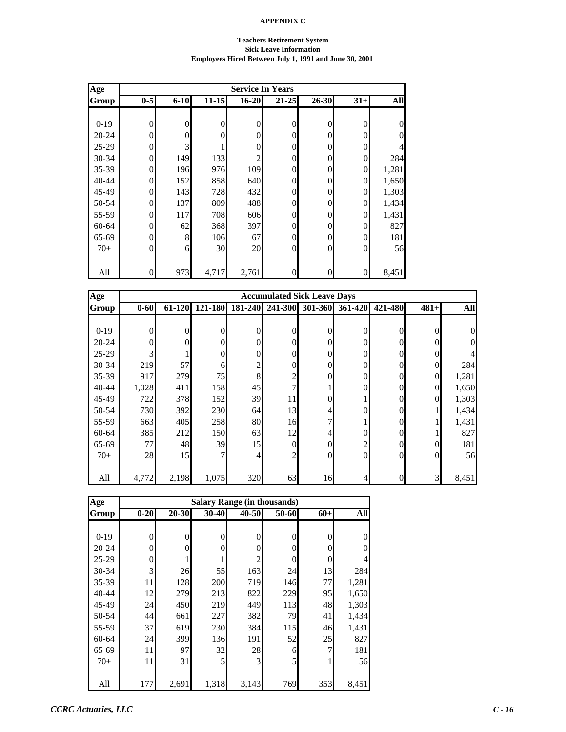# APPENDIX C

## Teachers Retirement System
### Sick Leave Information
### Employees Hired Between July 1, 1991 and June 30, 2001

| Age Group | Service In Years | | | | | | | |
|---|---|---|---|---|---|---|---|---|
| | 0-5 | 6-10 | 11-15 | 16-20 | 21-25 | 26-30 | 31+ | All |
| 0-19 | 0 | 0 | 0 | 0 | 0 | 0 | 0 | 0 |
| 20-24 | 0 | 0 | 0 | 0 | 0 | 0 | 0 | 0 |
| 25-29 | 0 | 3 | 1 | 0 | 0 | 0 | 0 | 4 |
| 30-34 | 0 | 149 | 133 | 2 | 0 | 0 | 0 | 284 |
| 35-39 | 0 | 196 | 976 | 109 | 0 | 0 | 0 | 1,281 |
| 40-44 | 0 | 152 | 858 | 640 | 0 | 0 | 0 | 1,650 |
| 45-49 | 0 | 143 | 728 | 432 | 0 | 0 | 0 | 1,303 |
| 50-54 | 0 | 137 | 809 | 488 | 0 | 0 | 0 | 1,434 |
| 55-59 | 0 | 117 | 708 | 606 | 0 | 0 | 0 | 1,431 |
| 60-64 | 0 | 62 | 368 | 397 | 0 | 0 | 0 | 827 |
| 65-69 | 0 | 8 | 106 | 67 | 0 | 0 | 0 | 181 |
| 70+ | 0 | 6 | 30 | 20 | 0 | 0 | 0 | 56 |
| All | 0 | 973 | 4,717 | 2,761 | 0 | 0 | 0 | 8,451 |

| Age Group | Accumulated Sick Leave Days | | | | | | | | | |
|---|---|---|---|---|---|---|---|---|---|---|
| | 0-60 | 61-120 | 121-180 | 181-240 | 241-300 | 301-360 | 361-420 | 421-480 | 481+ | All |
| 0-19 | 0 | 0 | 0 | 0 | 0 | 0 | 0 | 0 | 0 | 0 |
| 20-24 | 0 | 0 | 0 | 0 | 0 | 0 | 0 | 0 | 0 | 0 |
| 25-29 | 3 | 1 | 0 | 0 | 0 | 0 | 0 | 0 | 0 | 4 |
| 30-34 | 219 | 57 | 6 | 2 | 0 | 0 | 0 | 0 | 0 | 284 |
| 35-39 | 917 | 279 | 75 | 8 | 2 | 0 | 0 | 0 | 0 | 1,281 |
| 40-44 | 1,028 | 411 | 158 | 45 | 7 | 1 | 0 | 0 | 0 | 1,650 |
| 45-49 | 722 | 378 | 152 | 39 | 11 | 0 | 1 | 0 | 0 | 1,303 |
| 50-54 | 730 | 392 | 230 | 64 | 13 | 4 | 0 | 0 | 1 | 1,434 |
| 55-59 | 663 | 405 | 258 | 80 | 16 | 7 | 1 | 0 | 1 | 1,431 |
| 60-64 | 385 | 212 | 150 | 63 | 12 | 4 | 0 | 0 | 1 | 827 |
| 65-69 | 77 | 48 | 39 | 15 | 0 | 0 | 2 | 0 | 0 | 181 |
| 70+ | 28 | 15 | 7 | 4 | 2 | 0 | 0 | 0 | 0 | 56 |
| All | 4,772 | 2,198 | 1,075 | 320 | 63 | 16 | 4 | 0 | 3 | 8,451 |

| Age Group | Salary Range (in thousands) | | | | | | |
|---|---|---|---|---|---|---|---|
| | 0-20 | 20-30 | 30-40 | 40-50 | 50-60 | 60+ | All |
| 0-19 | 0 | 0 | 0 | 0 | 0 | 0 | 0 |
| 20-24 | 0 | 0 | 0 | 0 | 0 | 0 | 0 |
| 25-29 | 0 | 1 | 1 | 2 | 0 | 0 | 4 |
| 30-34 | 3 | 26 | 55 | 163 | 24 | 13 | 284 |
| 35-39 | 11 | 128 | 200 | 719 | 146 | 77 | 1,281 |
| 40-44 | 12 | 279 | 213 | 822 | 229 | 95 | 1,650 |
| 45-49 | 24 | 450 | 219 | 449 | 113 | 48 | 1,303 |
| 50-54 | 44 | 661 | 227 | 382 | 79 | 41 | 1,434 |
| 55-59 | 37 | 619 | 230 | 384 | 115 | 46 | 1,431 |
| 60-64 | 24 | 399 | 136 | 191 | 52 | 25 | 827 |
| 65-69 | 11 | 97 | 32 | 28 | 6 | 7 | 181 |
| 70+ | 11 | 31 | 5 | 3 | 5 | 1 | 56 |
| All | 177 | 2,691 | 1,318 | 3,143 | 769 | 353 | 8,451 |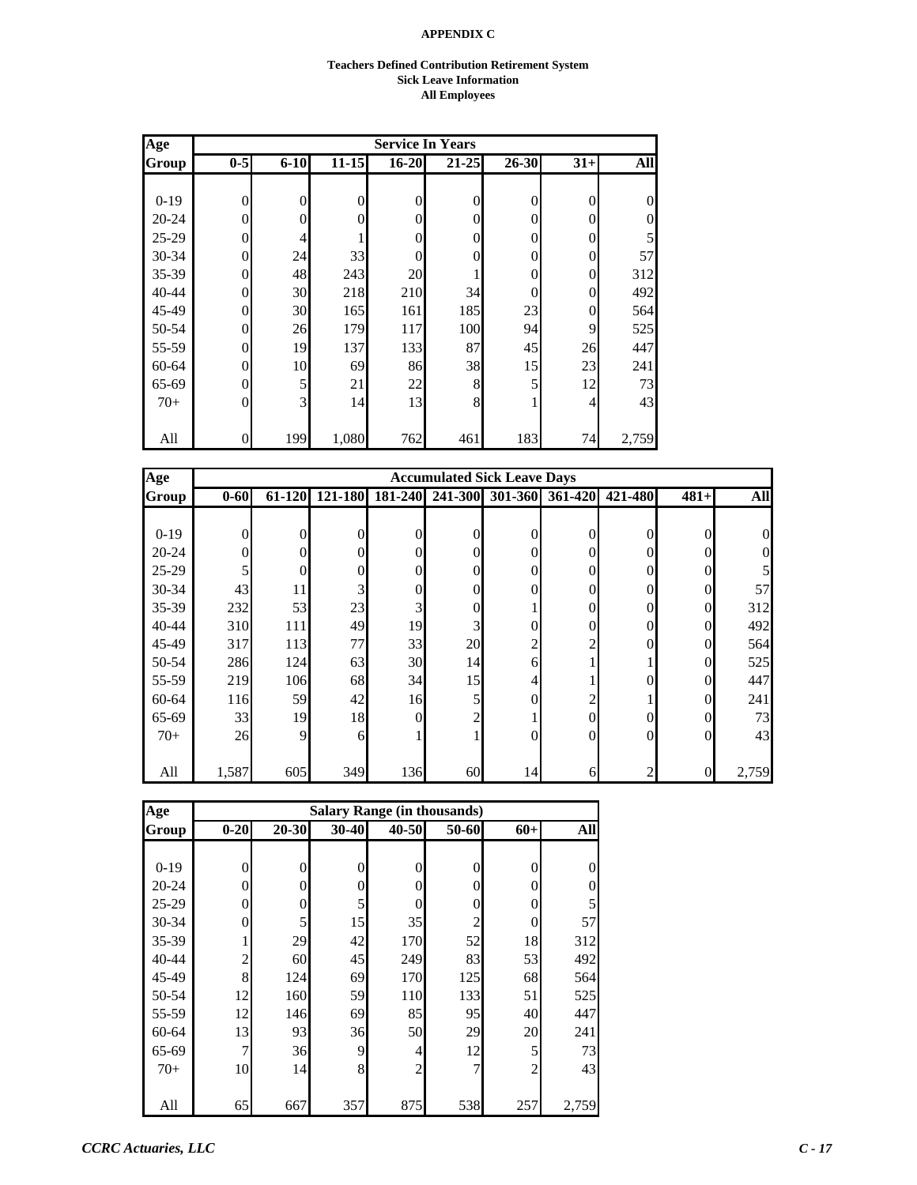**APPENDIX C**

**Teachers Defined Contribution Retirement System**
**Sick Leave Information**
**All Employees**

| Age Group | Service In Years | | | | | | | |
|---|---|---|---|---|---|---|---|---|
| | 0-5 | 6-10 | 11-15 | 16-20 | 21-25 | 26-30 | 31+ | All |
| 0-19 | 0 | 0 | 0 | 0 | 0 | 0 | 0 | 0 |
| 20-24 | 0 | 0 | 0 | 0 | 0 | 0 | 0 | 0 |
| 25-29 | 0 | 4 | 1 | 0 | 0 | 0 | 0 | 5 |
| 30-34 | 0 | 24 | 33 | 0 | 0 | 0 | 0 | 57 |
| 35-39 | 0 | 48 | 243 | 20 | 1 | 0 | 0 | 312 |
| 40-44 | 0 | 30 | 218 | 210 | 34 | 0 | 0 | 492 |
| 45-49 | 0 | 30 | 165 | 161 | 185 | 23 | 0 | 564 |
| 50-54 | 0 | 26 | 179 | 117 | 100 | 94 | 9 | 525 |
| 55-59 | 0 | 19 | 137 | 133 | 87 | 45 | 26 | 447 |
| 60-64 | 0 | 10 | 69 | 86 | 38 | 15 | 23 | 241 |
| 65-69 | 0 | 5 | 21 | 22 | 8 | 5 | 12 | 73 |
| 70+ | 0 | 3 | 14 | 13 | 8 | 1 | 4 | 43 |
| All | 0 | 199 | 1,080 | 762 | 461 | 183 | 74 | 2,759 |

| Age Group | Accumulated Sick Leave Days | | | | | | | | | |
|---|---|---|---|---|---|---|---|---|---|---|
| | 0-60 | 61-120 | 121-180 | 181-240 | 241-300 | 301-360 | 361-420 | 421-480 | 481+ | All |
| 0-19 | 0 | 0 | 0 | 0 | 0 | 0 | 0 | 0 | 0 | 0 |
| 20-24 | 0 | 0 | 0 | 0 | 0 | 0 | 0 | 0 | 0 | 0 |
| 25-29 | 5 | 0 | 0 | 0 | 0 | 0 | 0 | 0 | 0 | 5 |
| 30-34 | 43 | 11 | 3 | 0 | 0 | 0 | 0 | 0 | 0 | 57 |
| 35-39 | 232 | 53 | 23 | 3 | 0 | 1 | 0 | 0 | 0 | 312 |
| 40-44 | 310 | 111 | 49 | 19 | 3 | 0 | 0 | 0 | 0 | 492 |
| 45-49 | 317 | 113 | 77 | 33 | 20 | 2 | 2 | 0 | 0 | 564 |
| 50-54 | 286 | 124 | 63 | 30 | 14 | 6 | 1 | 1 | 0 | 525 |
| 55-59 | 219 | 106 | 68 | 34 | 15 | 4 | 1 | 0 | 0 | 447 |
| 60-64 | 116 | 59 | 42 | 16 | 5 | 0 | 2 | 1 | 0 | 241 |
| 65-69 | 33 | 19 | 18 | 0 | 2 | 1 | 0 | 0 | 0 | 73 |
| 70+ | 26 | 9 | 6 | 1 | 1 | 0 | 0 | 0 | 0 | 43 |
| All | 1,587 | 605 | 349 | 136 | 60 | 14 | 6 | 2 | 0 | 2,759 |

| Age Group | Salary Range (in thousands) | | | | | | |
|---|---|---|---|---|---|---|---|
| | 0-20 | 20-30 | 30-40 | 40-50 | 50-60 | 60+ | All |
| 0-19 | 0 | 0 | 0 | 0 | 0 | 0 | 0 |
| 20-24 | 0 | 0 | 0 | 0 | 0 | 0 | 0 |
| 25-29 | 0 | 0 | 5 | 0 | 0 | 0 | 5 |
| 30-34 | 0 | 5 | 15 | 35 | 2 | 0 | 57 |
| 35-39 | 1 | 29 | 42 | 170 | 52 | 18 | 312 |
| 40-44 | 2 | 60 | 45 | 249 | 83 | 53 | 492 |
| 45-49 | 8 | 124 | 69 | 170 | 125 | 68 | 564 |
| 50-54 | 12 | 160 | 59 | 110 | 133 | 51 | 525 |
| 55-59 | 12 | 146 | 69 | 85 | 95 | 40 | 447 |
| 60-64 | 13 | 93 | 36 | 50 | 29 | 20 | 241 |
| 65-69 | 7 | 36 | 9 | 4 | 12 | 5 | 73 |
| 70+ | 10 | 14 | 8 | 2 | 7 | 2 | 43 |
| All | 65 | 667 | 357 | 875 | 538 | 257 | 2,759 |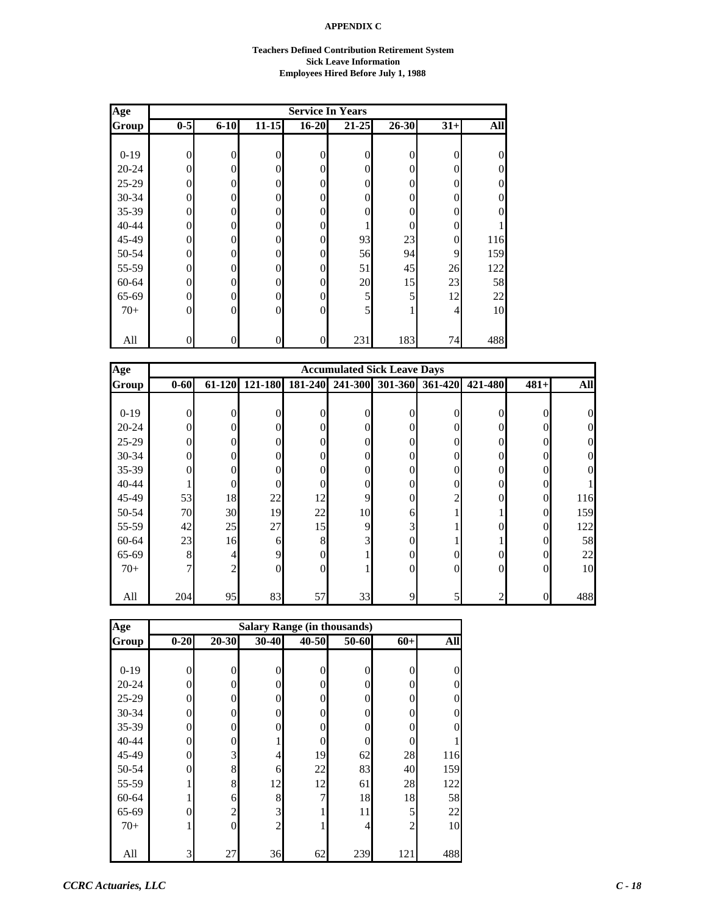**APPENDIX C**

**Teachers Defined Contribution Retirement System**
**Sick Leave Information**
**Employees Hired Before July 1, 1988**

| Age Group | Service In Years | | | | | | | |
|---|---|---|---|---|---|---|---|---|
| | 0-5 | 6-10 | 11-15 | 16-20 | 21-25 | 26-30 | 31+ | All |
| 0-19 | 0 | 0 | 0 | 0 | 0 | 0 | 0 | 0 |
| 20-24 | 0 | 0 | 0 | 0 | 0 | 0 | 0 | 0 |
| 25-29 | 0 | 0 | 0 | 0 | 0 | 0 | 0 | 0 |
| 30-34 | 0 | 0 | 0 | 0 | 0 | 0 | 0 | 0 |
| 35-39 | 0 | 0 | 0 | 0 | 0 | 0 | 0 | 0 |
| 40-44 | 0 | 0 | 0 | 0 | 1 | 0 | 0 | 1 |
| 45-49 | 0 | 0 | 0 | 0 | 93 | 23 | 0 | 116 |
| 50-54 | 0 | 0 | 0 | 0 | 56 | 94 | 9 | 159 |
| 55-59 | 0 | 0 | 0 | 0 | 51 | 45 | 26 | 122 |
| 60-64 | 0 | 0 | 0 | 0 | 20 | 15 | 23 | 58 |
| 65-69 | 0 | 0 | 0 | 0 | 5 | 5 | 12 | 22 |
| 70+ | 0 | 0 | 0 | 0 | 5 | 1 | 4 | 10 |
| All | 0 | 0 | 0 | 0 | 231 | 183 | 74 | 488 |

| Age Group | Accumulated Sick Leave Days | | | | | | | | | |
|---|---|---|---|---|---|---|---|---|---|---|
| | 0-60 | 61-120 | 121-180 | 181-240 | 241-300 | 301-360 | 361-420 | 421-480 | 481+ | All |
| 0-19 | 0 | 0 | 0 | 0 | 0 | 0 | 0 | 0 | 0 | 0 |
| 20-24 | 0 | 0 | 0 | 0 | 0 | 0 | 0 | 0 | 0 | 0 |
| 25-29 | 0 | 0 | 0 | 0 | 0 | 0 | 0 | 0 | 0 | 0 |
| 30-34 | 0 | 0 | 0 | 0 | 0 | 0 | 0 | 0 | 0 | 0 |
| 35-39 | 0 | 0 | 0 | 0 | 0 | 0 | 0 | 0 | 0 | 0 |
| 40-44 | 1 | 0 | 0 | 0 | 0 | 0 | 0 | 0 | 0 | 1 |
| 45-49 | 53 | 18 | 22 | 12 | 9 | 0 | 2 | 0 | 0 | 116 |
| 50-54 | 70 | 30 | 19 | 22 | 10 | 6 | 1 | 1 | 0 | 159 |
| 55-59 | 42 | 25 | 27 | 15 | 9 | 3 | 1 | 0 | 0 | 122 |
| 60-64 | 23 | 16 | 6 | 8 | 3 | 0 | 1 | 1 | 0 | 58 |
| 65-69 | 8 | 4 | 9 | 0 | 1 | 0 | 0 | 0 | 0 | 22 |
| 70+ | 7 | 2 | 0 | 0 | 1 | 0 | 0 | 0 | 0 | 10 |
| All | 204 | 95 | 83 | 57 | 33 | 9 | 5 | 2 | 0 | 488 |

| Age Group | Salary Range (in thousands) | | | | | | |
|---|---|---|---|---|---|---|---|
| | 0-20 | 20-30 | 30-40 | 40-50 | 50-60 | 60+ | All |
| 0-19 | 0 | 0 | 0 | 0 | 0 | 0 | 0 |
| 20-24 | 0 | 0 | 0 | 0 | 0 | 0 | 0 |
| 25-29 | 0 | 0 | 0 | 0 | 0 | 0 | 0 |
| 30-34 | 0 | 0 | 0 | 0 | 0 | 0 | 0 |
| 35-39 | 0 | 0 | 0 | 0 | 0 | 0 | 0 |
| 40-44 | 0 | 0 | 1 | 0 | 0 | 0 | 1 |
| 45-49 | 0 | 3 | 4 | 19 | 62 | 28 | 116 |
| 50-54 | 0 | 8 | 6 | 22 | 83 | 40 | 159 |
| 55-59 | 1 | 8 | 12 | 12 | 61 | 28 | 122 |
| 60-64 | 1 | 6 | 8 | 7 | 18 | 18 | 58 |
| 65-69 | 0 | 2 | 3 | 1 | 11 | 5 | 22 |
| 70+ | 1 | 0 | 2 | 1 | 4 | 2 | 10 |
| All | 3 | 27 | 36 | 62 | 239 | 121 | 488 |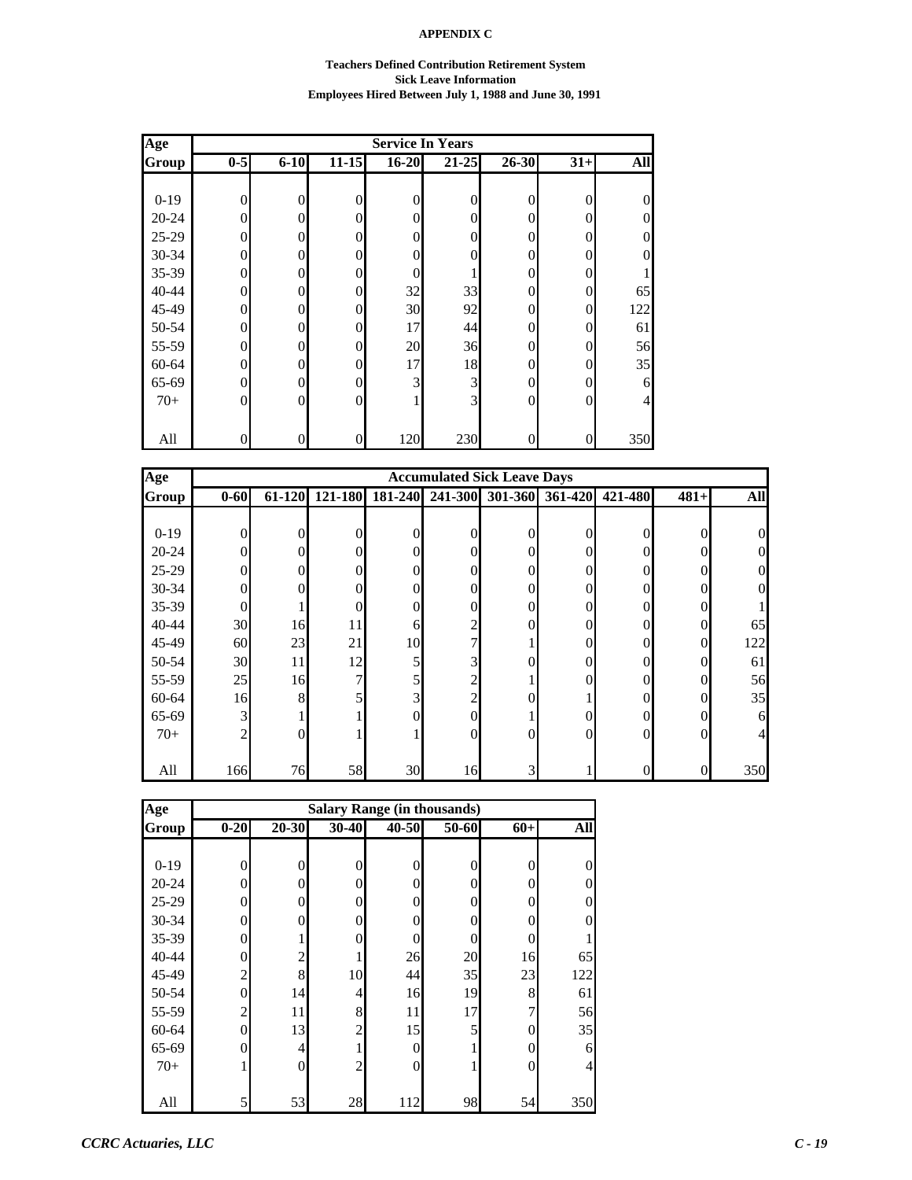**APPENDIX C**

**Teachers Defined Contribution Retirement System**
**Sick Leave Information**
**Employees Hired Between July 1, 1988 and June 30, 1991**

| Age Group | Service In Years | | | | | | | |
|---|---|---|---|---|---|---|---|---|
| | 0-5 | 6-10 | 11-15 | 16-20 | 21-25 | 26-30 | 31+ | All |
| 0-19 | 0 | 0 | 0 | 0 | 0 | 0 | 0 | 0 |
| 20-24 | 0 | 0 | 0 | 0 | 0 | 0 | 0 | 0 |
| 25-29 | 0 | 0 | 0 | 0 | 0 | 0 | 0 | 0 |
| 30-34 | 0 | 0 | 0 | 0 | 0 | 0 | 0 | 0 |
| 35-39 | 0 | 0 | 0 | 0 | 1 | 0 | 0 | 1 |
| 40-44 | 0 | 0 | 0 | 32 | 33 | 0 | 0 | 65 |
| 45-49 | 0 | 0 | 0 | 30 | 92 | 0 | 0 | 122 |
| 50-54 | 0 | 0 | 0 | 17 | 44 | 0 | 0 | 61 |
| 55-59 | 0 | 0 | 0 | 20 | 36 | 0 | 0 | 56 |
| 60-64 | 0 | 0 | 0 | 17 | 18 | 0 | 0 | 35 |
| 65-69 | 0 | 0 | 0 | 3 | 3 | 0 | 0 | 6 |
| 70+ | 0 | 0 | 0 | 1 | 3 | 0 | 0 | 4 |
| All | 0 | 0 | 0 | 120 | 230 | 0 | 0 | 350 |

| Age Group | Accumulated Sick Leave Days | | | | | | | | | |
|---|---|---|---|---|---|---|---|---|---|---|
| | 0-60 | 61-120 | 121-180 | 181-240 | 241-300 | 301-360 | 361-420 | 421-480 | 481+ | All |
| 0-19 | 0 | 0 | 0 | 0 | 0 | 0 | 0 | 0 | 0 | 0 |
| 20-24 | 0 | 0 | 0 | 0 | 0 | 0 | 0 | 0 | 0 | 0 |
| 25-29 | 0 | 0 | 0 | 0 | 0 | 0 | 0 | 0 | 0 | 0 |
| 30-34 | 0 | 0 | 0 | 0 | 0 | 0 | 0 | 0 | 0 | 0 |
| 35-39 | 0 | 1 | 0 | 0 | 0 | 0 | 0 | 0 | 0 | 1 |
| 40-44 | 30 | 16 | 11 | 6 | 2 | 0 | 0 | 0 | 0 | 65 |
| 45-49 | 60 | 23 | 21 | 10 | 7 | 1 | 0 | 0 | 0 | 122 |
| 50-54 | 30 | 11 | 12 | 5 | 3 | 0 | 0 | 0 | 0 | 61 |
| 55-59 | 25 | 16 | 7 | 5 | 2 | 1 | 0 | 0 | 0 | 56 |
| 60-64 | 16 | 8 | 5 | 3 | 2 | 0 | 1 | 0 | 0 | 35 |
| 65-69 | 3 | 1 | 1 | 0 | 0 | 1 | 0 | 0 | 0 | 6 |
| 70+ | 2 | 0 | 1 | 1 | 0 | 0 | 0 | 0 | 0 | 4 |
| All | 166 | 76 | 58 | 30 | 16 | 3 | 1 | 0 | 0 | 350 |

| Age Group | Salary Range (in thousands) | | | | | | |
|---|---|---|---|---|---|---|---|
| | 0-20 | 20-30 | 30-40 | 40-50 | 50-60 | 60+ | All |
| 0-19 | 0 | 0 | 0 | 0 | 0 | 0 | 0 |
| 20-24 | 0 | 0 | 0 | 0 | 0 | 0 | 0 |
| 25-29 | 0 | 0 | 0 | 0 | 0 | 0 | 0 |
| 30-34 | 0 | 0 | 0 | 0 | 0 | 0 | 0 |
| 35-39 | 0 | 1 | 0 | 0 | 0 | 0 | 1 |
| 40-44 | 0 | 2 | 1 | 26 | 20 | 16 | 65 |
| 45-49 | 2 | 8 | 10 | 44 | 35 | 23 | 122 |
| 50-54 | 0 | 14 | 4 | 16 | 19 | 8 | 61 |
| 55-59 | 2 | 11 | 8 | 11 | 17 | 7 | 56 |
| 60-64 | 0 | 13 | 2 | 15 | 5 | 0 | 35 |
| 65-69 | 0 | 4 | 1 | 0 | 1 | 0 | 6 |
| 70+ | 1 | 0 | 2 | 0 | 1 | 0 | 4 |
| All | 5 | 53 | 28 | 112 | 98 | 54 | 350 |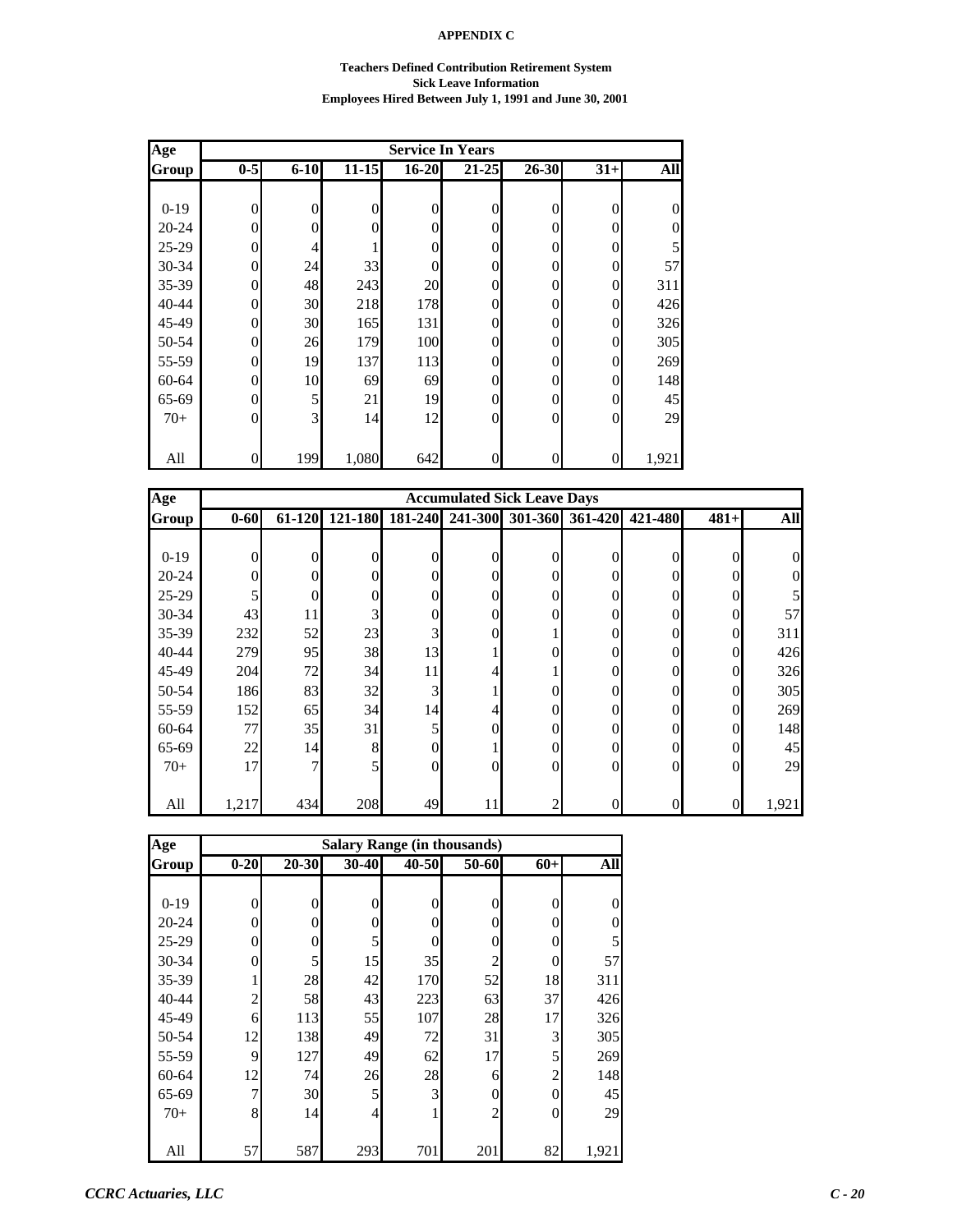# APPENDIX C

## Teachers Defined Contribution Retirement System
## Sick Leave Information
## Employees Hired Between July 1, 1991 and June 30, 2001

| Age | Service In Years | | | | | | | |
|---|---|---|---|---|---|---|---|---|
| Group | 0-5 | 6-10 | 11-15 | 16-20 | 21-25 | 26-30 | 31+ | All |
| 0-19 | 0 | 0 | 0 | 0 | 0 | 0 | 0 | 0 |
| 20-24 | 0 | 0 | 0 | 0 | 0 | 0 | 0 | 0 |
| 25-29 | 0 | 4 | 1 | 0 | 0 | 0 | 0 | 5 |
| 30-34 | 0 | 24 | 33 | 0 | 0 | 0 | 0 | 57 |
| 35-39 | 0 | 48 | 243 | 20 | 0 | 0 | 0 | 311 |
| 40-44 | 0 | 30 | 218 | 178 | 0 | 0 | 0 | 426 |
| 45-49 | 0 | 30 | 165 | 131 | 0 | 0 | 0 | 326 |
| 50-54 | 0 | 26 | 179 | 100 | 0 | 0 | 0 | 305 |
| 55-59 | 0 | 19 | 137 | 113 | 0 | 0 | 0 | 269 |
| 60-64 | 0 | 10 | 69 | 69 | 0 | 0 | 0 | 148 |
| 65-69 | 0 | 5 | 21 | 19 | 0 | 0 | 0 | 45 |
| 70+ | 0 | 3 | 14 | 12 | 0 | 0 | 0 | 29 |
| All | 0 | 199 | 1,080 | 642 | 0 | 0 | 0 | 1,921 |

| Age | Accumulated Sick Leave Days | | | | | | | | | |
|---|---|---|---|---|---|---|---|---|---|---|
| Group | 0-60 | 61-120 | 121-180 | 181-240 | 241-300 | 301-360 | 361-420 | 421-480 | 481+ | All |
| 0-19 | 0 | 0 | 0 | 0 | 0 | 0 | 0 | 0 | 0 | 0 |
| 20-24 | 0 | 0 | 0 | 0 | 0 | 0 | 0 | 0 | 0 | 0 |
| 25-29 | 5 | 0 | 0 | 0 | 0 | 0 | 0 | 0 | 0 | 5 |
| 30-34 | 43 | 11 | 3 | 0 | 0 | 0 | 0 | 0 | 0 | 57 |
| 35-39 | 232 | 52 | 23 | 3 | 0 | 1 | 0 | 0 | 0 | 311 |
| 40-44 | 279 | 95 | 38 | 13 | 1 | 0 | 0 | 0 | 0 | 426 |
| 45-49 | 204 | 72 | 34 | 11 | 4 | 1 | 0 | 0 | 0 | 326 |
| 50-54 | 186 | 83 | 32 | 3 | 1 | 0 | 0 | 0 | 0 | 305 |
| 55-59 | 152 | 65 | 34 | 14 | 4 | 0 | 0 | 0 | 0 | 269 |
| 60-64 | 77 | 35 | 31 | 5 | 0 | 0 | 0 | 0 | 0 | 148 |
| 65-69 | 22 | 14 | 8 | 0 | 1 | 0 | 0 | 0 | 0 | 45 |
| 70+ | 17 | 7 | 5 | 0 | 0 | 0 | 0 | 0 | 0 | 29 |
| All | 1,217 | 434 | 208 | 49 | 11 | 2 | 0 | 0 | 0 | 1,921 |

| Age | Salary Range (in thousands) | | | | | | |
|---|---|---|---|---|---|---|---|
| Group | 0-20 | 20-30 | 30-40 | 40-50 | 50-60 | 60+ | All |
| 0-19 | 0 | 0 | 0 | 0 | 0 | 0 | 0 |
| 20-24 | 0 | 0 | 0 | 0 | 0 | 0 | 0 |
| 25-29 | 0 | 0 | 5 | 0 | 0 | 0 | 5 |
| 30-34 | 0 | 5 | 15 | 35 | 2 | 0 | 57 |
| 35-39 | 1 | 28 | 42 | 170 | 52 | 18 | 311 |
| 40-44 | 2 | 58 | 43 | 223 | 63 | 37 | 426 |
| 45-49 | 6 | 113 | 55 | 107 | 28 | 17 | 326 |
| 50-54 | 12 | 138 | 49 | 72 | 31 | 3 | 305 |
| 55-59 | 9 | 127 | 49 | 62 | 17 | 5 | 269 |
| 60-64 | 12 | 74 | 26 | 28 | 6 | 2 | 148 |
| 65-69 | 7 | 30 | 5 | 3 | 0 | 0 | 45 |
| 70+ | 8 | 14 | 4 | 1 | 2 | 0 | 29 |
| All | 57 | 587 | 293 | 701 | 201 | 82 | 1,921 |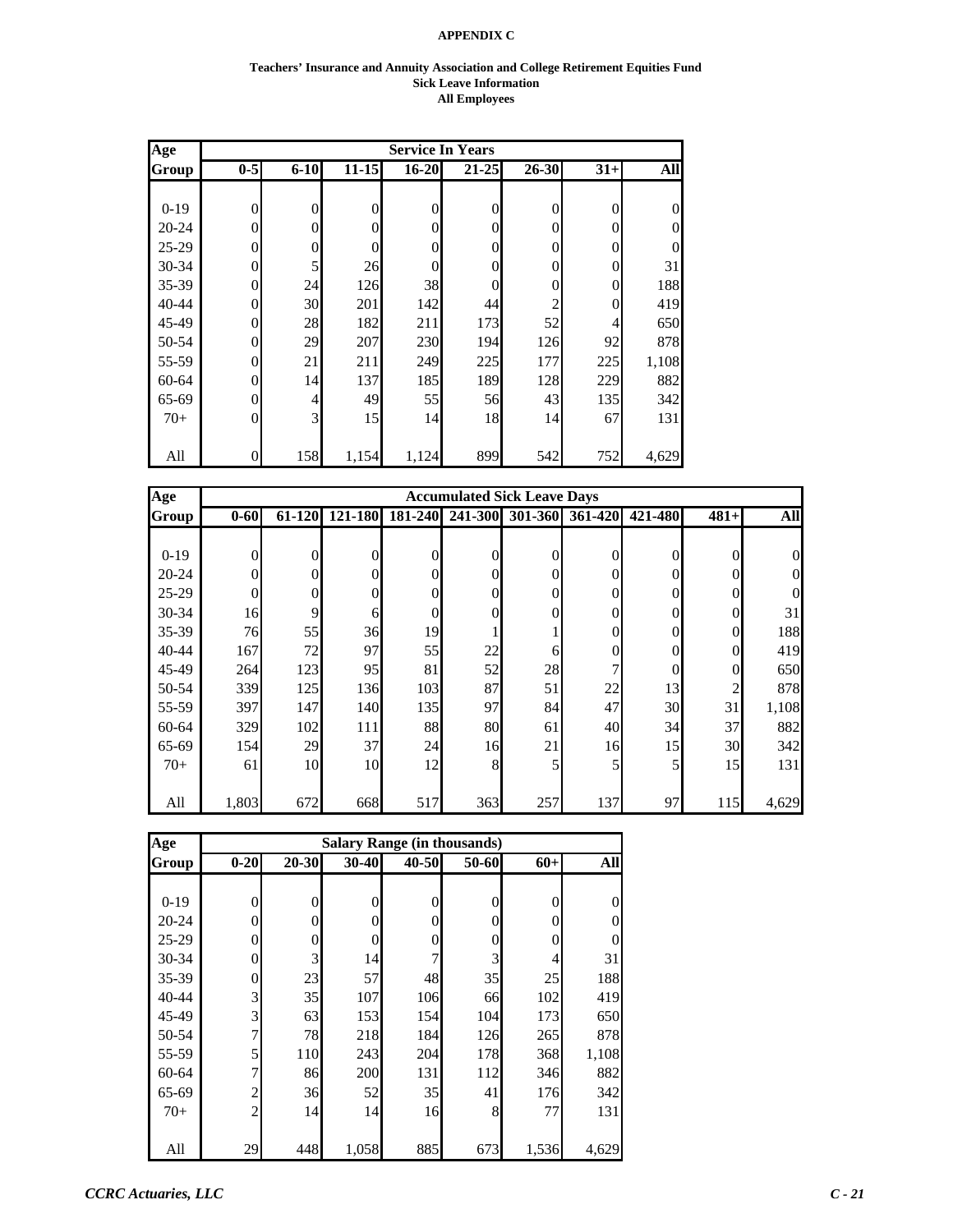**APPENDIX C**

**Teachers' Insurance and Annuity Association and College Retirement Equities Fund**
**Sick Leave Information**
**All Employees**

| Age | Service In Years | | | | | | | |
|---|---|---|---|---|---|---|---|---|
| Group | 0-5 | 6-10 | 11-15 | 16-20 | 21-25 | 26-30 | 31+ | All |
| 0-19 | 0 | 0 | 0 | 0 | 0 | 0 | 0 | 0 |
| 20-24 | 0 | 0 | 0 | 0 | 0 | 0 | 0 | 0 |
| 25-29 | 0 | 0 | 0 | 0 | 0 | 0 | 0 | 0 |
| 30-34 | 0 | 5 | 26 | 0 | 0 | 0 | 0 | 31 |
| 35-39 | 0 | 24 | 126 | 38 | 0 | 0 | 0 | 188 |
| 40-44 | 0 | 30 | 201 | 142 | 44 | 2 | 0 | 419 |
| 45-49 | 0 | 28 | 182 | 211 | 173 | 52 | 4 | 650 |
| 50-54 | 0 | 29 | 207 | 230 | 194 | 126 | 92 | 878 |
| 55-59 | 0 | 21 | 211 | 249 | 225 | 177 | 225 | 1,108 |
| 60-64 | 0 | 14 | 137 | 185 | 189 | 128 | 229 | 882 |
| 65-69 | 0 | 4 | 49 | 55 | 56 | 43 | 135 | 342 |
| 70+ | 0 | 3 | 15 | 14 | 18 | 14 | 67 | 131 |
| All | 0 | 158 | 1,154 | 1,124 | 899 | 542 | 752 | 4,629 |

| Age | Accumulated Sick Leave Days | | | | | | | | | |
|---|---|---|---|---|---|---|---|---|---|---|
| Group | 0-60 | 61-120 | 121-180 | 181-240 | 241-300 | 301-360 | 361-420 | 421-480 | 481+ | All |
| 0-19 | 0 | 0 | 0 | 0 | 0 | 0 | 0 | 0 | 0 | 0 |
| 20-24 | 0 | 0 | 0 | 0 | 0 | 0 | 0 | 0 | 0 | 0 |
| 25-29 | 0 | 0 | 0 | 0 | 0 | 0 | 0 | 0 | 0 | 0 |
| 30-34 | 16 | 9 | 6 | 0 | 0 | 0 | 0 | 0 | 0 | 31 |
| 35-39 | 76 | 55 | 36 | 19 | 1 | 1 | 0 | 0 | 0 | 188 |
| 40-44 | 167 | 72 | 97 | 55 | 22 | 6 | 0 | 0 | 0 | 419 |
| 45-49 | 264 | 123 | 95 | 81 | 52 | 28 | 7 | 0 | 0 | 650 |
| 50-54 | 339 | 125 | 136 | 103 | 87 | 51 | 22 | 13 | 2 | 878 |
| 55-59 | 397 | 147 | 140 | 135 | 97 | 84 | 47 | 30 | 31 | 1,108 |
| 60-64 | 329 | 102 | 111 | 88 | 80 | 61 | 40 | 34 | 37 | 882 |
| 65-69 | 154 | 29 | 37 | 24 | 16 | 21 | 16 | 15 | 30 | 342 |
| 70+ | 61 | 10 | 10 | 12 | 8 | 5 | 5 | 5 | 15 | 131 |
| All | 1,803 | 672 | 668 | 517 | 363 | 257 | 137 | 97 | 115 | 4,629 |

| Age | Salary Range (in thousands) | | | | | | |
|---|---|---|---|---|---|---|---|
| Group | 0-20 | 20-30 | 30-40 | 40-50 | 50-60 | 60+ | All |
| 0-19 | 0 | 0 | 0 | 0 | 0 | 0 | 0 |
| 20-24 | 0 | 0 | 0 | 0 | 0 | 0 | 0 |
| 25-29 | 0 | 0 | 0 | 0 | 0 | 0 | 0 |
| 30-34 | 0 | 3 | 14 | 7 | 3 | 4 | 31 |
| 35-39 | 0 | 23 | 57 | 48 | 35 | 25 | 188 |
| 40-44 | 3 | 35 | 107 | 106 | 66 | 102 | 419 |
| 45-49 | 3 | 63 | 153 | 154 | 104 | 173 | 650 |
| 50-54 | 7 | 78 | 218 | 184 | 126 | 265 | 878 |
| 55-59 | 5 | 110 | 243 | 204 | 178 | 368 | 1,108 |
| 60-64 | 7 | 86 | 200 | 131 | 112 | 346 | 882 |
| 65-69 | 2 | 36 | 52 | 35 | 41 | 176 | 342 |
| 70+ | 2 | 14 | 14 | 16 | 8 | 77 | 131 |
| All | 29 | 448 | 1,058 | 885 | 673 | 1,536 | 4,629 |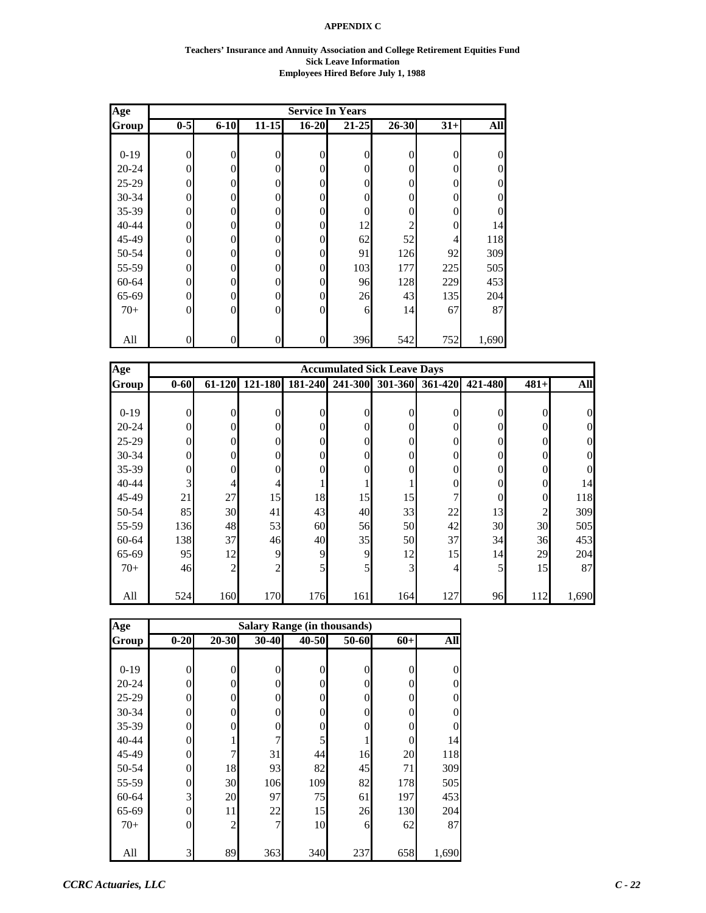**APPENDIX C**

**Teachers' Insurance and Annuity Association and College Retirement Equities Fund**
**Sick Leave Information**
**Employees Hired Before July 1, 1988**

| Age | Service In Years | | | | | | | |
|---|---|---|---|---|---|---|---|---|
| Group | 0-5 | 6-10 | 11-15 | 16-20 | 21-25 | 26-30 | 31+ | All |
| 0-19 | 0 | 0 | 0 | 0 | 0 | 0 | 0 | 0 |
| 20-24 | 0 | 0 | 0 | 0 | 0 | 0 | 0 | 0 |
| 25-29 | 0 | 0 | 0 | 0 | 0 | 0 | 0 | 0 |
| 30-34 | 0 | 0 | 0 | 0 | 0 | 0 | 0 | 0 |
| 35-39 | 0 | 0 | 0 | 0 | 0 | 0 | 0 | 0 |
| 40-44 | 0 | 0 | 0 | 0 | 12 | 2 | 0 | 14 |
| 45-49 | 0 | 0 | 0 | 0 | 62 | 52 | 4 | 118 |
| 50-54 | 0 | 0 | 0 | 0 | 91 | 126 | 92 | 309 |
| 55-59 | 0 | 0 | 0 | 0 | 103 | 177 | 225 | 505 |
| 60-64 | 0 | 0 | 0 | 0 | 96 | 128 | 229 | 453 |
| 65-69 | 0 | 0 | 0 | 0 | 26 | 43 | 135 | 204 |
| 70+ | 0 | 0 | 0 | 0 | 6 | 14 | 67 | 87 |
| All | 0 | 0 | 0 | 0 | 396 | 542 | 752 | 1,690 |

| Age | Accumulated Sick Leave Days | | | | | | | | | |
|---|---|---|---|---|---|---|---|---|---|---|
| Group | 0-60 | 61-120 | 121-180 | 181-240 | 241-300 | 301-360 | 361-420 | 421-480 | 481+ | All |
| 0-19 | 0 | 0 | 0 | 0 | 0 | 0 | 0 | 0 | 0 | 0 |
| 20-24 | 0 | 0 | 0 | 0 | 0 | 0 | 0 | 0 | 0 | 0 |
| 25-29 | 0 | 0 | 0 | 0 | 0 | 0 | 0 | 0 | 0 | 0 |
| 30-34 | 0 | 0 | 0 | 0 | 0 | 0 | 0 | 0 | 0 | 0 |
| 35-39 | 0 | 0 | 0 | 0 | 0 | 0 | 0 | 0 | 0 | 0 |
| 40-44 | 3 | 4 | 4 | 1 | 1 | 1 | 0 | 0 | 0 | 14 |
| 45-49 | 21 | 27 | 15 | 18 | 15 | 15 | 7 | 0 | 0 | 118 |
| 50-54 | 85 | 30 | 41 | 43 | 40 | 33 | 22 | 13 | 2 | 309 |
| 55-59 | 136 | 48 | 53 | 60 | 56 | 50 | 42 | 30 | 30 | 505 |
| 60-64 | 138 | 37 | 46 | 40 | 35 | 50 | 37 | 34 | 36 | 453 |
| 65-69 | 95 | 12 | 9 | 9 | 9 | 12 | 15 | 14 | 29 | 204 |
| 70+ | 46 | 2 | 2 | 5 | 5 | 3 | 4 | 5 | 15 | 87 |
| All | 524 | 160 | 170 | 176 | 161 | 164 | 127 | 96 | 112 | 1,690 |

| Age | Salary Range (in thousands) | | | | | | |
|---|---|---|---|---|---|---|---|
| Group | 0-20 | 20-30 | 30-40 | 40-50 | 50-60 | 60+ | All |
| 0-19 | 0 | 0 | 0 | 0 | 0 | 0 | 0 |
| 20-24 | 0 | 0 | 0 | 0 | 0 | 0 | 0 |
| 25-29 | 0 | 0 | 0 | 0 | 0 | 0 | 0 |
| 30-34 | 0 | 0 | 0 | 0 | 0 | 0 | 0 |
| 35-39 | 0 | 0 | 0 | 0 | 0 | 0 | 0 |
| 40-44 | 0 | 1 | 7 | 5 | 1 | 0 | 14 |
| 45-49 | 0 | 7 | 31 | 44 | 16 | 20 | 118 |
| 50-54 | 0 | 18 | 93 | 82 | 45 | 71 | 309 |
| 55-59 | 0 | 30 | 106 | 109 | 82 | 178 | 505 |
| 60-64 | 3 | 20 | 97 | 75 | 61 | 197 | 453 |
| 65-69 | 0 | 11 | 22 | 15 | 26 | 130 | 204 |
| 70+ | 0 | 2 | 7 | 10 | 6 | 62 | 87 |
| All | 3 | 89 | 363 | 340 | 237 | 658 | 1,690 |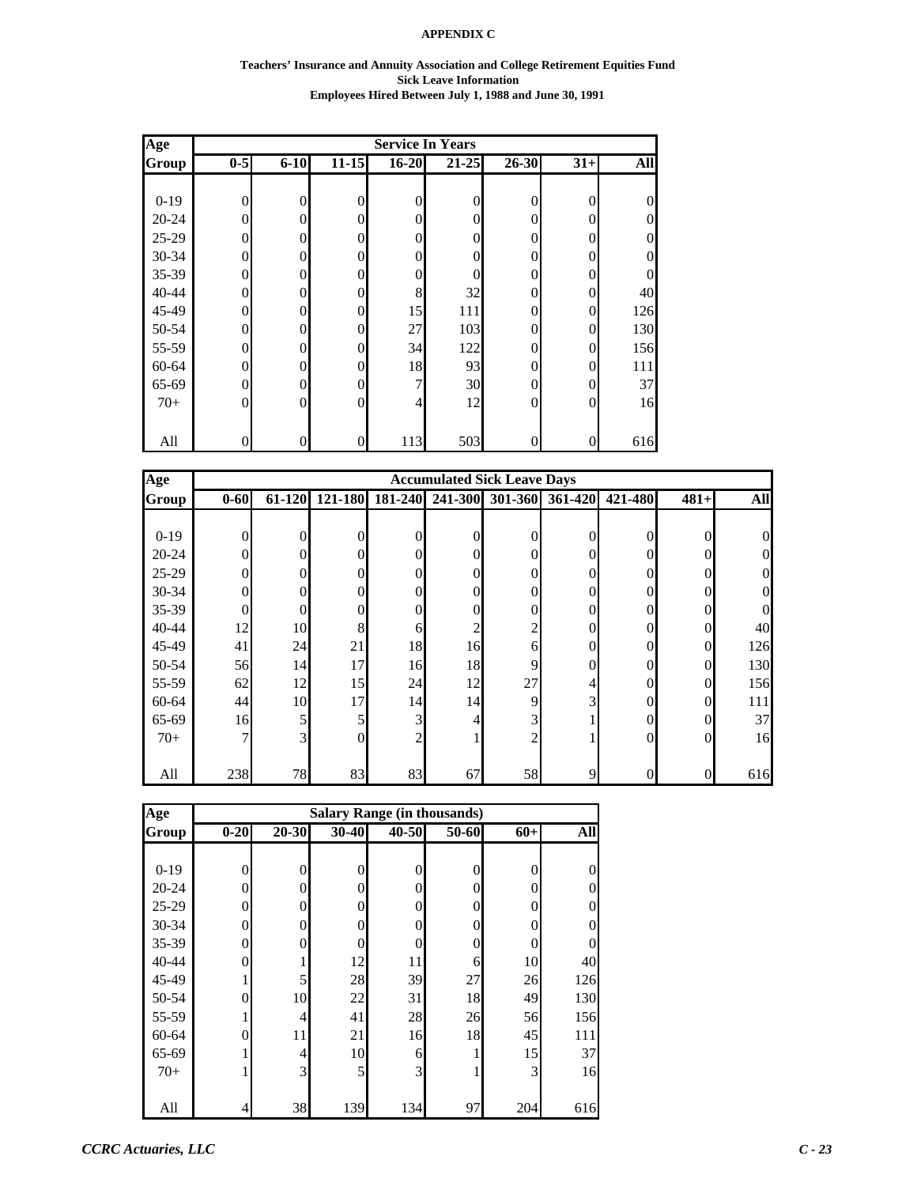**APPENDIX C**

**Teachers' Insurance and Annuity Association and College Retirement Equities Fund**
**Sick Leave Information**
**Employees Hired Between July 1, 1988 and June 30, 1991**

| Age Group | Service In Years | | | | | | | |
|---|---|---|---|---|---|---|---|---|
| | **0-5** | **6-10** | **11-15** | **16-20** | **21-25** | **26-30** | **31+** | **All** |
| 0-19 | 0 | 0 | 0 | 0 | 0 | 0 | 0 | 0 |
| 20-24 | 0 | 0 | 0 | 0 | 0 | 0 | 0 | 0 |
| 25-29 | 0 | 0 | 0 | 0 | 0 | 0 | 0 | 0 |
| 30-34 | 0 | 0 | 0 | 0 | 0 | 0 | 0 | 0 |
| 35-39 | 0 | 0 | 0 | 0 | 0 | 0 | 0 | 0 |
| 40-44 | 0 | 0 | 0 | 8 | 32 | 0 | 0 | 40 |
| 45-49 | 0 | 0 | 0 | 15 | 111 | 0 | 0 | 126 |
| 50-54 | 0 | 0 | 0 | 27 | 103 | 0 | 0 | 130 |
| 55-59 | 0 | 0 | 0 | 34 | 122 | 0 | 0 | 156 |
| 60-64 | 0 | 0 | 0 | 18 | 93 | 0 | 0 | 111 |
| 65-69 | 0 | 0 | 0 | 7 | 30 | 0 | 0 | 37 |
| 70+ | 0 | 0 | 0 | 4 | 12 | 0 | 0 | 16 |
| All | 0 | 0 | 0 | 113 | 503 | 0 | 0 | 616 |

| Age Group | Accumulated Sick Leave Days | | | | | | | | | |
|---|---|---|---|---|---|---|---|---|---|---|
| | **0-60** | **61-120** | **121-180** | **181-240** | **241-300** | **301-360** | **361-420** | **421-480** | **481+** | **All** |
| 0-19 | 0 | 0 | 0 | 0 | 0 | 0 | 0 | 0 | 0 | 0 |
| 20-24 | 0 | 0 | 0 | 0 | 0 | 0 | 0 | 0 | 0 | 0 |
| 25-29 | 0 | 0 | 0 | 0 | 0 | 0 | 0 | 0 | 0 | 0 |
| 30-34 | 0 | 0 | 0 | 0 | 0 | 0 | 0 | 0 | 0 | 0 |
| 35-39 | 0 | 0 | 0 | 0 | 0 | 0 | 0 | 0 | 0 | 0 |
| 40-44 | 12 | 10 | 8 | 6 | 2 | 2 | 0 | 0 | 0 | 40 |
| 45-49 | 41 | 24 | 21 | 18 | 16 | 6 | 0 | 0 | 0 | 126 |
| 50-54 | 56 | 14 | 17 | 16 | 18 | 9 | 0 | 0 | 0 | 130 |
| 55-59 | 62 | 12 | 15 | 24 | 12 | 27 | 4 | 0 | 0 | 156 |
| 60-64 | 44 | 10 | 17 | 14 | 14 | 9 | 3 | 0 | 0 | 111 |
| 65-69 | 16 | 5 | 5 | 3 | 4 | 3 | 1 | 0 | 0 | 37 |
| 70+ | 7 | 3 | 0 | 2 | 1 | 2 | 1 | 0 | 0 | 16 |
| All | 238 | 78 | 83 | 83 | 67 | 58 | 9 | 0 | 0 | 616 |

| Age Group | Salary Range (in thousands) | | | | | | |
|---|---|---|---|---|---|---|---|
| | **0-20** | **20-30** | **30-40** | **40-50** | **50-60** | **60+** | **All** |
| 0-19 | 0 | 0 | 0 | 0 | 0 | 0 | 0 |
| 20-24 | 0 | 0 | 0 | 0 | 0 | 0 | 0 |
| 25-29 | 0 | 0 | 0 | 0 | 0 | 0 | 0 |
| 30-34 | 0 | 0 | 0 | 0 | 0 | 0 | 0 |
| 35-39 | 0 | 0 | 0 | 0 | 0 | 0 | 0 |
| 40-44 | 0 | 1 | 12 | 11 | 6 | 10 | 40 |
| 45-49 | 1 | 5 | 28 | 39 | 27 | 26 | 126 |
| 50-54 | 0 | 10 | 22 | 31 | 18 | 49 | 130 |
| 55-59 | 1 | 4 | 41 | 28 | 26 | 56 | 156 |
| 60-64 | 0 | 11 | 21 | 16 | 18 | 45 | 111 |
| 65-69 | 1 | 4 | 10 | 6 | 1 | 15 | 37 |
| 70+ | 1 | 3 | 5 | 3 | 1 | 3 | 16 |
| All | 4 | 38 | 139 | 134 | 97 | 204 | 616 |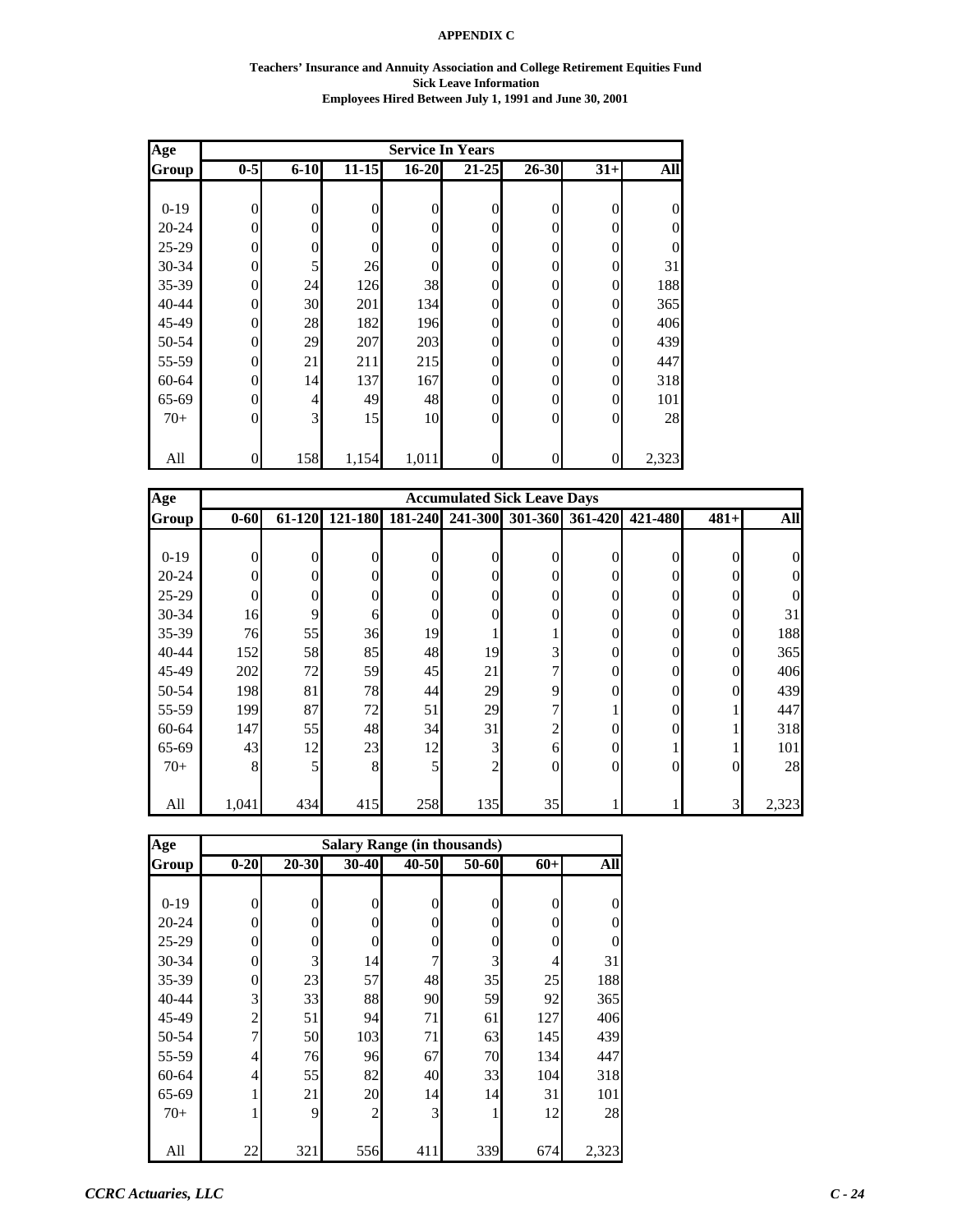**APPENDIX C**

**Teachers' Insurance and Annuity Association and College Retirement Equities Fund**
**Sick Leave Information**
**Employees Hired Between July 1, 1991 and June 30, 2001**

| Age | Service In Years | | | | | | | |
|---|---|---|---|---|---|---|---|---|
| Group | 0-5 | 6-10 | 11-15 | 16-20 | 21-25 | 26-30 | 31+ | All |
| 0-19 | 0 | 0 | 0 | 0 | 0 | 0 | 0 | 0 |
| 20-24 | 0 | 0 | 0 | 0 | 0 | 0 | 0 | 0 |
| 25-29 | 0 | 0 | 0 | 0 | 0 | 0 | 0 | 0 |
| 30-34 | 0 | 5 | 26 | 0 | 0 | 0 | 0 | 31 |
| 35-39 | 0 | 24 | 126 | 38 | 0 | 0 | 0 | 188 |
| 40-44 | 0 | 30 | 201 | 134 | 0 | 0 | 0 | 365 |
| 45-49 | 0 | 28 | 182 | 196 | 0 | 0 | 0 | 406 |
| 50-54 | 0 | 29 | 207 | 203 | 0 | 0 | 0 | 439 |
| 55-59 | 0 | 21 | 211 | 215 | 0 | 0 | 0 | 447 |
| 60-64 | 0 | 14 | 137 | 167 | 0 | 0 | 0 | 318 |
| 65-69 | 0 | 4 | 49 | 48 | 0 | 0 | 0 | 101 |
| 70+ | 0 | 3 | 15 | 10 | 0 | 0 | 0 | 28 |
| All | 0 | 158 | 1,154 | 1,011 | 0 | 0 | 0 | 2,323 |

| Age | Accumulated Sick Leave Days | | | | | | | | | |
|---|---|---|---|---|---|---|---|---|---|---|
| Group | 0-60 | 61-120 | 121-180 | 181-240 | 241-300 | 301-360 | 361-420 | 421-480 | 481+ | All |
| 0-19 | 0 | 0 | 0 | 0 | 0 | 0 | 0 | 0 | 0 | 0 |
| 20-24 | 0 | 0 | 0 | 0 | 0 | 0 | 0 | 0 | 0 | 0 |
| 25-29 | 0 | 0 | 0 | 0 | 0 | 0 | 0 | 0 | 0 | 0 |
| 30-34 | 16 | 9 | 6 | 0 | 0 | 0 | 0 | 0 | 0 | 31 |
| 35-39 | 76 | 55 | 36 | 19 | 1 | 1 | 0 | 0 | 0 | 188 |
| 40-44 | 152 | 58 | 85 | 48 | 19 | 3 | 0 | 0 | 0 | 365 |
| 45-49 | 202 | 72 | 59 | 45 | 21 | 7 | 0 | 0 | 0 | 406 |
| 50-54 | 198 | 81 | 78 | 44 | 29 | 9 | 0 | 0 | 0 | 439 |
| 55-59 | 199 | 87 | 72 | 51 | 29 | 7 | 1 | 0 | 1 | 447 |
| 60-64 | 147 | 55 | 48 | 34 | 31 | 2 | 0 | 0 | 1 | 318 |
| 65-69 | 43 | 12 | 23 | 12 | 3 | 6 | 0 | 1 | 1 | 101 |
| 70+ | 8 | 5 | 8 | 5 | 2 | 0 | 0 | 0 | 0 | 28 |
| All | 1,041 | 434 | 415 | 258 | 135 | 35 | 1 | 1 | 3 | 2,323 |

| Age | Salary Range (in thousands) | | | | | | |
|---|---|---|---|---|---|---|---|
| Group | 0-20 | 20-30 | 30-40 | 40-50 | 50-60 | 60+ | All |
| 0-19 | 0 | 0 | 0 | 0 | 0 | 0 | 0 |
| 20-24 | 0 | 0 | 0 | 0 | 0 | 0 | 0 |
| 25-29 | 0 | 0 | 0 | 0 | 0 | 0 | 0 |
| 30-34 | 0 | 3 | 14 | 7 | 3 | 4 | 31 |
| 35-39 | 0 | 23 | 57 | 48 | 35 | 25 | 188 |
| 40-44 | 3 | 33 | 88 | 90 | 59 | 92 | 365 |
| 45-49 | 2 | 51 | 94 | 71 | 61 | 127 | 406 |
| 50-54 | 7 | 50 | 103 | 71 | 63 | 145 | 439 |
| 55-59 | 4 | 76 | 96 | 67 | 70 | 134 | 447 |
| 60-64 | 4 | 55 | 82 | 40 | 33 | 104 | 318 |
| 65-69 | 1 | 21 | 20 | 14 | 14 | 31 | 101 |
| 70+ | 1 | 9 | 2 | 3 | 1 | 12 | 28 |
| All | 22 | 321 | 556 | 411 | 339 | 674 | 2,323 |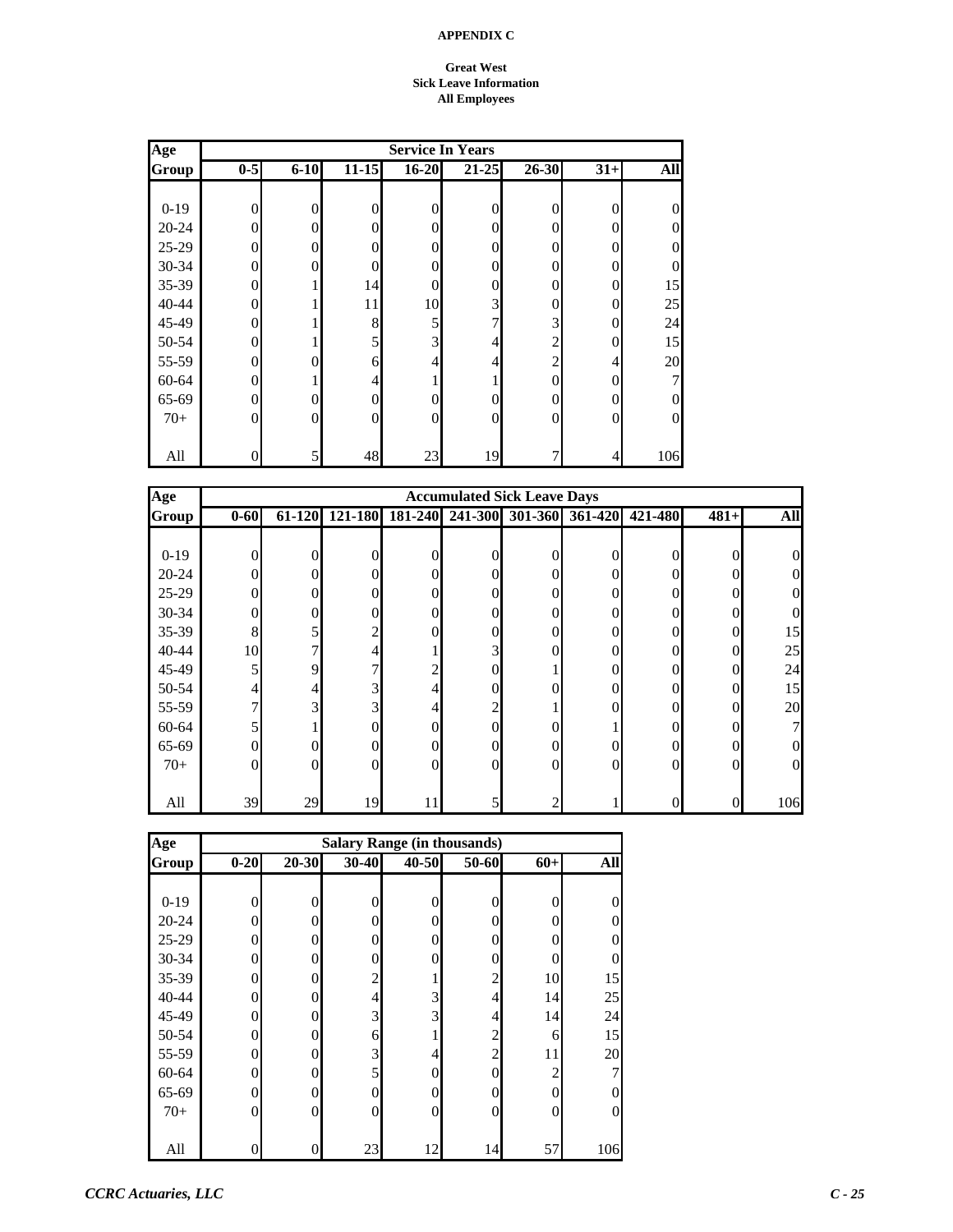**APPENDIX C**

**Great West**
**Sick Leave Information**
**All Employees**

| Age Group | Service In Years | | | | | | | |
|---|---|---|---|---|---|---|---|---|
| | 0-5 | 6-10 | 11-15 | 16-20 | 21-25 | 26-30 | 31+ | All |
| 0-19 | 0 | 0 | 0 | 0 | 0 | 0 | 0 | 0 |
| 20-24 | 0 | 0 | 0 | 0 | 0 | 0 | 0 | 0 |
| 25-29 | 0 | 0 | 0 | 0 | 0 | 0 | 0 | 0 |
| 30-34 | 0 | 0 | 0 | 0 | 0 | 0 | 0 | 0 |
| 35-39 | 0 | 1 | 14 | 0 | 0 | 0 | 0 | 15 |
| 40-44 | 0 | 1 | 11 | 10 | 3 | 0 | 0 | 25 |
| 45-49 | 0 | 1 | 8 | 5 | 7 | 3 | 0 | 24 |
| 50-54 | 0 | 1 | 5 | 3 | 4 | 2 | 0 | 15 |
| 55-59 | 0 | 0 | 6 | 4 | 4 | 2 | 4 | 20 |
| 60-64 | 0 | 1 | 4 | 1 | 1 | 0 | 0 | 7 |
| 65-69 | 0 | 0 | 0 | 0 | 0 | 0 | 0 | 0 |
| 70+ | 0 | 0 | 0 | 0 | 0 | 0 | 0 | 0 |
| All | 0 | 5 | 48 | 23 | 19 | 7 | 4 | 106 |

| Age Group | Accumulated Sick Leave Days | | | | | | | | | |
|---|---|---|---|---|---|---|---|---|---|---|
| | 0-60 | 61-120 | 121-180 | 181-240 | 241-300 | 301-360 | 361-420 | 421-480 | 481+ | All |
| 0-19 | 0 | 0 | 0 | 0 | 0 | 0 | 0 | 0 | 0 | 0 |
| 20-24 | 0 | 0 | 0 | 0 | 0 | 0 | 0 | 0 | 0 | 0 |
| 25-29 | 0 | 0 | 0 | 0 | 0 | 0 | 0 | 0 | 0 | 0 |
| 30-34 | 0 | 0 | 0 | 0 | 0 | 0 | 0 | 0 | 0 | 0 |
| 35-39 | 8 | 5 | 2 | 0 | 0 | 0 | 0 | 0 | 0 | 15 |
| 40-44 | 10 | 7 | 4 | 1 | 3 | 0 | 0 | 0 | 0 | 25 |
| 45-49 | 5 | 9 | 7 | 2 | 0 | 1 | 0 | 0 | 0 | 24 |
| 50-54 | 4 | 4 | 3 | 4 | 0 | 0 | 0 | 0 | 0 | 15 |
| 55-59 | 7 | 3 | 3 | 4 | 2 | 1 | 0 | 0 | 0 | 20 |
| 60-64 | 5 | 1 | 0 | 0 | 0 | 0 | 1 | 0 | 0 | 7 |
| 65-69 | 0 | 0 | 0 | 0 | 0 | 0 | 0 | 0 | 0 | 0 |
| 70+ | 0 | 0 | 0 | 0 | 0 | 0 | 0 | 0 | 0 | 0 |
| All | 39 | 29 | 19 | 11 | 5 | 2 | 1 | 0 | 0 | 106 |

| Age Group | Salary Range (in thousands) | | | | | | |
|---|---|---|---|---|---|---|---|
| | 0-20 | 20-30 | 30-40 | 40-50 | 50-60 | 60+ | All |
| 0-19 | 0 | 0 | 0 | 0 | 0 | 0 | 0 |
| 20-24 | 0 | 0 | 0 | 0 | 0 | 0 | 0 |
| 25-29 | 0 | 0 | 0 | 0 | 0 | 0 | 0 |
| 30-34 | 0 | 0 | 0 | 0 | 0 | 0 | 0 |
| 35-39 | 0 | 0 | 2 | 1 | 2 | 10 | 15 |
| 40-44 | 0 | 0 | 4 | 3 | 4 | 14 | 25 |
| 45-49 | 0 | 0 | 3 | 3 | 4 | 14 | 24 |
| 50-54 | 0 | 0 | 6 | 1 | 2 | 6 | 15 |
| 55-59 | 0 | 0 | 3 | 4 | 2 | 11 | 20 |
| 60-64 | 0 | 0 | 5 | 0 | 0 | 2 | 7 |
| 65-69 | 0 | 0 | 0 | 0 | 0 | 0 | 0 |
| 70+ | 0 | 0 | 0 | 0 | 0 | 0 | 0 |
| All | 0 | 0 | 23 | 12 | 14 | 57 | 106 |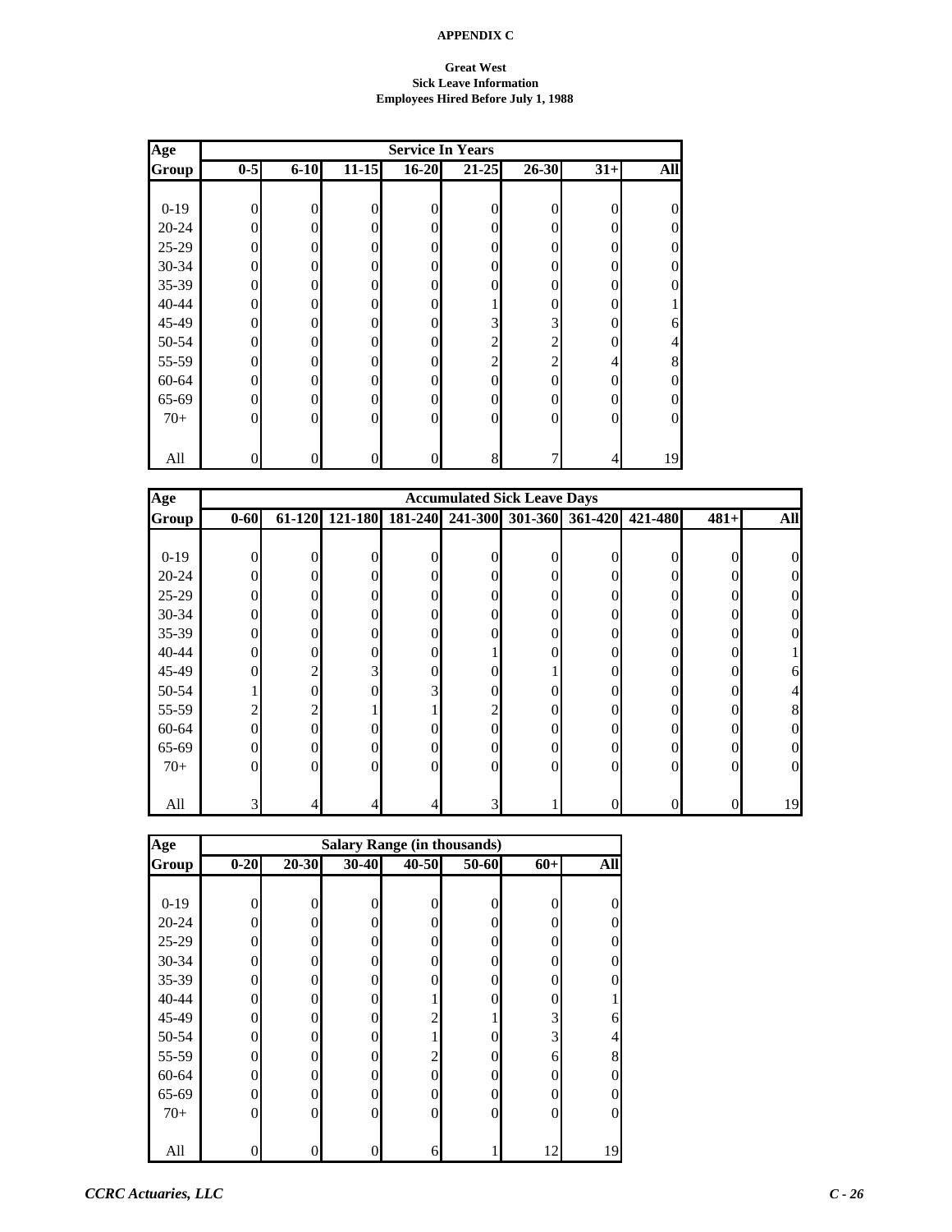**APPENDIX C**

**Great West**
**Sick Leave Information**
**Employees Hired Before July 1, 1988**

| Age Group | Service In Years | | | | | | | |
|---|---|---|---|---|---|---|---|---|
| | **0-5** | **6-10** | **11-15** | **16-20** | **21-25** | **26-30** | **31+** | **All** |
| 0-19 | 0 | 0 | 0 | 0 | 0 | 0 | 0 | 0 |
| 20-24 | 0 | 0 | 0 | 0 | 0 | 0 | 0 | 0 |
| 25-29 | 0 | 0 | 0 | 0 | 0 | 0 | 0 | 0 |
| 30-34 | 0 | 0 | 0 | 0 | 0 | 0 | 0 | 0 |
| 35-39 | 0 | 0 | 0 | 0 | 0 | 0 | 0 | 0 |
| 40-44 | 0 | 0 | 0 | 0 | 1 | 0 | 0 | 1 |
| 45-49 | 0 | 0 | 0 | 0 | 3 | 3 | 0 | 6 |
| 50-54 | 0 | 0 | 0 | 0 | 2 | 2 | 0 | 4 |
| 55-59 | 0 | 0 | 0 | 0 | 2 | 2 | 4 | 8 |
| 60-64 | 0 | 0 | 0 | 0 | 0 | 0 | 0 | 0 |
| 65-69 | 0 | 0 | 0 | 0 | 0 | 0 | 0 | 0 |
| 70+ | 0 | 0 | 0 | 0 | 0 | 0 | 0 | 0 |
| All | 0 | 0 | 0 | 0 | 8 | 7 | 4 | 19 |

| Age Group | Accumulated Sick Leave Days | | | | | | | | | |
|---|---|---|---|---|---|---|---|---|---|---|
| | **0-60** | **61-120** | **121-180** | **181-240** | **241-300** | **301-360** | **361-420** | **421-480** | **481+** | **All** |
| 0-19 | 0 | 0 | 0 | 0 | 0 | 0 | 0 | 0 | 0 | 0 |
| 20-24 | 0 | 0 | 0 | 0 | 0 | 0 | 0 | 0 | 0 | 0 |
| 25-29 | 0 | 0 | 0 | 0 | 0 | 0 | 0 | 0 | 0 | 0 |
| 30-34 | 0 | 0 | 0 | 0 | 0 | 0 | 0 | 0 | 0 | 0 |
| 35-39 | 0 | 0 | 0 | 0 | 0 | 0 | 0 | 0 | 0 | 0 |
| 40-44 | 0 | 0 | 0 | 0 | 1 | 0 | 0 | 0 | 0 | 1 |
| 45-49 | 0 | 2 | 3 | 0 | 0 | 1 | 0 | 0 | 0 | 6 |
| 50-54 | 1 | 0 | 0 | 3 | 0 | 0 | 0 | 0 | 0 | 4 |
| 55-59 | 2 | 2 | 1 | 1 | 2 | 0 | 0 | 0 | 0 | 8 |
| 60-64 | 0 | 0 | 0 | 0 | 0 | 0 | 0 | 0 | 0 | 0 |
| 65-69 | 0 | 0 | 0 | 0 | 0 | 0 | 0 | 0 | 0 | 0 |
| 70+ | 0 | 0 | 0 | 0 | 0 | 0 | 0 | 0 | 0 | 0 |
| All | 3 | 4 | 4 | 4 | 3 | 1 | 0 | 0 | 0 | 19 |

| Age Group | Salary Range (in thousands) | | | | | | |
|---|---|---|---|---|---|---|---|
| | **0-20** | **20-30** | **30-40** | **40-50** | **50-60** | **60+** | **All** |
| 0-19 | 0 | 0 | 0 | 0 | 0 | 0 | 0 |
| 20-24 | 0 | 0 | 0 | 0 | 0 | 0 | 0 |
| 25-29 | 0 | 0 | 0 | 0 | 0 | 0 | 0 |
| 30-34 | 0 | 0 | 0 | 0 | 0 | 0 | 0 |
| 35-39 | 0 | 0 | 0 | 0 | 0 | 0 | 0 |
| 40-44 | 0 | 0 | 0 | 1 | 0 | 0 | 1 |
| 45-49 | 0 | 0 | 0 | 2 | 1 | 3 | 6 |
| 50-54 | 0 | 0 | 0 | 1 | 0 | 3 | 4 |
| 55-59 | 0 | 0 | 0 | 2 | 0 | 6 | 8 |
| 60-64 | 0 | 0 | 0 | 0 | 0 | 0 | 0 |
| 65-69 | 0 | 0 | 0 | 0 | 0 | 0 | 0 |
| 70+ | 0 | 0 | 0 | 0 | 0 | 0 | 0 |
| All | 0 | 0 | 0 | 6 | 1 | 12 | 19 |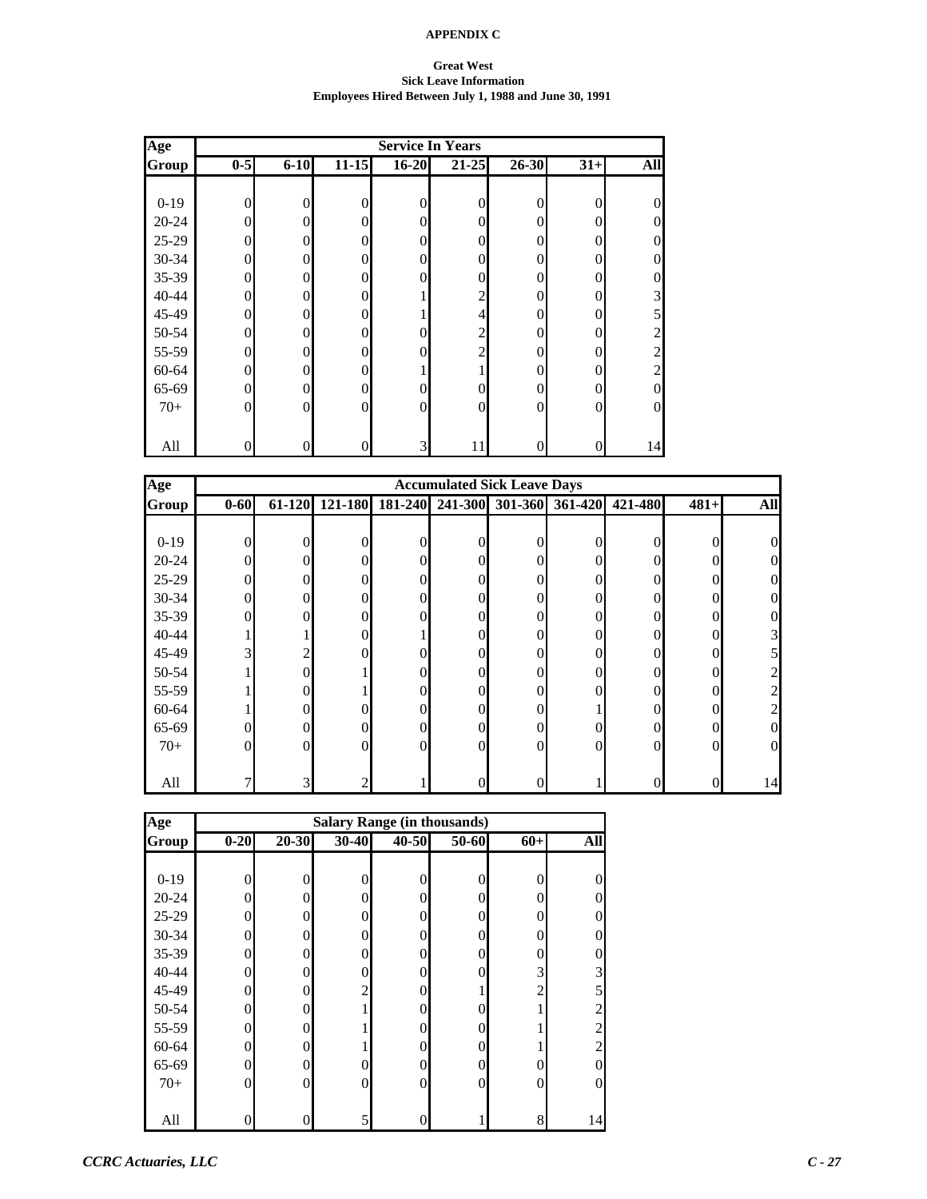**APPENDIX C**

**Great West**
**Sick Leave Information**
**Employees Hired Between July 1, 1988 and June 30, 1991**

| Age Group | Service In Years | | | | | | | |
|---|---|---|---|---|---|---|---|---|
| | 0-5 | 6-10 | 11-15 | 16-20 | 21-25 | 26-30 | 31+ | All |
| 0-19 | 0 | 0 | 0 | 0 | 0 | 0 | 0 | 0 |
| 20-24 | 0 | 0 | 0 | 0 | 0 | 0 | 0 | 0 |
| 25-29 | 0 | 0 | 0 | 0 | 0 | 0 | 0 | 0 |
| 30-34 | 0 | 0 | 0 | 0 | 0 | 0 | 0 | 0 |
| 35-39 | 0 | 0 | 0 | 0 | 0 | 0 | 0 | 0 |
| 40-44 | 0 | 0 | 0 | 1 | 2 | 0 | 0 | 3 |
| 45-49 | 0 | 0 | 0 | 1 | 4 | 0 | 0 | 5 |
| 50-54 | 0 | 0 | 0 | 0 | 2 | 0 | 0 | 2 |
| 55-59 | 0 | 0 | 0 | 0 | 2 | 0 | 0 | 2 |
| 60-64 | 0 | 0 | 0 | 1 | 1 | 0 | 0 | 2 |
| 65-69 | 0 | 0 | 0 | 0 | 0 | 0 | 0 | 0 |
| 70+ | 0 | 0 | 0 | 0 | 0 | 0 | 0 | 0 |
| All | 0 | 0 | 0 | 3 | 11 | 0 | 0 | 14 |

| Age Group | Accumulated Sick Leave Days | | | | | | | | | |
|---|---|---|---|---|---|---|---|---|---|---|
| | 0-60 | 61-120 | 121-180 | 181-240 | 241-300 | 301-360 | 361-420 | 421-480 | 481+ | All |
| 0-19 | 0 | 0 | 0 | 0 | 0 | 0 | 0 | 0 | 0 | 0 |
| 20-24 | 0 | 0 | 0 | 0 | 0 | 0 | 0 | 0 | 0 | 0 |
| 25-29 | 0 | 0 | 0 | 0 | 0 | 0 | 0 | 0 | 0 | 0 |
| 30-34 | 0 | 0 | 0 | 0 | 0 | 0 | 0 | 0 | 0 | 0 |
| 35-39 | 0 | 0 | 0 | 0 | 0 | 0 | 0 | 0 | 0 | 0 |
| 40-44 | 1 | 1 | 0 | 1 | 0 | 0 | 0 | 0 | 0 | 3 |
| 45-49 | 3 | 2 | 0 | 0 | 0 | 0 | 0 | 0 | 0 | 5 |
| 50-54 | 1 | 0 | 1 | 0 | 0 | 0 | 0 | 0 | 0 | 2 |
| 55-59 | 1 | 0 | 1 | 0 | 0 | 0 | 0 | 0 | 0 | 2 |
| 60-64 | 1 | 0 | 0 | 0 | 0 | 0 | 1 | 0 | 0 | 2 |
| 65-69 | 0 | 0 | 0 | 0 | 0 | 0 | 0 | 0 | 0 | 0 |
| 70+ | 0 | 0 | 0 | 0 | 0 | 0 | 0 | 0 | 0 | 0 |
| All | 7 | 3 | 2 | 1 | 0 | 0 | 1 | 0 | 0 | 14 |

| Age Group | Salary Range (in thousands) | | | | | | |
|---|---|---|---|---|---|---|---|
| | 0-20 | 20-30 | 30-40 | 40-50 | 50-60 | 60+ | All |
| 0-19 | 0 | 0 | 0 | 0 | 0 | 0 | 0 |
| 20-24 | 0 | 0 | 0 | 0 | 0 | 0 | 0 |
| 25-29 | 0 | 0 | 0 | 0 | 0 | 0 | 0 |
| 30-34 | 0 | 0 | 0 | 0 | 0 | 0 | 0 |
| 35-39 | 0 | 0 | 0 | 0 | 0 | 0 | 0 |
| 40-44 | 0 | 0 | 0 | 0 | 0 | 3 | 3 |
| 45-49 | 0 | 0 | 2 | 0 | 1 | 2 | 5 |
| 50-54 | 0 | 0 | 1 | 0 | 0 | 1 | 2 |
| 55-59 | 0 | 0 | 1 | 0 | 0 | 1 | 2 |
| 60-64 | 0 | 0 | 1 | 0 | 0 | 1 | 2 |
| 65-69 | 0 | 0 | 0 | 0 | 0 | 0 | 0 |
| 70+ | 0 | 0 | 0 | 0 | 0 | 0 | 0 |
| All | 0 | 0 | 5 | 0 | 1 | 8 | 14 |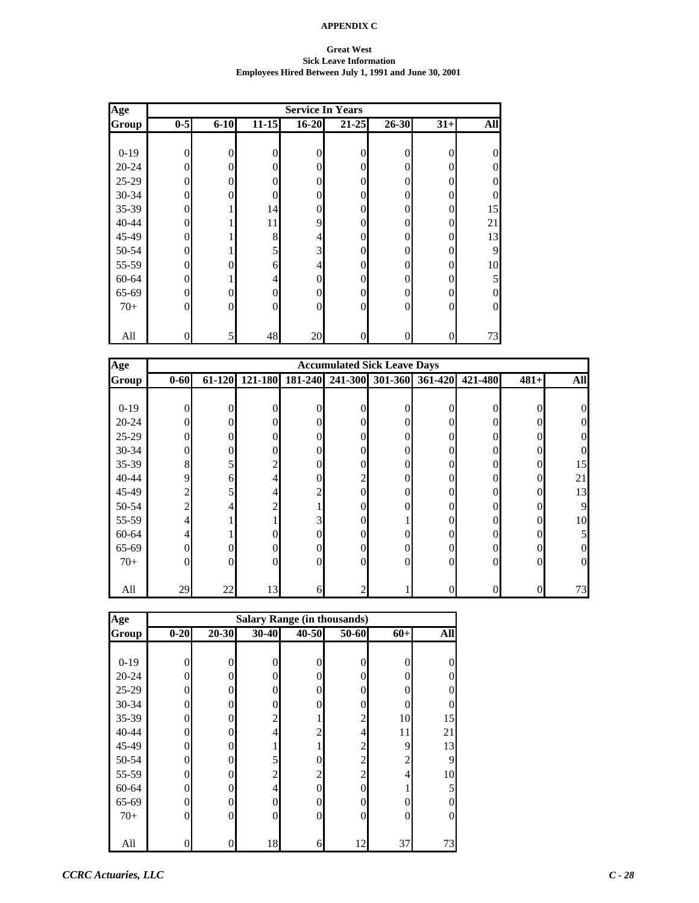**APPENDIX C**

**Great West**
**Sick Leave Information**
**Employees Hired Between July 1, 1991 and June 30, 2001**

| Age | Service In Years | | | | | | | |
|---|---|---|---|---|---|---|---|---|
| Group | 0-5 | 6-10 | 11-15 | 16-20 | 21-25 | 26-30 | 31+ | All |
| 0-19 | 0 | 0 | 0 | 0 | 0 | 0 | 0 | 0 |
| 20-24 | 0 | 0 | 0 | 0 | 0 | 0 | 0 | 0 |
| 25-29 | 0 | 0 | 0 | 0 | 0 | 0 | 0 | 0 |
| 30-34 | 0 | 0 | 0 | 0 | 0 | 0 | 0 | 0 |
| 35-39 | 0 | 1 | 14 | 0 | 0 | 0 | 0 | 15 |
| 40-44 | 0 | 1 | 11 | 9 | 0 | 0 | 0 | 21 |
| 45-49 | 0 | 1 | 8 | 4 | 0 | 0 | 0 | 13 |
| 50-54 | 0 | 1 | 5 | 3 | 0 | 0 | 0 | 9 |
| 55-59 | 0 | 0 | 6 | 4 | 0 | 0 | 0 | 10 |
| 60-64 | 0 | 1 | 4 | 0 | 0 | 0 | 0 | 5 |
| 65-69 | 0 | 0 | 0 | 0 | 0 | 0 | 0 | 0 |
| 70+ | 0 | 0 | 0 | 0 | 0 | 0 | 0 | 0 |
| All | 0 | 5 | 48 | 20 | 0 | 0 | 0 | 73 |

| Age | Accumulated Sick Leave Days | | | | | | | | | |
|---|---|---|---|---|---|---|---|---|---|---|
| Group | 0-60 | 61-120 | 121-180 | 181-240 | 241-300 | 301-360 | 361-420 | 421-480 | 481+ | All |
| 0-19 | 0 | 0 | 0 | 0 | 0 | 0 | 0 | 0 | 0 | 0 |
| 20-24 | 0 | 0 | 0 | 0 | 0 | 0 | 0 | 0 | 0 | 0 |
| 25-29 | 0 | 0 | 0 | 0 | 0 | 0 | 0 | 0 | 0 | 0 |
| 30-34 | 0 | 0 | 0 | 0 | 0 | 0 | 0 | 0 | 0 | 0 |
| 35-39 | 8 | 5 | 2 | 0 | 0 | 0 | 0 | 0 | 0 | 15 |
| 40-44 | 9 | 6 | 4 | 0 | 2 | 0 | 0 | 0 | 0 | 21 |
| 45-49 | 2 | 5 | 4 | 2 | 0 | 0 | 0 | 0 | 0 | 13 |
| 50-54 | 2 | 4 | 2 | 1 | 0 | 0 | 0 | 0 | 0 | 9 |
| 55-59 | 4 | 1 | 1 | 3 | 0 | 1 | 0 | 0 | 0 | 10 |
| 60-64 | 4 | 1 | 0 | 0 | 0 | 0 | 0 | 0 | 0 | 5 |
| 65-69 | 0 | 0 | 0 | 0 | 0 | 0 | 0 | 0 | 0 | 0 |
| 70+ | 0 | 0 | 0 | 0 | 0 | 0 | 0 | 0 | 0 | 0 |
| All | 29 | 22 | 13 | 6 | 2 | 1 | 0 | 0 | 0 | 73 |

| Age | Salary Range (in thousands) | | | | | | |
|---|---|---|---|---|---|---|---|
| Group | 0-20 | 20-30 | 30-40 | 40-50 | 50-60 | 60+ | All |
| 0-19 | 0 | 0 | 0 | 0 | 0 | 0 | 0 |
| 20-24 | 0 | 0 | 0 | 0 | 0 | 0 | 0 |
| 25-29 | 0 | 0 | 0 | 0 | 0 | 0 | 0 |
| 30-34 | 0 | 0 | 0 | 0 | 0 | 0 | 0 |
| 35-39 | 0 | 0 | 2 | 1 | 2 | 10 | 15 |
| 40-44 | 0 | 0 | 4 | 2 | 4 | 11 | 21 |
| 45-49 | 0 | 0 | 1 | 1 | 2 | 9 | 13 |
| 50-54 | 0 | 0 | 5 | 0 | 2 | 2 | 9 |
| 55-59 | 0 | 0 | 2 | 2 | 2 | 4 | 10 |
| 60-64 | 0 | 0 | 4 | 0 | 0 | 1 | 5 |
| 65-69 | 0 | 0 | 0 | 0 | 0 | 0 | 0 |
| 70+ | 0 | 0 | 0 | 0 | 0 | 0 | 0 |
| All | 0 | 0 | 18 | 6 | 12 | 37 | 73 |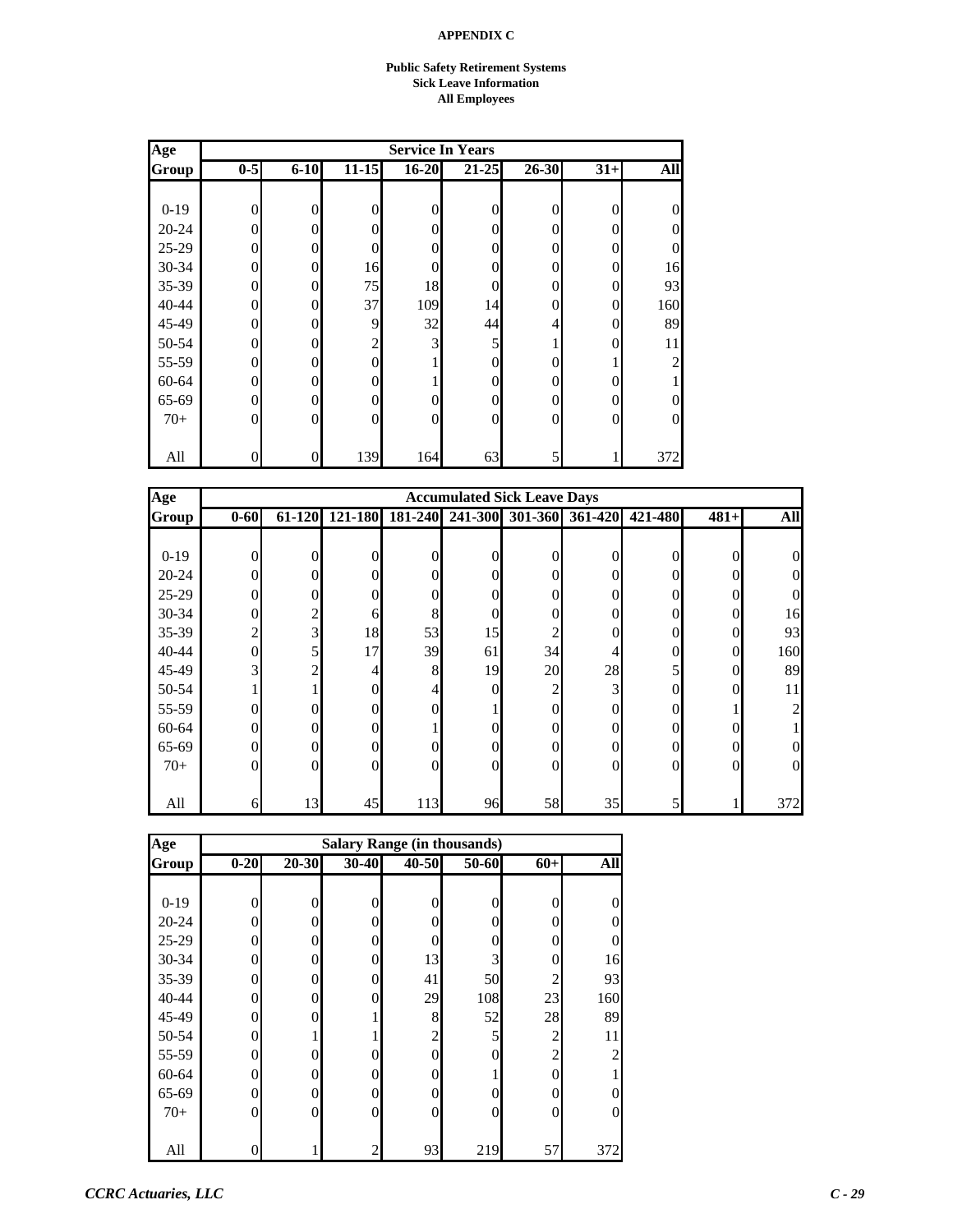**APPENDIX C**

**Public Safety Retirement Systems**
**Sick Leave Information**
**All Employees**

| Age Group | Service In Years | | | | | | | |
|---|---|---|---|---|---|---|---|---|
| | 0-5 | 6-10 | 11-15 | 16-20 | 21-25 | 26-30 | 31+ | All |
| 0-19 | 0 | 0 | 0 | 0 | 0 | 0 | 0 | 0 |
| 20-24 | 0 | 0 | 0 | 0 | 0 | 0 | 0 | 0 |
| 25-29 | 0 | 0 | 0 | 0 | 0 | 0 | 0 | 0 |
| 30-34 | 0 | 0 | 16 | 0 | 0 | 0 | 0 | 16 |
| 35-39 | 0 | 0 | 75 | 18 | 0 | 0 | 0 | 93 |
| 40-44 | 0 | 0 | 37 | 109 | 14 | 0 | 0 | 160 |
| 45-49 | 0 | 0 | 9 | 32 | 44 | 4 | 0 | 89 |
| 50-54 | 0 | 0 | 2 | 3 | 5 | 1 | 0 | 11 |
| 55-59 | 0 | 0 | 0 | 1 | 0 | 0 | 1 | 2 |
| 60-64 | 0 | 0 | 0 | 1 | 0 | 0 | 0 | 1 |
| 65-69 | 0 | 0 | 0 | 0 | 0 | 0 | 0 | 0 |
| 70+ | 0 | 0 | 0 | 0 | 0 | 0 | 0 | 0 |
| All | 0 | 0 | 139 | 164 | 63 | 5 | 1 | 372 |

| Age Group | Accumulated Sick Leave Days | | | | | | | | | |
|---|---|---|---|---|---|---|---|---|---|---|
| | 0-60 | 61-120 | 121-180 | 181-240 | 241-300 | 301-360 | 361-420 | 421-480 | 481+ | All |
| 0-19 | 0 | 0 | 0 | 0 | 0 | 0 | 0 | 0 | 0 | 0 |
| 20-24 | 0 | 0 | 0 | 0 | 0 | 0 | 0 | 0 | 0 | 0 |
| 25-29 | 0 | 0 | 0 | 0 | 0 | 0 | 0 | 0 | 0 | 0 |
| 30-34 | 0 | 2 | 6 | 8 | 0 | 0 | 0 | 0 | 0 | 16 |
| 35-39 | 2 | 3 | 18 | 53 | 15 | 2 | 0 | 0 | 0 | 93 |
| 40-44 | 0 | 5 | 17 | 39 | 61 | 34 | 4 | 0 | 0 | 160 |
| 45-49 | 3 | 2 | 4 | 8 | 19 | 20 | 28 | 5 | 0 | 89 |
| 50-54 | 1 | 1 | 0 | 4 | 0 | 2 | 3 | 0 | 0 | 11 |
| 55-59 | 0 | 0 | 0 | 0 | 1 | 0 | 0 | 0 | 1 | 2 |
| 60-64 | 0 | 0 | 0 | 1 | 0 | 0 | 0 | 0 | 0 | 1 |
| 65-69 | 0 | 0 | 0 | 0 | 0 | 0 | 0 | 0 | 0 | 0 |
| 70+ | 0 | 0 | 0 | 0 | 0 | 0 | 0 | 0 | 0 | 0 |
| All | 6 | 13 | 45 | 113 | 96 | 58 | 35 | 5 | 1 | 372 |

| Age Group | Salary Range (in thousands) | | | | | | |
|---|---|---|---|---|---|---|---|
| | 0-20 | 20-30 | 30-40 | 40-50 | 50-60 | 60+ | All |
| 0-19 | 0 | 0 | 0 | 0 | 0 | 0 | 0 |
| 20-24 | 0 | 0 | 0 | 0 | 0 | 0 | 0 |
| 25-29 | 0 | 0 | 0 | 0 | 0 | 0 | 0 |
| 30-34 | 0 | 0 | 0 | 13 | 3 | 0 | 16 |
| 35-39 | 0 | 0 | 0 | 41 | 50 | 2 | 93 |
| 40-44 | 0 | 0 | 0 | 29 | 108 | 23 | 160 |
| 45-49 | 0 | 0 | 1 | 8 | 52 | 28 | 89 |
| 50-54 | 0 | 1 | 1 | 2 | 5 | 2 | 11 |
| 55-59 | 0 | 0 | 0 | 0 | 0 | 2 | 2 |
| 60-64 | 0 | 0 | 0 | 0 | 1 | 0 | 1 |
| 65-69 | 0 | 0 | 0 | 0 | 0 | 0 | 0 |
| 70+ | 0 | 0 | 0 | 0 | 0 | 0 | 0 |
| All | 0 | 1 | 2 | 93 | 219 | 57 | 372 |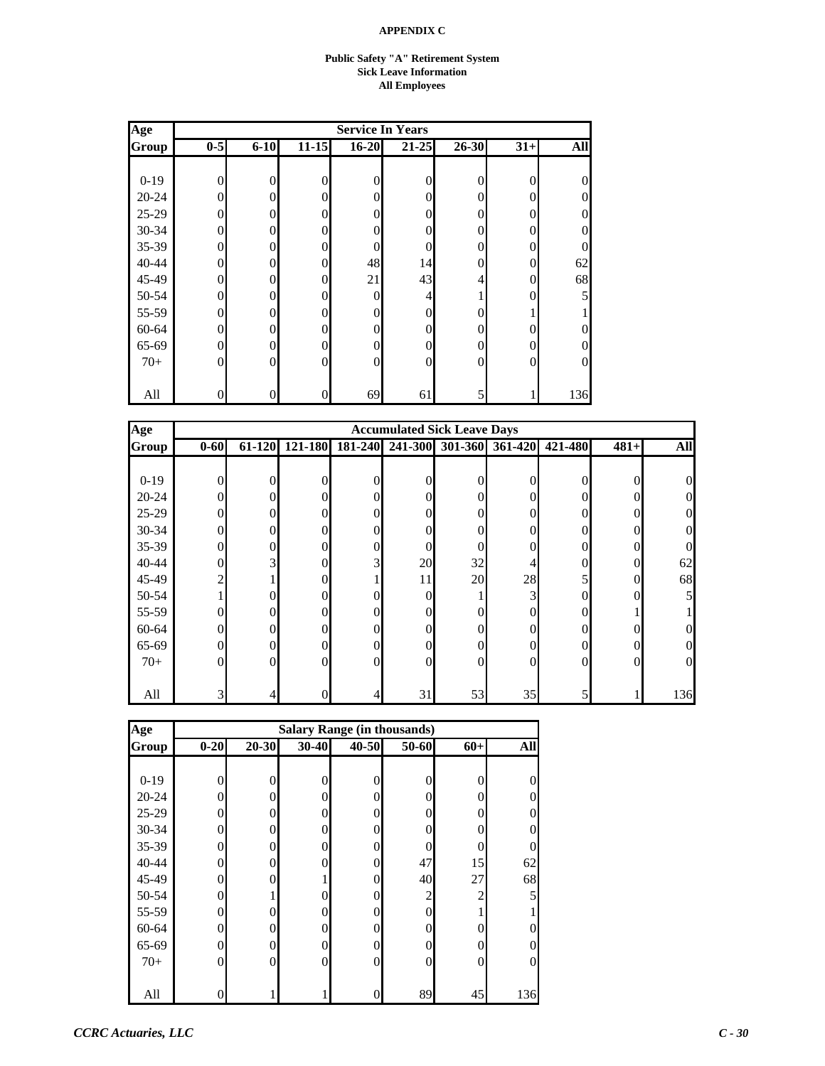**APPENDIX C**

**Public Safety "A" Retirement System**
**Sick Leave Information**
**All Employees**

| Age | Service In Years | | | | | | | |
|---|---|---|---|---|---|---|---|---|
| Group | 0-5 | 6-10 | 11-15 | 16-20 | 21-25 | 26-30 | 31+ | All |
| 0-19 | 0 | 0 | 0 | 0 | 0 | 0 | 0 | 0 |
| 20-24 | 0 | 0 | 0 | 0 | 0 | 0 | 0 | 0 |
| 25-29 | 0 | 0 | 0 | 0 | 0 | 0 | 0 | 0 |
| 30-34 | 0 | 0 | 0 | 0 | 0 | 0 | 0 | 0 |
| 35-39 | 0 | 0 | 0 | 0 | 0 | 0 | 0 | 0 |
| 40-44 | 0 | 0 | 0 | 48 | 14 | 0 | 0 | 62 |
| 45-49 | 0 | 0 | 0 | 21 | 43 | 4 | 0 | 68 |
| 50-54 | 0 | 0 | 0 | 0 | 4 | 1 | 0 | 5 |
| 55-59 | 0 | 0 | 0 | 0 | 0 | 0 | 1 | 1 |
| 60-64 | 0 | 0 | 0 | 0 | 0 | 0 | 0 | 0 |
| 65-69 | 0 | 0 | 0 | 0 | 0 | 0 | 0 | 0 |
| 70+ | 0 | 0 | 0 | 0 | 0 | 0 | 0 | 0 |
| All | 0 | 0 | 0 | 69 | 61 | 5 | 1 | 136 |

| Age | Accumulated Sick Leave Days | | | | | | | | | |
|---|---|---|---|---|---|---|---|---|---|---|
| Group | 0-60 | 61-120 | 121-180 | 181-240 | 241-300 | 301-360 | 361-420 | 421-480 | 481+ | All |
| 0-19 | 0 | 0 | 0 | 0 | 0 | 0 | 0 | 0 | 0 | 0 |
| 20-24 | 0 | 0 | 0 | 0 | 0 | 0 | 0 | 0 | 0 | 0 |
| 25-29 | 0 | 0 | 0 | 0 | 0 | 0 | 0 | 0 | 0 | 0 |
| 30-34 | 0 | 0 | 0 | 0 | 0 | 0 | 0 | 0 | 0 | 0 |
| 35-39 | 0 | 0 | 0 | 0 | 0 | 0 | 0 | 0 | 0 | 0 |
| 40-44 | 0 | 3 | 0 | 3 | 20 | 32 | 4 | 0 | 0 | 62 |
| 45-49 | 2 | 1 | 0 | 1 | 11 | 20 | 28 | 5 | 0 | 68 |
| 50-54 | 1 | 0 | 0 | 0 | 0 | 1 | 3 | 0 | 0 | 5 |
| 55-59 | 0 | 0 | 0 | 0 | 0 | 0 | 0 | 0 | 1 | 1 |
| 60-64 | 0 | 0 | 0 | 0 | 0 | 0 | 0 | 0 | 0 | 0 |
| 65-69 | 0 | 0 | 0 | 0 | 0 | 0 | 0 | 0 | 0 | 0 |
| 70+ | 0 | 0 | 0 | 0 | 0 | 0 | 0 | 0 | 0 | 0 |
| All | 3 | 4 | 0 | 4 | 31 | 53 | 35 | 5 | 1 | 136 |

| Age | Salary Range (in thousands) | | | | | | |
|---|---|---|---|---|---|---|---|
| Group | 0-20 | 20-30 | 30-40 | 40-50 | 50-60 | 60+ | All |
| 0-19 | 0 | 0 | 0 | 0 | 0 | 0 | 0 |
| 20-24 | 0 | 0 | 0 | 0 | 0 | 0 | 0 |
| 25-29 | 0 | 0 | 0 | 0 | 0 | 0 | 0 |
| 30-34 | 0 | 0 | 0 | 0 | 0 | 0 | 0 |
| 35-39 | 0 | 0 | 0 | 0 | 0 | 0 | 0 |
| 40-44 | 0 | 0 | 0 | 0 | 47 | 15 | 62 |
| 45-49 | 0 | 0 | 1 | 0 | 40 | 27 | 68 |
| 50-54 | 0 | 1 | 0 | 0 | 2 | 2 | 5 |
| 55-59 | 0 | 0 | 0 | 0 | 0 | 1 | 1 |
| 60-64 | 0 | 0 | 0 | 0 | 0 | 0 | 0 |
| 65-69 | 0 | 0 | 0 | 0 | 0 | 0 | 0 |
| 70+ | 0 | 0 | 0 | 0 | 0 | 0 | 0 |
| All | 0 | 1 | 1 | 0 | 89 | 45 | 136 |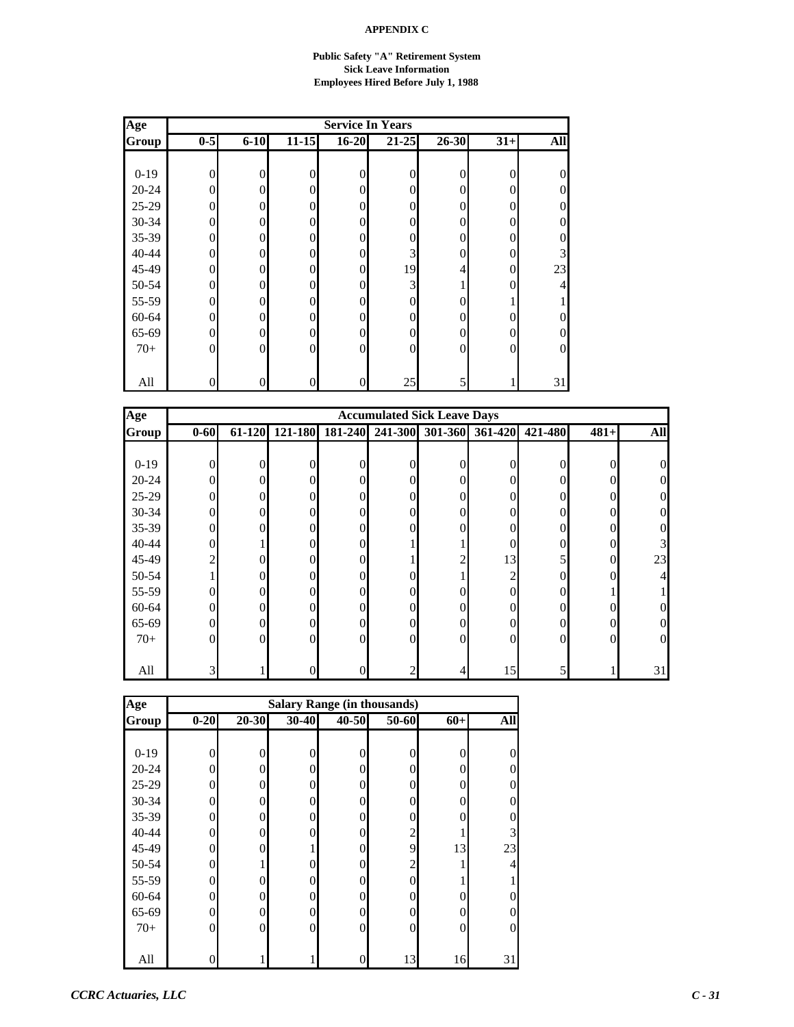**APPENDIX C**

**Public Safety "A" Retirement System**
**Sick Leave Information**
**Employees Hired Before July 1, 1988**

| Age Group | Service In Years | | | | | | | |
|---|---|---|---|---|---|---|---|---|
| | 0-5 | 6-10 | 11-15 | 16-20 | 21-25 | 26-30 | 31+ | All |
| 0-19 | 0 | 0 | 0 | 0 | 0 | 0 | 0 | 0 |
| 20-24 | 0 | 0 | 0 | 0 | 0 | 0 | 0 | 0 |
| 25-29 | 0 | 0 | 0 | 0 | 0 | 0 | 0 | 0 |
| 30-34 | 0 | 0 | 0 | 0 | 0 | 0 | 0 | 0 |
| 35-39 | 0 | 0 | 0 | 0 | 0 | 0 | 0 | 0 |
| 40-44 | 0 | 0 | 0 | 0 | 3 | 0 | 0 | 3 |
| 45-49 | 0 | 0 | 0 | 0 | 19 | 4 | 0 | 23 |
| 50-54 | 0 | 0 | 0 | 0 | 3 | 1 | 0 | 4 |
| 55-59 | 0 | 0 | 0 | 0 | 0 | 0 | 1 | 1 |
| 60-64 | 0 | 0 | 0 | 0 | 0 | 0 | 0 | 0 |
| 65-69 | 0 | 0 | 0 | 0 | 0 | 0 | 0 | 0 |
| 70+ | 0 | 0 | 0 | 0 | 0 | 0 | 0 | 0 |
| All | 0 | 0 | 0 | 0 | 25 | 5 | 1 | 31 |

| Age Group | Accumulated Sick Leave Days | | | | | | | | | |
|---|---|---|---|---|---|---|---|---|---|---|
| | 0-60 | 61-120 | 121-180 | 181-240 | 241-300 | 301-360 | 361-420 | 421-480 | 481+ | All |
| 0-19 | 0 | 0 | 0 | 0 | 0 | 0 | 0 | 0 | 0 | 0 |
| 20-24 | 0 | 0 | 0 | 0 | 0 | 0 | 0 | 0 | 0 | 0 |
| 25-29 | 0 | 0 | 0 | 0 | 0 | 0 | 0 | 0 | 0 | 0 |
| 30-34 | 0 | 0 | 0 | 0 | 0 | 0 | 0 | 0 | 0 | 0 |
| 35-39 | 0 | 0 | 0 | 0 | 0 | 0 | 0 | 0 | 0 | 0 |
| 40-44 | 0 | 1 | 0 | 0 | 1 | 1 | 0 | 0 | 0 | 3 |
| 45-49 | 2 | 0 | 0 | 0 | 1 | 2 | 13 | 5 | 0 | 23 |
| 50-54 | 1 | 0 | 0 | 0 | 0 | 1 | 2 | 0 | 0 | 4 |
| 55-59 | 0 | 0 | 0 | 0 | 0 | 0 | 0 | 0 | 1 | 1 |
| 60-64 | 0 | 0 | 0 | 0 | 0 | 0 | 0 | 0 | 0 | 0 |
| 65-69 | 0 | 0 | 0 | 0 | 0 | 0 | 0 | 0 | 0 | 0 |
| 70+ | 0 | 0 | 0 | 0 | 0 | 0 | 0 | 0 | 0 | 0 |
| All | 3 | 1 | 0 | 0 | 2 | 4 | 15 | 5 | 1 | 31 |

| Age Group | Salary Range (in thousands) | | | | | | |
|---|---|---|---|---|---|---|---|
| | 0-20 | 20-30 | 30-40 | 40-50 | 50-60 | 60+ | All |
| 0-19 | 0 | 0 | 0 | 0 | 0 | 0 | 0 |
| 20-24 | 0 | 0 | 0 | 0 | 0 | 0 | 0 |
| 25-29 | 0 | 0 | 0 | 0 | 0 | 0 | 0 |
| 30-34 | 0 | 0 | 0 | 0 | 0 | 0 | 0 |
| 35-39 | 0 | 0 | 0 | 0 | 0 | 0 | 0 |
| 40-44 | 0 | 0 | 0 | 0 | 2 | 1 | 3 |
| 45-49 | 0 | 0 | 1 | 0 | 9 | 13 | 23 |
| 50-54 | 0 | 1 | 0 | 0 | 2 | 1 | 4 |
| 55-59 | 0 | 0 | 0 | 0 | 0 | 1 | 1 |
| 60-64 | 0 | 0 | 0 | 0 | 0 | 0 | 0 |
| 65-69 | 0 | 0 | 0 | 0 | 0 | 0 | 0 |
| 70+ | 0 | 0 | 0 | 0 | 0 | 0 | 0 |
| All | 0 | 1 | 1 | 0 | 13 | 16 | 31 |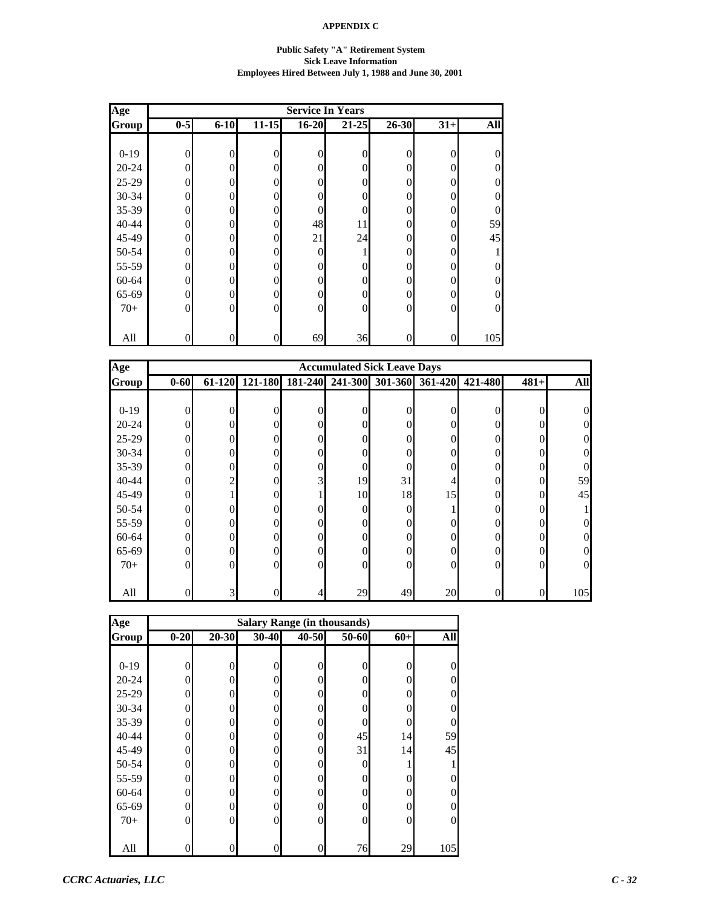**APPENDIX C**

**Public Safety "A" Retirement System**
**Sick Leave Information**
**Employees Hired Between July 1, 1988 and June 30, 2001**

| Age Group | Service In Years 0-5 | 6-10 | 11-15 | 16-20 | 21-25 | 26-30 | 31+ | All |
|---|---|---|---|---|---|---|---|---|
| 0-19 | 0 | 0 | 0 | 0 | 0 | 0 | 0 | 0 |
| 20-24 | 0 | 0 | 0 | 0 | 0 | 0 | 0 | 0 |
| 25-29 | 0 | 0 | 0 | 0 | 0 | 0 | 0 | 0 |
| 30-34 | 0 | 0 | 0 | 0 | 0 | 0 | 0 | 0 |
| 35-39 | 0 | 0 | 0 | 0 | 0 | 0 | 0 | 0 |
| 40-44 | 0 | 0 | 0 | 48 | 11 | 0 | 0 | 59 |
| 45-49 | 0 | 0 | 0 | 21 | 24 | 0 | 0 | 45 |
| 50-54 | 0 | 0 | 0 | 0 | 1 | 0 | 0 | 1 |
| 55-59 | 0 | 0 | 0 | 0 | 0 | 0 | 0 | 0 |
| 60-64 | 0 | 0 | 0 | 0 | 0 | 0 | 0 | 0 |
| 65-69 | 0 | 0 | 0 | 0 | 0 | 0 | 0 | 0 |
| 70+ | 0 | 0 | 0 | 0 | 0 | 0 | 0 | 0 |
| All | 0 | 0 | 0 | 69 | 36 | 0 | 0 | 105 |

| Age Group | Accumulated Sick Leave Days 0-60 | 61-120 | 121-180 | 181-240 | 241-300 | 301-360 | 361-420 | 421-480 | 481+ | All |
|---|---|---|---|---|---|---|---|---|---|---|
| 0-19 | 0 | 0 | 0 | 0 | 0 | 0 | 0 | 0 | 0 | 0 |
| 20-24 | 0 | 0 | 0 | 0 | 0 | 0 | 0 | 0 | 0 | 0 |
| 25-29 | 0 | 0 | 0 | 0 | 0 | 0 | 0 | 0 | 0 | 0 |
| 30-34 | 0 | 0 | 0 | 0 | 0 | 0 | 0 | 0 | 0 | 0 |
| 35-39 | 0 | 0 | 0 | 0 | 0 | 0 | 0 | 0 | 0 | 0 |
| 40-44 | 0 | 2 | 0 | 3 | 19 | 31 | 4 | 0 | 0 | 59 |
| 45-49 | 0 | 1 | 0 | 1 | 10 | 18 | 15 | 0 | 0 | 45 |
| 50-54 | 0 | 0 | 0 | 0 | 0 | 0 | 1 | 0 | 0 | 1 |
| 55-59 | 0 | 0 | 0 | 0 | 0 | 0 | 0 | 0 | 0 | 0 |
| 60-64 | 0 | 0 | 0 | 0 | 0 | 0 | 0 | 0 | 0 | 0 |
| 65-69 | 0 | 0 | 0 | 0 | 0 | 0 | 0 | 0 | 0 | 0 |
| 70+ | 0 | 0 | 0 | 0 | 0 | 0 | 0 | 0 | 0 | 0 |
| All | 0 | 3 | 0 | 4 | 29 | 49 | 20 | 0 | 0 | 105 |

| Age Group | Salary Range (in thousands) 0-20 | 20-30 | 30-40 | 40-50 | 50-60 | 60+ | All |
|---|---|---|---|---|---|---|---|
| 0-19 | 0 | 0 | 0 | 0 | 0 | 0 | 0 |
| 20-24 | 0 | 0 | 0 | 0 | 0 | 0 | 0 |
| 25-29 | 0 | 0 | 0 | 0 | 0 | 0 | 0 |
| 30-34 | 0 | 0 | 0 | 0 | 0 | 0 | 0 |
| 35-39 | 0 | 0 | 0 | 0 | 0 | 0 | 0 |
| 40-44 | 0 | 0 | 0 | 0 | 45 | 14 | 59 |
| 45-49 | 0 | 0 | 0 | 0 | 31 | 14 | 45 |
| 50-54 | 0 | 0 | 0 | 0 | 0 | 1 | 1 |
| 55-59 | 0 | 0 | 0 | 0 | 0 | 0 | 0 |
| 60-64 | 0 | 0 | 0 | 0 | 0 | 0 | 0 |
| 65-69 | 0 | 0 | 0 | 0 | 0 | 0 | 0 |
| 70+ | 0 | 0 | 0 | 0 | 0 | 0 | 0 |
| All | 0 | 0 | 0 | 0 | 76 | 29 | 105 |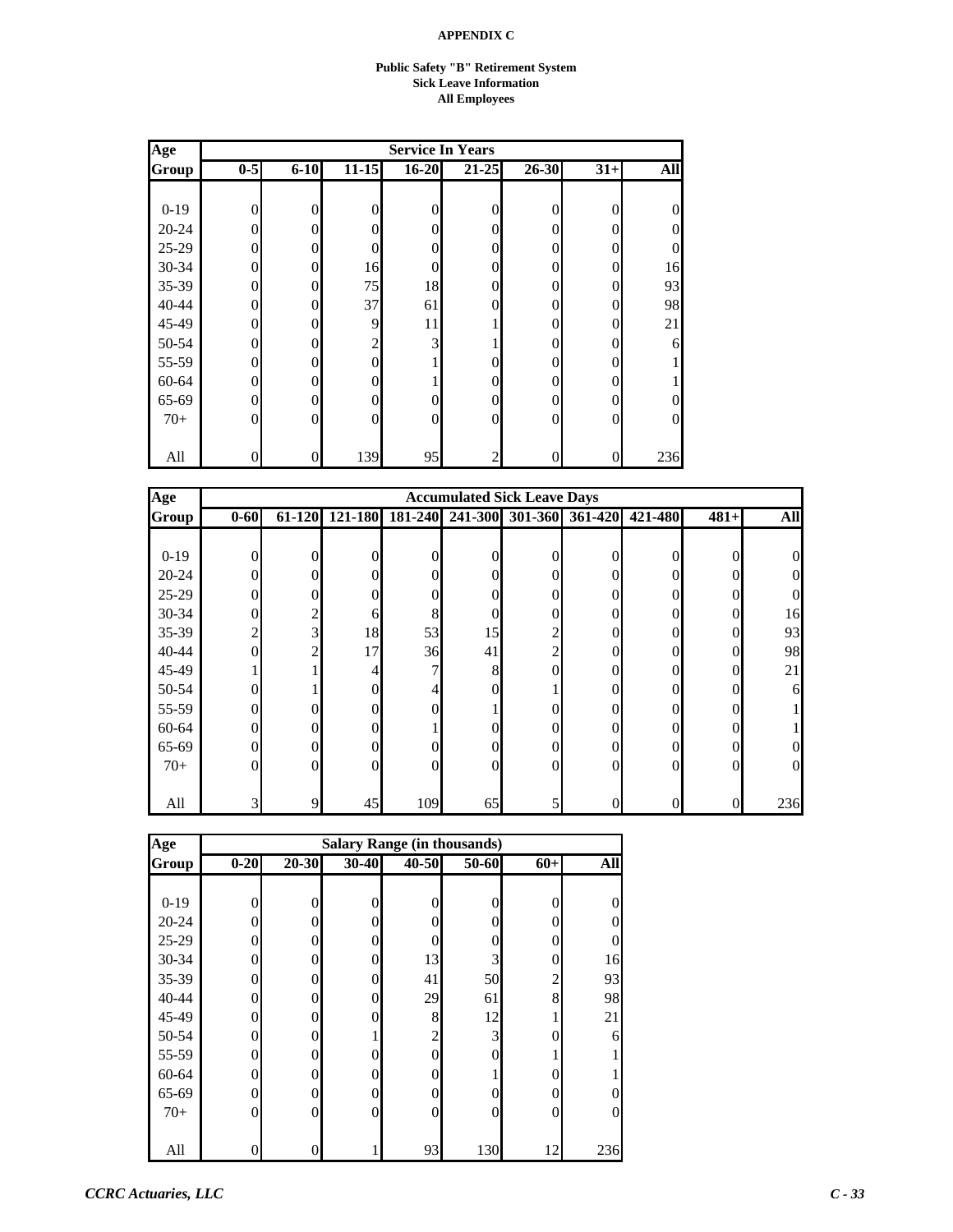**APPENDIX C**

**Public Safety "B" Retirement System**
**Sick Leave Information**
**All Employees**

| Age | Service In Years | | | | | | | |
|---|---|---|---|---|---|---|---|---|
| Group | 0-5 | 6-10 | 11-15 | 16-20 | 21-25 | 26-30 | 31+ | All |
| 0-19 | 0 | 0 | 0 | 0 | 0 | 0 | 0 | 0 |
| 20-24 | 0 | 0 | 0 | 0 | 0 | 0 | 0 | 0 |
| 25-29 | 0 | 0 | 0 | 0 | 0 | 0 | 0 | 0 |
| 30-34 | 0 | 0 | 16 | 0 | 0 | 0 | 0 | 16 |
| 35-39 | 0 | 0 | 75 | 18 | 0 | 0 | 0 | 93 |
| 40-44 | 0 | 0 | 37 | 61 | 0 | 0 | 0 | 98 |
| 45-49 | 0 | 0 | 9 | 11 | 1 | 0 | 0 | 21 |
| 50-54 | 0 | 0 | 2 | 3 | 1 | 0 | 0 | 6 |
| 55-59 | 0 | 0 | 0 | 1 | 0 | 0 | 0 | 1 |
| 60-64 | 0 | 0 | 0 | 1 | 0 | 0 | 0 | 1 |
| 65-69 | 0 | 0 | 0 | 0 | 0 | 0 | 0 | 0 |
| 70+ | 0 | 0 | 0 | 0 | 0 | 0 | 0 | 0 |
| All | 0 | 0 | 139 | 95 | 2 | 0 | 0 | 236 |

| Age | Accumulated Sick Leave Days | | | | | | | | | |
|---|---|---|---|---|---|---|---|---|---|---|
| Group | 0-60 | 61-120 | 121-180 | 181-240 | 241-300 | 301-360 | 361-420 | 421-480 | 481+ | All |
| 0-19 | 0 | 0 | 0 | 0 | 0 | 0 | 0 | 0 | 0 | 0 |
| 20-24 | 0 | 0 | 0 | 0 | 0 | 0 | 0 | 0 | 0 | 0 |
| 25-29 | 0 | 0 | 0 | 0 | 0 | 0 | 0 | 0 | 0 | 0 |
| 30-34 | 0 | 2 | 6 | 8 | 0 | 0 | 0 | 0 | 0 | 16 |
| 35-39 | 2 | 3 | 18 | 53 | 15 | 2 | 0 | 0 | 0 | 93 |
| 40-44 | 0 | 2 | 17 | 36 | 41 | 2 | 0 | 0 | 0 | 98 |
| 45-49 | 1 | 1 | 4 | 7 | 8 | 0 | 0 | 0 | 0 | 21 |
| 50-54 | 0 | 1 | 0 | 4 | 0 | 1 | 0 | 0 | 0 | 6 |
| 55-59 | 0 | 0 | 0 | 0 | 1 | 0 | 0 | 0 | 0 | 1 |
| 60-64 | 0 | 0 | 0 | 1 | 0 | 0 | 0 | 0 | 0 | 1 |
| 65-69 | 0 | 0 | 0 | 0 | 0 | 0 | 0 | 0 | 0 | 0 |
| 70+ | 0 | 0 | 0 | 0 | 0 | 0 | 0 | 0 | 0 | 0 |
| All | 3 | 9 | 45 | 109 | 65 | 5 | 0 | 0 | 0 | 236 |

| Age | Salary Range (in thousands) | | | | | | |
|---|---|---|---|---|---|---|---|
| Group | 0-20 | 20-30 | 30-40 | 40-50 | 50-60 | 60+ | All |
| 0-19 | 0 | 0 | 0 | 0 | 0 | 0 | 0 |
| 20-24 | 0 | 0 | 0 | 0 | 0 | 0 | 0 |
| 25-29 | 0 | 0 | 0 | 0 | 0 | 0 | 0 |
| 30-34 | 0 | 0 | 0 | 13 | 3 | 0 | 16 |
| 35-39 | 0 | 0 | 0 | 41 | 50 | 2 | 93 |
| 40-44 | 0 | 0 | 0 | 29 | 61 | 8 | 98 |
| 45-49 | 0 | 0 | 0 | 8 | 12 | 1 | 21 |
| 50-54 | 0 | 0 | 1 | 2 | 3 | 0 | 6 |
| 55-59 | 0 | 0 | 0 | 0 | 0 | 1 | 1 |
| 60-64 | 0 | 0 | 0 | 0 | 1 | 0 | 1 |
| 65-69 | 0 | 0 | 0 | 0 | 0 | 0 | 0 |
| 70+ | 0 | 0 | 0 | 0 | 0 | 0 | 0 |
| All | 0 | 0 | 1 | 93 | 130 | 12 | 236 |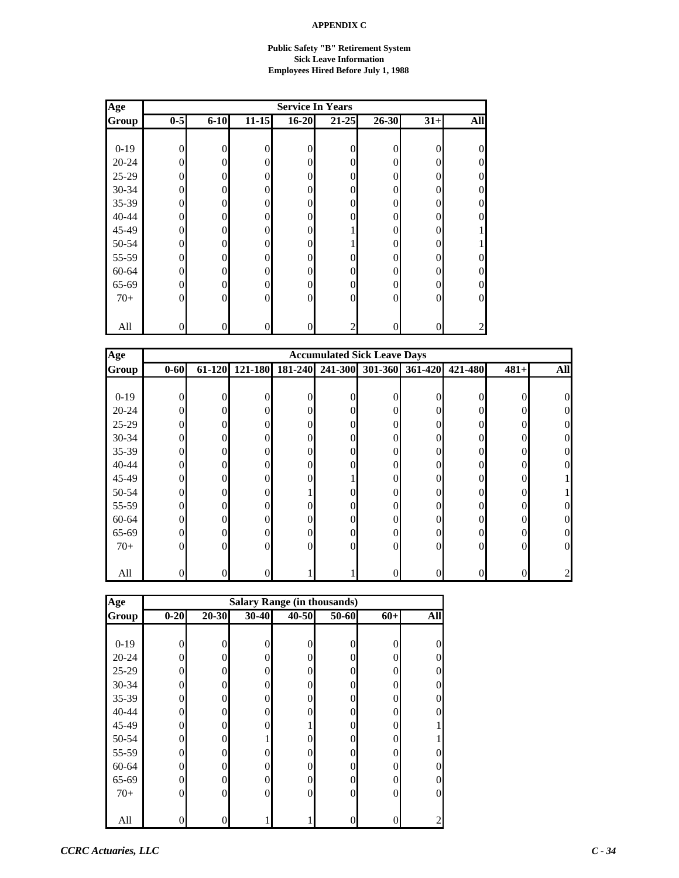**APPENDIX C**

**Public Safety "B" Retirement System**
**Sick Leave Information**
**Employees Hired Before July 1, 1988**

| Age Group | Service In Years | | | | | | | |
|---|---|---|---|---|---|---|---|---|
| | 0-5 | 6-10 | 11-15 | 16-20 | 21-25 | 26-30 | 31+ | All |
| 0-19 | 0 | 0 | 0 | 0 | 0 | 0 | 0 | 0 |
| 20-24 | 0 | 0 | 0 | 0 | 0 | 0 | 0 | 0 |
| 25-29 | 0 | 0 | 0 | 0 | 0 | 0 | 0 | 0 |
| 30-34 | 0 | 0 | 0 | 0 | 0 | 0 | 0 | 0 |
| 35-39 | 0 | 0 | 0 | 0 | 0 | 0 | 0 | 0 |
| 40-44 | 0 | 0 | 0 | 0 | 0 | 0 | 0 | 0 |
| 45-49 | 0 | 0 | 0 | 0 | 1 | 0 | 0 | 1 |
| 50-54 | 0 | 0 | 0 | 0 | 1 | 0 | 0 | 1 |
| 55-59 | 0 | 0 | 0 | 0 | 0 | 0 | 0 | 0 |
| 60-64 | 0 | 0 | 0 | 0 | 0 | 0 | 0 | 0 |
| 65-69 | 0 | 0 | 0 | 0 | 0 | 0 | 0 | 0 |
| 70+ | 0 | 0 | 0 | 0 | 0 | 0 | 0 | 0 |
| All | 0 | 0 | 0 | 0 | 2 | 0 | 0 | 2 |

| Age Group | Accumulated Sick Leave Days | | | | | | | | | |
|---|---|---|---|---|---|---|---|---|---|---|
| | 0-60 | 61-120 | 121-180 | 181-240 | 241-300 | 301-360 | 361-420 | 421-480 | 481+ | All |
| 0-19 | 0 | 0 | 0 | 0 | 0 | 0 | 0 | 0 | 0 | 0 |
| 20-24 | 0 | 0 | 0 | 0 | 0 | 0 | 0 | 0 | 0 | 0 |
| 25-29 | 0 | 0 | 0 | 0 | 0 | 0 | 0 | 0 | 0 | 0 |
| 30-34 | 0 | 0 | 0 | 0 | 0 | 0 | 0 | 0 | 0 | 0 |
| 35-39 | 0 | 0 | 0 | 0 | 0 | 0 | 0 | 0 | 0 | 0 |
| 40-44 | 0 | 0 | 0 | 0 | 0 | 0 | 0 | 0 | 0 | 0 |
| 45-49 | 0 | 0 | 0 | 0 | 1 | 0 | 0 | 0 | 0 | 1 |
| 50-54 | 0 | 0 | 0 | 1 | 0 | 0 | 0 | 0 | 0 | 1 |
| 55-59 | 0 | 0 | 0 | 0 | 0 | 0 | 0 | 0 | 0 | 0 |
| 60-64 | 0 | 0 | 0 | 0 | 0 | 0 | 0 | 0 | 0 | 0 |
| 65-69 | 0 | 0 | 0 | 0 | 0 | 0 | 0 | 0 | 0 | 0 |
| 70+ | 0 | 0 | 0 | 0 | 0 | 0 | 0 | 0 | 0 | 0 |
| All | 0 | 0 | 0 | 1 | 1 | 0 | 0 | 0 | 0 | 2 |

| Age Group | Salary Range (in thousands) | | | | | | |
|---|---|---|---|---|---|---|---|
| | 0-20 | 20-30 | 30-40 | 40-50 | 50-60 | 60+ | All |
| 0-19 | 0 | 0 | 0 | 0 | 0 | 0 | 0 |
| 20-24 | 0 | 0 | 0 | 0 | 0 | 0 | 0 |
| 25-29 | 0 | 0 | 0 | 0 | 0 | 0 | 0 |
| 30-34 | 0 | 0 | 0 | 0 | 0 | 0 | 0 |
| 35-39 | 0 | 0 | 0 | 0 | 0 | 0 | 0 |
| 40-44 | 0 | 0 | 0 | 0 | 0 | 0 | 0 |
| 45-49 | 0 | 0 | 0 | 1 | 0 | 0 | 1 |
| 50-54 | 0 | 0 | 1 | 0 | 0 | 0 | 1 |
| 55-59 | 0 | 0 | 0 | 0 | 0 | 0 | 0 |
| 60-64 | 0 | 0 | 0 | 0 | 0 | 0 | 0 |
| 65-69 | 0 | 0 | 0 | 0 | 0 | 0 | 0 |
| 70+ | 0 | 0 | 0 | 0 | 0 | 0 | 0 |
| All | 0 | 0 | 1 | 1 | 0 | 0 | 2 |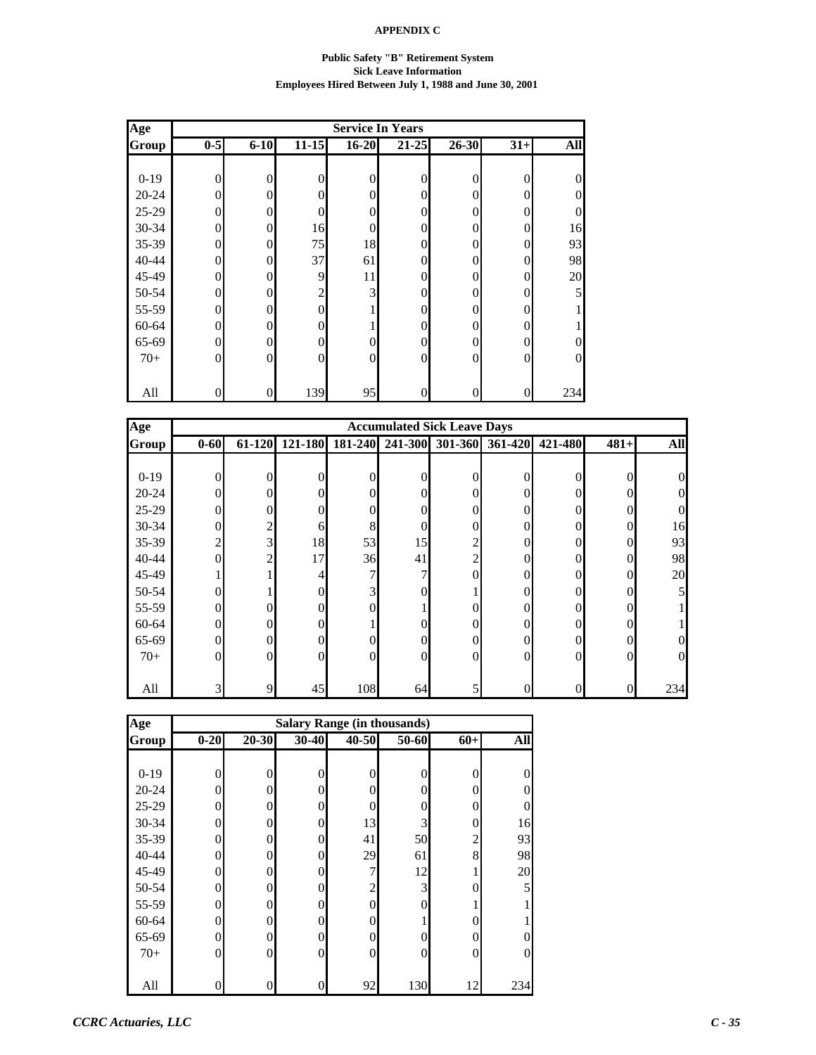**APPENDIX C**

**Public Safety "B" Retirement System**
**Sick Leave Information**
**Employees Hired Between July 1, 1988 and June 30, 2001**

| Age | Service In Years | | | | | | | |
|---|---|---|---|---|---|---|---|---|
| Group | 0-5 | 6-10 | 11-15 | 16-20 | 21-25 | 26-30 | 31+ | All |
| 0-19 | 0 | 0 | 0 | 0 | 0 | 0 | 0 | 0 |
| 20-24 | 0 | 0 | 0 | 0 | 0 | 0 | 0 | 0 |
| 25-29 | 0 | 0 | 0 | 0 | 0 | 0 | 0 | 0 |
| 30-34 | 0 | 0 | 16 | 0 | 0 | 0 | 0 | 16 |
| 35-39 | 0 | 0 | 75 | 18 | 0 | 0 | 0 | 93 |
| 40-44 | 0 | 0 | 37 | 61 | 0 | 0 | 0 | 98 |
| 45-49 | 0 | 0 | 9 | 11 | 0 | 0 | 0 | 20 |
| 50-54 | 0 | 0 | 2 | 3 | 0 | 0 | 0 | 5 |
| 55-59 | 0 | 0 | 0 | 1 | 0 | 0 | 0 | 1 |
| 60-64 | 0 | 0 | 0 | 1 | 0 | 0 | 0 | 1 |
| 65-69 | 0 | 0 | 0 | 0 | 0 | 0 | 0 | 0 |
| 70+ | 0 | 0 | 0 | 0 | 0 | 0 | 0 | 0 |
| All | 0 | 0 | 139 | 95 | 0 | 0 | 0 | 234 |

| Age | Accumulated Sick Leave Days | | | | | | | | | |
|---|---|---|---|---|---|---|---|---|---|---|
| Group | 0-60 | 61-120 | 121-180 | 181-240 | 241-300 | 301-360 | 361-420 | 421-480 | 481+ | All |
| 0-19 | 0 | 0 | 0 | 0 | 0 | 0 | 0 | 0 | 0 | 0 |
| 20-24 | 0 | 0 | 0 | 0 | 0 | 0 | 0 | 0 | 0 | 0 |
| 25-29 | 0 | 0 | 0 | 0 | 0 | 0 | 0 | 0 | 0 | 0 |
| 30-34 | 0 | 2 | 6 | 8 | 0 | 0 | 0 | 0 | 0 | 16 |
| 35-39 | 2 | 3 | 18 | 53 | 15 | 2 | 0 | 0 | 0 | 93 |
| 40-44 | 0 | 2 | 17 | 36 | 41 | 2 | 0 | 0 | 0 | 98 |
| 45-49 | 1 | 1 | 4 | 7 | 7 | 0 | 0 | 0 | 0 | 20 |
| 50-54 | 0 | 1 | 0 | 3 | 0 | 1 | 0 | 0 | 0 | 5 |
| 55-59 | 0 | 0 | 0 | 0 | 1 | 0 | 0 | 0 | 0 | 1 |
| 60-64 | 0 | 0 | 0 | 1 | 0 | 0 | 0 | 0 | 0 | 1 |
| 65-69 | 0 | 0 | 0 | 0 | 0 | 0 | 0 | 0 | 0 | 0 |
| 70+ | 0 | 0 | 0 | 0 | 0 | 0 | 0 | 0 | 0 | 0 |
| All | 3 | 9 | 45 | 108 | 64 | 5 | 0 | 0 | 0 | 234 |

| Age | Salary Range (in thousands) | | | | | | |
|---|---|---|---|---|---|---|---|
| Group | 0-20 | 20-30 | 30-40 | 40-50 | 50-60 | 60+ | All |
| 0-19 | 0 | 0 | 0 | 0 | 0 | 0 | 0 |
| 20-24 | 0 | 0 | 0 | 0 | 0 | 0 | 0 |
| 25-29 | 0 | 0 | 0 | 0 | 0 | 0 | 0 |
| 30-34 | 0 | 0 | 0 | 13 | 3 | 0 | 16 |
| 35-39 | 0 | 0 | 0 | 41 | 50 | 2 | 93 |
| 40-44 | 0 | 0 | 0 | 29 | 61 | 8 | 98 |
| 45-49 | 0 | 0 | 0 | 7 | 12 | 1 | 20 |
| 50-54 | 0 | 0 | 0 | 2 | 3 | 0 | 5 |
| 55-59 | 0 | 0 | 0 | 0 | 0 | 1 | 1 |
| 60-64 | 0 | 0 | 0 | 0 | 1 | 0 | 1 |
| 65-69 | 0 | 0 | 0 | 0 | 0 | 0 | 0 |
| 70+ | 0 | 0 | 0 | 0 | 0 | 0 | 0 |
| All | 0 | 0 | 0 | 92 | 130 | 12 | 234 |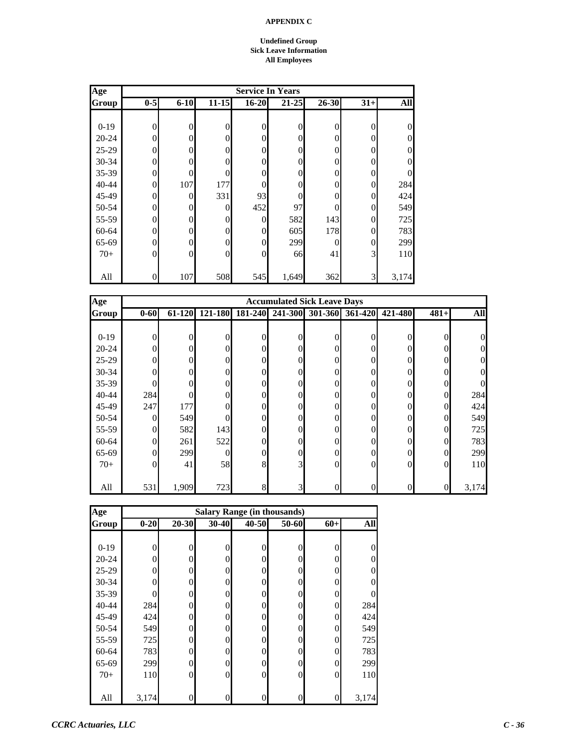**APPENDIX C**

**Undefined Group**
**Sick Leave Information**
**All Employees**

| Age | Service In Years | | | | | | | |
|---|---|---|---|---|---|---|---|---|
| Group | 0-5 | 6-10 | 11-15 | 16-20 | 21-25 | 26-30 | 31+ | All |
| 0-19 | 0 | 0 | 0 | 0 | 0 | 0 | 0 | 0 |
| 20-24 | 0 | 0 | 0 | 0 | 0 | 0 | 0 | 0 |
| 25-29 | 0 | 0 | 0 | 0 | 0 | 0 | 0 | 0 |
| 30-34 | 0 | 0 | 0 | 0 | 0 | 0 | 0 | 0 |
| 35-39 | 0 | 0 | 0 | 0 | 0 | 0 | 0 | 0 |
| 40-44 | 0 | 107 | 177 | 0 | 0 | 0 | 0 | 284 |
| 45-49 | 0 | 0 | 331 | 93 | 0 | 0 | 0 | 424 |
| 50-54 | 0 | 0 | 0 | 452 | 97 | 0 | 0 | 549 |
| 55-59 | 0 | 0 | 0 | 0 | 582 | 143 | 0 | 725 |
| 60-64 | 0 | 0 | 0 | 0 | 605 | 178 | 0 | 783 |
| 65-69 | 0 | 0 | 0 | 0 | 299 | 0 | 0 | 299 |
| 70+ | 0 | 0 | 0 | 0 | 66 | 41 | 3 | 110 |
| All | 0 | 107 | 508 | 545 | 1,649 | 362 | 3 | 3,174 |

| Age | Accumulated Sick Leave Days | | | | | | | | | |
|---|---|---|---|---|---|---|---|---|---|---|
| Group | 0-60 | 61-120 | 121-180 | 181-240 | 241-300 | 301-360 | 361-420 | 421-480 | 481+ | All |
| 0-19 | 0 | 0 | 0 | 0 | 0 | 0 | 0 | 0 | 0 | 0 |
| 20-24 | 0 | 0 | 0 | 0 | 0 | 0 | 0 | 0 | 0 | 0 |
| 25-29 | 0 | 0 | 0 | 0 | 0 | 0 | 0 | 0 | 0 | 0 |
| 30-34 | 0 | 0 | 0 | 0 | 0 | 0 | 0 | 0 | 0 | 0 |
| 35-39 | 0 | 0 | 0 | 0 | 0 | 0 | 0 | 0 | 0 | 0 |
| 40-44 | 284 | 0 | 0 | 0 | 0 | 0 | 0 | 0 | 0 | 284 |
| 45-49 | 247 | 177 | 0 | 0 | 0 | 0 | 0 | 0 | 0 | 424 |
| 50-54 | 0 | 549 | 0 | 0 | 0 | 0 | 0 | 0 | 0 | 549 |
| 55-59 | 0 | 582 | 143 | 0 | 0 | 0 | 0 | 0 | 0 | 725 |
| 60-64 | 0 | 261 | 522 | 0 | 0 | 0 | 0 | 0 | 0 | 783 |
| 65-69 | 0 | 299 | 0 | 0 | 0 | 0 | 0 | 0 | 0 | 299 |
| 70+ | 0 | 41 | 58 | 8 | 3 | 0 | 0 | 0 | 0 | 110 |
| All | 531 | 1,909 | 723 | 8 | 3 | 0 | 0 | 0 | 0 | 3,174 |

| Age | Salary Range (in thousands) | | | | | | |
|---|---|---|---|---|---|---|---|
| Group | 0-20 | 20-30 | 30-40 | 40-50 | 50-60 | 60+ | All |
| 0-19 | 0 | 0 | 0 | 0 | 0 | 0 | 0 |
| 20-24 | 0 | 0 | 0 | 0 | 0 | 0 | 0 |
| 25-29 | 0 | 0 | 0 | 0 | 0 | 0 | 0 |
| 30-34 | 0 | 0 | 0 | 0 | 0 | 0 | 0 |
| 35-39 | 0 | 0 | 0 | 0 | 0 | 0 | 0 |
| 40-44 | 284 | 0 | 0 | 0 | 0 | 0 | 284 |
| 45-49 | 424 | 0 | 0 | 0 | 0 | 0 | 424 |
| 50-54 | 549 | 0 | 0 | 0 | 0 | 0 | 549 |
| 55-59 | 725 | 0 | 0 | 0 | 0 | 0 | 725 |
| 60-64 | 783 | 0 | 0 | 0 | 0 | 0 | 783 |
| 65-69 | 299 | 0 | 0 | 0 | 0 | 0 | 299 |
| 70+ | 110 | 0 | 0 | 0 | 0 | 0 | 110 |
| All | 3,174 | 0 | 0 | 0 | 0 | 0 | 3,174 |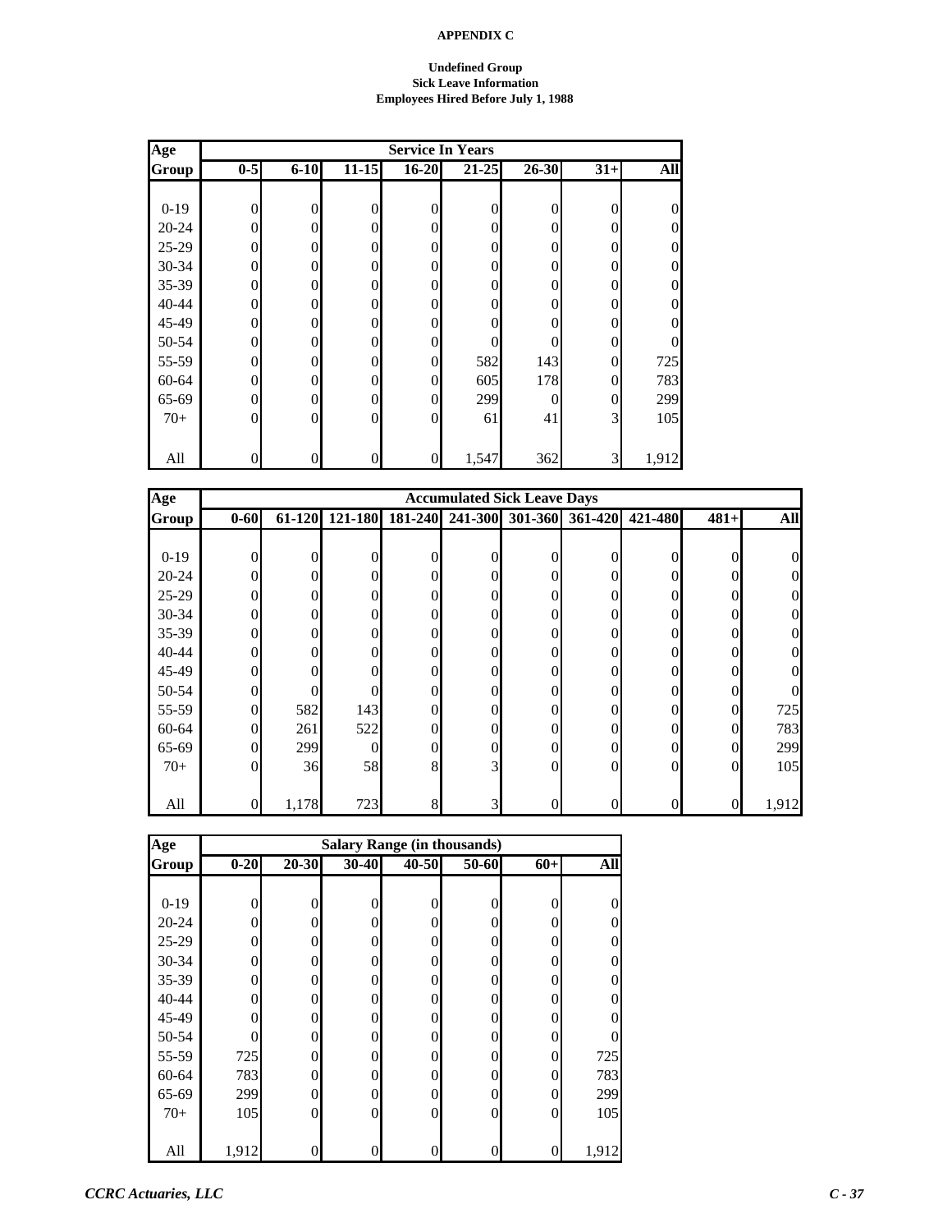**APPENDIX C**

**Undefined Group**
**Sick Leave Information**
**Employees Hired Before July 1, 1988**

| Age Group | Service In Years | | | | | | | |
|---|---|---|---|---|---|---|---|---|
| | 0-5 | 6-10 | 11-15 | 16-20 | 21-25 | 26-30 | 31+ | All |
| 0-19 | 0 | 0 | 0 | 0 | 0 | 0 | 0 | 0 |
| 20-24 | 0 | 0 | 0 | 0 | 0 | 0 | 0 | 0 |
| 25-29 | 0 | 0 | 0 | 0 | 0 | 0 | 0 | 0 |
| 30-34 | 0 | 0 | 0 | 0 | 0 | 0 | 0 | 0 |
| 35-39 | 0 | 0 | 0 | 0 | 0 | 0 | 0 | 0 |
| 40-44 | 0 | 0 | 0 | 0 | 0 | 0 | 0 | 0 |
| 45-49 | 0 | 0 | 0 | 0 | 0 | 0 | 0 | 0 |
| 50-54 | 0 | 0 | 0 | 0 | 0 | 0 | 0 | 0 |
| 55-59 | 0 | 0 | 0 | 0 | 582 | 143 | 0 | 725 |
| 60-64 | 0 | 0 | 0 | 0 | 605 | 178 | 0 | 783 |
| 65-69 | 0 | 0 | 0 | 0 | 299 | 0 | 0 | 299 |
| 70+ | 0 | 0 | 0 | 0 | 61 | 41 | 3 | 105 |
| All | 0 | 0 | 0 | 0 | 1,547 | 362 | 3 | 1,912 |

| Age Group | Accumulated Sick Leave Days | | | | | | | | | |
|---|---|---|---|---|---|---|---|---|---|---|
| | 0-60 | 61-120 | 121-180 | 181-240 | 241-300 | 301-360 | 361-420 | 421-480 | 481+ | All |
| 0-19 | 0 | 0 | 0 | 0 | 0 | 0 | 0 | 0 | 0 | 0 |
| 20-24 | 0 | 0 | 0 | 0 | 0 | 0 | 0 | 0 | 0 | 0 |
| 25-29 | 0 | 0 | 0 | 0 | 0 | 0 | 0 | 0 | 0 | 0 |
| 30-34 | 0 | 0 | 0 | 0 | 0 | 0 | 0 | 0 | 0 | 0 |
| 35-39 | 0 | 0 | 0 | 0 | 0 | 0 | 0 | 0 | 0 | 0 |
| 40-44 | 0 | 0 | 0 | 0 | 0 | 0 | 0 | 0 | 0 | 0 |
| 45-49 | 0 | 0 | 0 | 0 | 0 | 0 | 0 | 0 | 0 | 0 |
| 50-54 | 0 | 0 | 0 | 0 | 0 | 0 | 0 | 0 | 0 | 0 |
| 55-59 | 0 | 582 | 143 | 0 | 0 | 0 | 0 | 0 | 0 | 725 |
| 60-64 | 0 | 261 | 522 | 0 | 0 | 0 | 0 | 0 | 0 | 783 |
| 65-69 | 0 | 299 | 0 | 0 | 0 | 0 | 0 | 0 | 0 | 299 |
| 70+ | 0 | 36 | 58 | 8 | 3 | 0 | 0 | 0 | 0 | 105 |
| All | 0 | 1,178 | 723 | 8 | 3 | 0 | 0 | 0 | 0 | 1,912 |

| Age Group | Salary Range (in thousands) | | | | | | |
|---|---|---|---|---|---|---|---|
| | 0-20 | 20-30 | 30-40 | 40-50 | 50-60 | 60+ | All |
| 0-19 | 0 | 0 | 0 | 0 | 0 | 0 | 0 |
| 20-24 | 0 | 0 | 0 | 0 | 0 | 0 | 0 |
| 25-29 | 0 | 0 | 0 | 0 | 0 | 0 | 0 |
| 30-34 | 0 | 0 | 0 | 0 | 0 | 0 | 0 |
| 35-39 | 0 | 0 | 0 | 0 | 0 | 0 | 0 |
| 40-44 | 0 | 0 | 0 | 0 | 0 | 0 | 0 |
| 45-49 | 0 | 0 | 0 | 0 | 0 | 0 | 0 |
| 50-54 | 0 | 0 | 0 | 0 | 0 | 0 | 0 |
| 55-59 | 725 | 0 | 0 | 0 | 0 | 0 | 725 |
| 60-64 | 783 | 0 | 0 | 0 | 0 | 0 | 783 |
| 65-69 | 299 | 0 | 0 | 0 | 0 | 0 | 299 |
| 70+ | 105 | 0 | 0 | 0 | 0 | 0 | 105 |
| All | 1,912 | 0 | 0 | 0 | 0 | 0 | 1,912 |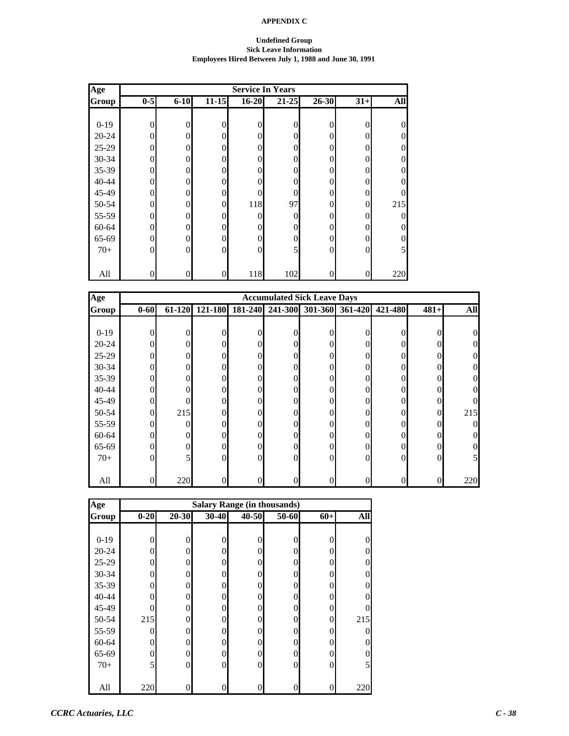**APPENDIX C**

**Undefined Group**
**Sick Leave Information**
**Employees Hired Between July 1, 1988 and June 30, 1991**

| Age Group | Service In Years | | | | | | | |
|---|---|---|---|---|---|---|---|---|
| | 0-5 | 6-10 | 11-15 | 16-20 | 21-25 | 26-30 | 31+ | All |
| 0-19 | 0 | 0 | 0 | 0 | 0 | 0 | 0 | 0 |
| 20-24 | 0 | 0 | 0 | 0 | 0 | 0 | 0 | 0 |
| 25-29 | 0 | 0 | 0 | 0 | 0 | 0 | 0 | 0 |
| 30-34 | 0 | 0 | 0 | 0 | 0 | 0 | 0 | 0 |
| 35-39 | 0 | 0 | 0 | 0 | 0 | 0 | 0 | 0 |
| 40-44 | 0 | 0 | 0 | 0 | 0 | 0 | 0 | 0 |
| 45-49 | 0 | 0 | 0 | 0 | 0 | 0 | 0 | 0 |
| 50-54 | 0 | 0 | 0 | 118 | 97 | 0 | 0 | 215 |
| 55-59 | 0 | 0 | 0 | 0 | 0 | 0 | 0 | 0 |
| 60-64 | 0 | 0 | 0 | 0 | 0 | 0 | 0 | 0 |
| 65-69 | 0 | 0 | 0 | 0 | 0 | 0 | 0 | 0 |
| 70+ | 0 | 0 | 0 | 0 | 5 | 0 | 0 | 5 |
| All | 0 | 0 | 0 | 118 | 102 | 0 | 0 | 220 |

| Age Group | Accumulated Sick Leave Days | | | | | | | | | |
|---|---|---|---|---|---|---|---|---|---|---|
| | 0-60 | 61-120 | 121-180 | 181-240 | 241-300 | 301-360 | 361-420 | 421-480 | 481+ | All |
| 0-19 | 0 | 0 | 0 | 0 | 0 | 0 | 0 | 0 | 0 | 0 |
| 20-24 | 0 | 0 | 0 | 0 | 0 | 0 | 0 | 0 | 0 | 0 |
| 25-29 | 0 | 0 | 0 | 0 | 0 | 0 | 0 | 0 | 0 | 0 |
| 30-34 | 0 | 0 | 0 | 0 | 0 | 0 | 0 | 0 | 0 | 0 |
| 35-39 | 0 | 0 | 0 | 0 | 0 | 0 | 0 | 0 | 0 | 0 |
| 40-44 | 0 | 0 | 0 | 0 | 0 | 0 | 0 | 0 | 0 | 0 |
| 45-49 | 0 | 0 | 0 | 0 | 0 | 0 | 0 | 0 | 0 | 0 |
| 50-54 | 0 | 215 | 0 | 0 | 0 | 0 | 0 | 0 | 0 | 215 |
| 55-59 | 0 | 0 | 0 | 0 | 0 | 0 | 0 | 0 | 0 | 0 |
| 60-64 | 0 | 0 | 0 | 0 | 0 | 0 | 0 | 0 | 0 | 0 |
| 65-69 | 0 | 0 | 0 | 0 | 0 | 0 | 0 | 0 | 0 | 0 |
| 70+ | 0 | 5 | 0 | 0 | 0 | 0 | 0 | 0 | 0 | 5 |
| All | 0 | 220 | 0 | 0 | 0 | 0 | 0 | 0 | 0 | 220 |

| Age Group | Salary Range (in thousands) | | | | | | |
|---|---|---|---|---|---|---|---|
| | 0-20 | 20-30 | 30-40 | 40-50 | 50-60 | 60+ | All |
| 0-19 | 0 | 0 | 0 | 0 | 0 | 0 | 0 |
| 20-24 | 0 | 0 | 0 | 0 | 0 | 0 | 0 |
| 25-29 | 0 | 0 | 0 | 0 | 0 | 0 | 0 |
| 30-34 | 0 | 0 | 0 | 0 | 0 | 0 | 0 |
| 35-39 | 0 | 0 | 0 | 0 | 0 | 0 | 0 |
| 40-44 | 0 | 0 | 0 | 0 | 0 | 0 | 0 |
| 45-49 | 0 | 0 | 0 | 0 | 0 | 0 | 0 |
| 50-54 | 215 | 0 | 0 | 0 | 0 | 0 | 215 |
| 55-59 | 0 | 0 | 0 | 0 | 0 | 0 | 0 |
| 60-64 | 0 | 0 | 0 | 0 | 0 | 0 | 0 |
| 65-69 | 0 | 0 | 0 | 0 | 0 | 0 | 0 |
| 70+ | 5 | 0 | 0 | 0 | 0 | 0 | 5 |
| All | 220 | 0 | 0 | 0 | 0 | 0 | 220 |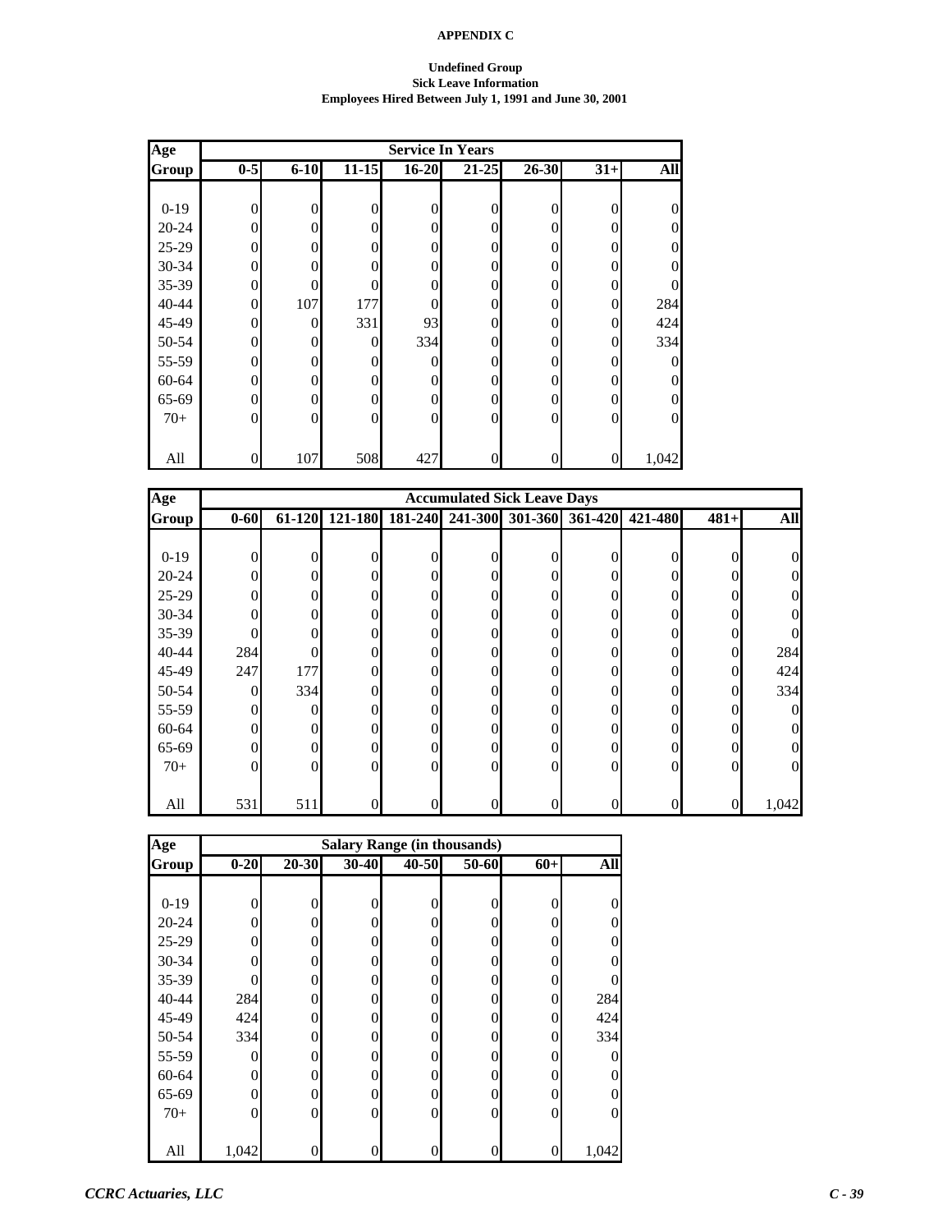**APPENDIX C**

**Undefined Group**
**Sick Leave Information**
**Employees Hired Between July 1, 1991 and June 30, 2001**

| Age | Service In Years | | | | | | | |
|---|---|---|---|---|---|---|---|---|
| Group | 0-5 | 6-10 | 11-15 | 16-20 | 21-25 | 26-30 | 31+ | All |
| 0-19 | 0 | 0 | 0 | 0 | 0 | 0 | 0 | 0 |
| 20-24 | 0 | 0 | 0 | 0 | 0 | 0 | 0 | 0 |
| 25-29 | 0 | 0 | 0 | 0 | 0 | 0 | 0 | 0 |
| 30-34 | 0 | 0 | 0 | 0 | 0 | 0 | 0 | 0 |
| 35-39 | 0 | 0 | 0 | 0 | 0 | 0 | 0 | 0 |
| 40-44 | 0 | 107 | 177 | 0 | 0 | 0 | 0 | 284 |
| 45-49 | 0 | 0 | 331 | 93 | 0 | 0 | 0 | 424 |
| 50-54 | 0 | 0 | 0 | 334 | 0 | 0 | 0 | 334 |
| 55-59 | 0 | 0 | 0 | 0 | 0 | 0 | 0 | 0 |
| 60-64 | 0 | 0 | 0 | 0 | 0 | 0 | 0 | 0 |
| 65-69 | 0 | 0 | 0 | 0 | 0 | 0 | 0 | 0 |
| 70+ | 0 | 0 | 0 | 0 | 0 | 0 | 0 | 0 |
| All | 0 | 107 | 508 | 427 | 0 | 0 | 0 | 1,042 |

| Age | Accumulated Sick Leave Days | | | | | | | | | |
|---|---|---|---|---|---|---|---|---|---|---|
| Group | 0-60 | 61-120 | 121-180 | 181-240 | 241-300 | 301-360 | 361-420 | 421-480 | 481+ | All |
| 0-19 | 0 | 0 | 0 | 0 | 0 | 0 | 0 | 0 | 0 | 0 |
| 20-24 | 0 | 0 | 0 | 0 | 0 | 0 | 0 | 0 | 0 | 0 |
| 25-29 | 0 | 0 | 0 | 0 | 0 | 0 | 0 | 0 | 0 | 0 |
| 30-34 | 0 | 0 | 0 | 0 | 0 | 0 | 0 | 0 | 0 | 0 |
| 35-39 | 0 | 0 | 0 | 0 | 0 | 0 | 0 | 0 | 0 | 0 |
| 40-44 | 284 | 0 | 0 | 0 | 0 | 0 | 0 | 0 | 0 | 284 |
| 45-49 | 247 | 177 | 0 | 0 | 0 | 0 | 0 | 0 | 0 | 424 |
| 50-54 | 0 | 334 | 0 | 0 | 0 | 0 | 0 | 0 | 0 | 334 |
| 55-59 | 0 | 0 | 0 | 0 | 0 | 0 | 0 | 0 | 0 | 0 |
| 60-64 | 0 | 0 | 0 | 0 | 0 | 0 | 0 | 0 | 0 | 0 |
| 65-69 | 0 | 0 | 0 | 0 | 0 | 0 | 0 | 0 | 0 | 0 |
| 70+ | 0 | 0 | 0 | 0 | 0 | 0 | 0 | 0 | 0 | 0 |
| All | 531 | 511 | 0 | 0 | 0 | 0 | 0 | 0 | 0 | 1,042 |

| Age | Salary Range (in thousands) | | | | | | |
|---|---|---|---|---|---|---|---|
| Group | 0-20 | 20-30 | 30-40 | 40-50 | 50-60 | 60+ | All |
| 0-19 | 0 | 0 | 0 | 0 | 0 | 0 | 0 |
| 20-24 | 0 | 0 | 0 | 0 | 0 | 0 | 0 |
| 25-29 | 0 | 0 | 0 | 0 | 0 | 0 | 0 |
| 30-34 | 0 | 0 | 0 | 0 | 0 | 0 | 0 |
| 35-39 | 0 | 0 | 0 | 0 | 0 | 0 | 0 |
| 40-44 | 284 | 0 | 0 | 0 | 0 | 0 | 284 |
| 45-49 | 424 | 0 | 0 | 0 | 0 | 0 | 424 |
| 50-54 | 334 | 0 | 0 | 0 | 0 | 0 | 334 |
| 55-59 | 0 | 0 | 0 | 0 | 0 | 0 | 0 |
| 60-64 | 0 | 0 | 0 | 0 | 0 | 0 | 0 |
| 65-69 | 0 | 0 | 0 | 0 | 0 | 0 | 0 |
| 70+ | 0 | 0 | 0 | 0 | 0 | 0 | 0 |
| All | 1,042 | 0 | 0 | 0 | 0 | 0 | 1,042 |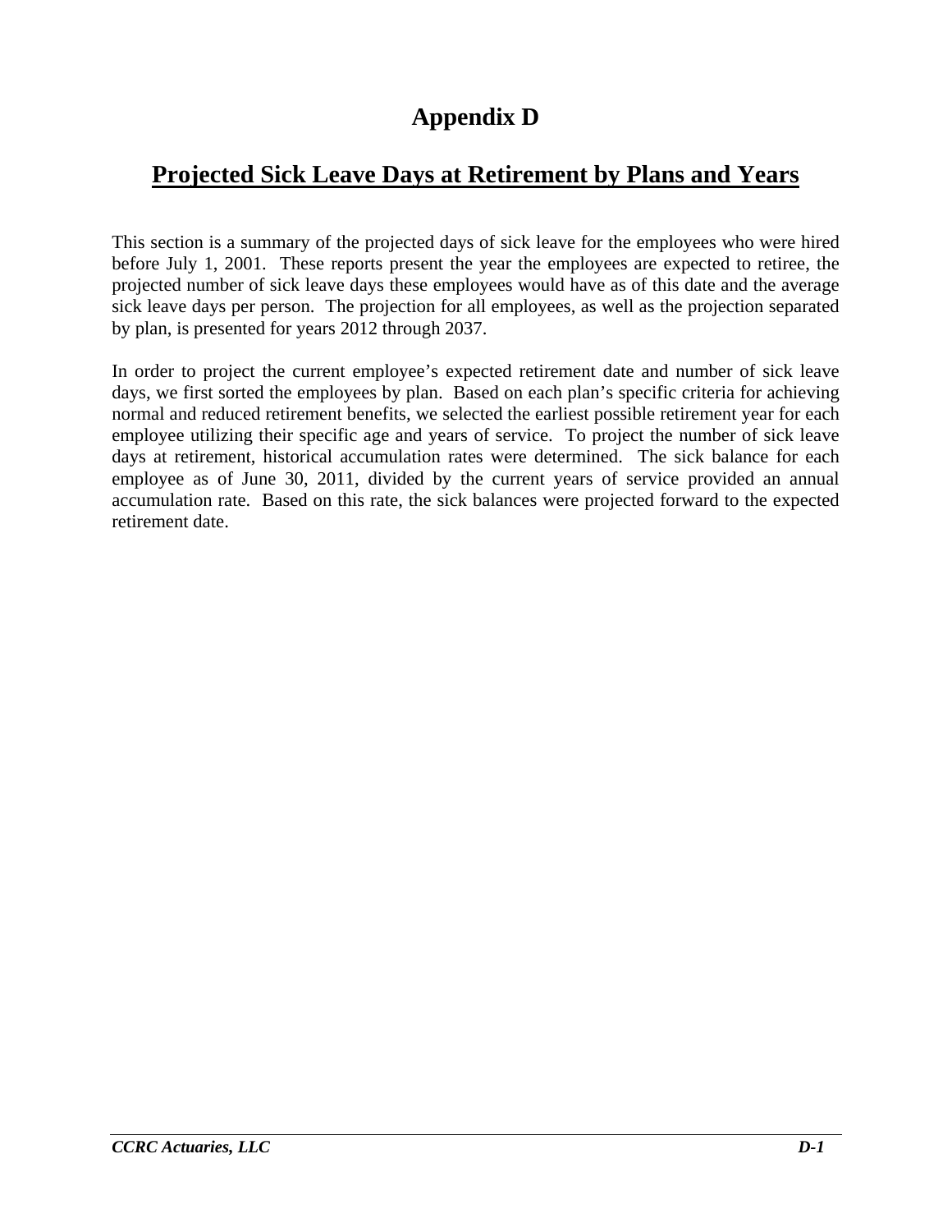# Appendix D

## Projected Sick Leave Days at Retirement by Plans and Years

This section is a summary of the projected days of sick leave for the employees who were hired before July 1, 2001. These reports present the year the employees are expected to retiree, the projected number of sick leave days these employees would have as of this date and the average sick leave days per person. The projection for all employees, as well as the projection separated by plan, is presented for years 2012 through 2037.

In order to project the current employee's expected retirement date and number of sick leave days, we first sorted the employees by plan. Based on each plan's specific criteria for achieving normal and reduced retirement benefits, we selected the earliest possible retirement year for each employee utilizing their specific age and years of service. To project the number of sick leave days at retirement, historical accumulation rates were determined. The sick balance for each employee as of June 30, 2011, divided by the current years of service provided an annual accumulation rate. Based on this rate, the sick balances were projected forward to the expected retirement date.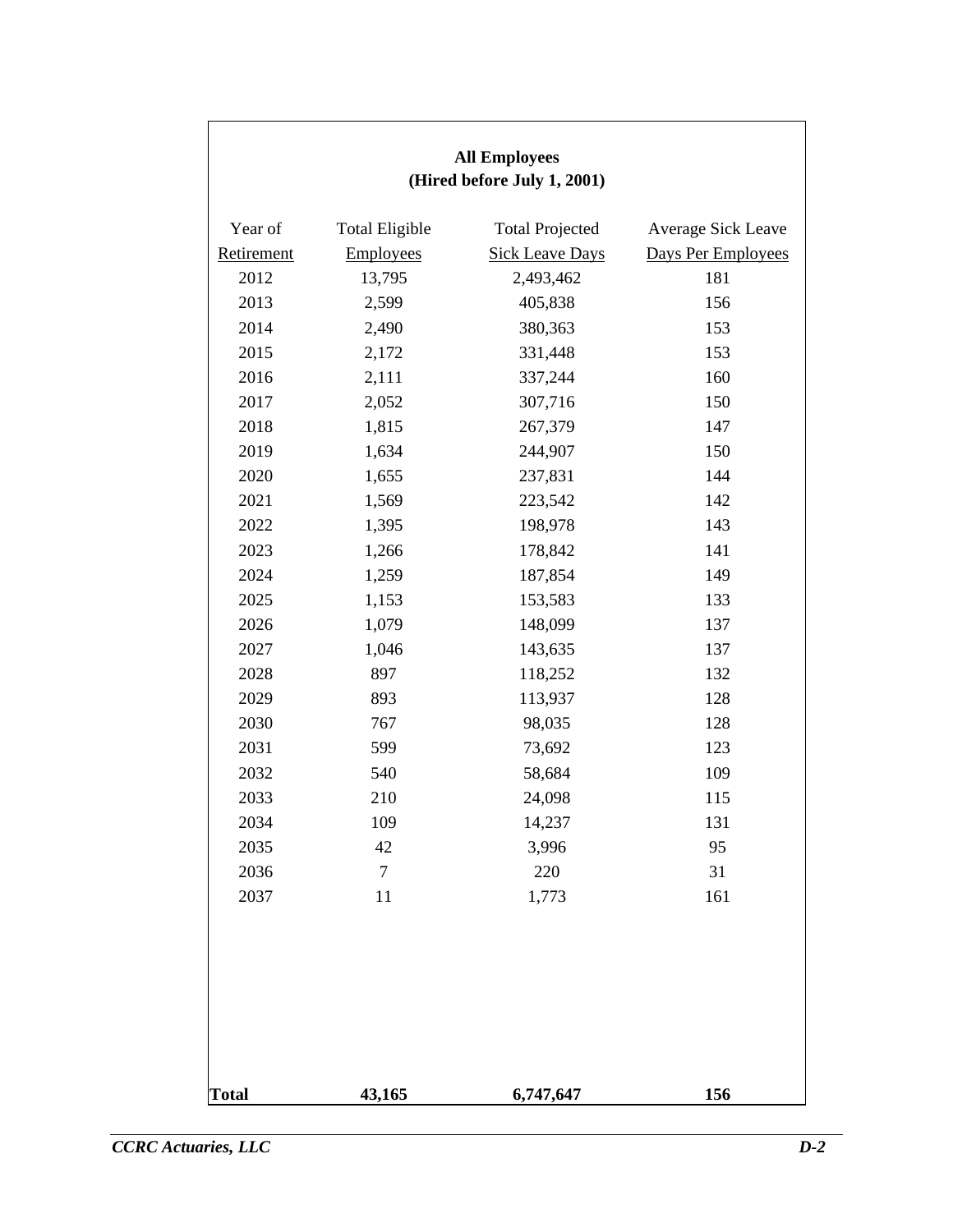**All Employees**
**(Hired before July 1, 2001)**

| Year of Retirement | Total Eligible Employees | Total Projected Sick Leave Days | Average Sick Leave Days Per Employees |
|---|---|---|---|
| 2012 | 13,795 | 2,493,462 | 181 |
| 2013 | 2,599 | 405,838 | 156 |
| 2014 | 2,490 | 380,363 | 153 |
| 2015 | 2,172 | 331,448 | 153 |
| 2016 | 2,111 | 337,244 | 160 |
| 2017 | 2,052 | 307,716 | 150 |
| 2018 | 1,815 | 267,379 | 147 |
| 2019 | 1,634 | 244,907 | 150 |
| 2020 | 1,655 | 237,831 | 144 |
| 2021 | 1,569 | 223,542 | 142 |
| 2022 | 1,395 | 198,978 | 143 |
| 2023 | 1,266 | 178,842 | 141 |
| 2024 | 1,259 | 187,854 | 149 |
| 2025 | 1,153 | 153,583 | 133 |
| 2026 | 1,079 | 148,099 | 137 |
| 2027 | 1,046 | 143,635 | 137 |
| 2028 | 897 | 118,252 | 132 |
| 2029 | 893 | 113,937 | 128 |
| 2030 | 767 | 98,035 | 128 |
| 2031 | 599 | 73,692 | 123 |
| 2032 | 540 | 58,684 | 109 |
| 2033 | 210 | 24,098 | 115 |
| 2034 | 109 | 14,237 | 131 |
| 2035 | 42 | 3,996 | 95 |
| 2036 | 7 | 220 | 31 |
| 2037 | 11 | 1,773 | 161 |
| **Total** | **43,165** | **6,747,647** | **156** |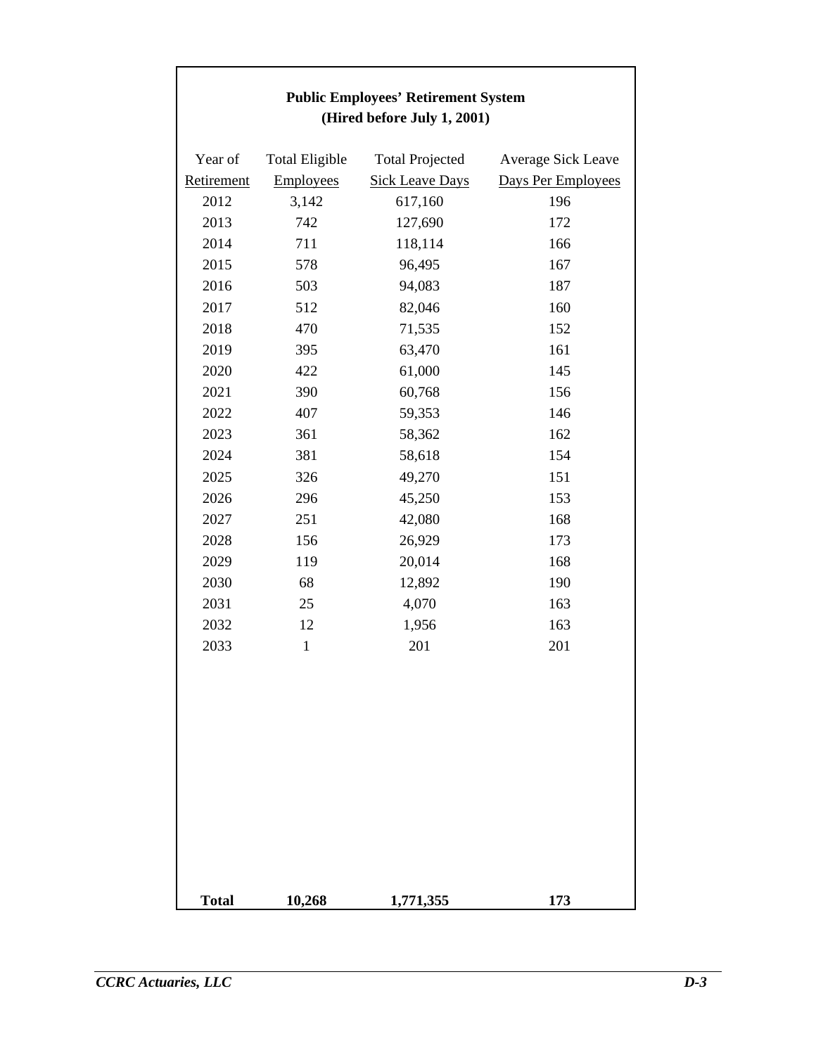**Public Employees' Retirement System**
**(Hired before July 1, 2001)**

| Year of Retirement | Total Eligible Employees | Total Projected Sick Leave Days | Average Sick Leave Days Per Employees |
|---|---|---|---|
| 2012 | 3,142 | 617,160 | 196 |
| 2013 | 742 | 127,690 | 172 |
| 2014 | 711 | 118,114 | 166 |
| 2015 | 578 | 96,495 | 167 |
| 2016 | 503 | 94,083 | 187 |
| 2017 | 512 | 82,046 | 160 |
| 2018 | 470 | 71,535 | 152 |
| 2019 | 395 | 63,470 | 161 |
| 2020 | 422 | 61,000 | 145 |
| 2021 | 390 | 60,768 | 156 |
| 2022 | 407 | 59,353 | 146 |
| 2023 | 361 | 58,362 | 162 |
| 2024 | 381 | 58,618 | 154 |
| 2025 | 326 | 49,270 | 151 |
| 2026 | 296 | 45,250 | 153 |
| 2027 | 251 | 42,080 | 168 |
| 2028 | 156 | 26,929 | 173 |
| 2029 | 119 | 20,014 | 168 |
| 2030 | 68 | 12,892 | 190 |
| 2031 | 25 | 4,070 | 163 |
| 2032 | 12 | 1,956 | 163 |
| 2033 | 1 | 201 | 201 |
| **Total** | **10,268** | **1,771,355** | **173** |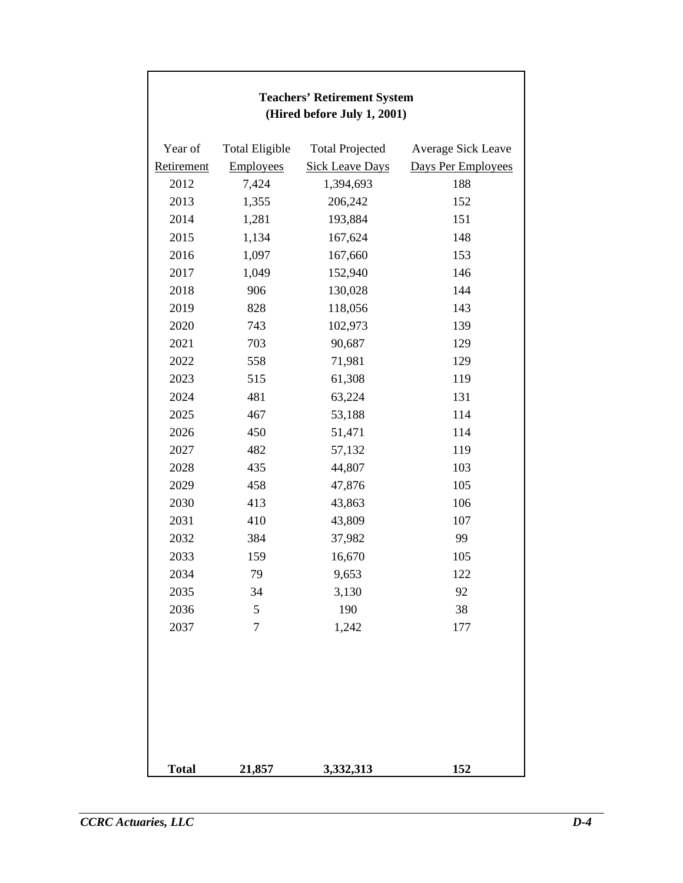**Teachers' Retirement System**
**(Hired before July 1, 2001)**

| Year of Retirement | Total Eligible Employees | Total Projected Sick Leave Days | Average Sick Leave Days Per Employees |
|---|---|---|---|
| 2012 | 7,424 | 1,394,693 | 188 |
| 2013 | 1,355 | 206,242 | 152 |
| 2014 | 1,281 | 193,884 | 151 |
| 2015 | 1,134 | 167,624 | 148 |
| 2016 | 1,097 | 167,660 | 153 |
| 2017 | 1,049 | 152,940 | 146 |
| 2018 | 906 | 130,028 | 144 |
| 2019 | 828 | 118,056 | 143 |
| 2020 | 743 | 102,973 | 139 |
| 2021 | 703 | 90,687 | 129 |
| 2022 | 558 | 71,981 | 129 |
| 2023 | 515 | 61,308 | 119 |
| 2024 | 481 | 63,224 | 131 |
| 2025 | 467 | 53,188 | 114 |
| 2026 | 450 | 51,471 | 114 |
| 2027 | 482 | 57,132 | 119 |
| 2028 | 435 | 44,807 | 103 |
| 2029 | 458 | 47,876 | 105 |
| 2030 | 413 | 43,863 | 106 |
| 2031 | 410 | 43,809 | 107 |
| 2032 | 384 | 37,982 | 99 |
| 2033 | 159 | 16,670 | 105 |
| 2034 | 79 | 9,653 | 122 |
| 2035 | 34 | 3,130 | 92 |
| 2036 | 5 | 190 | 38 |
| 2037 | 7 | 1,242 | 177 |
| **Total** | **21,857** | **3,332,313** | **152** |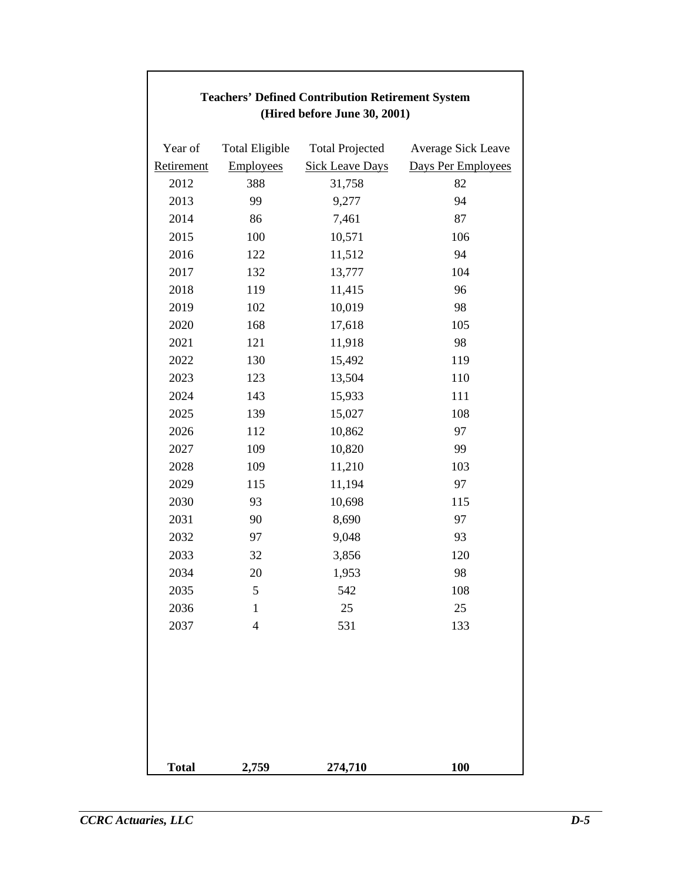**Teachers' Defined Contribution Retirement System**
**(Hired before June 30, 2001)**

| Year of Retirement | Total Eligible Employees | Total Projected Sick Leave Days | Average Sick Leave Days Per Employees |
|---|---|---|---|
| 2012 | 388 | 31,758 | 82 |
| 2013 | 99 | 9,277 | 94 |
| 2014 | 86 | 7,461 | 87 |
| 2015 | 100 | 10,571 | 106 |
| 2016 | 122 | 11,512 | 94 |
| 2017 | 132 | 13,777 | 104 |
| 2018 | 119 | 11,415 | 96 |
| 2019 | 102 | 10,019 | 98 |
| 2020 | 168 | 17,618 | 105 |
| 2021 | 121 | 11,918 | 98 |
| 2022 | 130 | 15,492 | 119 |
| 2023 | 123 | 13,504 | 110 |
| 2024 | 143 | 15,933 | 111 |
| 2025 | 139 | 15,027 | 108 |
| 2026 | 112 | 10,862 | 97 |
| 2027 | 109 | 10,820 | 99 |
| 2028 | 109 | 11,210 | 103 |
| 2029 | 115 | 11,194 | 97 |
| 2030 | 93 | 10,698 | 115 |
| 2031 | 90 | 8,690 | 97 |
| 2032 | 97 | 9,048 | 93 |
| 2033 | 32 | 3,856 | 120 |
| 2034 | 20 | 1,953 | 98 |
| 2035 | 5 | 542 | 108 |
| 2036 | 1 | 25 | 25 |
| 2037 | 4 | 531 | 133 |
| **Total** | **2,759** | **274,710** | **100** |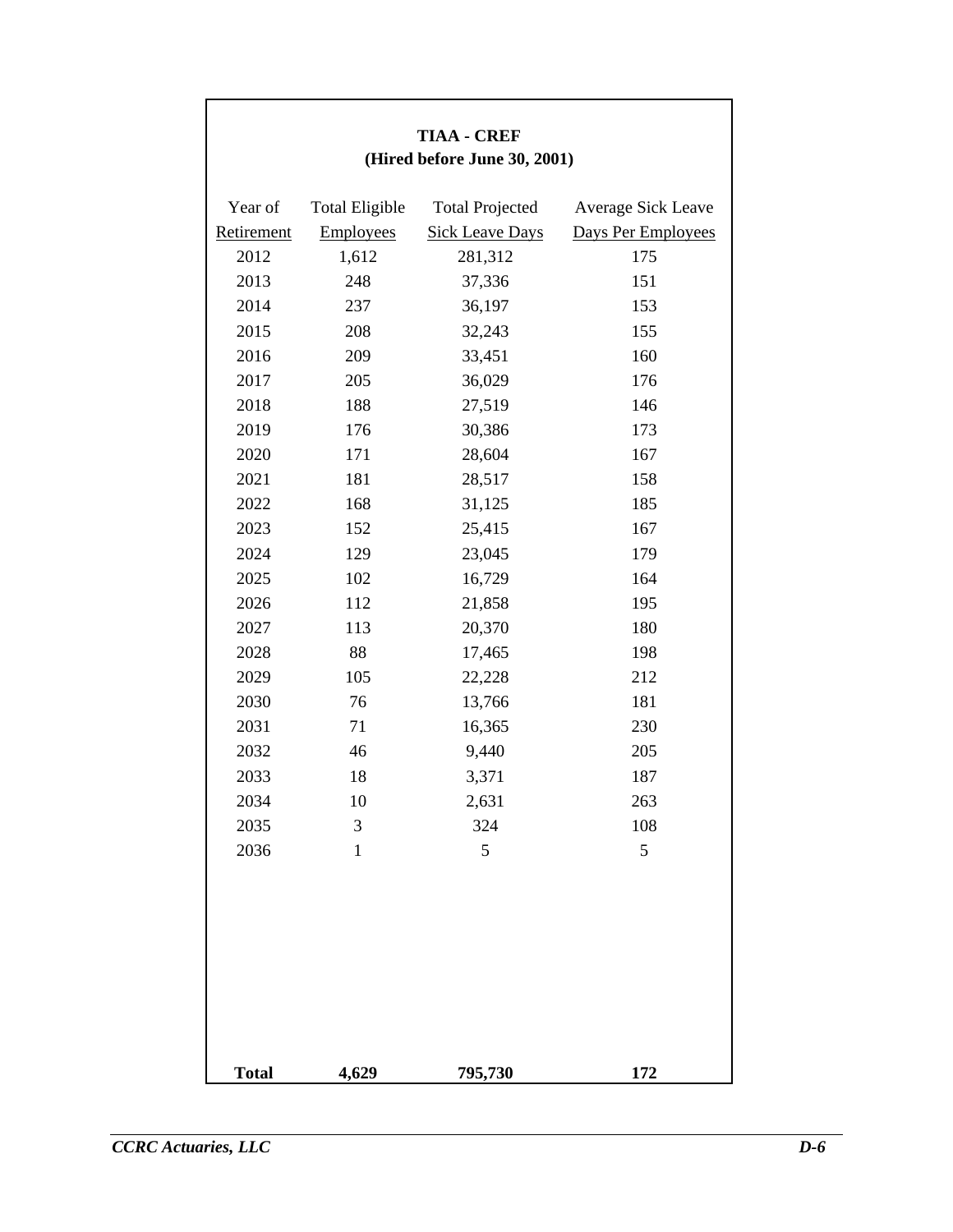## TIAA - CREF
### (Hired before June 30, 2001)

| Year of Retirement | Total Eligible Employees | Total Projected Sick Leave Days | Average Sick Leave Days Per Employees |
|---|---|---|---|
| 2012 | 1,612 | 281,312 | 175 |
| 2013 | 248 | 37,336 | 151 |
| 2014 | 237 | 36,197 | 153 |
| 2015 | 208 | 32,243 | 155 |
| 2016 | 209 | 33,451 | 160 |
| 2017 | 205 | 36,029 | 176 |
| 2018 | 188 | 27,519 | 146 |
| 2019 | 176 | 30,386 | 173 |
| 2020 | 171 | 28,604 | 167 |
| 2021 | 181 | 28,517 | 158 |
| 2022 | 168 | 31,125 | 185 |
| 2023 | 152 | 25,415 | 167 |
| 2024 | 129 | 23,045 | 179 |
| 2025 | 102 | 16,729 | 164 |
| 2026 | 112 | 21,858 | 195 |
| 2027 | 113 | 20,370 | 180 |
| 2028 | 88 | 17,465 | 198 |
| 2029 | 105 | 22,228 | 212 |
| 2030 | 76 | 13,766 | 181 |
| 2031 | 71 | 16,365 | 230 |
| 2032 | 46 | 9,440 | 205 |
| 2033 | 18 | 3,371 | 187 |
| 2034 | 10 | 2,631 | 263 |
| 2035 | 3 | 324 | 108 |
| 2036 | 1 | 5 | 5 |
| **Total** | **4,629** | **795,730** | **172** |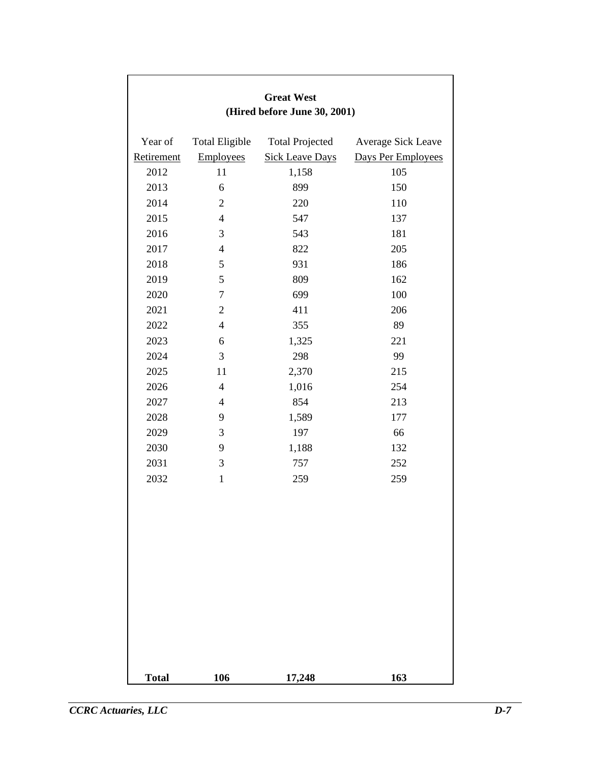**Great West**
**(Hired before June 30, 2001)**

| Year of Retirement | Total Eligible Employees | Total Projected Sick Leave Days | Average Sick Leave Days Per Employees |
|---|---|---|---|
| 2012 | 11 | 1,158 | 105 |
| 2013 | 6 | 899 | 150 |
| 2014 | 2 | 220 | 110 |
| 2015 | 4 | 547 | 137 |
| 2016 | 3 | 543 | 181 |
| 2017 | 4 | 822 | 205 |
| 2018 | 5 | 931 | 186 |
| 2019 | 5 | 809 | 162 |
| 2020 | 7 | 699 | 100 |
| 2021 | 2 | 411 | 206 |
| 2022 | 4 | 355 | 89 |
| 2023 | 6 | 1,325 | 221 |
| 2024 | 3 | 298 | 99 |
| 2025 | 11 | 2,370 | 215 |
| 2026 | 4 | 1,016 | 254 |
| 2027 | 4 | 854 | 213 |
| 2028 | 9 | 1,589 | 177 |
| 2029 | 3 | 197 | 66 |
| 2030 | 9 | 1,188 | 132 |
| 2031 | 3 | 757 | 252 |
| 2032 | 1 | 259 | 259 |
| **Total** | **106** | **17,248** | **163** |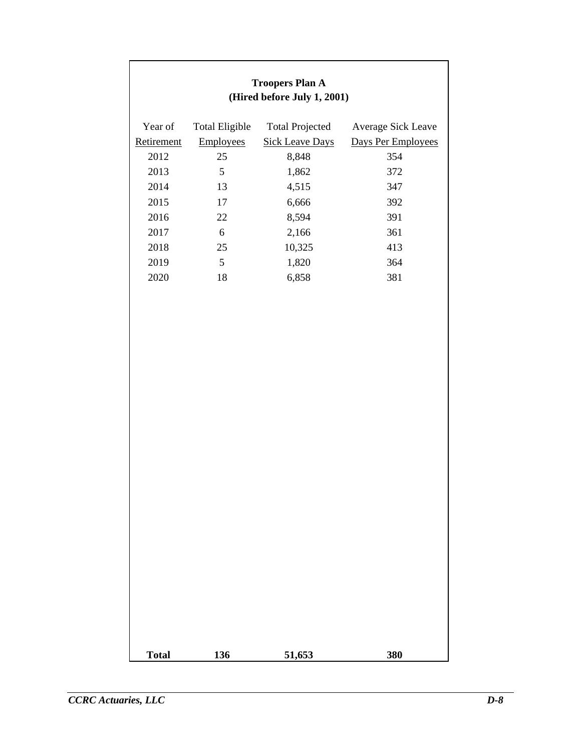**Troopers Plan A**
**(Hired before July 1, 2001)**

| Year of Retirement | Total Eligible Employees | Total Projected Sick Leave Days | Average Sick Leave Days Per Employees |
|---|---|---|---|
| 2012 | 25 | 8,848 | 354 |
| 2013 | 5 | 1,862 | 372 |
| 2014 | 13 | 4,515 | 347 |
| 2015 | 17 | 6,666 | 392 |
| 2016 | 22 | 8,594 | 391 |
| 2017 | 6 | 2,166 | 361 |
| 2018 | 25 | 10,325 | 413 |
| 2019 | 5 | 1,820 | 364 |
| 2020 | 18 | 6,858 | 381 |
| **Total** | **136** | **51,653** | **380** |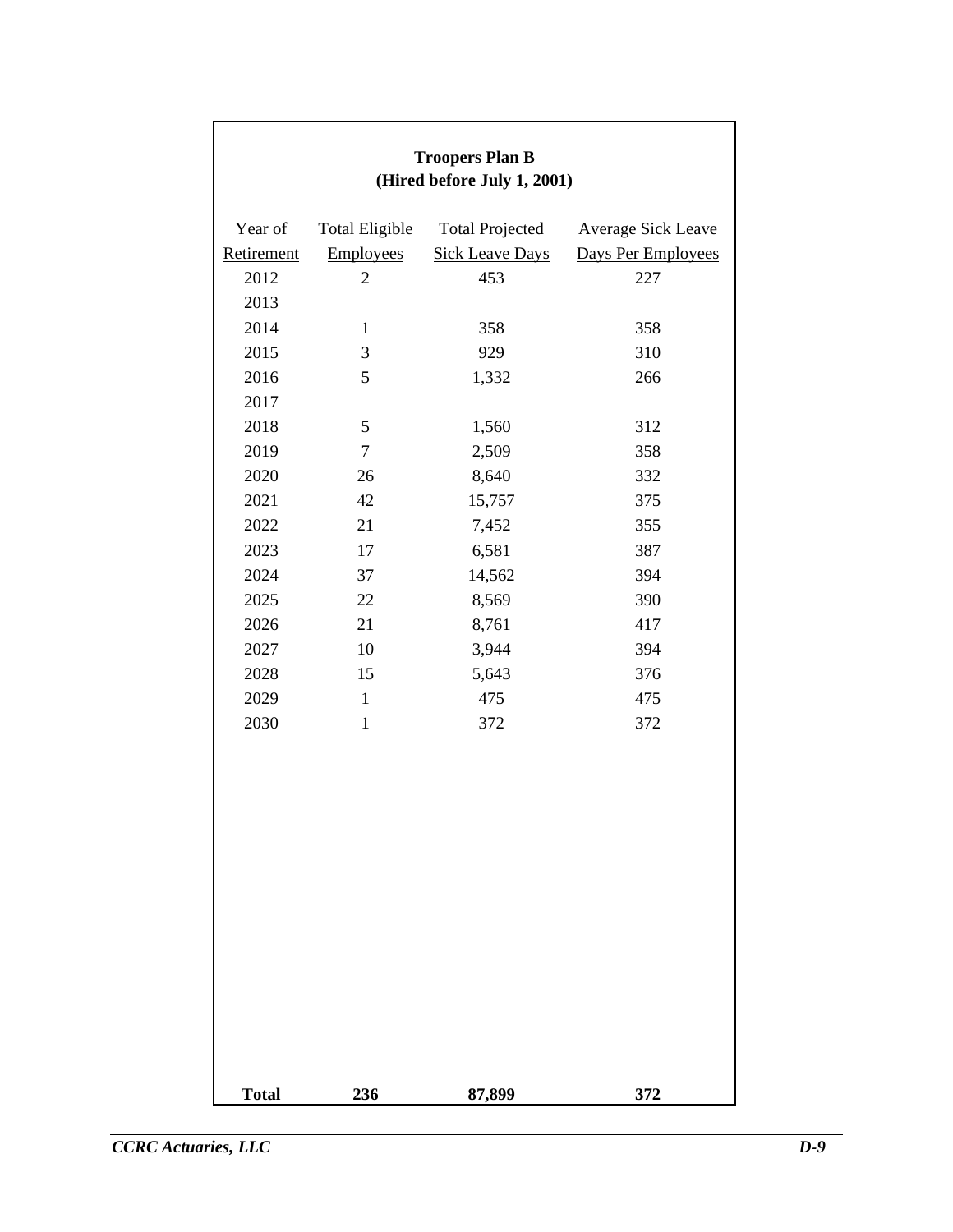**Troopers Plan B**
**(Hired before July 1, 2001)**

| Year of Retirement | Total Eligible Employees | Total Projected Sick Leave Days | Average Sick Leave Days Per Employees |
|---|---|---|---|
| 2012 | 2 | 453 | 227 |
| 2013 | | | |
| 2014 | 1 | 358 | 358 |
| 2015 | 3 | 929 | 310 |
| 2016 | 5 | 1,332 | 266 |
| 2017 | | | |
| 2018 | 5 | 1,560 | 312 |
| 2019 | 7 | 2,509 | 358 |
| 2020 | 26 | 8,640 | 332 |
| 2021 | 42 | 15,757 | 375 |
| 2022 | 21 | 7,452 | 355 |
| 2023 | 17 | 6,581 | 387 |
| 2024 | 37 | 14,562 | 394 |
| 2025 | 22 | 8,569 | 390 |
| 2026 | 21 | 8,761 | 417 |
| 2027 | 10 | 3,944 | 394 |
| 2028 | 15 | 5,643 | 376 |
| 2029 | 1 | 475 | 475 |
| 2030 | 1 | 372 | 372 |
| **Total** | **236** | **87,899** | **372** |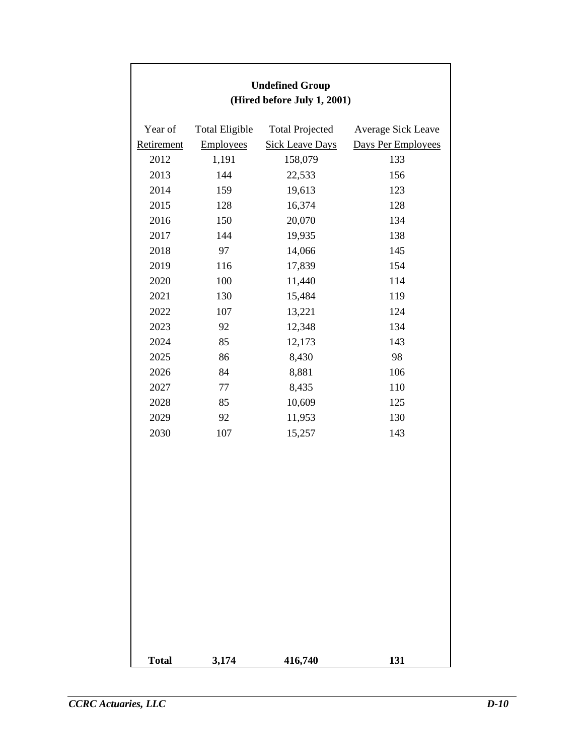**Undefined Group**
**(Hired before July 1, 2001)**

| Year of Retirement | Total Eligible Employees | Total Projected Sick Leave Days | Average Sick Leave Days Per Employees |
|---|---|---|---|
| 2012 | 1,191 | 158,079 | 133 |
| 2013 | 144 | 22,533 | 156 |
| 2014 | 159 | 19,613 | 123 |
| 2015 | 128 | 16,374 | 128 |
| 2016 | 150 | 20,070 | 134 |
| 2017 | 144 | 19,935 | 138 |
| 2018 | 97 | 14,066 | 145 |
| 2019 | 116 | 17,839 | 154 |
| 2020 | 100 | 11,440 | 114 |
| 2021 | 130 | 15,484 | 119 |
| 2022 | 107 | 13,221 | 124 |
| 2023 | 92 | 12,348 | 134 |
| 2024 | 85 | 12,173 | 143 |
| 2025 | 86 | 8,430 | 98 |
| 2026 | 84 | 8,881 | 106 |
| 2027 | 77 | 8,435 | 110 |
| 2028 | 85 | 10,609 | 125 |
| 2029 | 92 | 11,953 | 130 |
| 2030 | 107 | 15,257 | 143 |
| **Total** | **3,174** | **416,740** | **131** |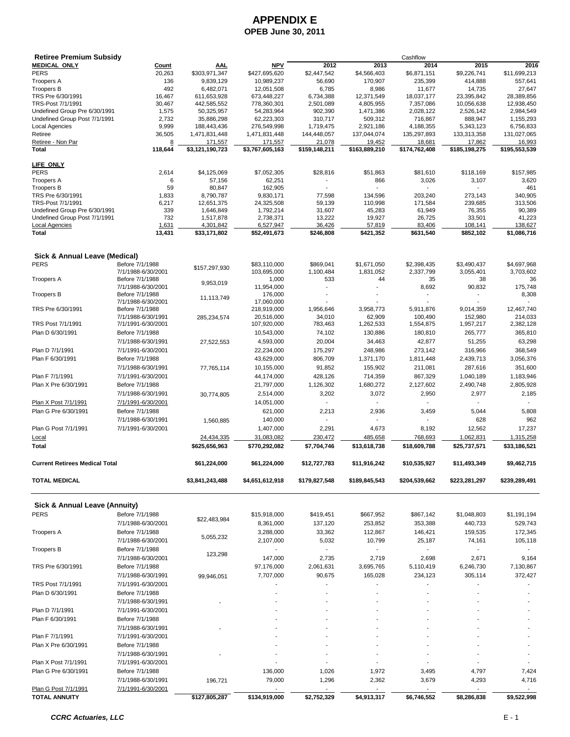# APPENDIX E

## OPEB June 30, 2011

| Retiree Premium Subsidy | | | | Cashflow | | | | |
|---|---|---|---|---|---|---|---|---|
| **MEDICAL ONLY** | **Count** | **AAL** | **NPV** | **2012** | **2013** | **2014** | **2015** | **2016** |
| PERS | 20,263 | $303,971,347 | $427,695,620 | $2,447,542 | $4,566,403 | $6,871,151 | $9,226,741 | $11,699,213 |
| Troopers A | 136 | 9,839,129 | 10,989,237 | 56,690 | 170,907 | 235,399 | 414,888 | 557,641 |
| Troopers B | 492 | 6,482,071 | 12,051,508 | 6,785 | 8,986 | 11,677 | 14,735 | 27,647 |
| TRS Pre 6/30/1991 | 16,467 | 611,653,928 | 673,448,227 | 6,734,388 | 12,371,549 | 18,037,177 | 23,395,842 | 28,389,856 |
| TRS-Post 7/1/1991 | 30,467 | 442,585,552 | 778,360,301 | 2,501,089 | 4,805,955 | 7,357,086 | 10,056,638 | 12,938,450 |
| Undefined Group Pre 6/30/1991 | 1,575 | 50,325,957 | 54,283,964 | 902,390 | 1,471,386 | 2,028,122 | 2,526,142 | 2,984,549 |
| Undefined Group Post 7/1/1991 | 2,732 | 35,886,298 | 62,223,303 | 310,717 | 509,312 | 716,867 | 888,947 | 1,155,293 |
| Local Agencies | 9,999 | 188,443,436 | 276,549,998 | 1,719,475 | 2,921,186 | 4,188,355 | 5,343,123 | 6,756,833 |
| Retiree | 36,505 | 1,471,831,448 | 1,471,831,448 | 144,448,057 | 137,044,074 | 135,297,893 | 133,313,358 | 131,027,065 |
| Retiree - Non Par | 8 | 171,557 | 171,557 | 21,078 | 19,452 | 18,681 | 17,862 | 16,993 |
| **Total** | **118,644** | **$3,121,190,723** | **$3,767,605,163** | **$159,148,211** | **$163,889,210** | **$174,762,408** | **$185,198,275** | **$195,553,539** |
| | | | | | | | | |
| **LIFE ONLY** | | | | | | | | |
| PERS | 2,614 | $4,125,069 | $7,052,305 | $28,816 | $51,863 | $81,610 | $118,169 | $157,985 |
| Troopers A | 6 | 57,156 | 62,251 | - | 866 | 3,026 | 3,107 | 3,620 |
| Troopers B | 59 | 80,847 | 162,905 | - | - | - | - | 461 |
| TRS Pre 6/30/1991 | 1,833 | 8,790,787 | 9,830,171 | 77,598 | 134,596 | 203,240 | 273,143 | 340,905 |
| TRS-Post 7/1/1991 | 6,217 | 12,651,375 | 24,325,508 | 59,139 | 110,998 | 171,584 | 239,685 | 313,506 |
| Undefined Group Pre 6/30/1991 | 339 | 1,646,849 | 1,792,214 | 31,607 | 45,283 | 61,949 | 76,355 | 90,389 |
| Undefined Group Post 7/1/1991 | 732 | 1,517,878 | 2,738,371 | 13,222 | 19,927 | 26,725 | 33,501 | 41,223 |
| Local Agencies | 1,631 | 4,301,842 | 6,527,947 | 36,426 | 57,819 | 83,406 | 108,141 | 138,627 |
| **Total** | **13,431** | **$33,171,802** | **$52,491,673** | **$246,808** | **$421,352** | **$631,540** | **$852,102** | **$1,086,716** |

| Sick & Annual Leave (Medical) | | AAL | NPV | 2012 | 2013 | 2014 | 2015 | 2016 |
|---|---|---|---|---|---|---|---|---|
| PERS | Before 7/1/1988 | $157,297,930 | $83,110,000 | $869,041 | $1,671,050 | $2,398,435 | $3,490,437 | $4,697,968 |
| | 7/1/1988-6/30/2001 | | 103,695,000 | 1,100,484 | 1,831,052 | 2,337,799 | 3,055,401 | 3,703,602 |
| Troopers A | Before 7/1/1988 | 9,953,019 | 1,000 | 533 | 44 | 35 | 38 | 36 |
| | 7/1/1988-6/30/2001 | | 11,954,000 | - | - | 8,692 | 90,832 | 175,748 |
| Troopers B | Before 7/1/1988 | 11,113,749 | 176,000 | - | - | - | - | 8,308 |
| | 7/1/1988-6/30/2001 | | 17,060,000 | - | - | - | - | - |
| TRS Pre 6/30/1991 | Before 7/1/1988 | 285,234,574 | 218,919,000 | 1,956,646 | 3,958,773 | 5,911,876 | 9,014,359 | 12,467,740 |
| | 7/1/1988-6/30/1991 | | 20,516,000 | 34,010 | 62,909 | 100,490 | 152,980 | 214,033 |
| TRS Post 7/1/1991 | 7/1/1991-6/30/2001 | | 107,920,000 | 783,463 | 1,262,533 | 1,554,875 | 1,957,217 | 2,382,128 |
| Plan D 6/30/1991 | Before 7/1/1988 | 27,522,553 | 10,543,000 | 74,102 | 130,886 | 180,810 | 265,777 | 365,810 |
| | 7/1/1988-6/30/1991 | | 4,593,000 | 20,004 | 34,463 | 42,877 | 51,255 | 63,298 |
| Plan D 7/1/1991 | 7/1/1991-6/30/2001 | | 22,234,000 | 175,297 | 248,986 | 273,142 | 316,966 | 368,549 |
| Plan F 6/30/1991 | Before 7/1/1988 | 77,765,114 | 43,629,000 | 806,709 | 1,371,170 | 1,811,448 | 2,439,713 | 3,056,376 |
| | 7/1/1988-6/30/1991 | | 10,155,000 | 91,852 | 155,902 | 211,081 | 287,616 | 351,600 |
| Plan F 7/1/1991 | 7/1/1991-6/30/2001 | | 44,174,000 | 428,126 | 714,359 | 867,329 | 1,040,189 | 1,183,946 |
| Plan X Pre 6/30/1991 | Before 7/1/1988 | 30,774,805 | 21,797,000 | 1,126,302 | 1,680,272 | 2,127,602 | 2,490,748 | 2,805,928 |
| | 7/1/1988-6/30/1991 | | 2,514,000 | 3,202 | 3,072 | 2,950 | 2,977 | 2,185 |
| Plan X Post 7/1/1991 | 7/1/1991-6/30/2001 | | 14,051,000 | - | - | - | - | - |
| Plan G Pre 6/30/1991 | Before 7/1/1988 | 1,560,885 | 621,000 | 2,213 | 2,936 | 3,459 | 5,044 | 5,808 |
| | 7/1/1988-6/30/1991 | | 140,000 | - | - | - | 628 | 962 |
| Plan G Post 7/1/1991 | 7/1/1991-6/30/2001 | | 1,407,000 | 2,291 | 4,673 | 8,192 | 12,562 | 17,237 |
| Local | | 24,434,335 | 31,083,082 | 230,472 | 485,658 | 768,693 | 1,062,831 | 1,315,258 |
| **Total** | | **$625,656,963** | **$770,292,082** | **$7,704,746** | **$13,618,738** | **$18,609,788** | **$25,737,571** | **$33,186,521** |
| | | | | | | | | |
| **Current Retirees Medical Total** | | **$61,224,000** | **$61,224,000** | **$12,727,783** | **$11,916,242** | **$10,535,927** | **$11,493,349** | **$9,462,715** |
| | | | | | | | | |
| **TOTAL MEDICAL** | | **$3,841,243,488** | **$4,651,612,918** | **$179,827,548** | **$189,845,543** | **$204,539,662** | **$223,281,297** | **$239,289,491** |

| Sick & Annual Leave (Annuity) | | AAL | NPV | 2012 | 2013 | 2014 | 2015 | 2016 |
|---|---|---|---|---|---|---|---|---|
| PERS | Before 7/1/1988 | $22,483,984 | $15,918,000 | $419,451 | $667,952 | $867,142 | $1,048,803 | $1,191,194 |
| | 7/1/1988-6/30/2001 | | 8,361,000 | 137,120 | 253,852 | 353,388 | 440,733 | 529,743 |
| Troopers A | Before 7/1/1988 | 5,055,232 | 3,288,000 | 33,362 | 112,867 | 146,421 | 159,535 | 172,345 |
| | 7/1/1988-6/30/2001 | | 2,107,000 | 5,032 | 10,799 | 25,187 | 74,161 | 105,118 |
| Troopers B | Before 7/1/1988 | 123,298 | - | - | - | - | - | - |
| | 7/1/1988-6/30/2001 | | 147,000 | 2,735 | 2,719 | 2,698 | 2,671 | 9,164 |
| TRS Pre 6/30/1991 | Before 7/1/1988 | 99,946,051 | 97,176,000 | 2,061,631 | 3,695,765 | 5,110,419 | 6,246,730 | 7,130,867 |
| | 7/1/1988-6/30/1991 | | 7,707,000 | 90,675 | 165,028 | 234,123 | 305,114 | 372,427 |
| TRS Post 7/1/1991 | 7/1/1991-6/30/2001 | | - | - | - | - | - | - |
| Plan D 6/30/1991 | Before 7/1/1988 | - | - | - | - | - | - | - |
| | 7/1/1988-6/30/1991 | | - | - | - | - | - | - |
| Plan D 7/1/1991 | 7/1/1991-6/30/2001 | | - | - | - | - | - | - |
| Plan F 6/30/1991 | Before 7/1/1988 | - | - | - | - | - | - | - |
| | 7/1/1988-6/30/1991 | | - | - | - | - | - | - |
| Plan F 7/1/1991 | 7/1/1991-6/30/2001 | | - | - | - | - | - | - |
| Plan X Pre 6/30/1991 | Before 7/1/1988 | - | - | - | - | - | - | - |
| | 7/1/1988-6/30/1991 | | - | - | - | - | - | - |
| Plan X Post 7/1/1991 | 7/1/1991-6/30/2001 | | - | - | - | - | - | - |
| Plan G Pre 6/30/1991 | Before 7/1/1988 | 196,721 | 136,000 | 1,026 | 1,972 | 3,495 | 4,797 | 7,424 |
| | 7/1/1988-6/30/1991 | | 79,000 | 1,296 | 2,362 | 3,679 | 4,293 | 4,716 |
| Plan G Post 7/1/1991 | 7/1/1991-6/30/2001 | | - | - | - | - | - | - |
| **TOTAL ANNUITY** | | **$127,805,287** | **$134,919,000** | **$2,752,329** | **$4,913,317** | **$6,746,552** | **$8,286,838** | **$9,522,998** |

*CCRC Actuaries, LLC*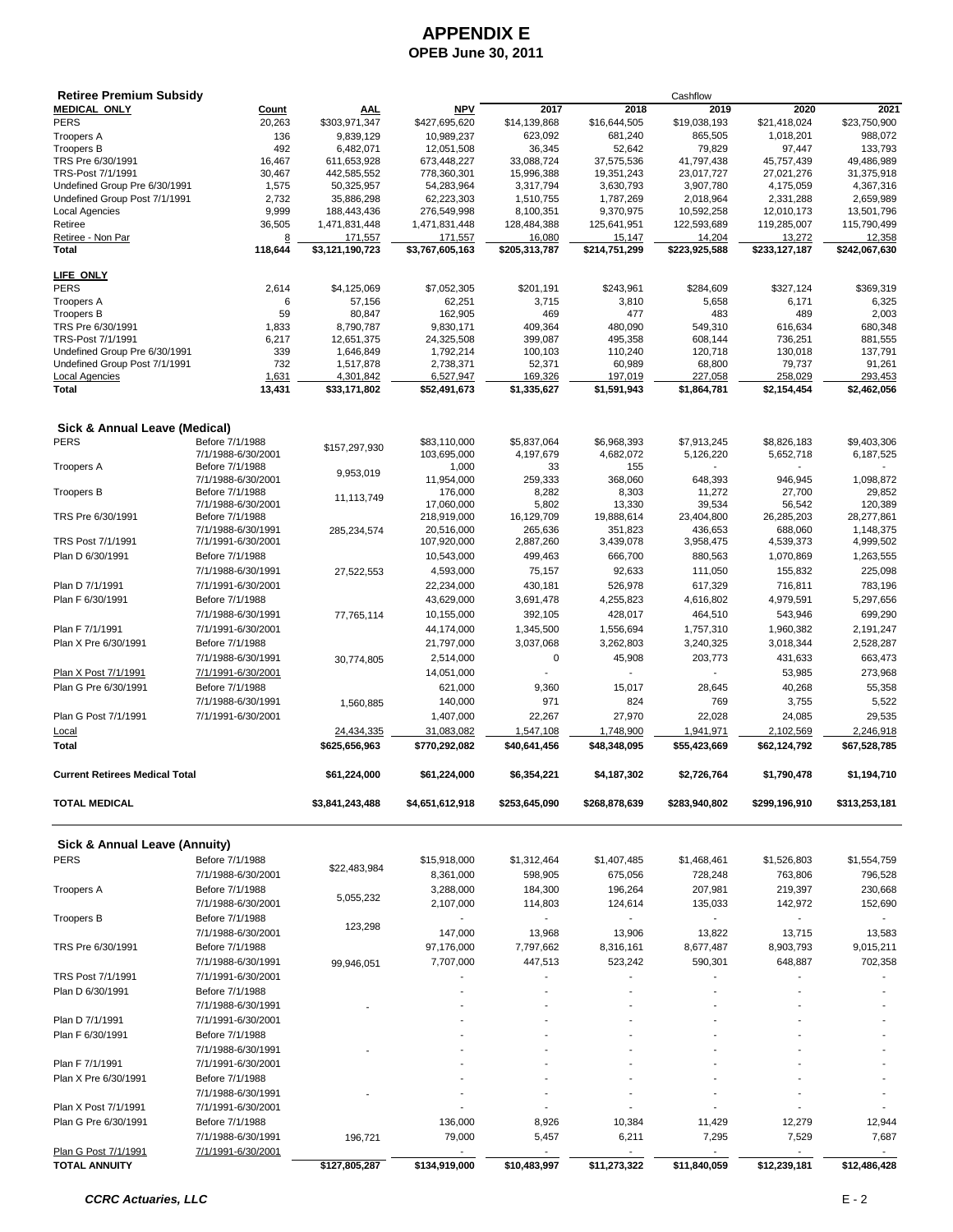# APPENDIX E

## OPEB June 30, 2011

**Retiree Premium Subsidy**

| MEDICAL ONLY | Count | AAL | NPV | 2017 | 2018 | 2019 | 2020 | 2021 |
|---|---|---|---|---|---|---|---|---|
| | | | | Cashflow | | | | |
| PERS | 20,263 | $303,971,347 | $427,695,620 | $14,139,868 | $16,644,505 | $19,038,193 | $21,418,024 | $23,750,900 |
| Troopers A | 136 | 9,839,129 | 10,989,237 | 623,092 | 681,240 | 865,505 | 1,018,201 | 988,072 |
| Troopers B | 492 | 6,482,071 | 12,051,508 | 36,345 | 52,642 | 79,829 | 97,447 | 133,793 |
| TRS Pre 6/30/1991 | 16,467 | 611,653,928 | 673,448,227 | 33,088,724 | 37,575,536 | 41,797,438 | 45,757,439 | 49,486,989 |
| TRS-Post 7/1/1991 | 30,467 | 442,585,552 | 778,360,301 | 15,996,388 | 19,351,243 | 23,017,727 | 27,021,276 | 31,375,918 |
| Undefined Group Pre 6/30/1991 | 1,575 | 50,325,957 | 54,283,964 | 3,317,794 | 3,630,793 | 3,907,780 | 4,175,059 | 4,367,316 |
| Undefined Group Post 7/1/1991 | 2,732 | 35,886,298 | 62,223,303 | 1,510,755 | 1,787,269 | 2,018,964 | 2,331,288 | 2,659,989 |
| Local Agencies | 9,999 | 188,443,436 | 276,549,998 | 8,100,351 | 9,370,975 | 10,592,258 | 12,010,173 | 13,501,796 |
| Retiree | 36,505 | 1,471,831,448 | 1,471,831,448 | 128,484,388 | 125,641,951 | 122,593,689 | 119,285,007 | 115,790,499 |
| Retiree - Non Par | 8 | 171,557 | 171,557 | 16,080 | 15,147 | 14,204 | 13,272 | 12,358 |
| **Total** | **118,644** | **$3,121,190,723** | **$3,767,605,163** | **$205,313,787** | **$214,751,299** | **$223,925,588** | **$233,127,187** | **$242,067,630** |

| LIFE ONLY | Count | AAL | NPV | 2017 | 2018 | 2019 | 2020 | 2021 |
|---|---|---|---|---|---|---|---|---|
| PERS | 2,614 | $4,125,069 | $7,052,305 | $201,191 | $243,961 | $284,609 | $327,124 | $369,319 |
| Troopers A | 6 | 57,156 | 62,251 | 3,715 | 3,810 | 5,658 | 6,171 | 6,325 |
| Troopers B | 59 | 80,847 | 162,905 | 469 | 477 | 483 | 489 | 2,003 |
| TRS Pre 6/30/1991 | 1,833 | 8,790,787 | 9,830,171 | 409,364 | 480,090 | 549,310 | 616,634 | 680,348 |
| TRS-Post 7/1/1991 | 6,217 | 12,651,375 | 24,325,508 | 399,087 | 495,358 | 608,144 | 736,251 | 881,555 |
| Undefined Group Pre 6/30/1991 | 339 | 1,646,849 | 1,792,214 | 100,103 | 110,240 | 120,718 | 130,018 | 137,791 |
| Undefined Group Post 7/1/1991 | 732 | 1,517,878 | 2,738,371 | 52,371 | 60,989 | 68,800 | 79,737 | 91,261 |
| Local Agencies | 1,631 | 4,301,842 | 6,527,947 | 169,326 | 197,019 | 227,058 | 258,029 | 293,453 |
| **Total** | **13,431** | **$33,171,802** | **$52,491,673** | **$1,335,627** | **$1,591,943** | **$1,864,781** | **$2,154,454** | **$2,462,056** |

**Sick & Annual Leave (Medical)**

| | | AAL | NPV | 2017 | 2018 | 2019 | 2020 | 2021 |
|---|---|---|---|---|---|---|---|---|
| PERS | Before 7/1/1988 | $157,297,930 | $83,110,000 | $5,837,064 | $6,968,393 | $7,913,245 | $8,826,183 | $9,403,306 |
| | 7/1/1988-6/30/2001 | | 103,695,000 | 4,197,679 | 4,682,072 | 5,126,220 | 5,652,718 | 6,187,525 |
| Troopers A | Before 7/1/1988 | 9,953,019 | 1,000 | 33 | 155 | - | - | - |
| | 7/1/1988-6/30/2001 | | 11,954,000 | 259,333 | 368,060 | 648,393 | 946,945 | 1,098,872 |
| Troopers B | Before 7/1/1988 | 11,113,749 | 176,000 | 8,282 | 8,303 | 11,272 | 27,700 | 29,852 |
| | 7/1/1988-6/30/2001 | | 17,060,000 | 5,802 | 13,330 | 39,534 | 56,542 | 120,389 |
| TRS Pre 6/30/1991 | Before 7/1/1988 | 285,234,574 | 218,919,000 | 16,129,709 | 19,888,614 | 23,404,800 | 26,285,203 | 28,277,861 |
| | 7/1/1988-6/30/1991 | | 20,516,000 | 265,636 | 351,823 | 436,653 | 688,060 | 1,148,375 |
| TRS Post 7/1/1991 | 7/1/1991-6/30/2001 | | 107,920,000 | 2,887,260 | 3,439,078 | 3,958,475 | 4,539,373 | 4,999,502 |
| Plan D 6/30/1991 | Before 7/1/1988 | 27,522,553 | 10,543,000 | 499,463 | 666,700 | 880,563 | 1,070,869 | 1,263,555 |
| | 7/1/1988-6/30/1991 | | 4,593,000 | 75,157 | 92,633 | 111,050 | 155,832 | 225,098 |
| Plan D 7/1/1991 | 7/1/1991-6/30/2001 | | 22,234,000 | 430,181 | 526,978 | 617,329 | 716,811 | 783,196 |
| Plan F 6/30/1991 | Before 7/1/1988 | 77,765,114 | 43,629,000 | 3,691,478 | 4,255,823 | 4,616,802 | 4,979,591 | 5,297,656 |
| | 7/1/1988-6/30/1991 | | 10,155,000 | 392,105 | 428,017 | 464,510 | 543,946 | 699,290 |
| Plan F 7/1/1991 | 7/1/1991-6/30/2001 | | 44,174,000 | 1,345,500 | 1,556,694 | 1,757,310 | 1,960,382 | 2,191,247 |
| Plan X Pre 6/30/1991 | Before 7/1/1988 | 30,774,805 | 21,797,000 | 3,037,068 | 3,262,803 | 3,240,325 | 3,018,344 | 2,528,287 |
| | 7/1/1988-6/30/1991 | | 2,514,000 | 0 | 45,908 | 203,773 | 431,633 | 663,473 |
| Plan X Post 7/1/1991 | 7/1/1991-6/30/2001 | | 14,051,000 | - | - | - | 53,985 | 273,968 |
| Plan G Pre 6/30/1991 | Before 7/1/1988 | 1,560,885 | 621,000 | 9,360 | 15,017 | 28,645 | 40,268 | 55,358 |
| | 7/1/1988-6/30/1991 | | 140,000 | 971 | 824 | 769 | 3,755 | 5,522 |
| Plan G Post 7/1/1991 | 7/1/1991-6/30/2001 | | 1,407,000 | 22,267 | 27,970 | 22,028 | 24,085 | 29,535 |
| Local | | 24,434,335 | 31,083,082 | 1,547,108 | 1,748,900 | 1,941,971 | 2,102,569 | 2,246,918 |
| **Total** | | **$625,656,963** | **$770,292,082** | **$40,641,456** | **$48,348,095** | **$55,423,669** | **$62,124,792** | **$67,528,785** |
| **Current Retirees Medical Total** | | **$61,224,000** | **$61,224,000** | **$6,354,221** | **$4,187,302** | **$2,726,764** | **$1,790,478** | **$1,194,710** |
| **TOTAL MEDICAL** | | **$3,841,243,488** | **$4,651,612,918** | **$253,645,090** | **$268,878,639** | **$283,940,802** | **$299,196,910** | **$313,253,181** |

**Sick & Annual Leave (Annuity)**

| | | AAL | NPV | 2017 | 2018 | 2019 | 2020 | 2021 |
|---|---|---|---|---|---|---|---|---|
| PERS | Before 7/1/1988 | $22,483,984 | $15,918,000 | $1,312,464 | $1,407,485 | $1,468,461 | $1,526,803 | $1,554,759 |
| | 7/1/1988-6/30/2001 | | 8,361,000 | 598,905 | 675,056 | 728,248 | 763,806 | 796,528 |
| Troopers A | Before 7/1/1988 | 5,055,232 | 3,288,000 | 184,300 | 196,264 | 207,981 | 219,397 | 230,668 |
| | 7/1/1988-6/30/2001 | | 2,107,000 | 114,803 | 124,614 | 135,033 | 142,972 | 152,690 |
| Troopers B | Before 7/1/1988 | 123,298 | - | - | - | - | - | - |
| | 7/1/1988-6/30/2001 | | 147,000 | 13,968 | 13,906 | 13,822 | 13,715 | 13,583 |
| TRS Pre 6/30/1991 | Before 7/1/1988 | 99,946,051 | 97,176,000 | 7,797,662 | 8,316,161 | 8,677,487 | 8,903,793 | 9,015,211 |
| | 7/1/1988-6/30/1991 | | 7,707,000 | 447,513 | 523,242 | 590,301 | 648,887 | 702,358 |
| TRS Post 7/1/1991 | 7/1/1991-6/30/2001 | | - | - | - | - | - | - |
| Plan D 6/30/1991 | Before 7/1/1988 | - | - | - | - | - | - | - |
| | 7/1/1988-6/30/1991 | | - | - | - | - | - | - |
| Plan D 7/1/1991 | 7/1/1991-6/30/2001 | | - | - | - | - | - | - |
| Plan F 6/30/1991 | Before 7/1/1988 | - | - | - | - | - | - | - |
| | 7/1/1988-6/30/1991 | | - | - | - | - | - | - |
| Plan F 7/1/1991 | 7/1/1991-6/30/2001 | | - | - | - | - | - | - |
| Plan X Pre 6/30/1991 | Before 7/1/1988 | - | - | - | - | - | - | - |
| | 7/1/1988-6/30/1991 | | - | - | - | - | - | - |
| Plan X Post 7/1/1991 | 7/1/1991-6/30/2001 | | - | - | - | - | - | - |
| Plan G Pre 6/30/1991 | Before 7/1/1988 | 196,721 | 136,000 | 8,926 | 10,384 | 11,429 | 12,279 | 12,944 |
| | 7/1/1988-6/30/1991 | | 79,000 | 5,457 | 6,211 | 7,295 | 7,529 | 7,687 |
| Plan G Post 7/1/1991 | 7/1/1991-6/30/2001 | | - | - | - | - | - | - |
| **TOTAL ANNUITY** | | **$127,805,287** | **$134,919,000** | **$10,483,997** | **$11,273,322** | **$11,840,059** | **$12,239,181** | **$12,486,428** |

*CCRC Actuaries, LLC*